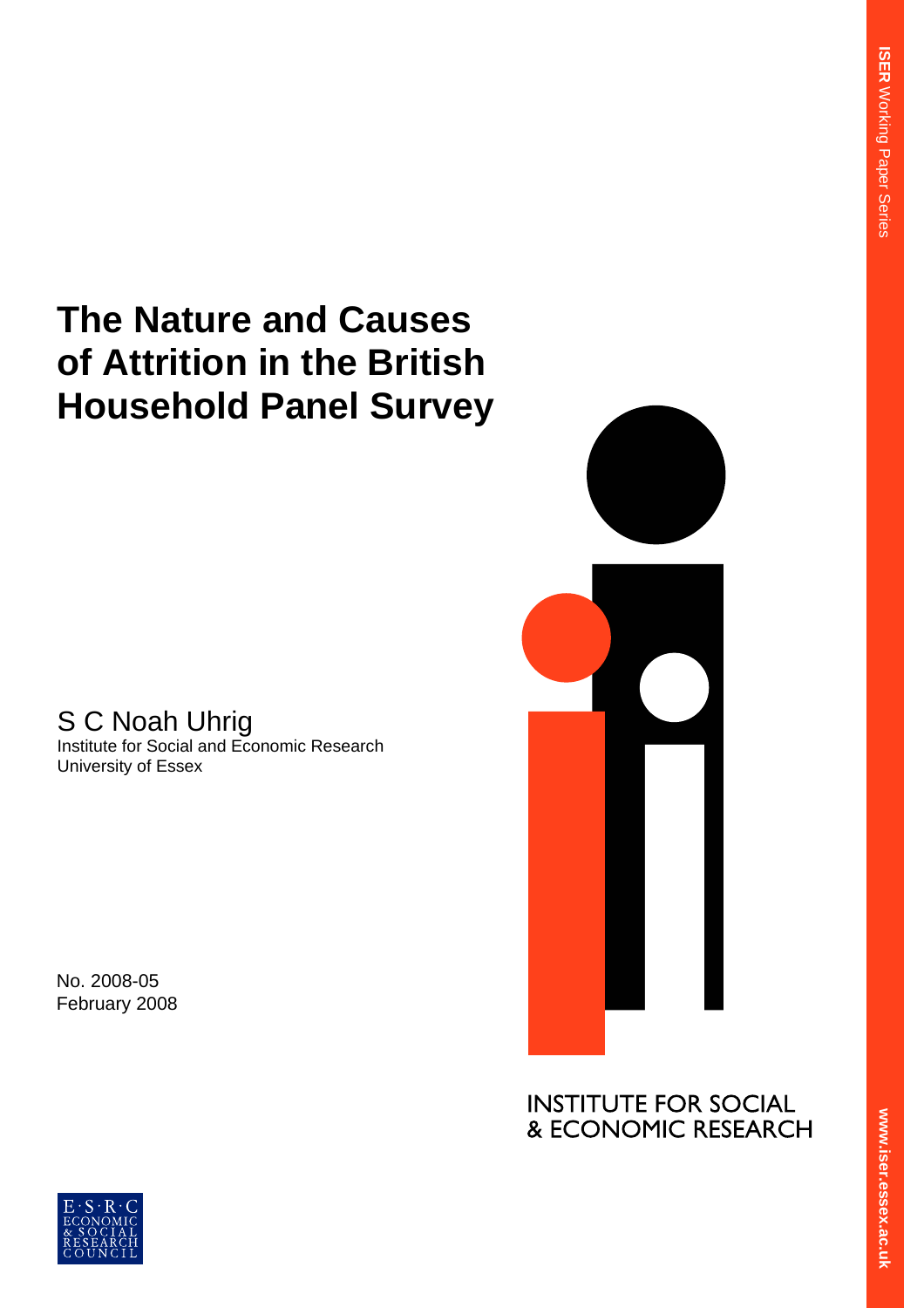# The Nature and Causes of Attrition in the British Household Panel Survey

S C Noah Uhrig
Institute for Social and Economic Research
University of Essex

No. 2008-05
February 2008

INSTITUTE FOR SOCIAL & ECONOMIC RESEARCH

**ISER** Working Paper Series

**www.iser.essex.ac.uk**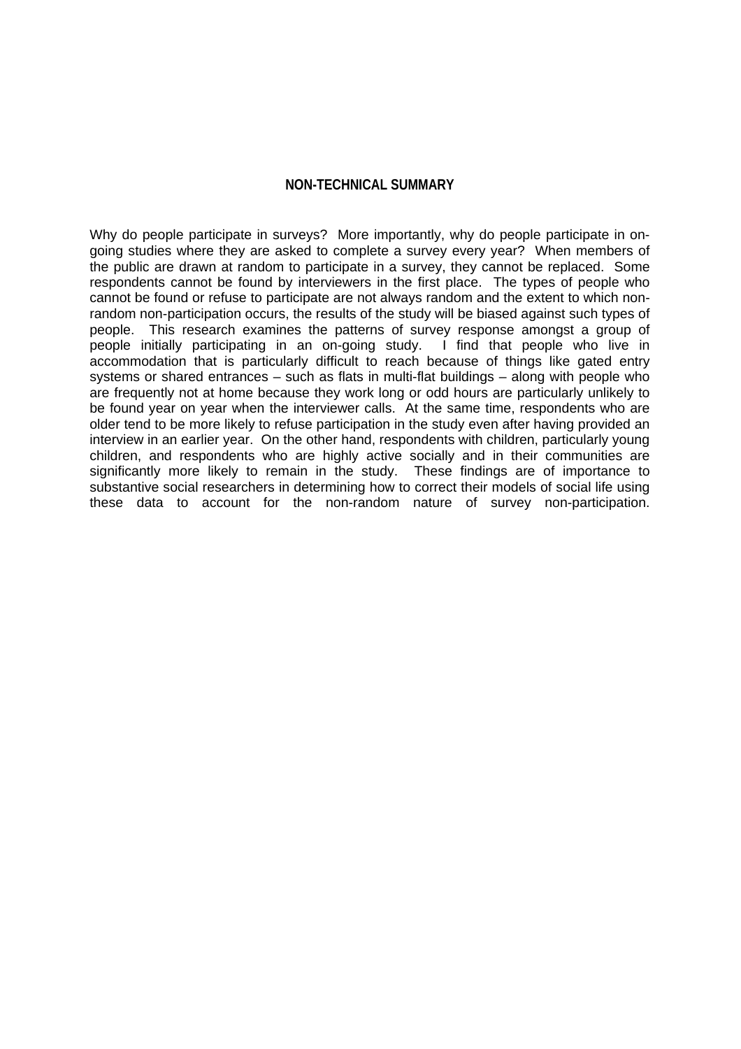## NON-TECHNICAL SUMMARY

Why do people participate in surveys? More importantly, why do people participate in on-going studies where they are asked to complete a survey every year? When members of the public are drawn at random to participate in a survey, they cannot be replaced. Some respondents cannot be found by interviewers in the first place. The types of people who cannot be found or refuse to participate are not always random and the extent to which non-random non-participation occurs, the results of the study will be biased against such types of people. This research examines the patterns of survey response amongst a group of people initially participating in an on-going study. I find that people who live in accommodation that is particularly difficult to reach because of things like gated entry systems or shared entrances – such as flats in multi-flat buildings – along with people who are frequently not at home because they work long or odd hours are particularly unlikely to be found year on year when the interviewer calls. At the same time, respondents who are older tend to be more likely to refuse participation in the study even after having provided an interview in an earlier year. On the other hand, respondents with children, particularly young children, and respondents who are highly active socially and in their communities are significantly more likely to remain in the study. These findings are of importance to substantive social researchers in determining how to correct their models of social life using these data to account for the non-random nature of survey non-participation.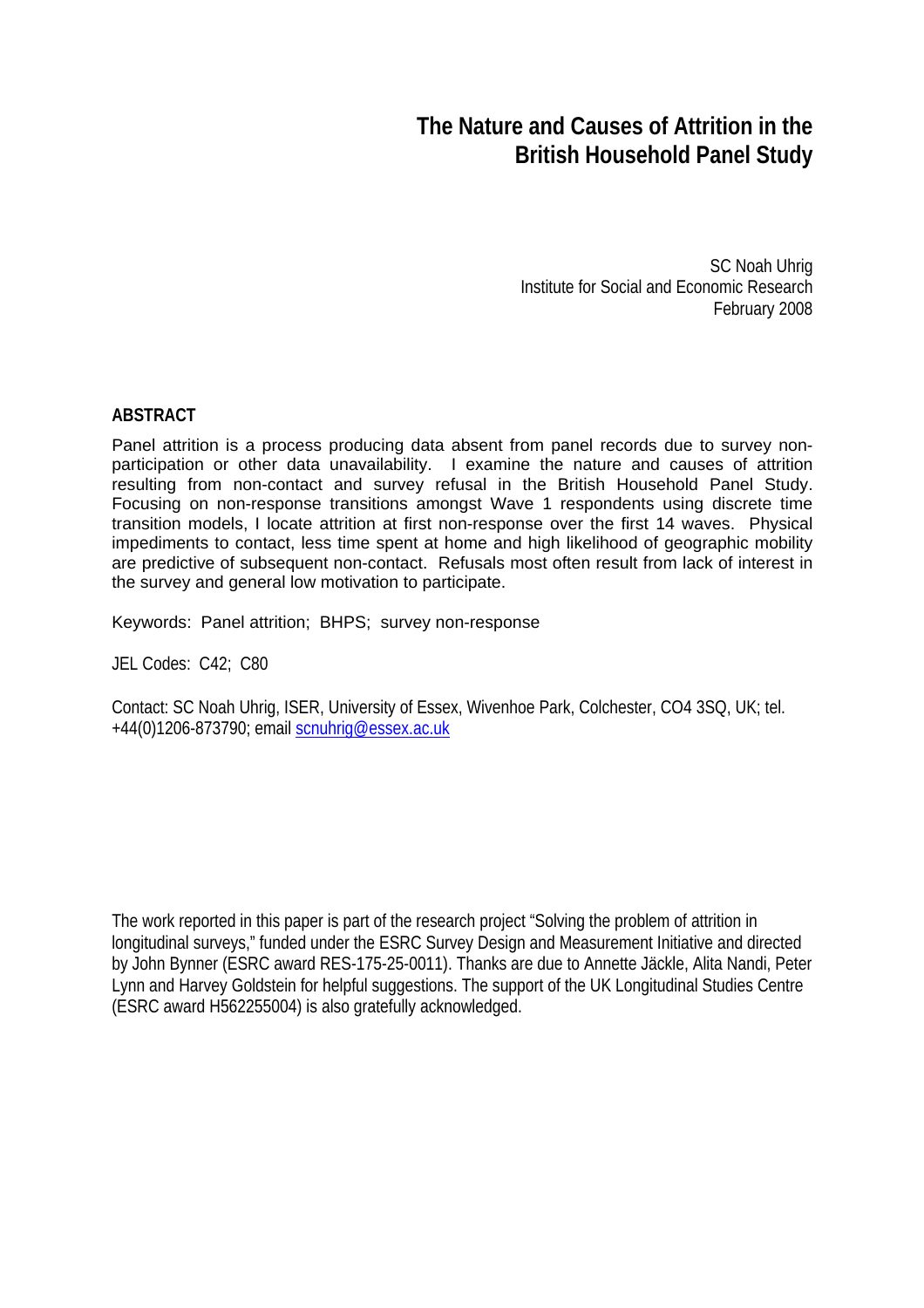# The Nature and Causes of Attrition in the British Household Panel Study

SC Noah Uhrig
Institute for Social and Economic Research
February 2008

## ABSTRACT

Panel attrition is a process producing data absent from panel records due to survey non-participation or other data unavailability. I examine the nature and causes of attrition resulting from non-contact and survey refusal in the British Household Panel Study. Focusing on non-response transitions amongst Wave 1 respondents using discrete time transition models, I locate attrition at first non-response over the first 14 waves. Physical impediments to contact, less time spent at home and high likelihood of geographic mobility are predictive of subsequent non-contact. Refusals most often result from lack of interest in the survey and general low motivation to participate.

Keywords: Panel attrition; BHPS; survey non-response

JEL Codes: C42; C80

Contact: SC Noah Uhrig, ISER, University of Essex, Wivenhoe Park, Colchester, CO4 3SQ, UK; tel. +44(0)1206-873790; email scnuhrig@essex.ac.uk

The work reported in this paper is part of the research project "Solving the problem of attrition in longitudinal surveys," funded under the ESRC Survey Design and Measurement Initiative and directed by John Bynner (ESRC award RES-175-25-0011). Thanks are due to Annette Jäckle, Alita Nandi, Peter Lynn and Harvey Goldstein for helpful suggestions. The support of the UK Longitudinal Studies Centre (ESRC award H562255004) is also gratefully acknowledged.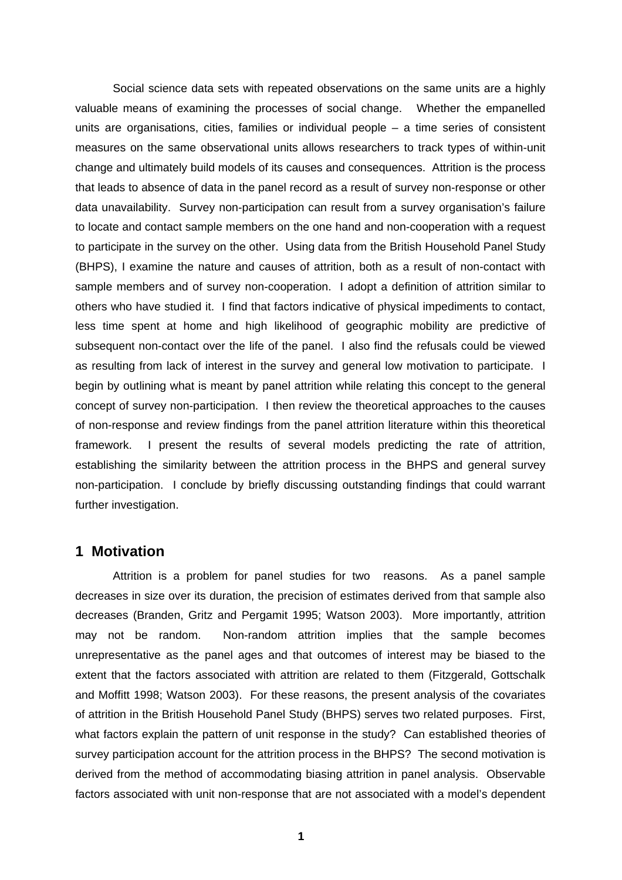Social science data sets with repeated observations on the same units are a highly valuable means of examining the processes of social change. Whether the empanelled units are organisations, cities, families or individual people – a time series of consistent measures on the same observational units allows researchers to track types of within-unit change and ultimately build models of its causes and consequences. Attrition is the process that leads to absence of data in the panel record as a result of survey non-response or other data unavailability. Survey non-participation can result from a survey organisation's failure to locate and contact sample members on the one hand and non-cooperation with a request to participate in the survey on the other. Using data from the British Household Panel Study (BHPS), I examine the nature and causes of attrition, both as a result of non-contact with sample members and of survey non-cooperation. I adopt a definition of attrition similar to others who have studied it. I find that factors indicative of physical impediments to contact, less time spent at home and high likelihood of geographic mobility are predictive of subsequent non-contact over the life of the panel. I also find the refusals could be viewed as resulting from lack of interest in the survey and general low motivation to participate. I begin by outlining what is meant by panel attrition while relating this concept to the general concept of survey non-participation. I then review the theoretical approaches to the causes of non-response and review findings from the panel attrition literature within this theoretical framework. I present the results of several models predicting the rate of attrition, establishing the similarity between the attrition process in the BHPS and general survey non-participation. I conclude by briefly discussing outstanding findings that could warrant further investigation.

## 1 Motivation

Attrition is a problem for panel studies for two reasons. As a panel sample decreases in size over its duration, the precision of estimates derived from that sample also decreases (Branden, Gritz and Pergamit 1995; Watson 2003). More importantly, attrition may not be random. Non-random attrition implies that the sample becomes unrepresentative as the panel ages and that outcomes of interest may be biased to the extent that the factors associated with attrition are related to them (Fitzgerald, Gottschalk and Moffitt 1998; Watson 2003). For these reasons, the present analysis of the covariates of attrition in the British Household Panel Study (BHPS) serves two related purposes. First, what factors explain the pattern of unit response in the study? Can established theories of survey participation account for the attrition process in the BHPS? The second motivation is derived from the method of accommodating biasing attrition in panel analysis. Observable factors associated with unit non-response that are not associated with a model's dependent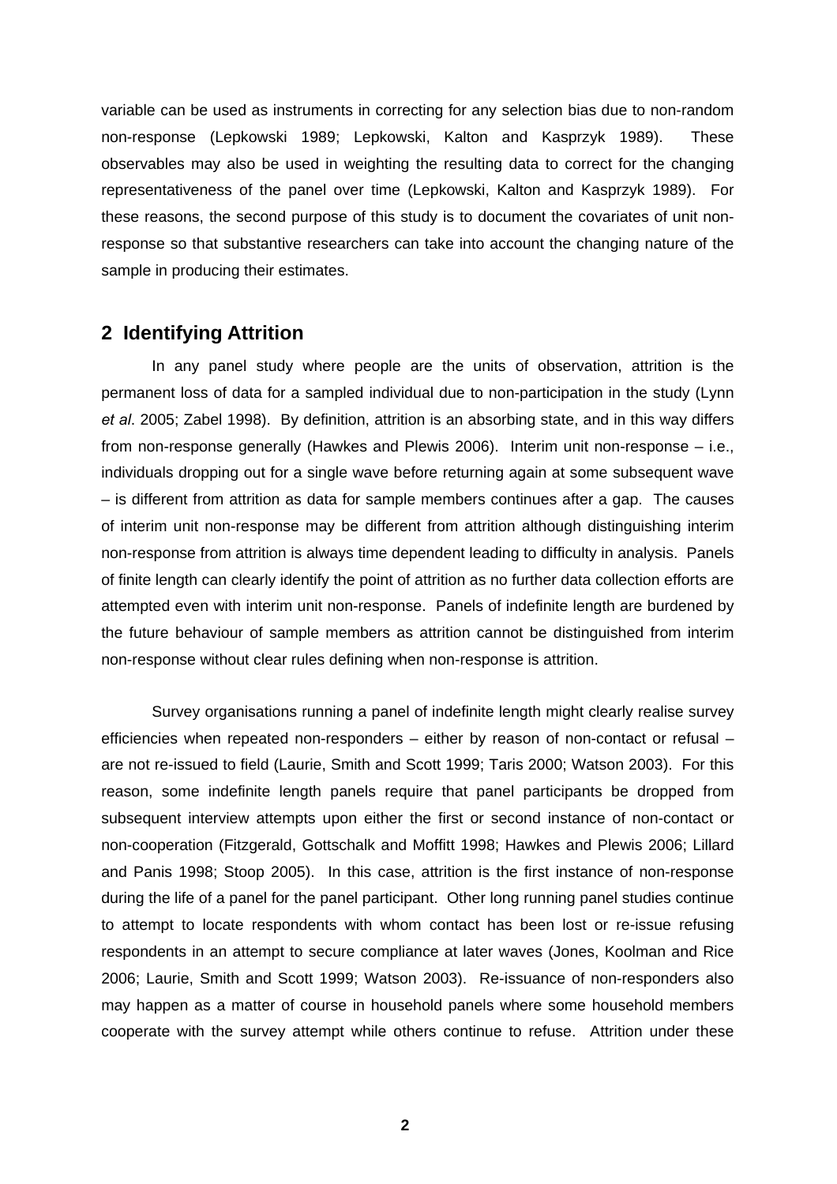variable can be used as instruments in correcting for any selection bias due to non-random non-response (Lepkowski 1989; Lepkowski, Kalton and Kasprzyk 1989). These observables may also be used in weighting the resulting data to correct for the changing representativeness of the panel over time (Lepkowski, Kalton and Kasprzyk 1989). For these reasons, the second purpose of this study is to document the covariates of unit non-response so that substantive researchers can take into account the changing nature of the sample in producing their estimates.

## 2 Identifying Attrition

In any panel study where people are the units of observation, attrition is the permanent loss of data for a sampled individual due to non-participation in the study (Lynn *et al*. 2005; Zabel 1998). By definition, attrition is an absorbing state, and in this way differs from non-response generally (Hawkes and Plewis 2006). Interim unit non-response – i.e., individuals dropping out for a single wave before returning again at some subsequent wave – is different from attrition as data for sample members continues after a gap. The causes of interim unit non-response may be different from attrition although distinguishing interim non-response from attrition is always time dependent leading to difficulty in analysis. Panels of finite length can clearly identify the point of attrition as no further data collection efforts are attempted even with interim unit non-response. Panels of indefinite length are burdened by the future behaviour of sample members as attrition cannot be distinguished from interim non-response without clear rules defining when non-response is attrition.

Survey organisations running a panel of indefinite length might clearly realise survey efficiencies when repeated non-responders – either by reason of non-contact or refusal – are not re-issued to field (Laurie, Smith and Scott 1999; Taris 2000; Watson 2003). For this reason, some indefinite length panels require that panel participants be dropped from subsequent interview attempts upon either the first or second instance of non-contact or non-cooperation (Fitzgerald, Gottschalk and Moffitt 1998; Hawkes and Plewis 2006; Lillard and Panis 1998; Stoop 2005). In this case, attrition is the first instance of non-response during the life of a panel for the panel participant. Other long running panel studies continue to attempt to locate respondents with whom contact has been lost or re-issue refusing respondents in an attempt to secure compliance at later waves (Jones, Koolman and Rice 2006; Laurie, Smith and Scott 1999; Watson 2003). Re-issuance of non-responders also may happen as a matter of course in household panels where some household members cooperate with the survey attempt while others continue to refuse. Attrition under these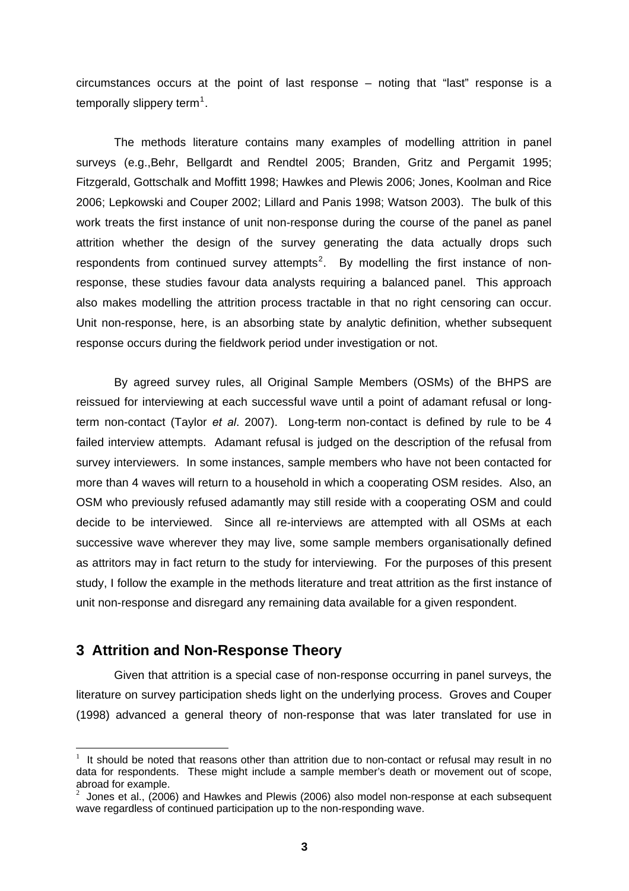circumstances occurs at the point of last response – noting that "last" response is a temporally slippery term[1].

The methods literature contains many examples of modelling attrition in panel surveys (e.g.,Behr, Bellgardt and Rendtel 2005; Branden, Gritz and Pergamit 1995; Fitzgerald, Gottschalk and Moffitt 1998; Hawkes and Plewis 2006; Jones, Koolman and Rice 2006; Lepkowski and Couper 2002; Lillard and Panis 1998; Watson 2003). The bulk of this work treats the first instance of unit non-response during the course of the panel as panel attrition whether the design of the survey generating the data actually drops such respondents from continued survey attempts[2]. By modelling the first instance of non-response, these studies favour data analysts requiring a balanced panel. This approach also makes modelling the attrition process tractable in that no right censoring can occur. Unit non-response, here, is an absorbing state by analytic definition, whether subsequent response occurs during the fieldwork period under investigation or not.

By agreed survey rules, all Original Sample Members (OSMs) of the BHPS are reissued for interviewing at each successful wave until a point of adamant refusal or long-term non-contact (Taylor *et al*. 2007). Long-term non-contact is defined by rule to be 4 failed interview attempts. Adamant refusal is judged on the description of the refusal from survey interviewers. In some instances, sample members who have not been contacted for more than 4 waves will return to a household in which a cooperating OSM resides. Also, an OSM who previously refused adamantly may still reside with a cooperating OSM and could decide to be interviewed. Since all re-interviews are attempted with all OSMs at each successive wave wherever they may live, some sample members organisationally defined as attritors may in fact return to the study for interviewing. For the purposes of this present study, I follow the example in the methods literature and treat attrition as the first instance of unit non-response and disregard any remaining data available for a given respondent.

## 3 Attrition and Non-Response Theory

Given that attrition is a special case of non-response occurring in panel surveys, the literature on survey participation sheds light on the underlying process. Groves and Couper (1998) advanced a general theory of non-response that was later translated for use in

[1] It should be noted that reasons other than attrition due to non-contact or refusal may result in no data for respondents. These might include a sample member's death or movement out of scope, abroad for example.

[2] Jones et al., (2006) and Hawkes and Plewis (2006) also model non-response at each subsequent wave regardless of continued participation up to the non-responding wave.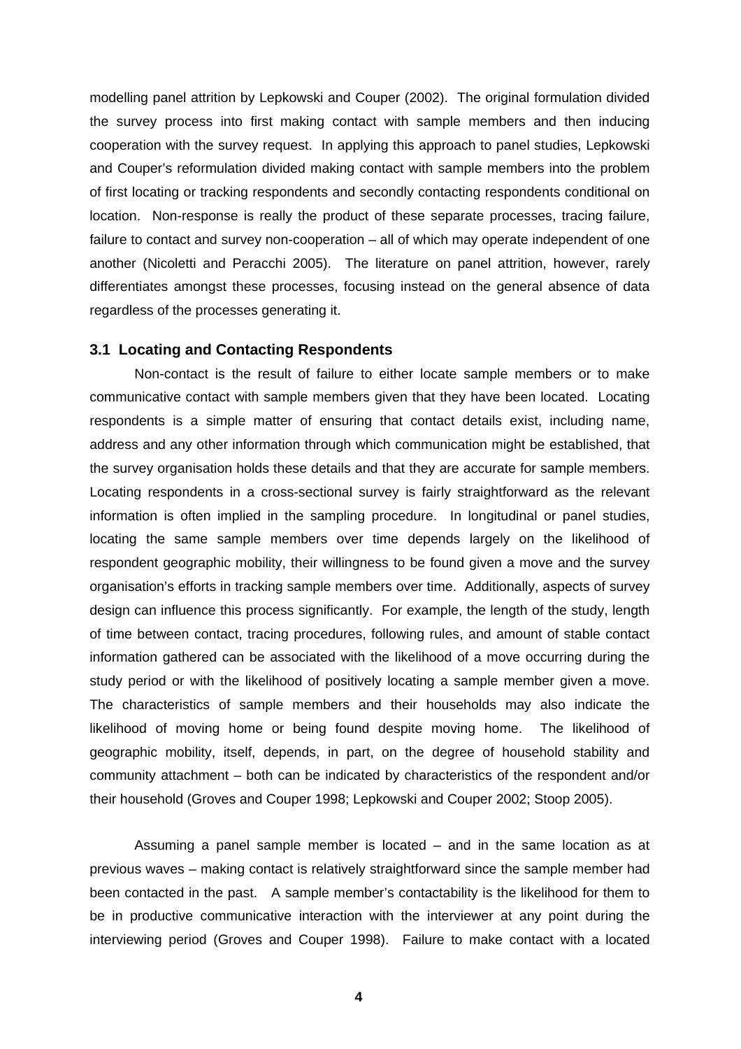modelling panel attrition by Lepkowski and Couper (2002). The original formulation divided the survey process into first making contact with sample members and then inducing cooperation with the survey request. In applying this approach to panel studies, Lepkowski and Couper's reformulation divided making contact with sample members into the problem of first locating or tracking respondents and secondly contacting respondents conditional on location. Non-response is really the product of these separate processes, tracing failure, failure to contact and survey non-cooperation – all of which may operate independent of one another (Nicoletti and Peracchi 2005). The literature on panel attrition, however, rarely differentiates amongst these processes, focusing instead on the general absence of data regardless of the processes generating it.

### 3.1 Locating and Contacting Respondents

Non-contact is the result of failure to either locate sample members or to make communicative contact with sample members given that they have been located. Locating respondents is a simple matter of ensuring that contact details exist, including name, address and any other information through which communication might be established, that the survey organisation holds these details and that they are accurate for sample members. Locating respondents in a cross-sectional survey is fairly straightforward as the relevant information is often implied in the sampling procedure. In longitudinal or panel studies, locating the same sample members over time depends largely on the likelihood of respondent geographic mobility, their willingness to be found given a move and the survey organisation's efforts in tracking sample members over time. Additionally, aspects of survey design can influence this process significantly. For example, the length of the study, length of time between contact, tracing procedures, following rules, and amount of stable contact information gathered can be associated with the likelihood of a move occurring during the study period or with the likelihood of positively locating a sample member given a move. The characteristics of sample members and their households may also indicate the likelihood of moving home or being found despite moving home. The likelihood of geographic mobility, itself, depends, in part, on the degree of household stability and community attachment – both can be indicated by characteristics of the respondent and/or their household (Groves and Couper 1998; Lepkowski and Couper 2002; Stoop 2005).

Assuming a panel sample member is located – and in the same location as at previous waves – making contact is relatively straightforward since the sample member had been contacted in the past. A sample member's contactability is the likelihood for them to be in productive communicative interaction with the interviewer at any point during the interviewing period (Groves and Couper 1998). Failure to make contact with a located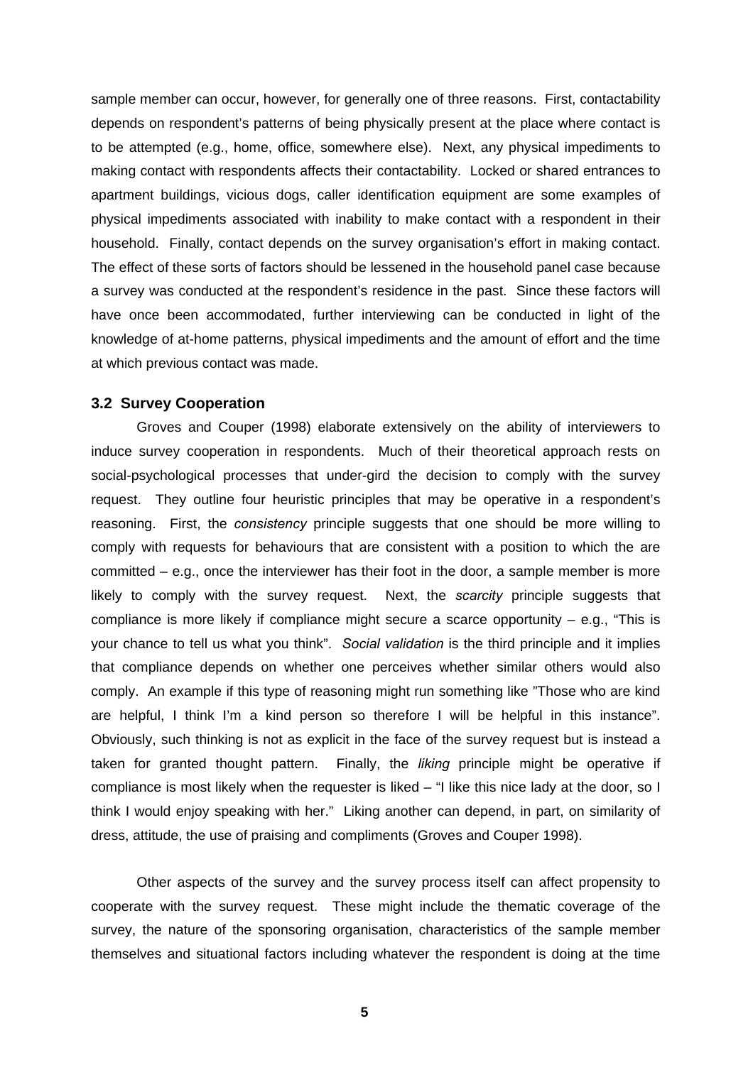sample member can occur, however, for generally one of three reasons. First, contactability depends on respondent's patterns of being physically present at the place where contact is to be attempted (e.g., home, office, somewhere else). Next, any physical impediments to making contact with respondents affects their contactability. Locked or shared entrances to apartment buildings, vicious dogs, caller identification equipment are some examples of physical impediments associated with inability to make contact with a respondent in their household. Finally, contact depends on the survey organisation's effort in making contact. The effect of these sorts of factors should be lessened in the household panel case because a survey was conducted at the respondent's residence in the past. Since these factors will have once been accommodated, further interviewing can be conducted in light of the knowledge of at-home patterns, physical impediments and the amount of effort and the time at which previous contact was made.

### 3.2 Survey Cooperation

Groves and Couper (1998) elaborate extensively on the ability of interviewers to induce survey cooperation in respondents. Much of their theoretical approach rests on social-psychological processes that under-gird the decision to comply with the survey request. They outline four heuristic principles that may be operative in a respondent's reasoning. First, the *consistency* principle suggests that one should be more willing to comply with requests for behaviours that are consistent with a position to which the are committed – e.g., once the interviewer has their foot in the door, a sample member is more likely to comply with the survey request. Next, the *scarcity* principle suggests that compliance is more likely if compliance might secure a scarce opportunity – e.g., "This is your chance to tell us what you think". *Social validation* is the third principle and it implies that compliance depends on whether one perceives whether similar others would also comply. An example if this type of reasoning might run something like "Those who are kind are helpful, I think I'm a kind person so therefore I will be helpful in this instance". Obviously, such thinking is not as explicit in the face of the survey request but is instead a taken for granted thought pattern. Finally, the *liking* principle might be operative if compliance is most likely when the requester is liked – "I like this nice lady at the door, so I think I would enjoy speaking with her." Liking another can depend, in part, on similarity of dress, attitude, the use of praising and compliments (Groves and Couper 1998).

Other aspects of the survey and the survey process itself can affect propensity to cooperate with the survey request. These might include the thematic coverage of the survey, the nature of the sponsoring organisation, characteristics of the sample member themselves and situational factors including whatever the respondent is doing at the time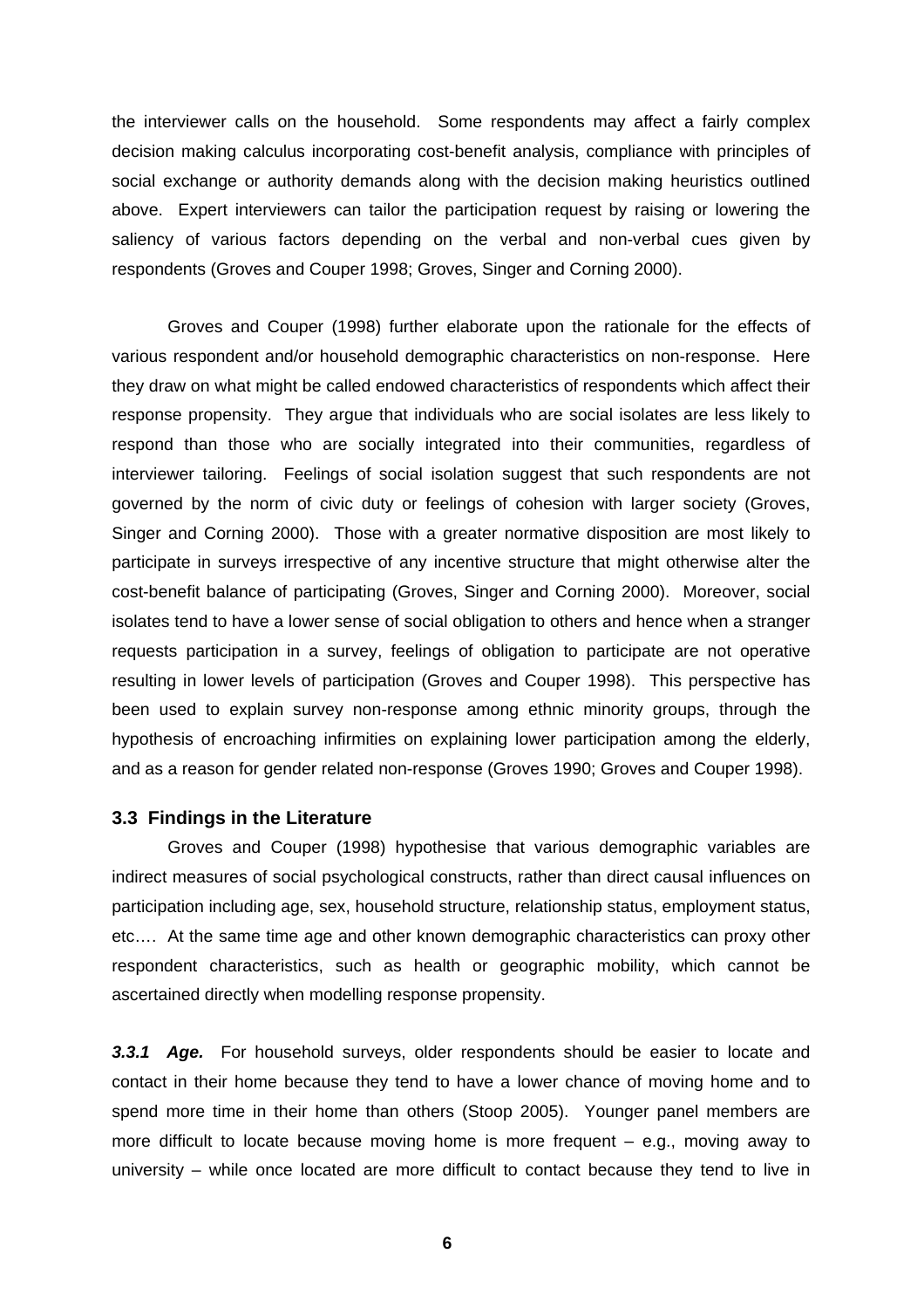the interviewer calls on the household. Some respondents may affect a fairly complex decision making calculus incorporating cost-benefit analysis, compliance with principles of social exchange or authority demands along with the decision making heuristics outlined above. Expert interviewers can tailor the participation request by raising or lowering the saliency of various factors depending on the verbal and non-verbal cues given by respondents (Groves and Couper 1998; Groves, Singer and Corning 2000).

Groves and Couper (1998) further elaborate upon the rationale for the effects of various respondent and/or household demographic characteristics on non-response. Here they draw on what might be called endowed characteristics of respondents which affect their response propensity. They argue that individuals who are social isolates are less likely to respond than those who are socially integrated into their communities, regardless of interviewer tailoring. Feelings of social isolation suggest that such respondents are not governed by the norm of civic duty or feelings of cohesion with larger society (Groves, Singer and Corning 2000). Those with a greater normative disposition are most likely to participate in surveys irrespective of any incentive structure that might otherwise alter the cost-benefit balance of participating (Groves, Singer and Corning 2000). Moreover, social isolates tend to have a lower sense of social obligation to others and hence when a stranger requests participation in a survey, feelings of obligation to participate are not operative resulting in lower levels of participation (Groves and Couper 1998). This perspective has been used to explain survey non-response among ethnic minority groups, through the hypothesis of encroaching infirmities on explaining lower participation among the elderly, and as a reason for gender related non-response (Groves 1990; Groves and Couper 1998).

### 3.3 Findings in the Literature

Groves and Couper (1998) hypothesise that various demographic variables are indirect measures of social psychological constructs, rather than direct causal influences on participation including age, sex, household structure, relationship status, employment status, etc.… At the same time age and other known demographic characteristics can proxy other respondent characteristics, such as health or geographic mobility, which cannot be ascertained directly when modelling response propensity.

***3.3.1 Age.*** For household surveys, older respondents should be easier to locate and contact in their home because they tend to have a lower chance of moving home and to spend more time in their home than others (Stoop 2005). Younger panel members are more difficult to locate because moving home is more frequent – e.g., moving away to university – while once located are more difficult to contact because they tend to live in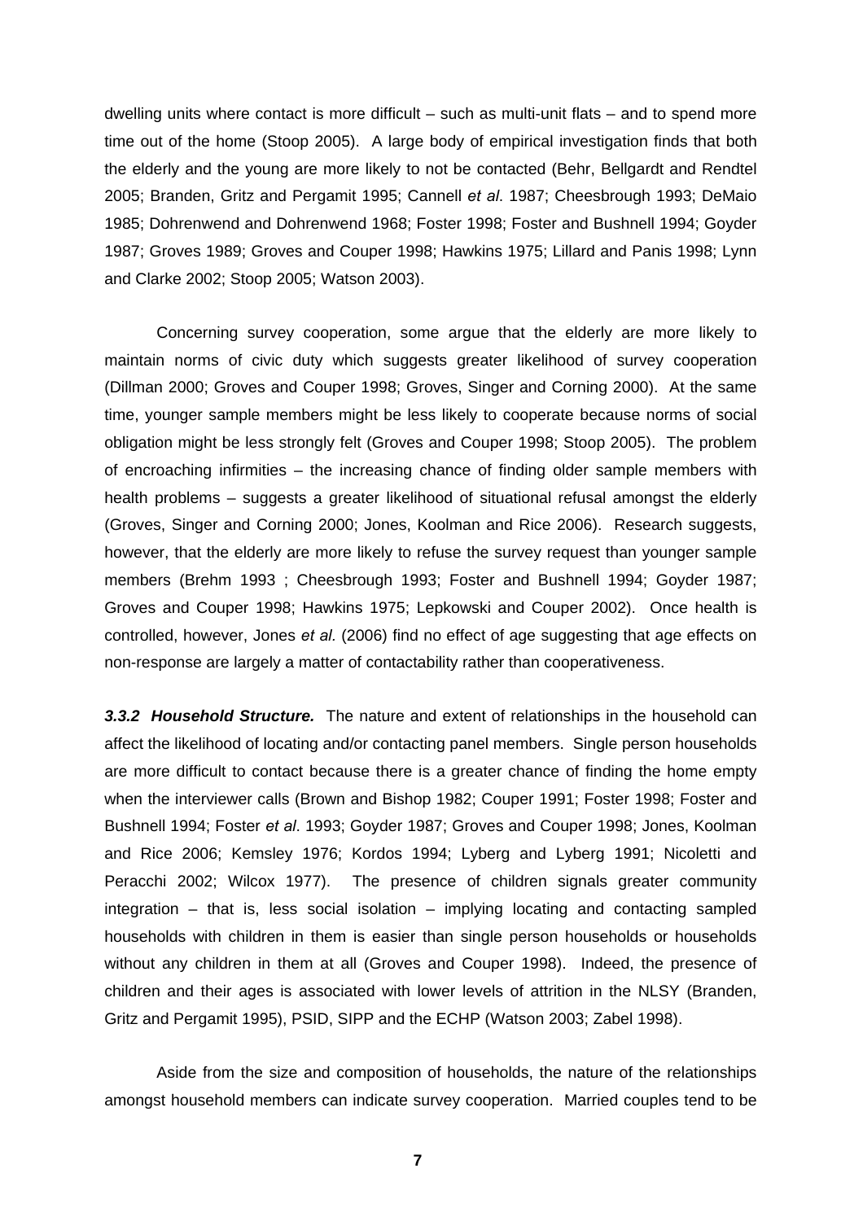dwelling units where contact is more difficult – such as multi-unit flats – and to spend more time out of the home (Stoop 2005). A large body of empirical investigation finds that both the elderly and the young are more likely to not be contacted (Behr, Bellgardt and Rendtel 2005; Branden, Gritz and Pergamit 1995; Cannell *et al*. 1987; Cheesbrough 1993; DeMaio 1985; Dohrenwend and Dohrenwend 1968; Foster 1998; Foster and Bushnell 1994; Goyder 1987; Groves 1989; Groves and Couper 1998; Hawkins 1975; Lillard and Panis 1998; Lynn and Clarke 2002; Stoop 2005; Watson 2003).

Concerning survey cooperation, some argue that the elderly are more likely to maintain norms of civic duty which suggests greater likelihood of survey cooperation (Dillman 2000; Groves and Couper 1998; Groves, Singer and Corning 2000). At the same time, younger sample members might be less likely to cooperate because norms of social obligation might be less strongly felt (Groves and Couper 1998; Stoop 2005). The problem of encroaching infirmities – the increasing chance of finding older sample members with health problems – suggests a greater likelihood of situational refusal amongst the elderly (Groves, Singer and Corning 2000; Jones, Koolman and Rice 2006). Research suggests, however, that the elderly are more likely to refuse the survey request than younger sample members (Brehm 1993 ; Cheesbrough 1993; Foster and Bushnell 1994; Goyder 1987; Groves and Couper 1998; Hawkins 1975; Lepkowski and Couper 2002). Once health is controlled, however, Jones *et al*. (2006) find no effect of age suggesting that age effects on non-response are largely a matter of contactability rather than cooperativeness.

***3.3.2 Household Structure.*** The nature and extent of relationships in the household can affect the likelihood of locating and/or contacting panel members. Single person households are more difficult to contact because there is a greater chance of finding the home empty when the interviewer calls (Brown and Bishop 1982; Couper 1991; Foster 1998; Foster and Bushnell 1994; Foster *et al*. 1993; Goyder 1987; Groves and Couper 1998; Jones, Koolman and Rice 2006; Kemsley 1976; Kordos 1994; Lyberg and Lyberg 1991; Nicoletti and Peracchi 2002; Wilcox 1977). The presence of children signals greater community integration – that is, less social isolation – implying locating and contacting sampled households with children in them is easier than single person households or households without any children in them at all (Groves and Couper 1998). Indeed, the presence of children and their ages is associated with lower levels of attrition in the NLSY (Branden, Gritz and Pergamit 1995), PSID, SIPP and the ECHP (Watson 2003; Zabel 1998).

Aside from the size and composition of households, the nature of the relationships amongst household members can indicate survey cooperation. Married couples tend to be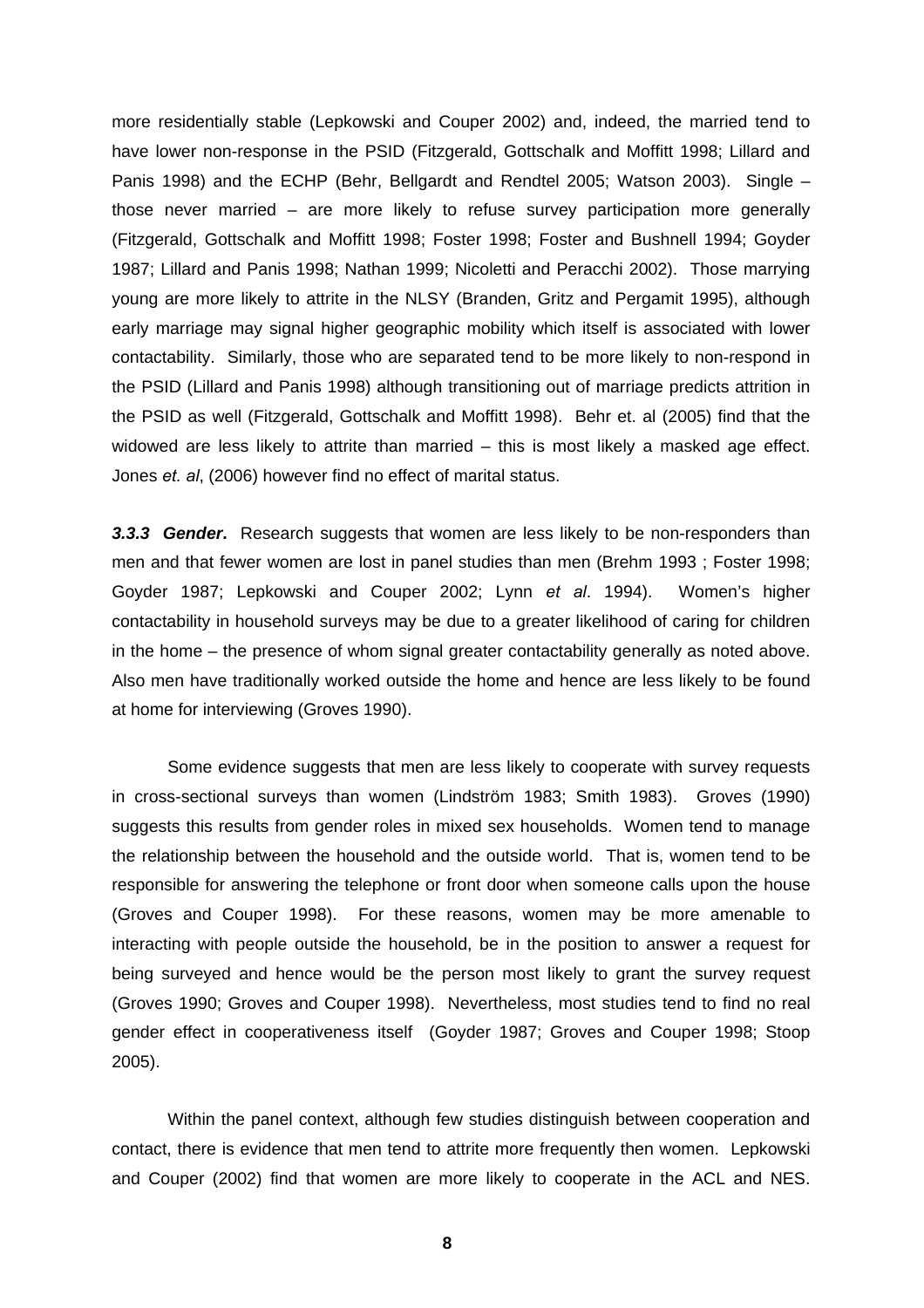more residentially stable (Lepkowski and Couper 2002) and, indeed, the married tend to have lower non-response in the PSID (Fitzgerald, Gottschalk and Moffitt 1998; Lillard and Panis 1998) and the ECHP (Behr, Bellgardt and Rendtel 2005; Watson 2003). Single – those never married – are more likely to refuse survey participation more generally (Fitzgerald, Gottschalk and Moffitt 1998; Foster 1998; Foster and Bushnell 1994; Goyder 1987; Lillard and Panis 1998; Nathan 1999; Nicoletti and Peracchi 2002). Those marrying young are more likely to attrite in the NLSY (Branden, Gritz and Pergamit 1995), although early marriage may signal higher geographic mobility which itself is associated with lower contactability. Similarly, those who are separated tend to be more likely to non-respond in the PSID (Lillard and Panis 1998) although transitioning out of marriage predicts attrition in the PSID as well (Fitzgerald, Gottschalk and Moffitt 1998). Behr et. al (2005) find that the widowed are less likely to attrite than married – this is most likely a masked age effect. Jones *et. al*, (2006) however find no effect of marital status.

***3.3.3 Gender*****.** Research suggests that women are less likely to be non-responders than men and that fewer women are lost in panel studies than men (Brehm 1993 ; Foster 1998; Goyder 1987; Lepkowski and Couper 2002; Lynn *et al*. 1994). Women's higher contactability in household surveys may be due to a greater likelihood of caring for children in the home – the presence of whom signal greater contactability generally as noted above. Also men have traditionally worked outside the home and hence are less likely to be found at home for interviewing (Groves 1990).

Some evidence suggests that men are less likely to cooperate with survey requests in cross-sectional surveys than women (Lindström 1983; Smith 1983). Groves (1990) suggests this results from gender roles in mixed sex households. Women tend to manage the relationship between the household and the outside world. That is, women tend to be responsible for answering the telephone or front door when someone calls upon the house (Groves and Couper 1998). For these reasons, women may be more amenable to interacting with people outside the household, be in the position to answer a request for being surveyed and hence would be the person most likely to grant the survey request (Groves 1990; Groves and Couper 1998). Nevertheless, most studies tend to find no real gender effect in cooperativeness itself (Goyder 1987; Groves and Couper 1998; Stoop 2005).

Within the panel context, although few studies distinguish between cooperation and contact, there is evidence that men tend to attrite more frequently then women. Lepkowski and Couper (2002) find that women are more likely to cooperate in the ACL and NES.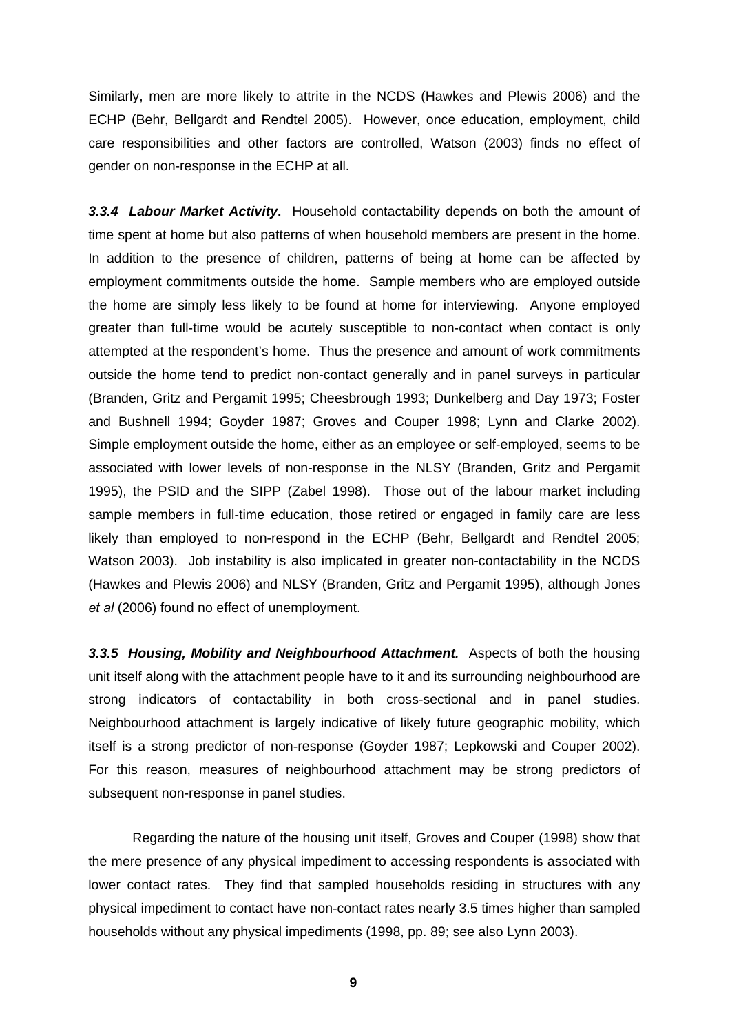Similarly, men are more likely to attrite in the NCDS (Hawkes and Plewis 2006) and the ECHP (Behr, Bellgardt and Rendtel 2005). However, once education, employment, child care responsibilities and other factors are controlled, Watson (2003) finds no effect of gender on non-response in the ECHP at all.

***3.3.4 Labour Market Activity*.** Household contactability depends on both the amount of time spent at home but also patterns of when household members are present in the home. In addition to the presence of children, patterns of being at home can be affected by employment commitments outside the home. Sample members who are employed outside the home are simply less likely to be found at home for interviewing. Anyone employed greater than full-time would be acutely susceptible to non-contact when contact is only attempted at the respondent's home. Thus the presence and amount of work commitments outside the home tend to predict non-contact generally and in panel surveys in particular (Branden, Gritz and Pergamit 1995; Cheesbrough 1993; Dunkelberg and Day 1973; Foster and Bushnell 1994; Goyder 1987; Groves and Couper 1998; Lynn and Clarke 2002). Simple employment outside the home, either as an employee or self-employed, seems to be associated with lower levels of non-response in the NLSY (Branden, Gritz and Pergamit 1995), the PSID and the SIPP (Zabel 1998). Those out of the labour market including sample members in full-time education, those retired or engaged in family care are less likely than employed to non-respond in the ECHP (Behr, Bellgardt and Rendtel 2005; Watson 2003). Job instability is also implicated in greater non-contactability in the NCDS (Hawkes and Plewis 2006) and NLSY (Branden, Gritz and Pergamit 1995), although Jones *et al* (2006) found no effect of unemployment.

***3.3.5 Housing, Mobility and Neighbourhood Attachment.*** Aspects of both the housing unit itself along with the attachment people have to it and its surrounding neighbourhood are strong indicators of contactability in both cross-sectional and in panel studies. Neighbourhood attachment is largely indicative of likely future geographic mobility, which itself is a strong predictor of non-response (Goyder 1987; Lepkowski and Couper 2002). For this reason, measures of neighbourhood attachment may be strong predictors of subsequent non-response in panel studies.

Regarding the nature of the housing unit itself, Groves and Couper (1998) show that the mere presence of any physical impediment to accessing respondents is associated with lower contact rates. They find that sampled households residing in structures with any physical impediment to contact have non-contact rates nearly 3.5 times higher than sampled households without any physical impediments (1998, pp. 89; see also Lynn 2003).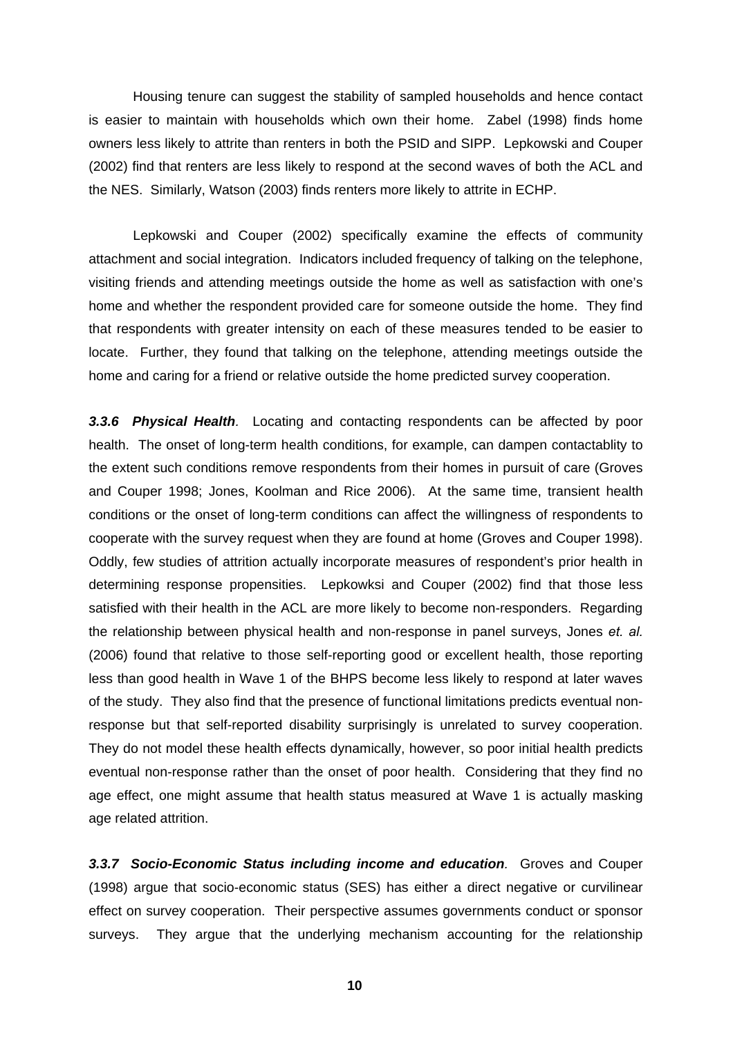Housing tenure can suggest the stability of sampled households and hence contact is easier to maintain with households which own their home. Zabel (1998) finds home owners less likely to attrite than renters in both the PSID and SIPP. Lepkowski and Couper (2002) find that renters are less likely to respond at the second waves of both the ACL and the NES. Similarly, Watson (2003) finds renters more likely to attrite in ECHP.

Lepkowski and Couper (2002) specifically examine the effects of community attachment and social integration. Indicators included frequency of talking on the telephone, visiting friends and attending meetings outside the home as well as satisfaction with one's home and whether the respondent provided care for someone outside the home. They find that respondents with greater intensity on each of these measures tended to be easier to locate. Further, they found that talking on the telephone, attending meetings outside the home and caring for a friend or relative outside the home predicted survey cooperation.

***3.3.6 Physical Health****.* Locating and contacting respondents can be affected by poor health. The onset of long-term health conditions, for example, can dampen contactablity to the extent such conditions remove respondents from their homes in pursuit of care (Groves and Couper 1998; Jones, Koolman and Rice 2006). At the same time, transient health conditions or the onset of long-term conditions can affect the willingness of respondents to cooperate with the survey request when they are found at home (Groves and Couper 1998). Oddly, few studies of attrition actually incorporate measures of respondent's prior health in determining response propensities. Lepkowksi and Couper (2002) find that those less satisfied with their health in the ACL are more likely to become non-responders. Regarding the relationship between physical health and non-response in panel surveys, Jones *et. al.* (2006) found that relative to those self-reporting good or excellent health, those reporting less than good health in Wave 1 of the BHPS become less likely to respond at later waves of the study. They also find that the presence of functional limitations predicts eventual non-response but that self-reported disability surprisingly is unrelated to survey cooperation. They do not model these health effects dynamically, however, so poor initial health predicts eventual non-response rather than the onset of poor health. Considering that they find no age effect, one might assume that health status measured at Wave 1 is actually masking age related attrition.

***3.3.7 Socio-Economic Status including income and education****.* Groves and Couper (1998) argue that socio-economic status (SES) has either a direct negative or curvilinear effect on survey cooperation. Their perspective assumes governments conduct or sponsor surveys. They argue that the underlying mechanism accounting for the relationship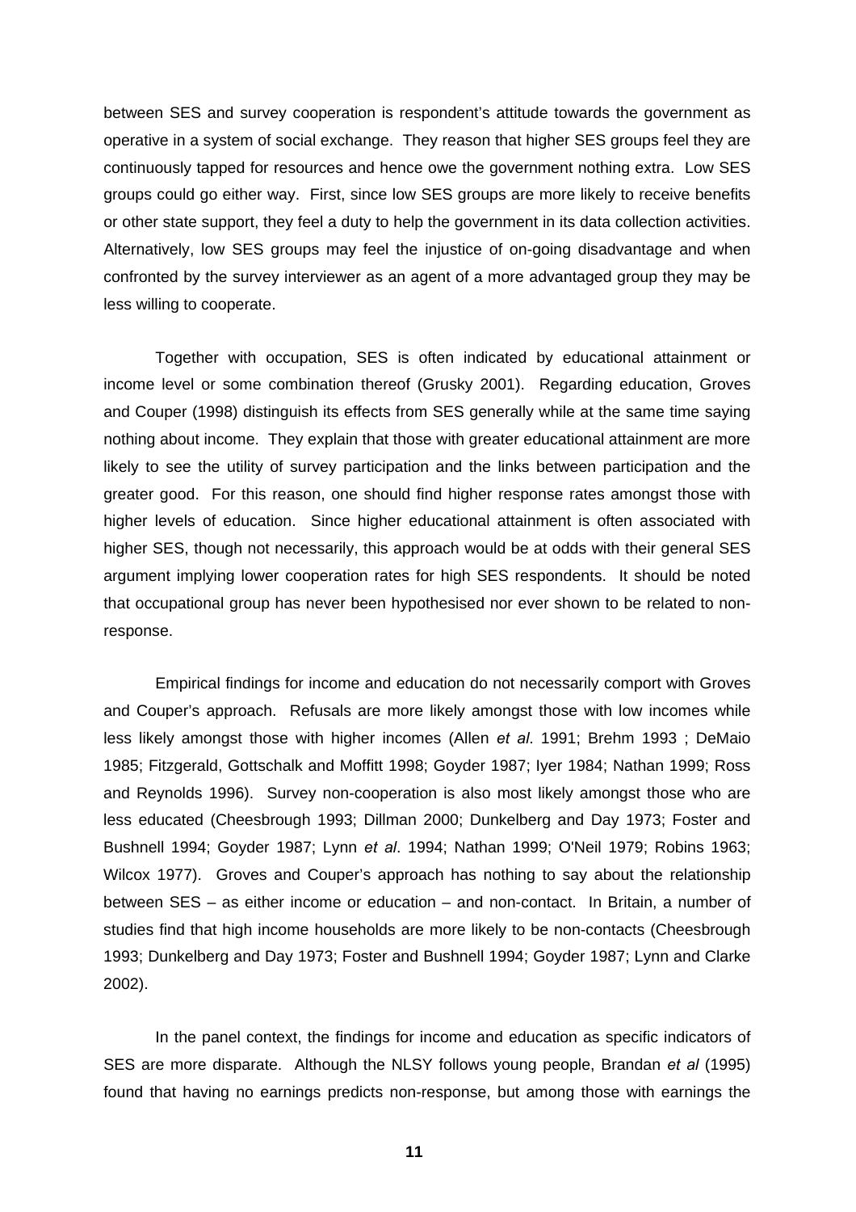between SES and survey cooperation is respondent's attitude towards the government as operative in a system of social exchange. They reason that higher SES groups feel they are continuously tapped for resources and hence owe the government nothing extra. Low SES groups could go either way. First, since low SES groups are more likely to receive benefits or other state support, they feel a duty to help the government in its data collection activities. Alternatively, low SES groups may feel the injustice of on-going disadvantage and when confronted by the survey interviewer as an agent of a more advantaged group they may be less willing to cooperate.

Together with occupation, SES is often indicated by educational attainment or income level or some combination thereof (Grusky 2001). Regarding education, Groves and Couper (1998) distinguish its effects from SES generally while at the same time saying nothing about income. They explain that those with greater educational attainment are more likely to see the utility of survey participation and the links between participation and the greater good. For this reason, one should find higher response rates amongst those with higher levels of education. Since higher educational attainment is often associated with higher SES, though not necessarily, this approach would be at odds with their general SES argument implying lower cooperation rates for high SES respondents. It should be noted that occupational group has never been hypothesised nor ever shown to be related to non-response.

Empirical findings for income and education do not necessarily comport with Groves and Couper's approach. Refusals are more likely amongst those with low incomes while less likely amongst those with higher incomes (Allen *et al*. 1991; Brehm 1993 ; DeMaio 1985; Fitzgerald, Gottschalk and Moffitt 1998; Goyder 1987; Iyer 1984; Nathan 1999; Ross and Reynolds 1996). Survey non-cooperation is also most likely amongst those who are less educated (Cheesbrough 1993; Dillman 2000; Dunkelberg and Day 1973; Foster and Bushnell 1994; Goyder 1987; Lynn *et al*. 1994; Nathan 1999; O'Neil 1979; Robins 1963; Wilcox 1977). Groves and Couper's approach has nothing to say about the relationship between SES – as either income or education – and non-contact. In Britain, a number of studies find that high income households are more likely to be non-contacts (Cheesbrough 1993; Dunkelberg and Day 1973; Foster and Bushnell 1994; Goyder 1987; Lynn and Clarke 2002).

In the panel context, the findings for income and education as specific indicators of SES are more disparate. Although the NLSY follows young people, Brandan *et al* (1995) found that having no earnings predicts non-response, but among those with earnings the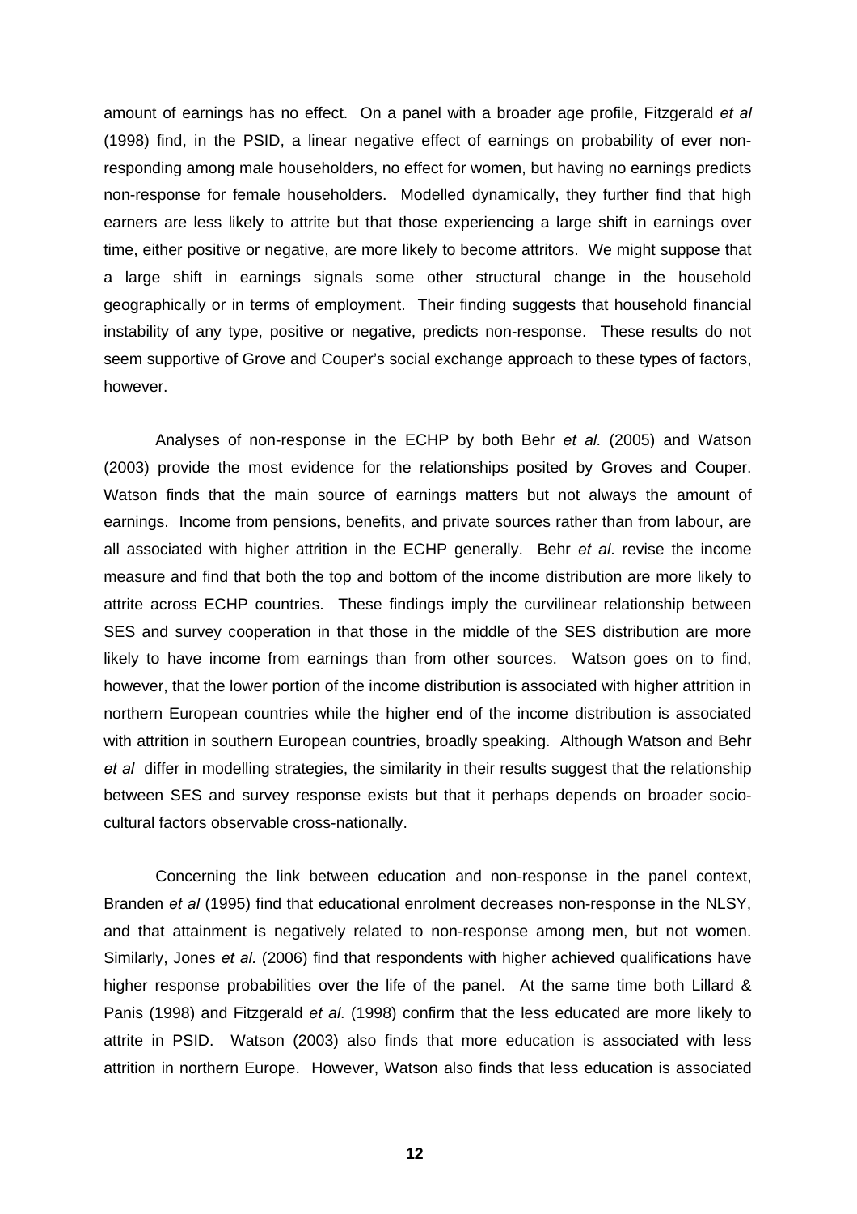amount of earnings has no effect. On a panel with a broader age profile, Fitzgerald *et al* (1998) find, in the PSID, a linear negative effect of earnings on probability of ever non-responding among male householders, no effect for women, but having no earnings predicts non-response for female householders. Modelled dynamically, they further find that high earners are less likely to attrite but that those experiencing a large shift in earnings over time, either positive or negative, are more likely to become attritors. We might suppose that a large shift in earnings signals some other structural change in the household geographically or in terms of employment. Their finding suggests that household financial instability of any type, positive or negative, predicts non-response. These results do not seem supportive of Grove and Couper's social exchange approach to these types of factors, however.

Analyses of non-response in the ECHP by both Behr *et al.* (2005) and Watson (2003) provide the most evidence for the relationships posited by Groves and Couper. Watson finds that the main source of earnings matters but not always the amount of earnings. Income from pensions, benefits, and private sources rather than from labour, are all associated with higher attrition in the ECHP generally. Behr *et al*. revise the income measure and find that both the top and bottom of the income distribution are more likely to attrite across ECHP countries. These findings imply the curvilinear relationship between SES and survey cooperation in that those in the middle of the SES distribution are more likely to have income from earnings than from other sources. Watson goes on to find, however, that the lower portion of the income distribution is associated with higher attrition in northern European countries while the higher end of the income distribution is associated with attrition in southern European countries, broadly speaking. Although Watson and Behr *et al* differ in modelling strategies, the similarity in their results suggest that the relationship between SES and survey response exists but that it perhaps depends on broader socio-cultural factors observable cross-nationally.

Concerning the link between education and non-response in the panel context, Branden *et al* (1995) find that educational enrolment decreases non-response in the NLSY, and that attainment is negatively related to non-response among men, but not women. Similarly, Jones *et al.* (2006) find that respondents with higher achieved qualifications have higher response probabilities over the life of the panel. At the same time both Lillard & Panis (1998) and Fitzgerald *et al*. (1998) confirm that the less educated are more likely to attrite in PSID. Watson (2003) also finds that more education is associated with less attrition in northern Europe. However, Watson also finds that less education is associated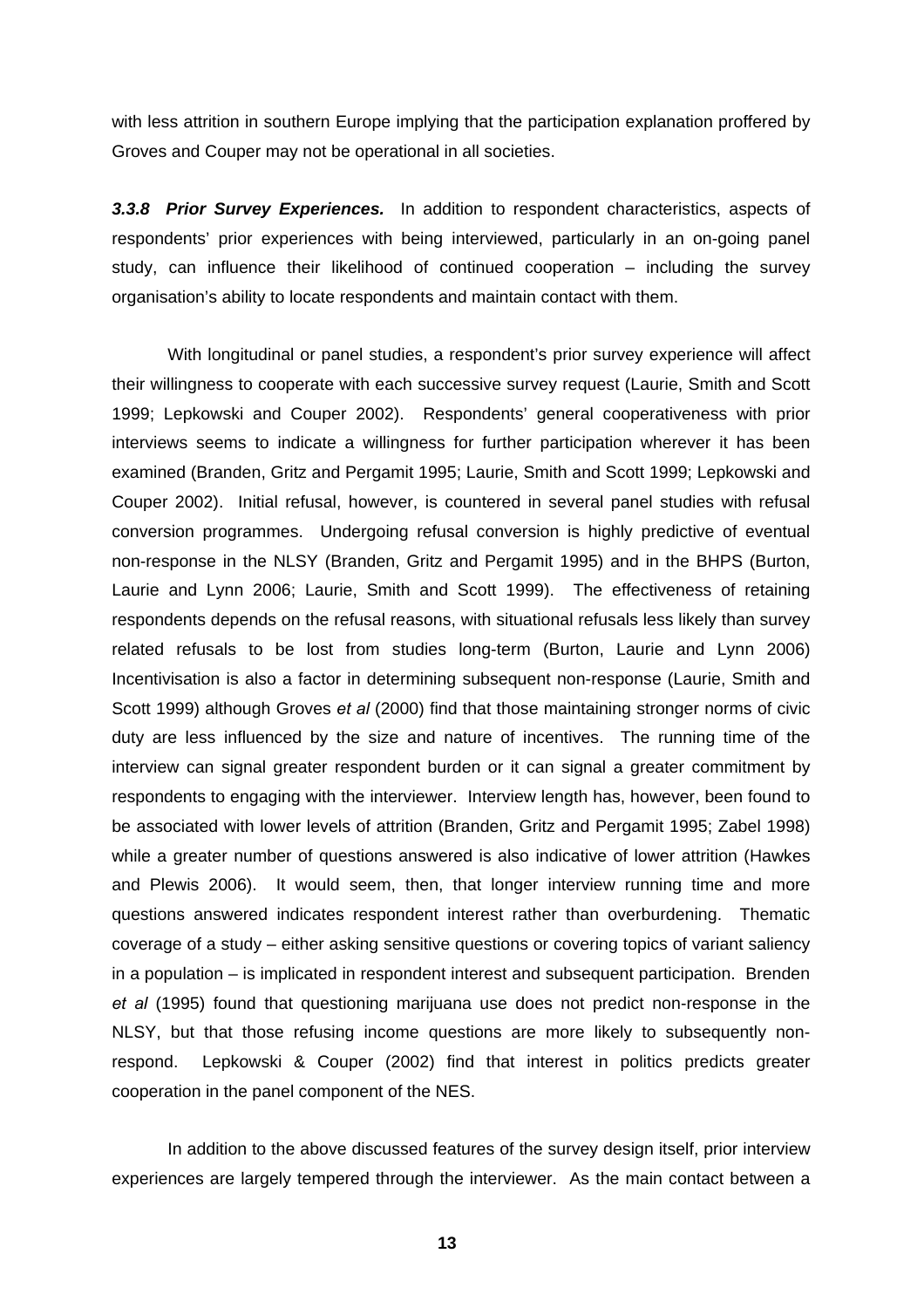with less attrition in southern Europe implying that the participation explanation proffered by Groves and Couper may not be operational in all societies.

***3.3.8 Prior Survey Experiences.*** In addition to respondent characteristics, aspects of respondents' prior experiences with being interviewed, particularly in an on-going panel study, can influence their likelihood of continued cooperation – including the survey organisation's ability to locate respondents and maintain contact with them.

With longitudinal or panel studies, a respondent's prior survey experience will affect their willingness to cooperate with each successive survey request (Laurie, Smith and Scott 1999; Lepkowski and Couper 2002). Respondents' general cooperativeness with prior interviews seems to indicate a willingness for further participation wherever it has been examined (Branden, Gritz and Pergamit 1995; Laurie, Smith and Scott 1999; Lepkowski and Couper 2002). Initial refusal, however, is countered in several panel studies with refusal conversion programmes. Undergoing refusal conversion is highly predictive of eventual non-response in the NLSY (Branden, Gritz and Pergamit 1995) and in the BHPS (Burton, Laurie and Lynn 2006; Laurie, Smith and Scott 1999). The effectiveness of retaining respondents depends on the refusal reasons, with situational refusals less likely than survey related refusals to be lost from studies long-term (Burton, Laurie and Lynn 2006) Incentivisation is also a factor in determining subsequent non-response (Laurie, Smith and Scott 1999) although Groves *et al* (2000) find that those maintaining stronger norms of civic duty are less influenced by the size and nature of incentives. The running time of the interview can signal greater respondent burden or it can signal a greater commitment by respondents to engaging with the interviewer. Interview length has, however, been found to be associated with lower levels of attrition (Branden, Gritz and Pergamit 1995; Zabel 1998) while a greater number of questions answered is also indicative of lower attrition (Hawkes and Plewis 2006). It would seem, then, that longer interview running time and more questions answered indicates respondent interest rather than overburdening. Thematic coverage of a study – either asking sensitive questions or covering topics of variant saliency in a population – is implicated in respondent interest and subsequent participation. Brenden *et al* (1995) found that questioning marijuana use does not predict non-response in the NLSY, but that those refusing income questions are more likely to subsequently non-respond. Lepkowski & Couper (2002) find that interest in politics predicts greater cooperation in the panel component of the NES.

In addition to the above discussed features of the survey design itself, prior interview experiences are largely tempered through the interviewer. As the main contact between a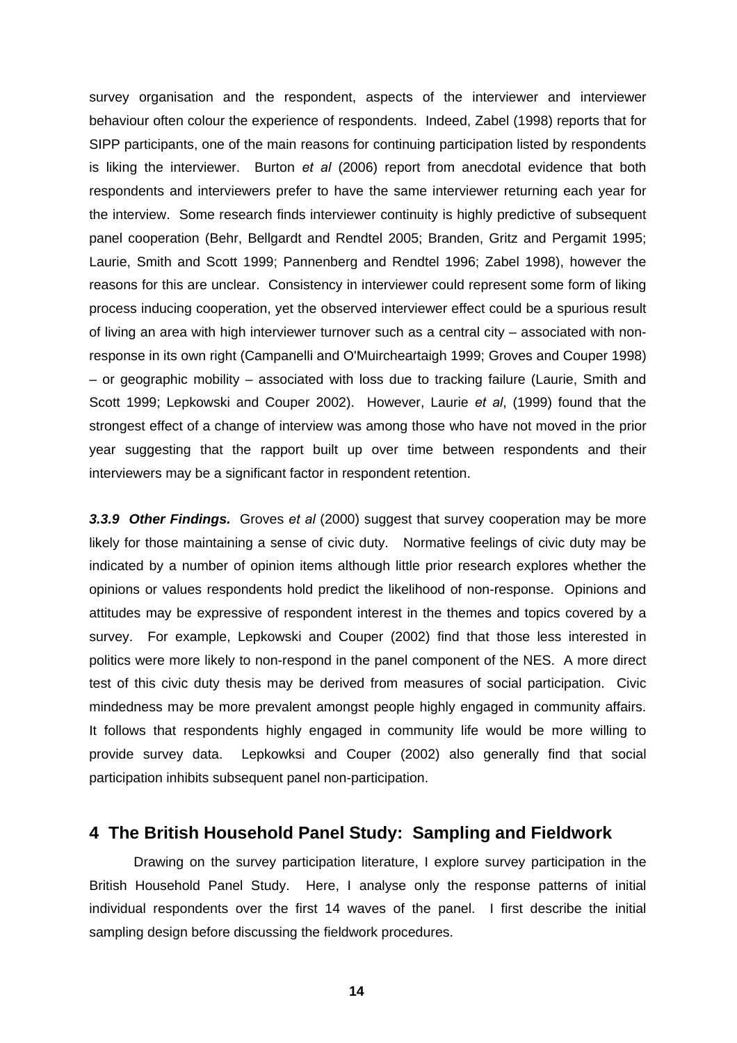survey organisation and the respondent, aspects of the interviewer and interviewer behaviour often colour the experience of respondents. Indeed, Zabel (1998) reports that for SIPP participants, one of the main reasons for continuing participation listed by respondents is liking the interviewer. Burton *et al* (2006) report from anecdotal evidence that both respondents and interviewers prefer to have the same interviewer returning each year for the interview. Some research finds interviewer continuity is highly predictive of subsequent panel cooperation (Behr, Bellgardt and Rendtel 2005; Branden, Gritz and Pergamit 1995; Laurie, Smith and Scott 1999; Pannenberg and Rendtel 1996; Zabel 1998), however the reasons for this are unclear. Consistency in interviewer could represent some form of liking process inducing cooperation, yet the observed interviewer effect could be a spurious result of living an area with high interviewer turnover such as a central city – associated with non-response in its own right (Campanelli and O'Muircheartaigh 1999; Groves and Couper 1998) – or geographic mobility – associated with loss due to tracking failure (Laurie, Smith and Scott 1999; Lepkowski and Couper 2002). However, Laurie *et al*, (1999) found that the strongest effect of a change of interview was among those who have not moved in the prior year suggesting that the rapport built up over time between respondents and their interviewers may be a significant factor in respondent retention.

***3.3.9 Other Findings.*** Groves *et al* (2000) suggest that survey cooperation may be more likely for those maintaining a sense of civic duty. Normative feelings of civic duty may be indicated by a number of opinion items although little prior research explores whether the opinions or values respondents hold predict the likelihood of non-response. Opinions and attitudes may be expressive of respondent interest in the themes and topics covered by a survey. For example, Lepkowski and Couper (2002) find that those less interested in politics were more likely to non-respond in the panel component of the NES. A more direct test of this civic duty thesis may be derived from measures of social participation. Civic mindedness may be more prevalent amongst people highly engaged in community affairs. It follows that respondents highly engaged in community life would be more willing to provide survey data. Lepkowksi and Couper (2002) also generally find that social participation inhibits subsequent panel non-participation.

# 4 The British Household Panel Study: Sampling and Fieldwork

Drawing on the survey participation literature, I explore survey participation in the British Household Panel Study. Here, I analyse only the response patterns of initial individual respondents over the first 14 waves of the panel. I first describe the initial sampling design before discussing the fieldwork procedures.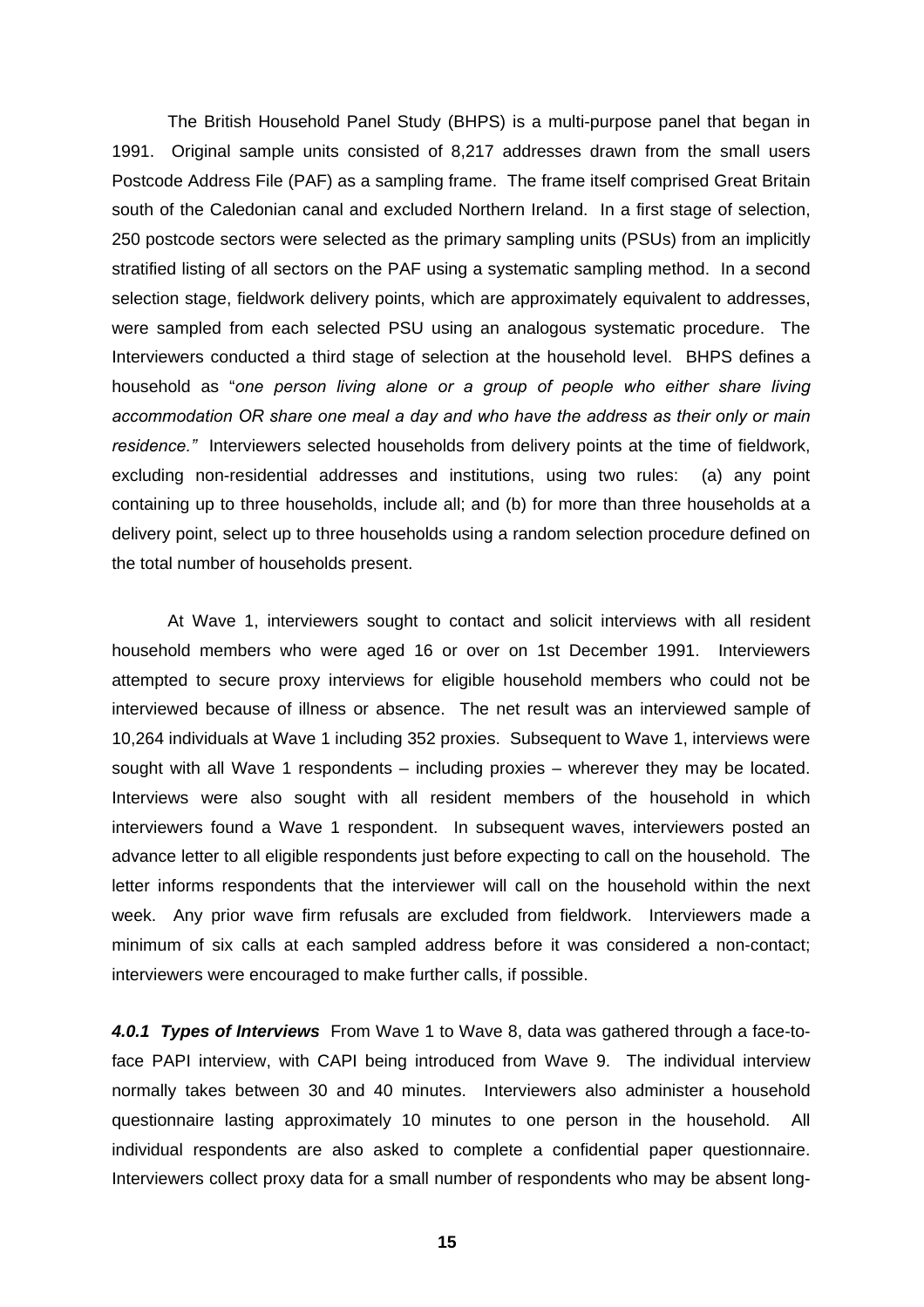The British Household Panel Study (BHPS) is a multi-purpose panel that began in 1991. Original sample units consisted of 8,217 addresses drawn from the small users Postcode Address File (PAF) as a sampling frame. The frame itself comprised Great Britain south of the Caledonian canal and excluded Northern Ireland. In a first stage of selection, 250 postcode sectors were selected as the primary sampling units (PSUs) from an implicitly stratified listing of all sectors on the PAF using a systematic sampling method. In a second selection stage, fieldwork delivery points, which are approximately equivalent to addresses, were sampled from each selected PSU using an analogous systematic procedure. The Interviewers conducted a third stage of selection at the household level. BHPS defines a household as "*one person living alone or a group of people who either share living accommodation OR share one meal a day and who have the address as their only or main residence."* Interviewers selected households from delivery points at the time of fieldwork, excluding non-residential addresses and institutions, using two rules: (a) any point containing up to three households, include all; and (b) for more than three households at a delivery point, select up to three households using a random selection procedure defined on the total number of households present.

At Wave 1, interviewers sought to contact and solicit interviews with all resident household members who were aged 16 or over on 1st December 1991. Interviewers attempted to secure proxy interviews for eligible household members who could not be interviewed because of illness or absence. The net result was an interviewed sample of 10,264 individuals at Wave 1 including 352 proxies. Subsequent to Wave 1, interviews were sought with all Wave 1 respondents – including proxies – wherever they may be located. Interviews were also sought with all resident members of the household in which interviewers found a Wave 1 respondent. In subsequent waves, interviewers posted an advance letter to all eligible respondents just before expecting to call on the household. The letter informs respondents that the interviewer will call on the household within the next week. Any prior wave firm refusals are excluded from fieldwork. Interviewers made a minimum of six calls at each sampled address before it was considered a non-contact; interviewers were encouraged to make further calls, if possible.

***4.0.1 Types of Interviews*** From Wave 1 to Wave 8, data was gathered through a face-to-face PAPI interview, with CAPI being introduced from Wave 9. The individual interview normally takes between 30 and 40 minutes. Interviewers also administer a household questionnaire lasting approximately 10 minutes to one person in the household. All individual respondents are also asked to complete a confidential paper questionnaire. Interviewers collect proxy data for a small number of respondents who may be absent long-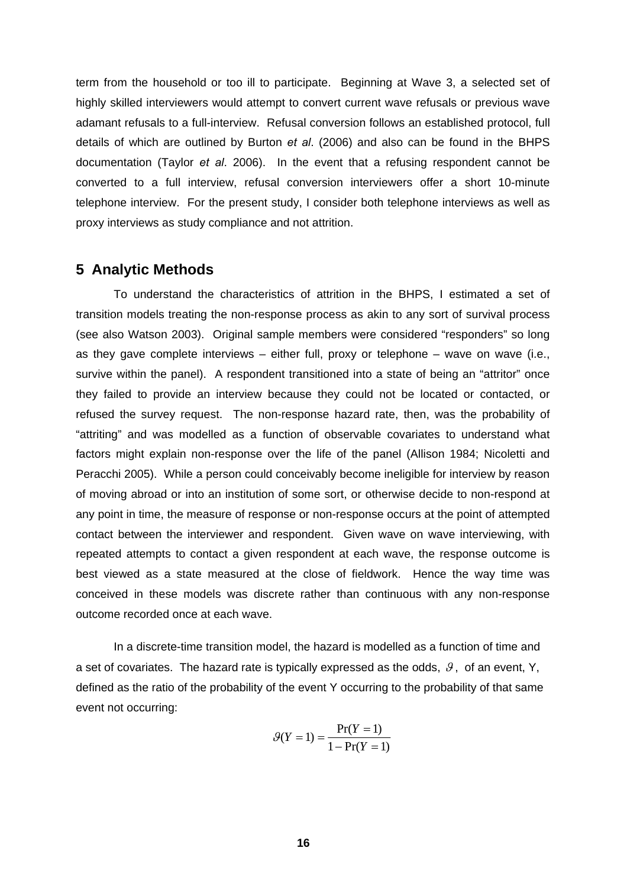term from the household or too ill to participate. Beginning at Wave 3, a selected set of highly skilled interviewers would attempt to convert current wave refusals or previous wave adamant refusals to a full-interview. Refusal conversion follows an established protocol, full details of which are outlined by Burton *et al*. (2006) and also can be found in the BHPS documentation (Taylor *et al*. 2006). In the event that a refusing respondent cannot be converted to a full interview, refusal conversion interviewers offer a short 10-minute telephone interview. For the present study, I consider both telephone interviews as well as proxy interviews as study compliance and not attrition.

## 5 Analytic Methods

To understand the characteristics of attrition in the BHPS, I estimated a set of transition models treating the non-response process as akin to any sort of survival process (see also Watson 2003). Original sample members were considered "responders" so long as they gave complete interviews – either full, proxy or telephone – wave on wave (i.e., survive within the panel). A respondent transitioned into a state of being an "attritor" once they failed to provide an interview because they could not be located or contacted, or refused the survey request. The non-response hazard rate, then, was the probability of "attriting" and was modelled as a function of observable covariates to understand what factors might explain non-response over the life of the panel (Allison 1984; Nicoletti and Peracchi 2005). While a person could conceivably become ineligible for interview by reason of moving abroad or into an institution of some sort, or otherwise decide to non-respond at any point in time, the measure of response or non-response occurs at the point of attempted contact between the interviewer and respondent. Given wave on wave interviewing, with repeated attempts to contact a given respondent at each wave, the response outcome is best viewed as a state measured at the close of fieldwork. Hence the way time was conceived in these models was discrete rather than continuous with any non-response outcome recorded once at each wave.

In a discrete-time transition model, the hazard is modelled as a function of time and a set of covariates. The hazard rate is typically expressed as the odds, $\vartheta$, of an event, Y, defined as the ratio of the probability of the event Y occurring to the probability of that same event not occurring:

$$\vartheta(Y=1) = \frac{\Pr(Y=1)}{1-\Pr(Y=1)}$$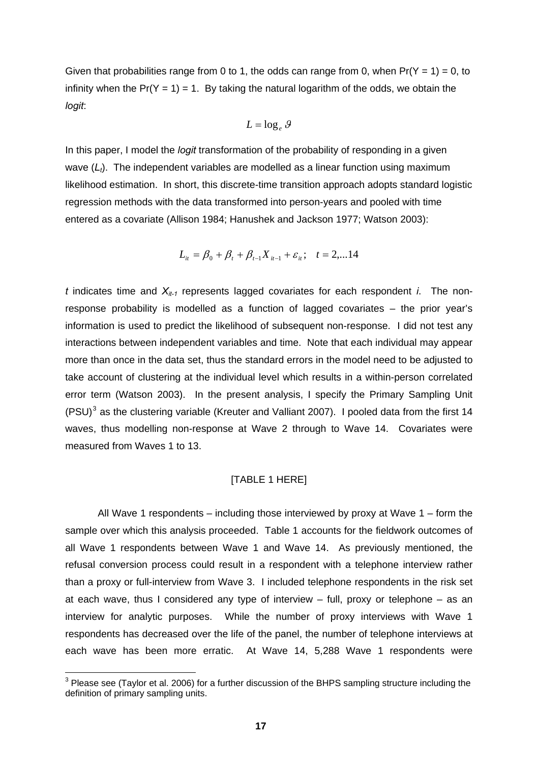Given that probabilities range from 0 to 1, the odds can range from 0, when $\Pr(Y = 1) = 0$, to infinity when the $\Pr(Y = 1) = 1$. By taking the natural logarithm of the odds, we obtain the *logit*:

$$L = \log_e \vartheta$$

In this paper, I model the *logit* transformation of the probability of responding in a given wave ($L_t$). The independent variables are modelled as a linear function using maximum likelihood estimation. In short, this discrete-time transition approach adopts standard logistic regression methods with the data transformed into person-years and pooled with time entered as a covariate (Allison 1984; Hanushek and Jackson 1977; Watson 2003):

$$L_{it} = \beta_0 + \beta_t + \beta_{t-1} X_{it-1} + \varepsilon_{it}; \quad t = 2,...14$$

$t$ indicates time and $X_{it-1}$ represents lagged covariates for each respondent $i$. The non-response probability is modelled as a function of lagged covariates – the prior year's information is used to predict the likelihood of subsequent non-response. I did not test any interactions between independent variables and time. Note that each individual may appear more than once in the data set, thus the standard errors in the model need to be adjusted to take account of clustering at the individual level which results in a within-person correlated error term (Watson 2003). In the present analysis, I specify the Primary Sampling Unit (PSU)[3] as the clustering variable (Kreuter and Valliant 2007). I pooled data from the first 14 waves, thus modelling non-response at Wave 2 through to Wave 14. Covariates were measured from Waves 1 to 13.

[TABLE 1 HERE]

All Wave 1 respondents – including those interviewed by proxy at Wave 1 – form the sample over which this analysis proceeded. Table 1 accounts for the fieldwork outcomes of all Wave 1 respondents between Wave 1 and Wave 14. As previously mentioned, the refusal conversion process could result in a respondent with a telephone interview rather than a proxy or full-interview from Wave 3. I included telephone respondents in the risk set at each wave, thus I considered any type of interview – full, proxy or telephone – as an interview for analytic purposes. While the number of proxy interviews with Wave 1 respondents has decreased over the life of the panel, the number of telephone interviews at each wave has been more erratic. At Wave 14, 5,288 Wave 1 respondents were

[3] Please see (Taylor et al. 2006) for a further discussion of the BHPS sampling structure including the definition of primary sampling units.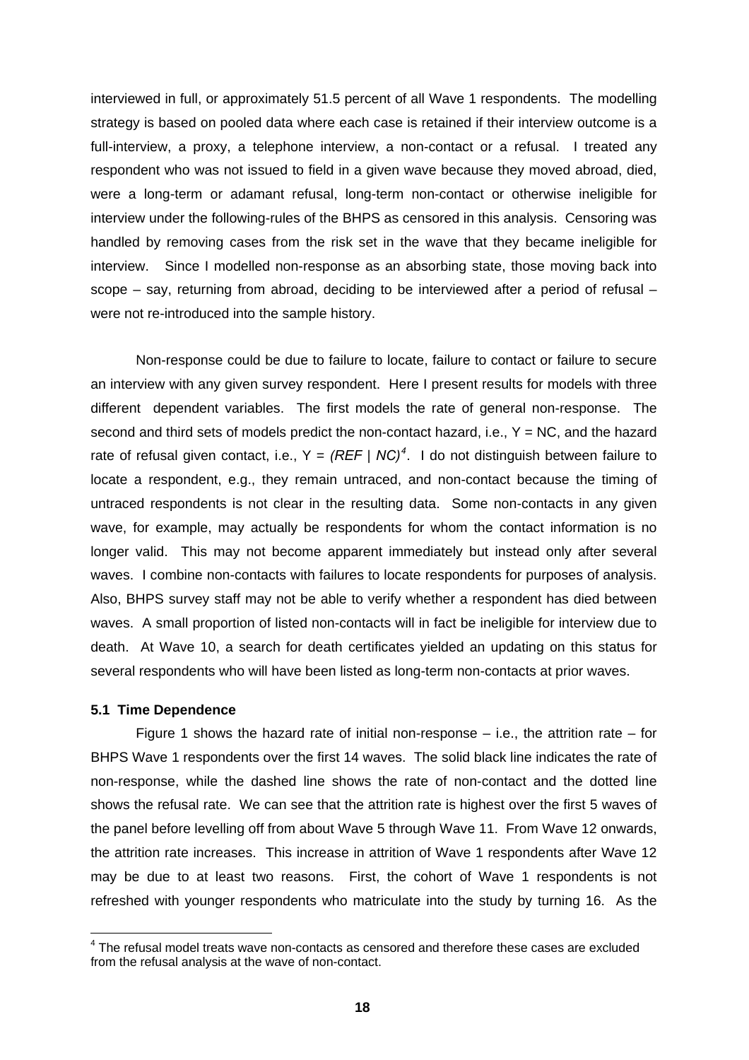interviewed in full, or approximately 51.5 percent of all Wave 1 respondents. The modelling strategy is based on pooled data where each case is retained if their interview outcome is a full-interview, a proxy, a telephone interview, a non-contact or a refusal. I treated any respondent who was not issued to field in a given wave because they moved abroad, died, were a long-term or adamant refusal, long-term non-contact or otherwise ineligible for interview under the following-rules of the BHPS as censored in this analysis. Censoring was handled by removing cases from the risk set in the wave that they became ineligible for interview. Since I modelled non-response as an absorbing state, those moving back into scope – say, returning from abroad, deciding to be interviewed after a period of refusal – were not re-introduced into the sample history.

Non-response could be due to failure to locate, failure to contact or failure to secure an interview with any given survey respondent. Here I present results for models with three different dependent variables. The first models the rate of general non-response. The second and third sets of models predict the non-contact hazard, i.e., Y = NC, and the hazard rate of refusal given contact, i.e., Y = *(REF | NC)*[4]. I do not distinguish between failure to locate a respondent, e.g., they remain untraced, and non-contact because the timing of untraced respondents is not clear in the resulting data. Some non-contacts in any given wave, for example, may actually be respondents for whom the contact information is no longer valid. This may not become apparent immediately but instead only after several waves. I combine non-contacts with failures to locate respondents for purposes of analysis. Also, BHPS survey staff may not be able to verify whether a respondent has died between waves. A small proportion of listed non-contacts will in fact be ineligible for interview due to death. At Wave 10, a search for death certificates yielded an updating on this status for several respondents who will have been listed as long-term non-contacts at prior waves.

### 5.1 Time Dependence

Figure 1 shows the hazard rate of initial non-response – i.e., the attrition rate – for BHPS Wave 1 respondents over the first 14 waves. The solid black line indicates the rate of non-response, while the dashed line shows the rate of non-contact and the dotted line shows the refusal rate. We can see that the attrition rate is highest over the first 5 waves of the panel before levelling off from about Wave 5 through Wave 11. From Wave 12 onwards, the attrition rate increases. This increase in attrition of Wave 1 respondents after Wave 12 may be due to at least two reasons. First, the cohort of Wave 1 respondents is not refreshed with younger respondents who matriculate into the study by turning 16. As the

[4] The refusal model treats wave non-contacts as censored and therefore these cases are excluded from the refusal analysis at the wave of non-contact.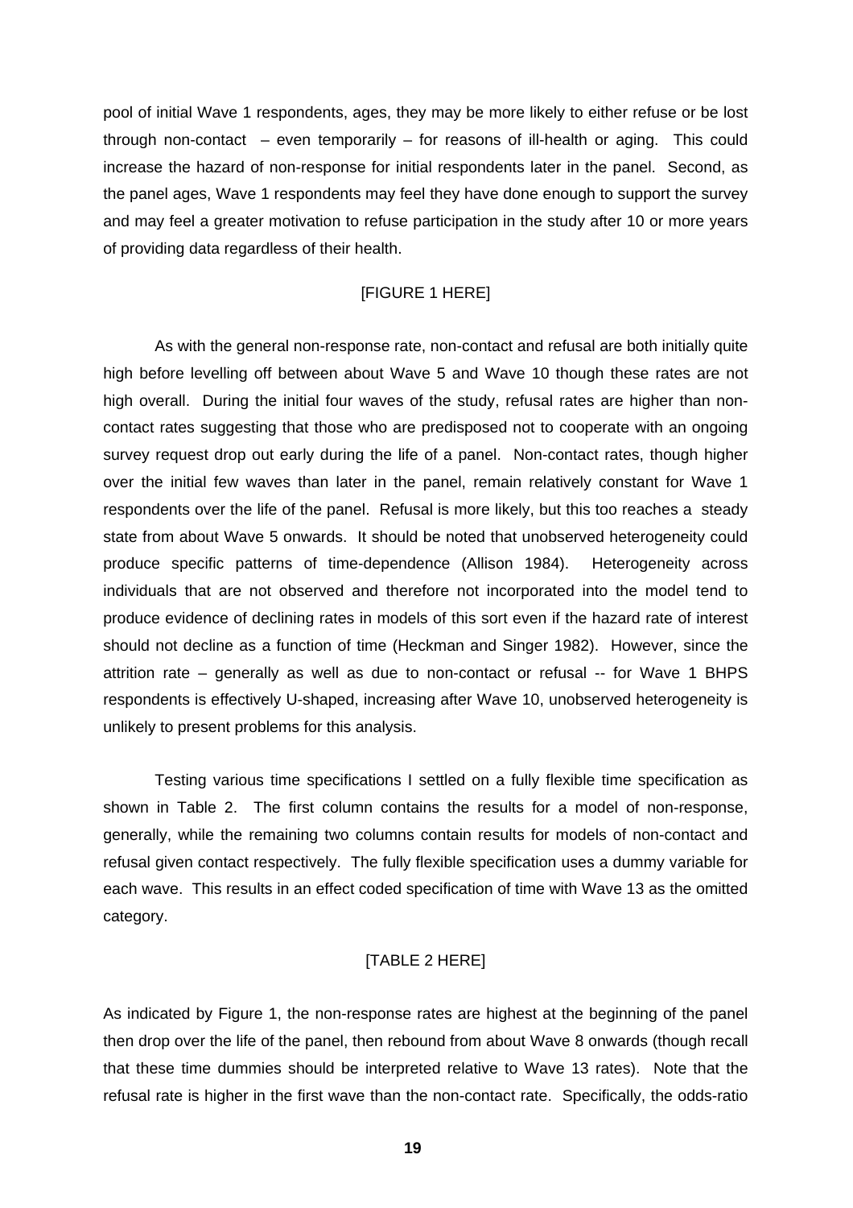pool of initial Wave 1 respondents, ages, they may be more likely to either refuse or be lost through non-contact – even temporarily – for reasons of ill-health or aging. This could increase the hazard of non-response for initial respondents later in the panel. Second, as the panel ages, Wave 1 respondents may feel they have done enough to support the survey and may feel a greater motivation to refuse participation in the study after 10 or more years of providing data regardless of their health.

[FIGURE 1 HERE]

As with the general non-response rate, non-contact and refusal are both initially quite high before levelling off between about Wave 5 and Wave 10 though these rates are not high overall. During the initial four waves of the study, refusal rates are higher than non-contact rates suggesting that those who are predisposed not to cooperate with an ongoing survey request drop out early during the life of a panel. Non-contact rates, though higher over the initial few waves than later in the panel, remain relatively constant for Wave 1 respondents over the life of the panel. Refusal is more likely, but this too reaches a steady state from about Wave 5 onwards. It should be noted that unobserved heterogeneity could produce specific patterns of time-dependence (Allison 1984). Heterogeneity across individuals that are not observed and therefore not incorporated into the model tend to produce evidence of declining rates in models of this sort even if the hazard rate of interest should not decline as a function of time (Heckman and Singer 1982). However, since the attrition rate – generally as well as due to non-contact or refusal -- for Wave 1 BHPS respondents is effectively U-shaped, increasing after Wave 10, unobserved heterogeneity is unlikely to present problems for this analysis.

Testing various time specifications I settled on a fully flexible time specification as shown in Table 2. The first column contains the results for a model of non-response, generally, while the remaining two columns contain results for models of non-contact and refusal given contact respectively. The fully flexible specification uses a dummy variable for each wave. This results in an effect coded specification of time with Wave 13 as the omitted category.

[TABLE 2 HERE]

As indicated by Figure 1, the non-response rates are highest at the beginning of the panel then drop over the life of the panel, then rebound from about Wave 8 onwards (though recall that these time dummies should be interpreted relative to Wave 13 rates). Note that the refusal rate is higher in the first wave than the non-contact rate. Specifically, the odds-ratio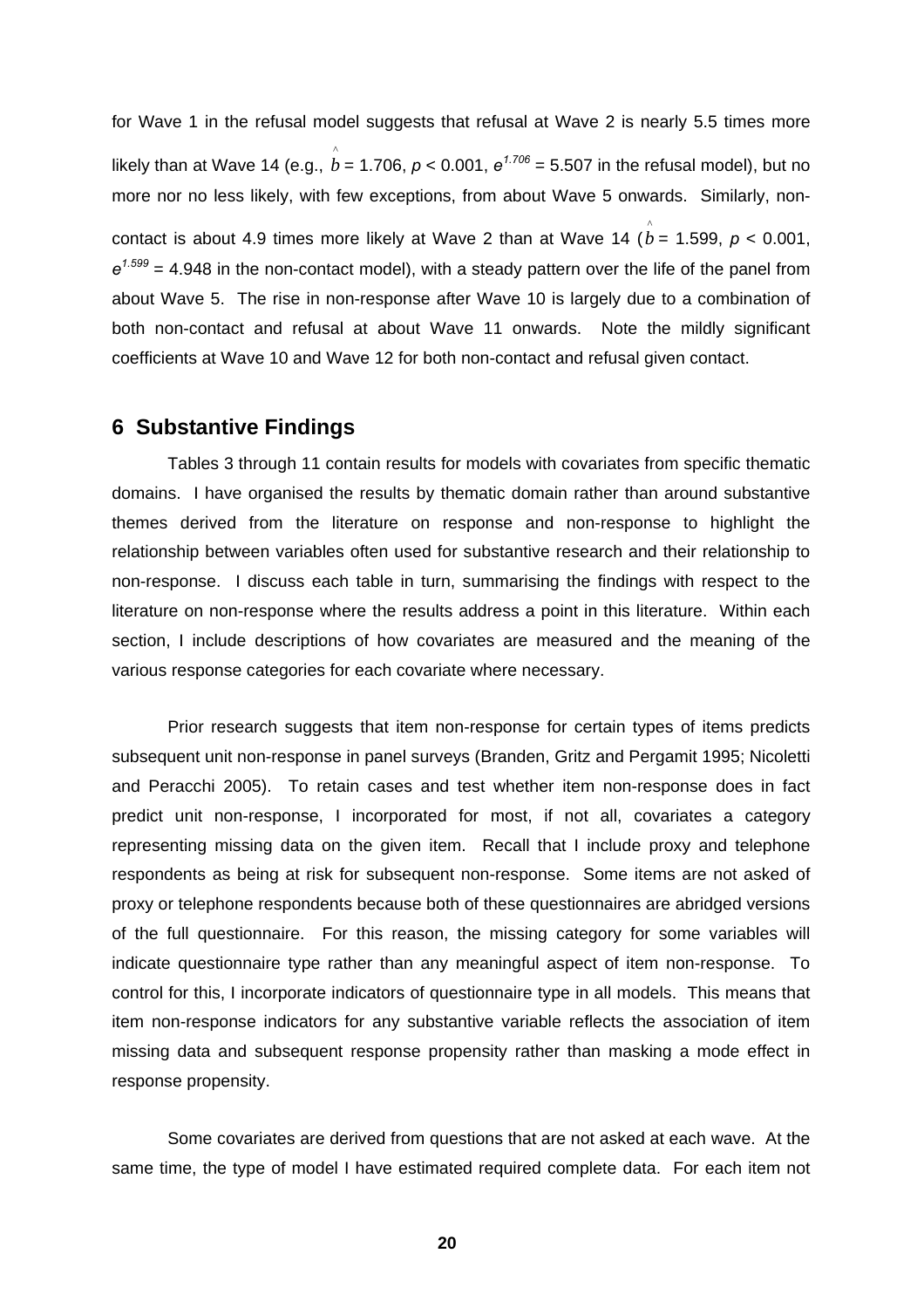for Wave 1 in the refusal model suggests that refusal at Wave 2 is nearly 5.5 times more likely than at Wave 14 (e.g., $\hat{b} = 1.706$, $p < 0.001$, $e^{1.706} = 5.507$ in the refusal model), but no more nor no less likely, with few exceptions, from about Wave 5 onwards. Similarly, non-contact is about 4.9 times more likely at Wave 2 than at Wave 14 ($\hat{b} = 1.599$, $p < 0.001$, $e^{1.599} = 4.948$ in the non-contact model), with a steady pattern over the life of the panel from about Wave 5. The rise in non-response after Wave 10 is largely due to a combination of both non-contact and refusal at about Wave 11 onwards. Note the mildly significant coefficients at Wave 10 and Wave 12 for both non-contact and refusal given contact.

## 6 Substantive Findings

Tables 3 through 11 contain results for models with covariates from specific thematic domains. I have organised the results by thematic domain rather than around substantive themes derived from the literature on response and non-response to highlight the relationship between variables often used for substantive research and their relationship to non-response. I discuss each table in turn, summarising the findings with respect to the literature on non-response where the results address a point in this literature. Within each section, I include descriptions of how covariates are measured and the meaning of the various response categories for each covariate where necessary.

Prior research suggests that item non-response for certain types of items predicts subsequent unit non-response in panel surveys (Branden, Gritz and Pergamit 1995; Nicoletti and Peracchi 2005). To retain cases and test whether item non-response does in fact predict unit non-response, I incorporated for most, if not all, covariates a category representing missing data on the given item. Recall that I include proxy and telephone respondents as being at risk for subsequent non-response. Some items are not asked of proxy or telephone respondents because both of these questionnaires are abridged versions of the full questionnaire. For this reason, the missing category for some variables will indicate questionnaire type rather than any meaningful aspect of item non-response. To control for this, I incorporate indicators of questionnaire type in all models. This means that item non-response indicators for any substantive variable reflects the association of item missing data and subsequent response propensity rather than masking a mode effect in response propensity.

Some covariates are derived from questions that are not asked at each wave. At the same time, the type of model I have estimated required complete data. For each item not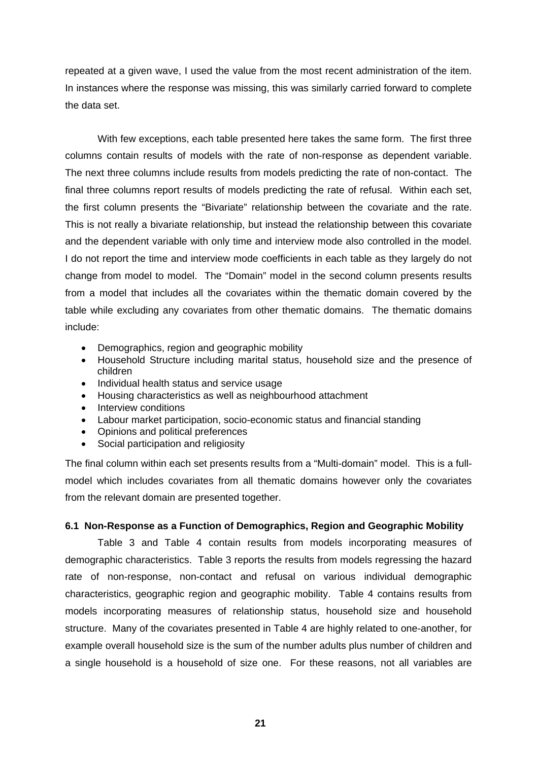repeated at a given wave, I used the value from the most recent administration of the item. In instances where the response was missing, this was similarly carried forward to complete the data set.

With few exceptions, each table presented here takes the same form. The first three columns contain results of models with the rate of non-response as dependent variable. The next three columns include results from models predicting the rate of non-contact. The final three columns report results of models predicting the rate of refusal. Within each set, the first column presents the "Bivariate" relationship between the covariate and the rate. This is not really a bivariate relationship, but instead the relationship between this covariate and the dependent variable with only time and interview mode also controlled in the model. I do not report the time and interview mode coefficients in each table as they largely do not change from model to model. The "Domain" model in the second column presents results from a model that includes all the covariates within the thematic domain covered by the table while excluding any covariates from other thematic domains. The thematic domains include:

- Demographics, region and geographic mobility
- Household Structure including marital status, household size and the presence of children
- Individual health status and service usage
- Housing characteristics as well as neighbourhood attachment
- Interview conditions
- Labour market participation, socio-economic status and financial standing
- Opinions and political preferences
- Social participation and religiosity

The final column within each set presents results from a "Multi-domain" model. This is a full-model which includes covariates from all thematic domains however only the covariates from the relevant domain are presented together.

### 6.1 Non-Response as a Function of Demographics, Region and Geographic Mobility

Table 3 and Table 4 contain results from models incorporating measures of demographic characteristics. Table 3 reports the results from models regressing the hazard rate of non-response, non-contact and refusal on various individual demographic characteristics, geographic region and geographic mobility. Table 4 contains results from models incorporating measures of relationship status, household size and household structure. Many of the covariates presented in Table 4 are highly related to one-another, for example overall household size is the sum of the number adults plus number of children and a single household is a household of size one. For these reasons, not all variables are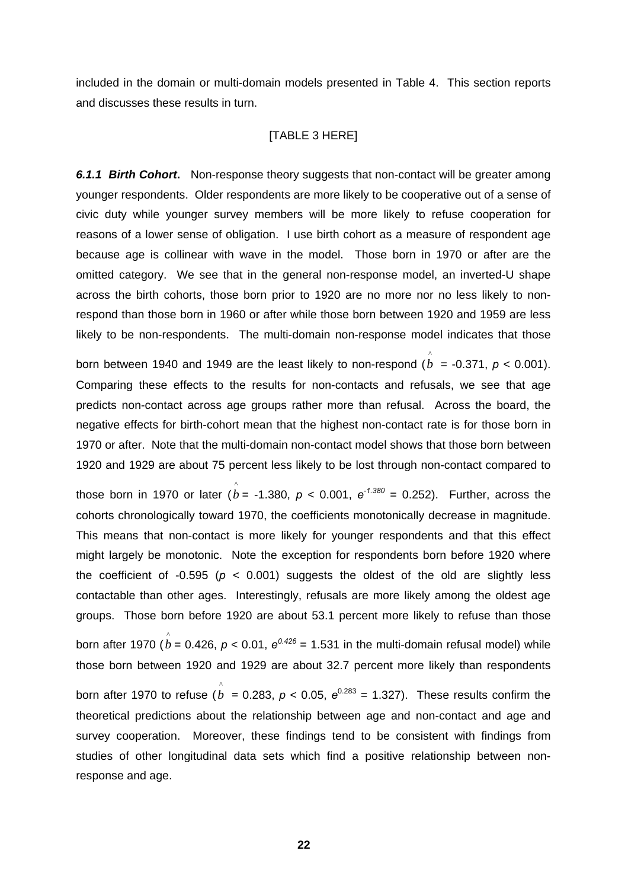included in the domain or multi-domain models presented in Table 4. This section reports and discusses these results in turn.

[TABLE 3 HERE]

***6.1.1 Birth Cohort*.** Non-response theory suggests that non-contact will be greater among younger respondents. Older respondents are more likely to be cooperative out of a sense of civic duty while younger survey members will be more likely to refuse cooperation for reasons of a lower sense of obligation. I use birth cohort as a measure of respondent age because age is collinear with wave in the model. Those born in 1970 or after are the omitted category. We see that in the general non-response model, an inverted-U shape across the birth cohorts, those born prior to 1920 are no more nor no less likely to non-respond than those born in 1960 or after while those born between 1920 and 1959 are less likely to be non-respondents. The multi-domain non-response model indicates that those born between 1940 and 1949 are the least likely to non-respond ($\hat{b}$ = -0.371, $p < 0.001$). Comparing these effects to the results for non-contacts and refusals, we see that age predicts non-contact across age groups rather more than refusal. Across the board, the negative effects for birth-cohort mean that the highest non-contact rate is for those born in 1970 or after. Note that the multi-domain non-contact model shows that those born between 1920 and 1929 are about 75 percent less likely to be lost through non-contact compared to those born in 1970 or later ($\hat{b}$ = -1.380, $p < 0.001$, $e^{-1.380} = 0.252$). Further, across the cohorts chronologically toward 1970, the coefficients monotonically decrease in magnitude. This means that non-contact is more likely for younger respondents and that this effect might largely be monotonic. Note the exception for respondents born before 1920 where the coefficient of -0.595 ($p < 0.001$) suggests the oldest of the old are slightly less contactable than other ages. Interestingly, refusals are more likely among the oldest age groups. Those born before 1920 are about 53.1 percent more likely to refuse than those born after 1970 ($\hat{b}$ = 0.426, $p < 0.01$, $e^{0.426} = 1.531$ in the multi-domain refusal model) while those born between 1920 and 1929 are about 32.7 percent more likely than respondents born after 1970 to refuse ($\hat{b}$ = 0.283, $p < 0.05$, $e^{0.283} = 1.327$). These results confirm the theoretical predictions about the relationship between age and non-contact and age and survey cooperation. Moreover, these findings tend to be consistent with findings from studies of other longitudinal data sets which find a positive relationship between non-response and age.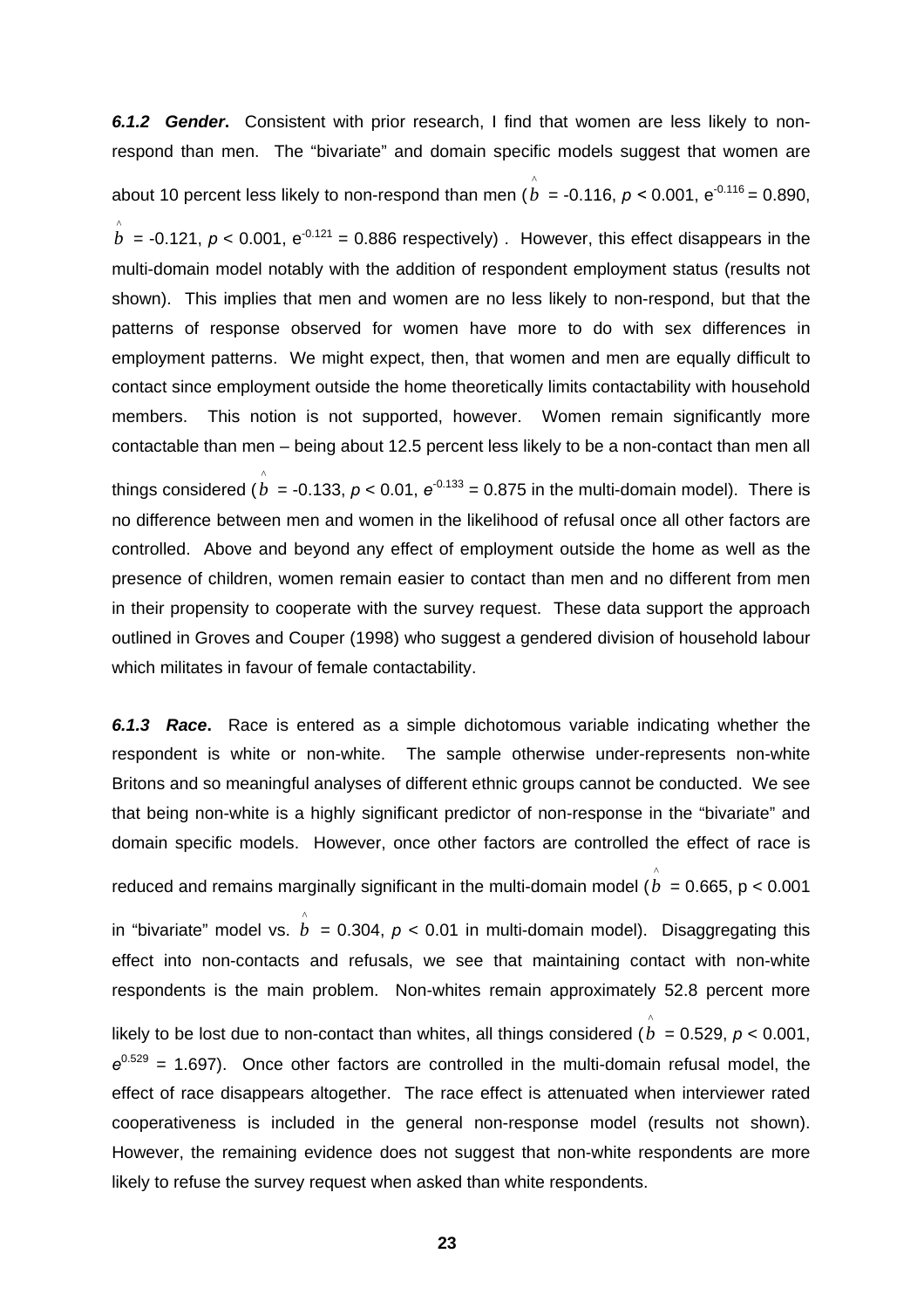***6.1.2 Gender*.** Consistent with prior research, I find that women are less likely to non-respond than men. The "bivariate" and domain specific models suggest that women are about 10 percent less likely to non-respond than men ($\hat{b}$ = -0.116, $p < 0.001$, $e^{-0.116} = 0.890$, $\hat{b}$ = -0.121, $p < 0.001$, $e^{-0.121} = 0.886$ respectively) . However, this effect disappears in the multi-domain model notably with the addition of respondent employment status (results not shown). This implies that men and women are no less likely to non-respond, but that the patterns of response observed for women have more to do with sex differences in employment patterns. We might expect, then, that women and men are equally difficult to contact since employment outside the home theoretically limits contactability with household members. This notion is not supported, however. Women remain significantly more contactable than men – being about 12.5 percent less likely to be a non-contact than men all things considered ($\hat{b}$ = -0.133, $p < 0.01$, $e^{-0.133} = 0.875$ in the multi-domain model). There is no difference between men and women in the likelihood of refusal once all other factors are controlled. Above and beyond any effect of employment outside the home as well as the presence of children, women remain easier to contact than men and no different from men in their propensity to cooperate with the survey request. These data support the approach outlined in Groves and Couper (1998) who suggest a gendered division of household labour which militates in favour of female contactability.

***6.1.3 Race*.** Race is entered as a simple dichotomous variable indicating whether the respondent is white or non-white. The sample otherwise under-represents non-white Britons and so meaningful analyses of different ethnic groups cannot be conducted. We see that being non-white is a highly significant predictor of non-response in the "bivariate" and domain specific models. However, once other factors are controlled the effect of race is reduced and remains marginally significant in the multi-domain model ($\hat{b}$ = 0.665, $p < 0.001$ in "bivariate" model vs. $\hat{b}$ = 0.304, $p < 0.01$ in multi-domain model). Disaggregating this effect into non-contacts and refusals, we see that maintaining contact with non-white respondents is the main problem. Non-whites remain approximately 52.8 percent more likely to be lost due to non-contact than whites, all things considered ($\hat{b}$ = 0.529, $p < 0.001$, $e^{0.529} = 1.697$). Once other factors are controlled in the multi-domain refusal model, the effect of race disappears altogether. The race effect is attenuated when interviewer rated cooperativeness is included in the general non-response model (results not shown). However, the remaining evidence does not suggest that non-white respondents are more likely to refuse the survey request when asked than white respondents.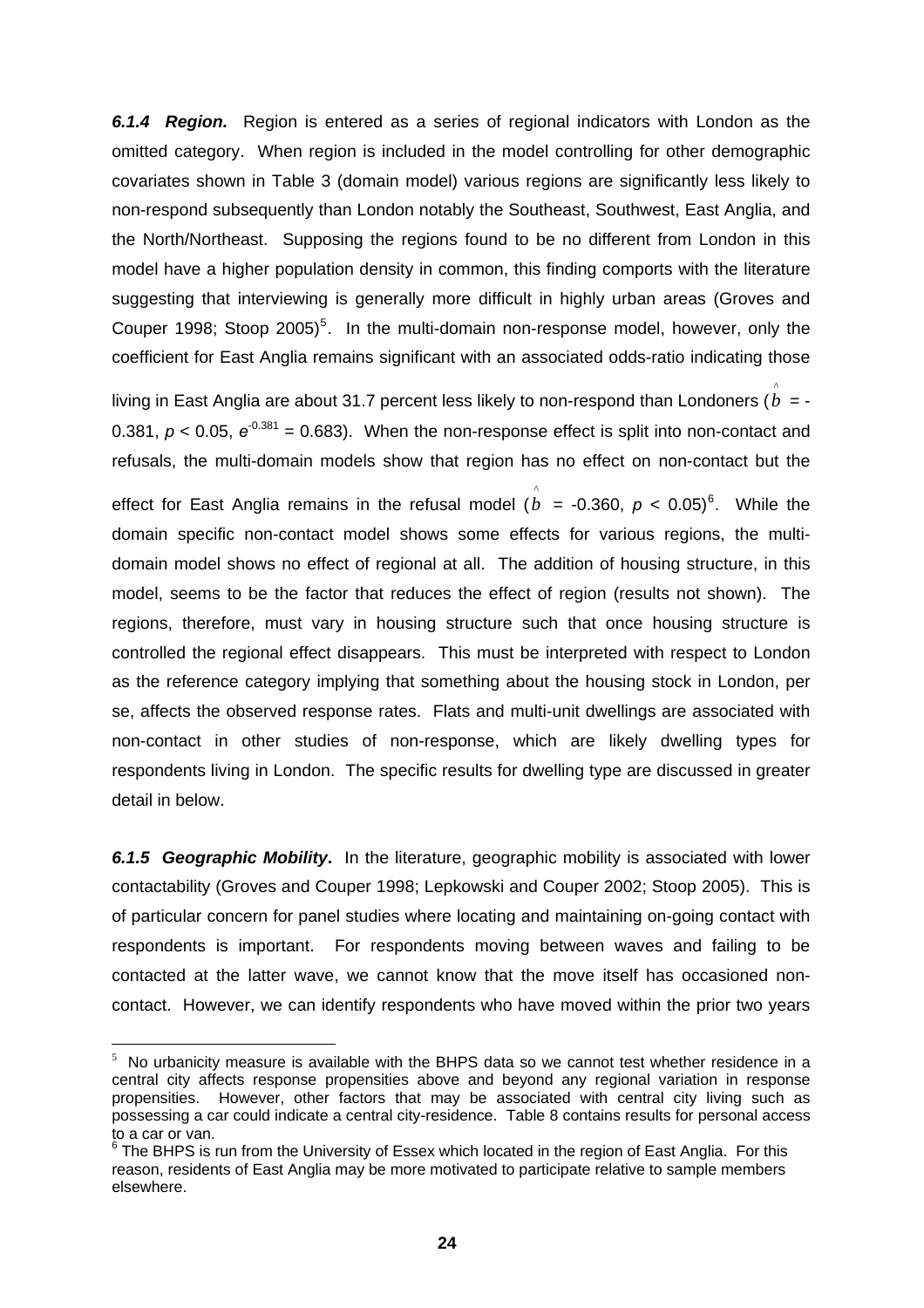***6.1.4 Region.*** Region is entered as a series of regional indicators with London as the omitted category. When region is included in the model controlling for other demographic covariates shown in Table 3 (domain model) various regions are significantly less likely to non-respond subsequently than London notably the Southeast, Southwest, East Anglia, and the North/Northeast. Supposing the regions found to be no different from London in this model have a higher population density in common, this finding comports with the literature suggesting that interviewing is generally more difficult in highly urban areas (Groves and Couper 1998; Stoop 2005)[5]. In the multi-domain non-response model, however, only the coefficient for East Anglia remains significant with an associated odds-ratio indicating those living in East Anglia are about 31.7 percent less likely to non-respond than Londoners ($\hat{b}$ = -0.381, $p < 0.05$, $e^{-0.381} = 0.683$). When the non-response effect is split into non-contact and refusals, the multi-domain models show that region has no effect on non-contact but the effect for East Anglia remains in the refusal model ($\hat{b}$ = -0.360, $p < 0.05$)[6]. While the domain specific non-contact model shows some effects for various regions, the multi-domain model shows no effect of regional at all. The addition of housing structure, in this model, seems to be the factor that reduces the effect of region (results not shown). The regions, therefore, must vary in housing structure such that once housing structure is controlled the regional effect disappears. This must be interpreted with respect to London as the reference category implying that something about the housing stock in London, per se, affects the observed response rates. Flats and multi-unit dwellings are associated with non-contact in other studies of non-response, which are likely dwelling types for respondents living in London. The specific results for dwelling type are discussed in greater detail in below.

***6.1.5 Geographic Mobility*.** In the literature, geographic mobility is associated with lower contactability (Groves and Couper 1998; Lepkowski and Couper 2002; Stoop 2005). This is of particular concern for panel studies where locating and maintaining on-going contact with respondents is important. For respondents moving between waves and failing to be contacted at the latter wave, we cannot know that the move itself has occasioned non-contact. However, we can identify respondents who have moved within the prior two years

---

[5] No urbanicity measure is available with the BHPS data so we cannot test whether residence in a central city affects response propensities above and beyond any regional variation in response propensities. However, other factors that may be associated with central city living such as possessing a car could indicate a central city-residence. Table 8 contains results for personal access to a car or van.

[6] The BHPS is run from the University of Essex which located in the region of East Anglia. For this reason, residents of East Anglia may be more motivated to participate relative to sample members elsewhere.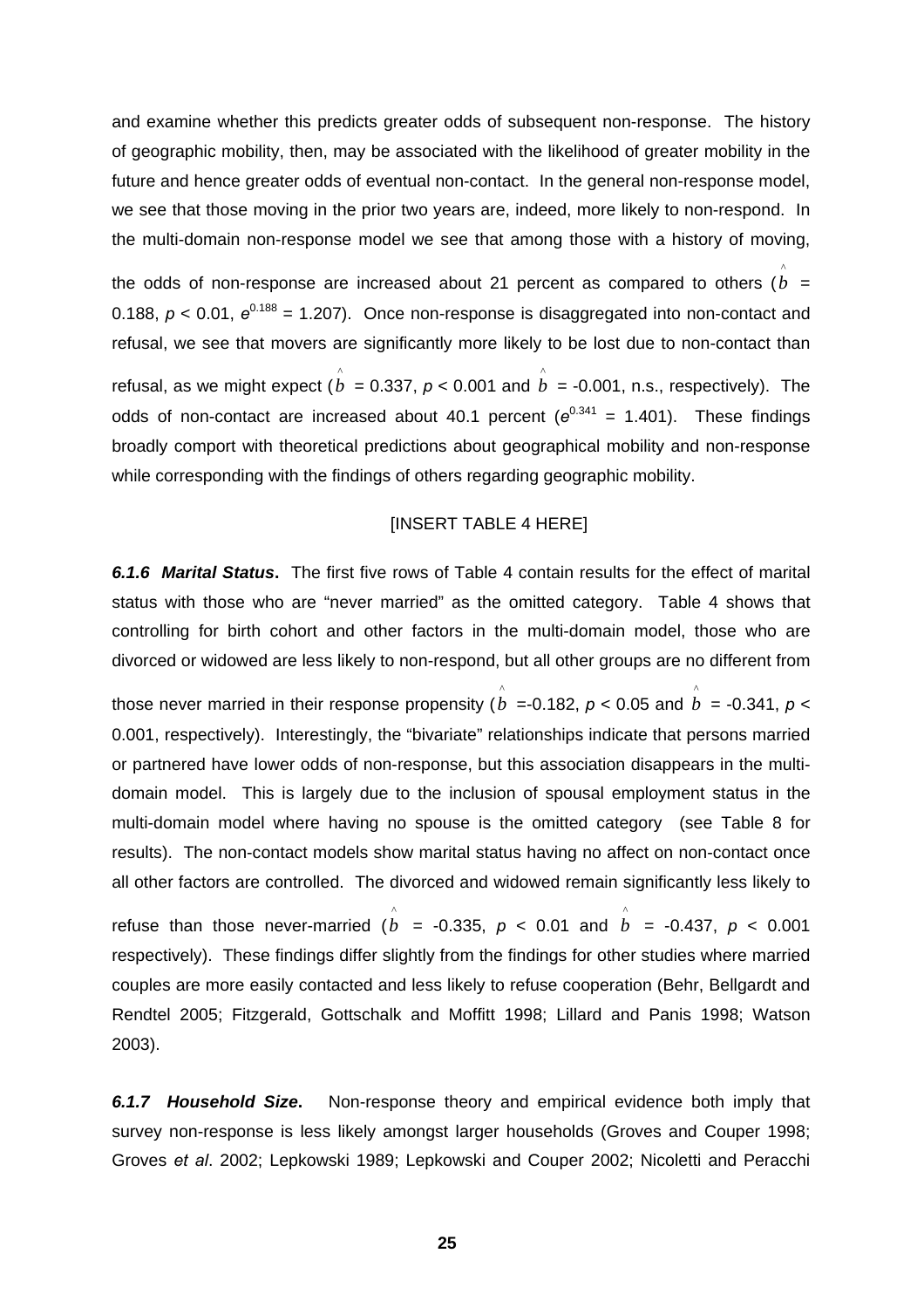and examine whether this predicts greater odds of subsequent non-response. The history of geographic mobility, then, may be associated with the likelihood of greater mobility in the future and hence greater odds of eventual non-contact. In the general non-response model, we see that those moving in the prior two years are, indeed, more likely to non-respond. In the multi-domain non-response model we see that among those with a history of moving, the odds of non-response are increased about 21 percent as compared to others ($\hat{b}$ = 0.188, $p < 0.01$, $e^{0.188} = 1.207$). Once non-response is disaggregated into non-contact and refusal, we see that movers are significantly more likely to be lost due to non-contact than refusal, as we might expect ($\hat{b}$ = 0.337, $p < 0.001$ and $\hat{b}$ = -0.001, n.s., respectively). The odds of non-contact are increased about 40.1 percent ($e^{0.341} = 1.401$). These findings broadly comport with theoretical predictions about geographical mobility and non-response while corresponding with the findings of others regarding geographic mobility.

[INSERT TABLE 4 HERE]

***6.1.6 Marital Status*.** The first five rows of Table 4 contain results for the effect of marital status with those who are "never married" as the omitted category. Table 4 shows that controlling for birth cohort and other factors in the multi-domain model, those who are divorced or widowed are less likely to non-respond, but all other groups are no different from those never married in their response propensity ($\hat{b}$ =-0.182, $p < 0.05$ and $\hat{b}$ = -0.341, $p < 0.001$, respectively). Interestingly, the "bivariate" relationships indicate that persons married or partnered have lower odds of non-response, but this association disappears in the multi-domain model. This is largely due to the inclusion of spousal employment status in the multi-domain model where having no spouse is the omitted category (see Table 8 for results). The non-contact models show marital status having no affect on non-contact once all other factors are controlled. The divorced and widowed remain significantly less likely to refuse than those never-married ($\hat{b}$ = -0.335, $p < 0.01$ and $\hat{b}$ = -0.437, $p < 0.001$ respectively). These findings differ slightly from the findings for other studies where married couples are more easily contacted and less likely to refuse cooperation (Behr, Bellgardt and Rendtel 2005; Fitzgerald, Gottschalk and Moffitt 1998; Lillard and Panis 1998; Watson 2003).

***6.1.7 Household Size*.** Non-response theory and empirical evidence both imply that survey non-response is less likely amongst larger households (Groves and Couper 1998; Groves *et al*. 2002; Lepkowski 1989; Lepkowski and Couper 2002; Nicoletti and Peracchi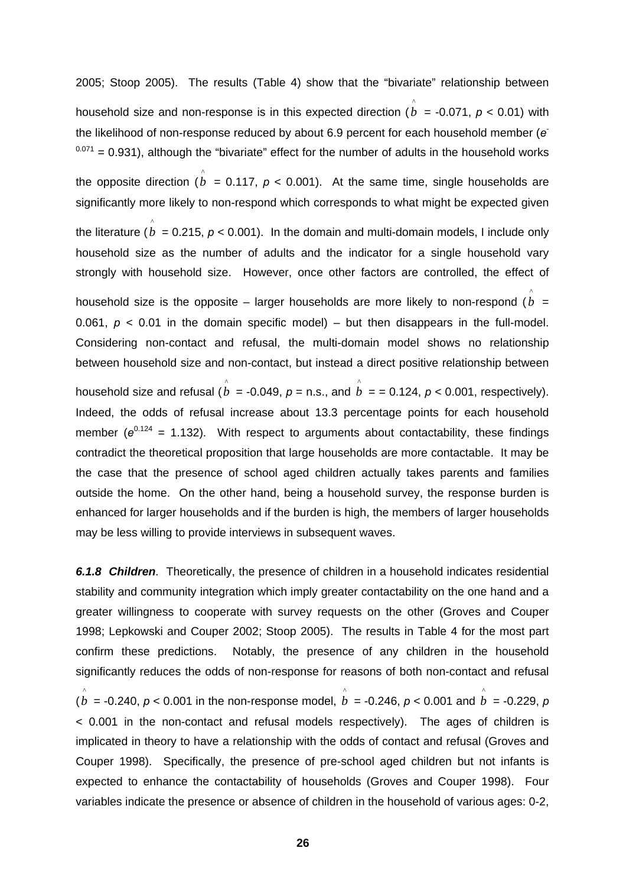2005; Stoop 2005). The results (Table 4) show that the "bivariate" relationship between household size and non-response is in this expected direction ($\hat{b}$ = -0.071, $p < 0.01$) with the likelihood of non-response reduced by about 6.9 percent for each household member ($e^{-0.071} = 0.931$), although the "bivariate" effect for the number of adults in the household works the opposite direction ($\hat{b}$ = 0.117, $p < 0.001$). At the same time, single households are significantly more likely to non-respond which corresponds to what might be expected given the literature ($\hat{b}$ = 0.215, $p < 0.001$). In the domain and multi-domain models, I include only household size as the number of adults and the indicator for a single household vary strongly with household size. However, once other factors are controlled, the effect of household size is the opposite – larger households are more likely to non-respond ($\hat{b}$ = 0.061, $p < 0.01$ in the domain specific model) – but then disappears in the full-model. Considering non-contact and refusal, the multi-domain model shows no relationship between household size and non-contact, but instead a direct positive relationship between household size and refusal ($\hat{b}$ = -0.049, $p$ = n.s., and $\hat{b}$ = = 0.124, $p < 0.001$, respectively). Indeed, the odds of refusal increase about 13.3 percentage points for each household member ($e^{0.124} = 1.132$). With respect to arguments about contactability, these findings contradict the theoretical proposition that large households are more contactable. It may be the case that the presence of school aged children actually takes parents and families outside the home. On the other hand, being a household survey, the response burden is enhanced for larger households and if the burden is high, the members of larger households may be less willing to provide interviews in subsequent waves.

***6.1.8 Children***. Theoretically, the presence of children in a household indicates residential stability and community integration which imply greater contactability on the one hand and a greater willingness to cooperate with survey requests on the other (Groves and Couper 1998; Lepkowski and Couper 2002; Stoop 2005). The results in Table 4 for the most part confirm these predictions. Notably, the presence of any children in the household significantly reduces the odds of non-response for reasons of both non-contact and refusal ($\hat{b}$ = -0.240, $p < 0.001$ in the non-response model, $\hat{b}$ = -0.246, $p < 0.001$ and $\hat{b}$ = -0.229, $p < 0.001$ in the non-contact and refusal models respectively). The ages of children is implicated in theory to have a relationship with the odds of contact and refusal (Groves and Couper 1998). Specifically, the presence of pre-school aged children but not infants is expected to enhance the contactability of households (Groves and Couper 1998). Four variables indicate the presence or absence of children in the household of various ages: 0-2,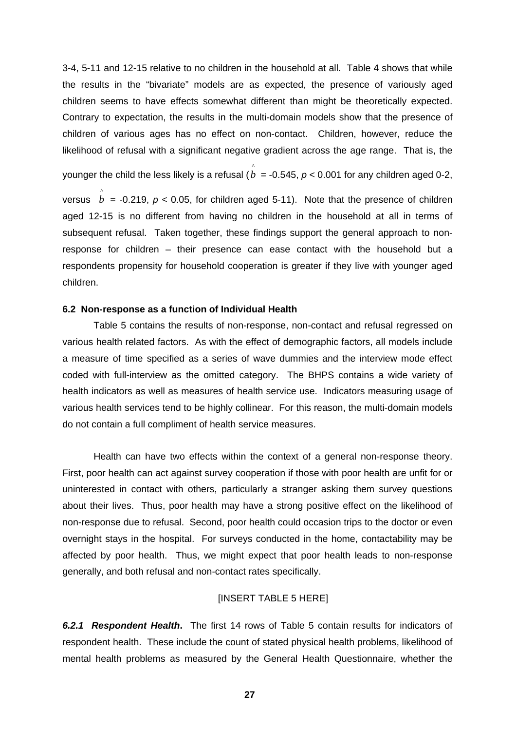3-4, 5-11 and 12-15 relative to no children in the household at all. Table 4 shows that while the results in the "bivariate" models are as expected, the presence of variously aged children seems to have effects somewhat different than might be theoretically expected. Contrary to expectation, the results in the multi-domain models show that the presence of children of various ages has no effect on non-contact. Children, however, reduce the likelihood of refusal with a significant negative gradient across the age range. That is, the younger the child the less likely is a refusal ($\hat{b}$ = -0.545, $p < 0.001$ for any children aged 0-2, versus $\hat{b}$ = -0.219, $p < 0.05$, for children aged 5-11). Note that the presence of children aged 12-15 is no different from having no children in the household at all in terms of subsequent refusal. Taken together, these findings support the general approach to non-response for children – their presence can ease contact with the household but a respondents propensity for household cooperation is greater if they live with younger aged children.

### 6.2 Non-response as a function of Individual Health

Table 5 contains the results of non-response, non-contact and refusal regressed on various health related factors. As with the effect of demographic factors, all models include a measure of time specified as a series of wave dummies and the interview mode effect coded with full-interview as the omitted category. The BHPS contains a wide variety of health indicators as well as measures of health service use. Indicators measuring usage of various health services tend to be highly collinear. For this reason, the multi-domain models do not contain a full compliment of health service measures.

Health can have two effects within the context of a general non-response theory. First, poor health can act against survey cooperation if those with poor health are unfit for or uninterested in contact with others, particularly a stranger asking them survey questions about their lives. Thus, poor health may have a strong positive effect on the likelihood of non-response due to refusal. Second, poor health could occasion trips to the doctor or even overnight stays in the hospital. For surveys conducted in the home, contactability may be affected by poor health. Thus, we might expect that poor health leads to non-response generally, and both refusal and non-contact rates specifically.

[INSERT TABLE 5 HERE]

***6.2.1 Respondent Health*****.** The first 14 rows of Table 5 contain results for indicators of respondent health. These include the count of stated physical health problems, likelihood of mental health problems as measured by the General Health Questionnaire, whether the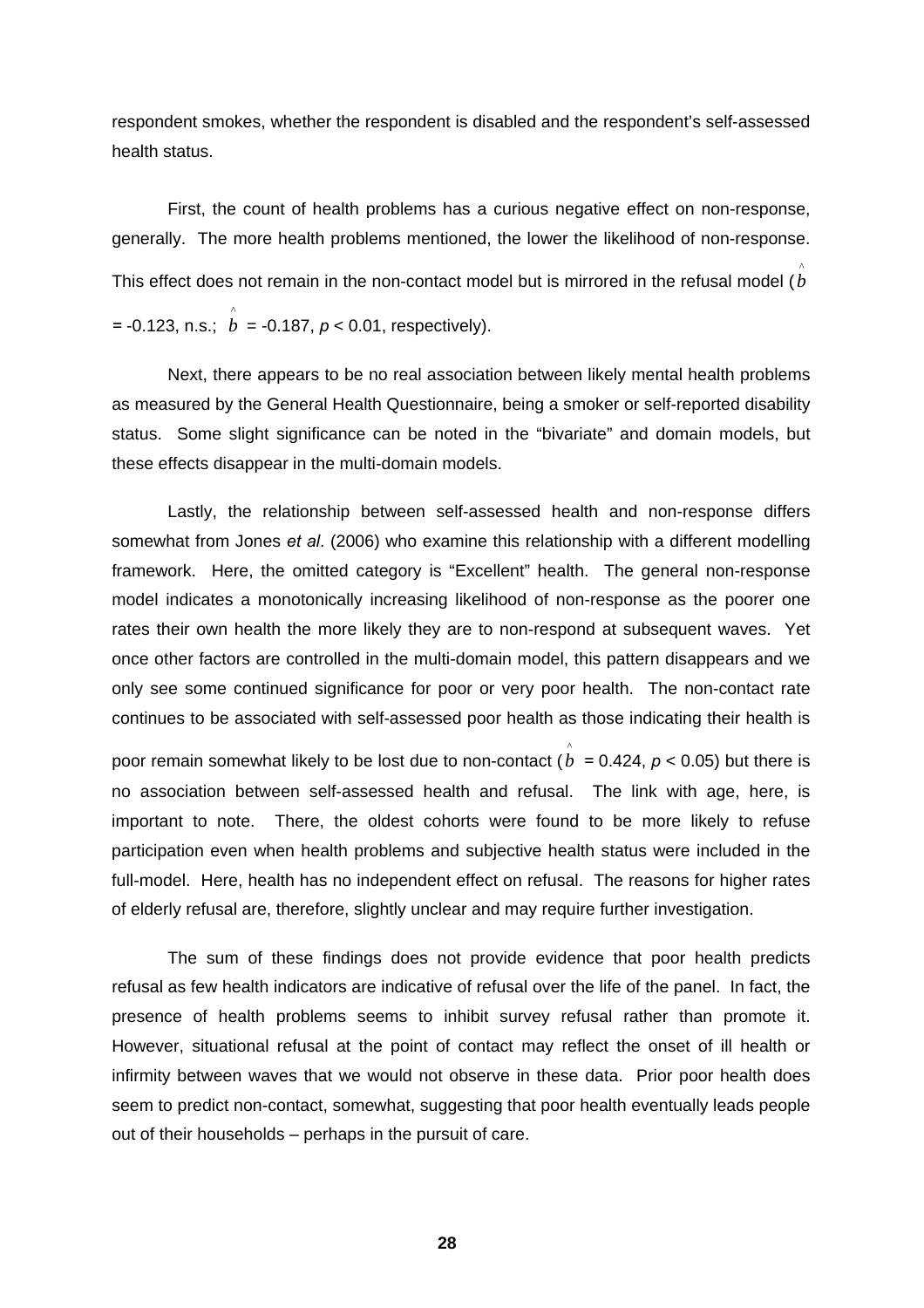respondent smokes, whether the respondent is disabled and the respondent's self-assessed health status.

First, the count of health problems has a curious negative effect on non-response, generally. The more health problems mentioned, the lower the likelihood of non-response. This effect does not remain in the non-contact model but is mirrored in the refusal model ($\hat{b}$ = -0.123, n.s.; $\hat{b}$ = -0.187, $p < 0.01$, respectively).

Next, there appears to be no real association between likely mental health problems as measured by the General Health Questionnaire, being a smoker or self-reported disability status. Some slight significance can be noted in the "bivariate" and domain models, but these effects disappear in the multi-domain models.

Lastly, the relationship between self-assessed health and non-response differs somewhat from Jones *et al*. (2006) who examine this relationship with a different modelling framework. Here, the omitted category is "Excellent" health. The general non-response model indicates a monotonically increasing likelihood of non-response as the poorer one rates their own health the more likely they are to non-respond at subsequent waves. Yet once other factors are controlled in the multi-domain model, this pattern disappears and we only see some continued significance for poor or very poor health. The non-contact rate continues to be associated with self-assessed poor health as those indicating their health is poor remain somewhat likely to be lost due to non-contact ($\hat{b}$ = 0.424, $p < 0.05$) but there is no association between self-assessed health and refusal. The link with age, here, is important to note. There, the oldest cohorts were found to be more likely to refuse participation even when health problems and subjective health status were included in the full-model. Here, health has no independent effect on refusal. The reasons for higher rates of elderly refusal are, therefore, slightly unclear and may require further investigation.

The sum of these findings does not provide evidence that poor health predicts refusal as few health indicators are indicative of refusal over the life of the panel. In fact, the presence of health problems seems to inhibit survey refusal rather than promote it. However, situational refusal at the point of contact may reflect the onset of ill health or infirmity between waves that we would not observe in these data. Prior poor health does seem to predict non-contact, somewhat, suggesting that poor health eventually leads people out of their households – perhaps in the pursuit of care.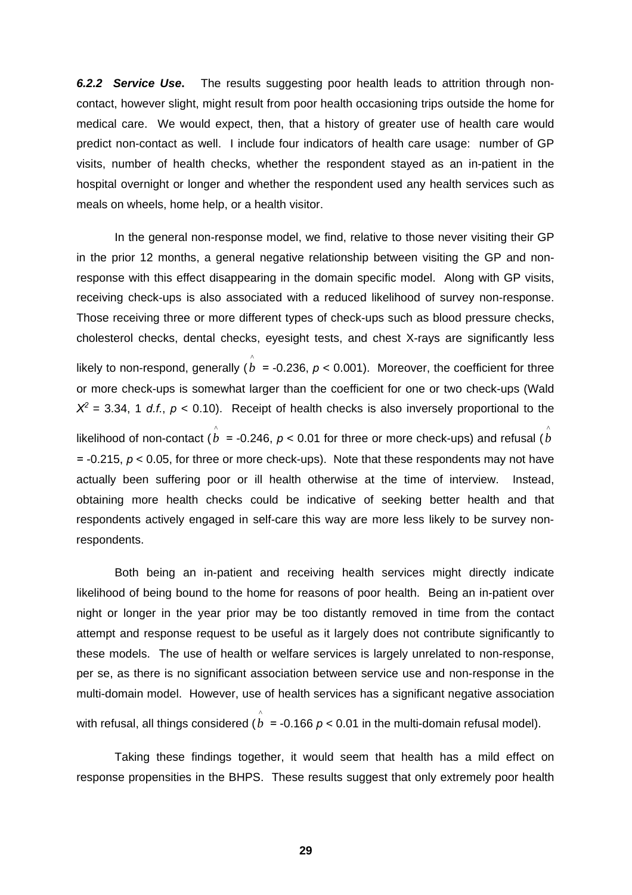***6.2.2 Service Use.*** The results suggesting poor health leads to attrition through non-contact, however slight, might result from poor health occasioning trips outside the home for medical care. We would expect, then, that a history of greater use of health care would predict non-contact as well. I include four indicators of health care usage: number of GP visits, number of health checks, whether the respondent stayed as an in-patient in the hospital overnight or longer and whether the respondent used any health services such as meals on wheels, home help, or a health visitor.

In the general non-response model, we find, relative to those never visiting their GP in the prior 12 months, a general negative relationship between visiting the GP and non-response with this effect disappearing in the domain specific model. Along with GP visits, receiving check-ups is also associated with a reduced likelihood of survey non-response. Those receiving three or more different types of check-ups such as blood pressure checks, cholesterol checks, dental checks, eyesight tests, and chest X-rays are significantly less likely to non-respond, generally ($\hat{b}$ = -0.236, $p < 0.001$). Moreover, the coefficient for three or more check-ups is somewhat larger than the coefficient for one or two check-ups (Wald $X^2 = 3.34$, 1 *d.f.*, $p < 0.10$). Receipt of health checks is also inversely proportional to the likelihood of non-contact ($\hat{b}$ = -0.246, $p < 0.01$ for three or more check-ups) and refusal ($\hat{b}$ = -0.215, $p < 0.05$, for three or more check-ups). Note that these respondents may not have actually been suffering poor or ill health otherwise at the time of interview. Instead, obtaining more health checks could be indicative of seeking better health and that respondents actively engaged in self-care this way are more less likely to be survey non-respondents.

Both being an in-patient and receiving health services might directly indicate likelihood of being bound to the home for reasons of poor health. Being an in-patient over night or longer in the year prior may be too distantly removed in time from the contact attempt and response request to be useful as it largely does not contribute significantly to these models. The use of health or welfare services is largely unrelated to non-response, per se, as there is no significant association between service use and non-response in the multi-domain model. However, use of health services has a significant negative association with refusal, all things considered ($\hat{b}$ = -0.166 $p < 0.01$ in the multi-domain refusal model).

Taking these findings together, it would seem that health has a mild effect on response propensities in the BHPS. These results suggest that only extremely poor health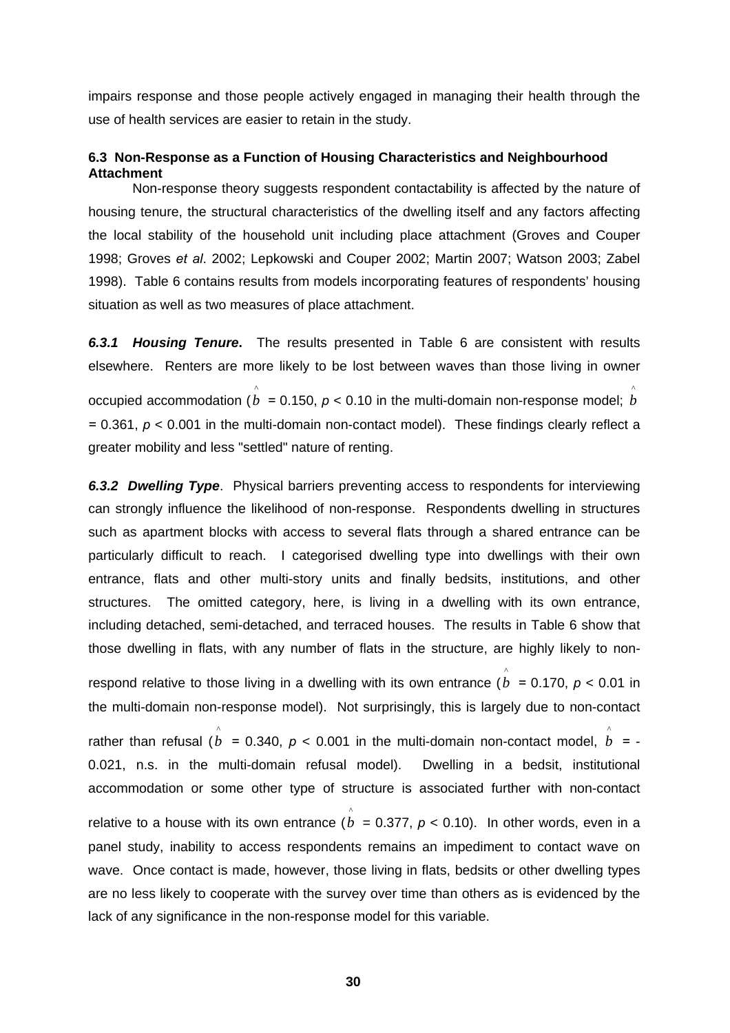impairs response and those people actively engaged in managing their health through the use of health services are easier to retain in the study.

### 6.3 Non-Response as a Function of Housing Characteristics and Neighbourhood Attachment

Non-response theory suggests respondent contactability is affected by the nature of housing tenure, the structural characteristics of the dwelling itself and any factors affecting the local stability of the household unit including place attachment (Groves and Couper 1998; Groves *et al*. 2002; Lepkowski and Couper 2002; Martin 2007; Watson 2003; Zabel 1998). Table 6 contains results from models incorporating features of respondents' housing situation as well as two measures of place attachment.

***6.3.1 Housing Tenure*.** The results presented in Table 6 are consistent with results elsewhere. Renters are more likely to be lost between waves than those living in owner occupied accommodation ($\hat{b}$ = 0.150, $p < 0.10$ in the multi-domain non-response model; $\hat{b}$ = 0.361, $p < 0.001$ in the multi-domain non-contact model). These findings clearly reflect a greater mobility and less "settled" nature of renting.

***6.3.2 Dwelling Type*.** Physical barriers preventing access to respondents for interviewing can strongly influence the likelihood of non-response. Respondents dwelling in structures such as apartment blocks with access to several flats through a shared entrance can be particularly difficult to reach. I categorised dwelling type into dwellings with their own entrance, flats and other multi-story units and finally bedsits, institutions, and other structures. The omitted category, here, is living in a dwelling with its own entrance, including detached, semi-detached, and terraced houses. The results in Table 6 show that those dwelling in flats, with any number of flats in the structure, are highly likely to non-respond relative to those living in a dwelling with its own entrance ($\hat{b}$ = 0.170, $p < 0.01$ in the multi-domain non-response model). Not surprisingly, this is largely due to non-contact rather than refusal ($\hat{b}$ = 0.340, $p < 0.001$ in the multi-domain non-contact model, $\hat{b}$ = -0.021, n.s. in the multi-domain refusal model). Dwelling in a bedsit, institutional accommodation or some other type of structure is associated further with non-contact relative to a house with its own entrance ($\hat{b}$ = 0.377, $p < 0.10$). In other words, even in a panel study, inability to access respondents remains an impediment to contact wave on wave. Once contact is made, however, those living in flats, bedsits or other dwelling types are no less likely to cooperate with the survey over time than others as is evidenced by the lack of any significance in the non-response model for this variable.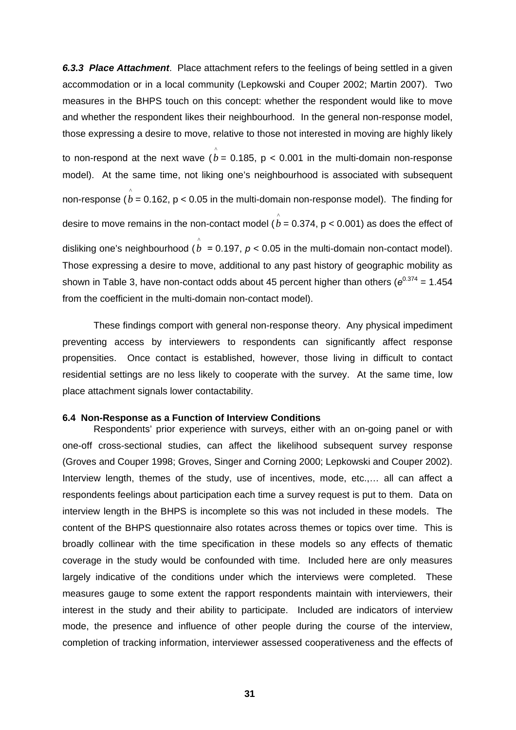***6.3.3 Place Attachment***. Place attachment refers to the feelings of being settled in a given accommodation or in a local community (Lepkowski and Couper 2002; Martin 2007). Two measures in the BHPS touch on this concept: whether the respondent would like to move and whether the respondent likes their neighbourhood. In the general non-response model, those expressing a desire to move, relative to those not interested in moving are highly likely to non-respond at the next wave ($\hat{b} = 0.185$, $p < 0.001$ in the multi-domain non-response model). At the same time, not liking one's neighbourhood is associated with subsequent non-response ($\hat{b} = 0.162$, $p < 0.05$ in the multi-domain non-response model). The finding for desire to move remains in the non-contact model ($\hat{b} = 0.374$, $p < 0.001$) as does the effect of disliking one's neighbourhood ($\hat{b} = 0.197$, $p < 0.05$ in the multi-domain non-contact model). Those expressing a desire to move, additional to any past history of geographic mobility as shown in Table 3, have non-contact odds about 45 percent higher than others ($e^{0.374} = 1.454$ from the coefficient in the multi-domain non-contact model).

These findings comport with general non-response theory. Any physical impediment preventing access by interviewers to respondents can significantly affect response propensities. Once contact is established, however, those living in difficult to contact residential settings are no less likely to cooperate with the survey. At the same time, low place attachment signals lower contactability.

### 6.4 Non-Response as a Function of Interview Conditions

Respondents' prior experience with surveys, either with an on-going panel or with one-off cross-sectional studies, can affect the likelihood subsequent survey response (Groves and Couper 1998; Groves, Singer and Corning 2000; Lepkowski and Couper 2002). Interview length, themes of the study, use of incentives, mode, etc.,… all can affect a respondents feelings about participation each time a survey request is put to them. Data on interview length in the BHPS is incomplete so this was not included in these models. The content of the BHPS questionnaire also rotates across themes or topics over time. This is broadly collinear with the time specification in these models so any effects of thematic coverage in the study would be confounded with time. Included here are only measures largely indicative of the conditions under which the interviews were completed. These measures gauge to some extent the rapport respondents maintain with interviewers, their interest in the study and their ability to participate. Included are indicators of interview mode, the presence and influence of other people during the course of the interview, completion of tracking information, interviewer assessed cooperativeness and the effects of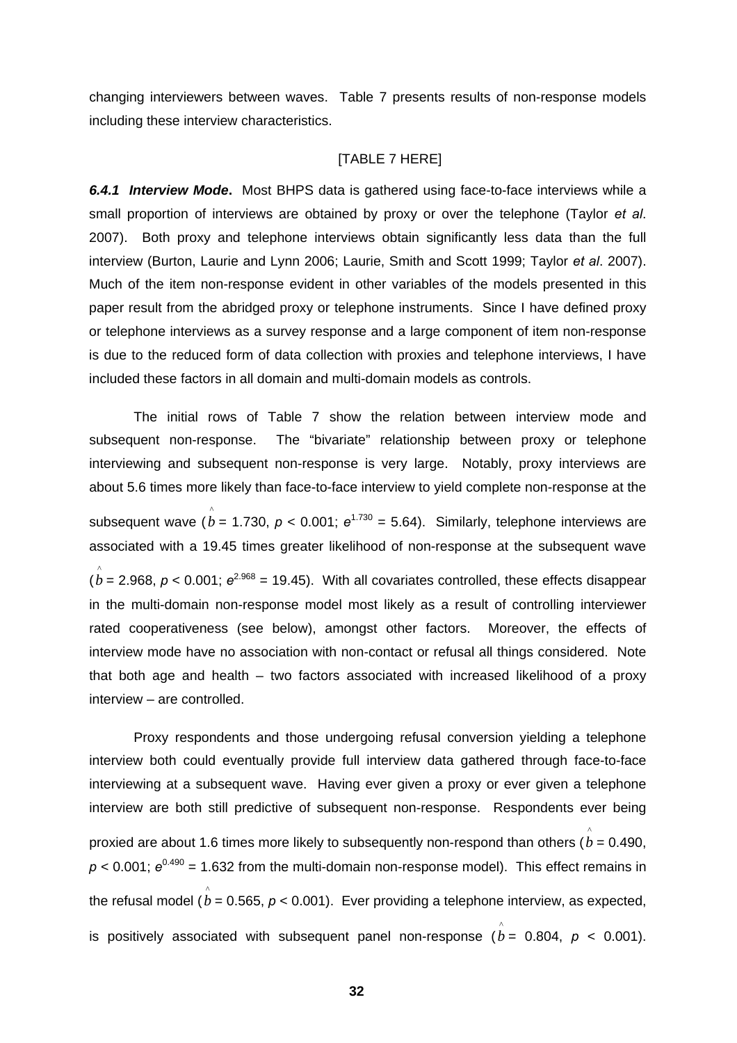changing interviewers between waves. Table 7 presents results of non-response models including these interview characteristics.

[TABLE 7 HERE]

***6.4.1 Interview Mode*.** Most BHPS data is gathered using face-to-face interviews while a small proportion of interviews are obtained by proxy or over the telephone (Taylor *et al*. 2007). Both proxy and telephone interviews obtain significantly less data than the full interview (Burton, Laurie and Lynn 2006; Laurie, Smith and Scott 1999; Taylor *et al*. 2007). Much of the item non-response evident in other variables of the models presented in this paper result from the abridged proxy or telephone instruments. Since I have defined proxy or telephone interviews as a survey response and a large component of item non-response is due to the reduced form of data collection with proxies and telephone interviews, I have included these factors in all domain and multi-domain models as controls.

The initial rows of Table 7 show the relation between interview mode and subsequent non-response. The "bivariate" relationship between proxy or telephone interviewing and subsequent non-response is very large. Notably, proxy interviews are about 5.6 times more likely than face-to-face interview to yield complete non-response at the subsequent wave ($\hat{b} = 1.730$, $p < 0.001$; $e^{1.730} = 5.64$). Similarly, telephone interviews are associated with a 19.45 times greater likelihood of non-response at the subsequent wave ($\hat{b} = 2.968$, $p < 0.001$; $e^{2.968} = 19.45$). With all covariates controlled, these effects disappear in the multi-domain non-response model most likely as a result of controlling interviewer rated cooperativeness (see below), amongst other factors. Moreover, the effects of interview mode have no association with non-contact or refusal all things considered. Note that both age and health – two factors associated with increased likelihood of a proxy interview – are controlled.

Proxy respondents and those undergoing refusal conversion yielding a telephone interview both could eventually provide full interview data gathered through face-to-face interviewing at a subsequent wave. Having ever given a proxy or ever given a telephone interview are both still predictive of subsequent non-response. Respondents ever being proxied are about 1.6 times more likely to subsequently non-respond than others ($\hat{b} = 0.490$, $p < 0.001$; $e^{0.490} = 1.632$ from the multi-domain non-response model). This effect remains in the refusal model ($\hat{b} = 0.565$, $p < 0.001$). Ever providing a telephone interview, as expected, is positively associated with subsequent panel non-response ($\hat{b} = 0.804$, $p < 0.001$).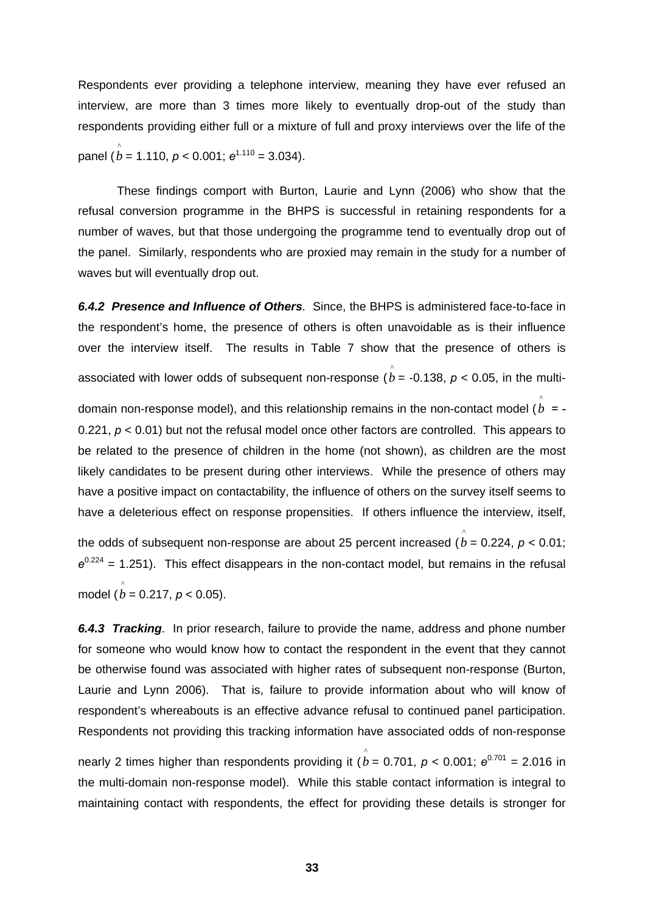Respondents ever providing a telephone interview, meaning they have ever refused an interview, are more than 3 times more likely to eventually drop-out of the study than respondents providing either full or a mixture of full and proxy interviews over the life of the panel ($\hat{b} = 1.110$, $p < 0.001$; $e^{1.110} = 3.034$).

These findings comport with Burton, Laurie and Lynn (2006) who show that the refusal conversion programme in the BHPS is successful in retaining respondents for a number of waves, but that those undergoing the programme tend to eventually drop out of the panel. Similarly, respondents who are proxied may remain in the study for a number of waves but will eventually drop out.

***6.4.2 Presence and Influence of Others***. Since, the BHPS is administered face-to-face in the respondent's home, the presence of others is often unavoidable as is their influence over the interview itself. The results in Table 7 show that the presence of others is associated with lower odds of subsequent non-response ($\hat{b} = -0.138$, $p < 0.05$, in the multi-domain non-response model), and this relationship remains in the non-contact model ($\hat{b} = -0.221$, $p < 0.01$) but not the refusal model once other factors are controlled. This appears to be related to the presence of children in the home (not shown), as children are the most likely candidates to be present during other interviews. While the presence of others may have a positive impact on contactability, the influence of others on the survey itself seems to have a deleterious effect on response propensities. If others influence the interview, itself, the odds of subsequent non-response are about 25 percent increased ($\hat{b} = 0.224$, $p < 0.01$; $e^{0.224} = 1.251$). This effect disappears in the non-contact model, but remains in the refusal model ($\hat{b} = 0.217$, $p < 0.05$).

***6.4.3 Tracking***. In prior research, failure to provide the name, address and phone number for someone who would know how to contact the respondent in the event that they cannot be otherwise found was associated with higher rates of subsequent non-response (Burton, Laurie and Lynn 2006). That is, failure to provide information about who will know of respondent's whereabouts is an effective advance refusal to continued panel participation. Respondents not providing this tracking information have associated odds of non-response nearly 2 times higher than respondents providing it ($\hat{b} = 0.701$, $p < 0.001$; $e^{0.701} = 2.016$ in the multi-domain non-response model). While this stable contact information is integral to maintaining contact with respondents, the effect for providing these details is stronger for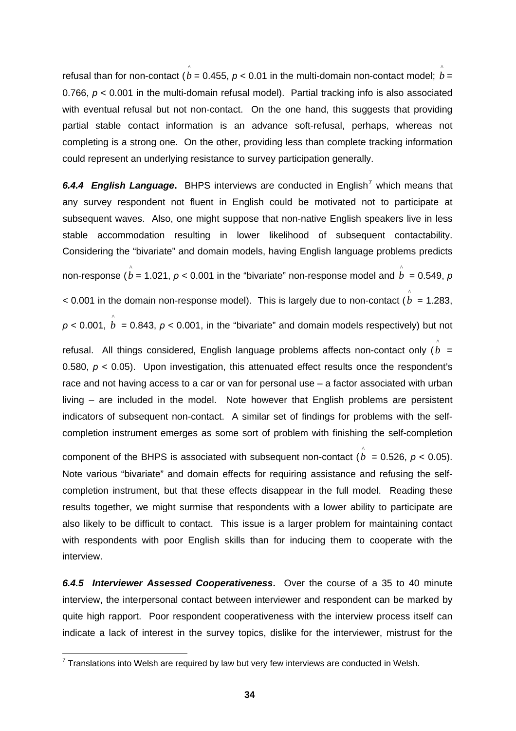refusal than for non-contact ($\hat{b} = 0.455$, $p < 0.01$ in the multi-domain non-contact model; $\hat{b} = 0.766$, $p < 0.001$ in the multi-domain refusal model). Partial tracking info is also associated with eventual refusal but not non-contact. On the one hand, this suggests that providing partial stable contact information is an advance soft-refusal, perhaps, whereas not completing is a strong one. On the other, providing less than complete tracking information could represent an underlying resistance to survey participation generally.

***6.4.4 English Language*.** BHPS interviews are conducted in English[7] which means that any survey respondent not fluent in English could be motivated not to participate at subsequent waves. Also, one might suppose that non-native English speakers live in less stable accommodation resulting in lower likelihood of subsequent contactability. Considering the "bivariate" and domain models, having English language problems predicts non-response ($\hat{b} = 1.021$, $p < 0.001$ in the "bivariate" non-response model and $\hat{b} = 0.549$, $p < 0.001$ in the domain non-response model). This is largely due to non-contact ($\hat{b} = 1.283$, $p < 0.001$, $\hat{b} = 0.843$, $p < 0.001$, in the "bivariate" and domain models respectively) but not refusal. All things considered, English language problems affects non-contact only ($\hat{b} = 0.580$, $p < 0.05$). Upon investigation, this attenuated effect results once the respondent's race and not having access to a car or van for personal use – a factor associated with urban living – are included in the model. Note however that English problems are persistent indicators of subsequent non-contact. A similar set of findings for problems with the self-completion instrument emerges as some sort of problem with finishing the self-completion component of the BHPS is associated with subsequent non-contact ($\hat{b} = 0.526$, $p < 0.05$). Note various "bivariate" and domain effects for requiring assistance and refusing the self-completion instrument, but that these effects disappear in the full model. Reading these results together, we might surmise that respondents with a lower ability to participate are also likely to be difficult to contact. This issue is a larger problem for maintaining contact with respondents with poor English skills than for inducing them to cooperate with the interview.

***6.4.5 Interviewer Assessed Cooperativeness*.** Over the course of a 35 to 40 minute interview, the interpersonal contact between interviewer and respondent can be marked by quite high rapport. Poor respondent cooperativeness with the interview process itself can indicate a lack of interest in the survey topics, dislike for the interviewer, mistrust for the

[7] Translations into Welsh are required by law but very few interviews are conducted in Welsh.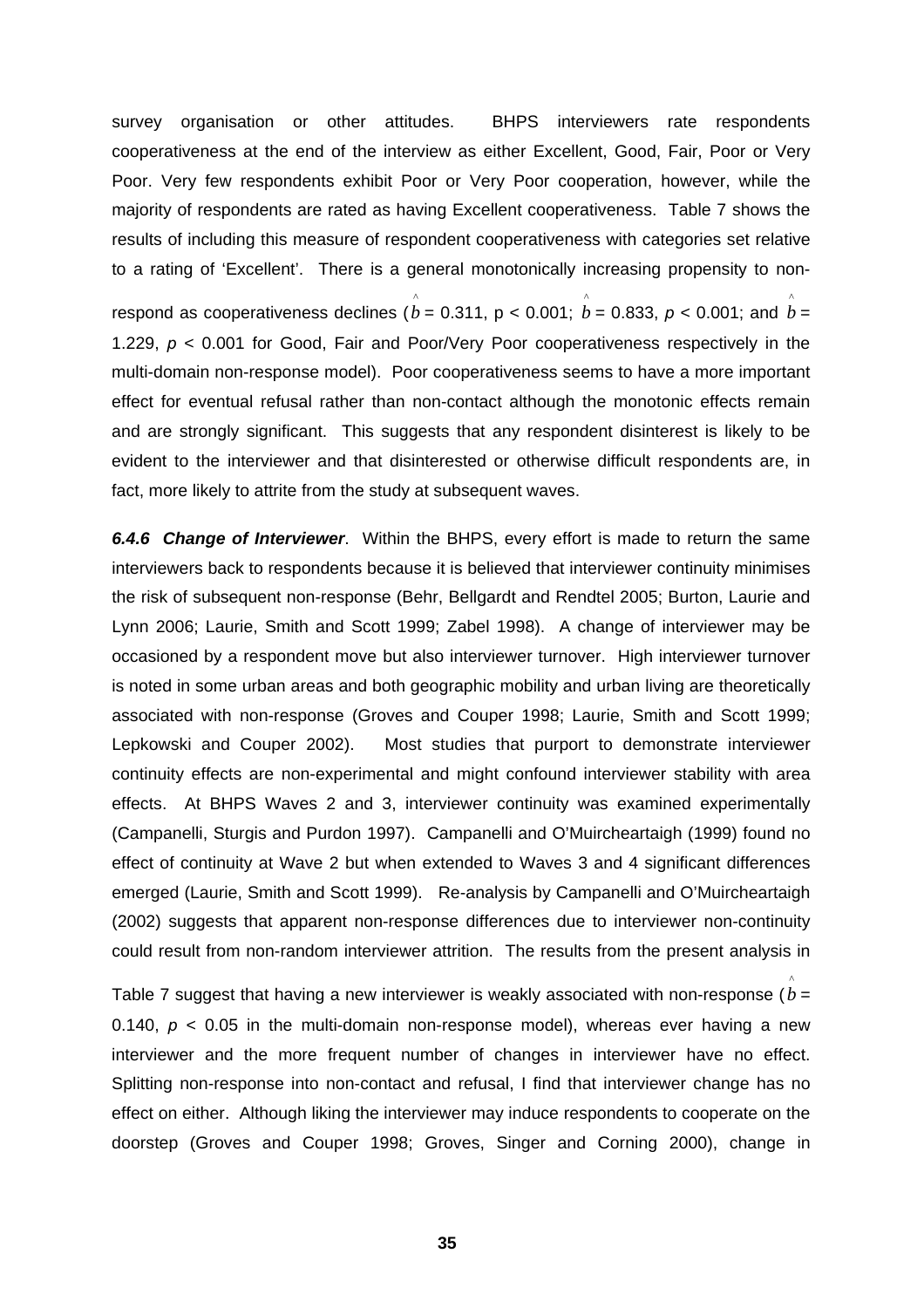survey organisation or other attitudes. BHPS interviewers rate respondents cooperativeness at the end of the interview as either Excellent, Good, Fair, Poor or Very Poor. Very few respondents exhibit Poor or Very Poor cooperation, however, while the majority of respondents are rated as having Excellent cooperativeness. Table 7 shows the results of including this measure of respondent cooperativeness with categories set relative to a rating of 'Excellent'. There is a general monotonically increasing propensity to non-respond as cooperativeness declines ($\hat{b}$ = 0.311, p < 0.001; $\hat{b}$ = 0.833, $p$ < 0.001; and $\hat{b}$ = 1.229, $p$ < 0.001 for Good, Fair and Poor/Very Poor cooperativeness respectively in the multi-domain non-response model). Poor cooperativeness seems to have a more important effect for eventual refusal rather than non-contact although the monotonic effects remain and are strongly significant. This suggests that any respondent disinterest is likely to be evident to the interviewer and that disinterested or otherwise difficult respondents are, in fact, more likely to attrite from the study at subsequent waves.

***6.4.6 Change of Interviewer***. Within the BHPS, every effort is made to return the same interviewers back to respondents because it is believed that interviewer continuity minimises the risk of subsequent non-response (Behr, Bellgardt and Rendtel 2005; Burton, Laurie and Lynn 2006; Laurie, Smith and Scott 1999; Zabel 1998). A change of interviewer may be occasioned by a respondent move but also interviewer turnover. High interviewer turnover is noted in some urban areas and both geographic mobility and urban living are theoretically associated with non-response (Groves and Couper 1998; Laurie, Smith and Scott 1999; Lepkowski and Couper 2002). Most studies that purport to demonstrate interviewer continuity effects are non-experimental and might confound interviewer stability with area effects. At BHPS Waves 2 and 3, interviewer continuity was examined experimentally (Campanelli, Sturgis and Purdon 1997). Campanelli and O'Muircheartaigh (1999) found no effect of continuity at Wave 2 but when extended to Waves 3 and 4 significant differences emerged (Laurie, Smith and Scott 1999). Re-analysis by Campanelli and O'Muircheartaigh (2002) suggests that apparent non-response differences due to interviewer non-continuity could result from non-random interviewer attrition. The results from the present analysis in Table 7 suggest that having a new interviewer is weakly associated with non-response ($\hat{b}$ = 0.140, $p$ < 0.05 in the multi-domain non-response model), whereas ever having a new interviewer and the more frequent number of changes in interviewer have no effect. Splitting non-response into non-contact and refusal, I find that interviewer change has no effect on either. Although liking the interviewer may induce respondents to cooperate on the doorstep (Groves and Couper 1998; Groves, Singer and Corning 2000), change in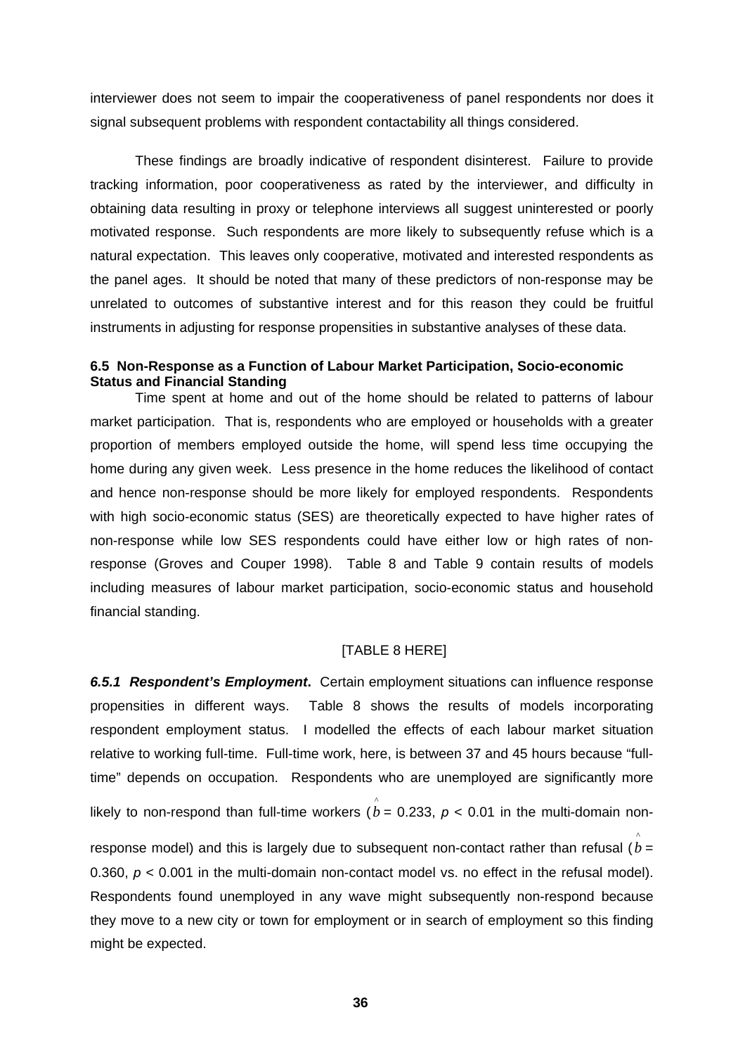interviewer does not seem to impair the cooperativeness of panel respondents nor does it signal subsequent problems with respondent contactability all things considered.

These findings are broadly indicative of respondent disinterest. Failure to provide tracking information, poor cooperativeness as rated by the interviewer, and difficulty in obtaining data resulting in proxy or telephone interviews all suggest uninterested or poorly motivated response. Such respondents are more likely to subsequently refuse which is a natural expectation. This leaves only cooperative, motivated and interested respondents as the panel ages. It should be noted that many of these predictors of non-response may be unrelated to outcomes of substantive interest and for this reason they could be fruitful instruments in adjusting for response propensities in substantive analyses of these data.

### 6.5 Non-Response as a Function of Labour Market Participation, Socio-economic Status and Financial Standing

Time spent at home and out of the home should be related to patterns of labour market participation. That is, respondents who are employed or households with a greater proportion of members employed outside the home, will spend less time occupying the home during any given week. Less presence in the home reduces the likelihood of contact and hence non-response should be more likely for employed respondents. Respondents with high socio-economic status (SES) are theoretically expected to have higher rates of non-response while low SES respondents could have either low or high rates of non-response (Groves and Couper 1998). Table 8 and Table 9 contain results of models including measures of labour market participation, socio-economic status and household financial standing.

[TABLE 8 HERE]

***6.5.1 Respondent's Employment*.** Certain employment situations can influence response propensities in different ways. Table 8 shows the results of models incorporating respondent employment status. I modelled the effects of each labour market situation relative to working full-time. Full-time work, here, is between 37 and 45 hours because "full-time" depends on occupation. Respondents who are unemployed are significantly more likely to non-respond than full-time workers ($\hat{b} = 0.233$, $p < 0.01$ in the multi-domain non-response model) and this is largely due to subsequent non-contact rather than refusal ($\hat{b} = 0.360$, $p < 0.001$ in the multi-domain non-contact model vs. no effect in the refusal model). Respondents found unemployed in any wave might subsequently non-respond because they move to a new city or town for employment or in search of employment so this finding might be expected.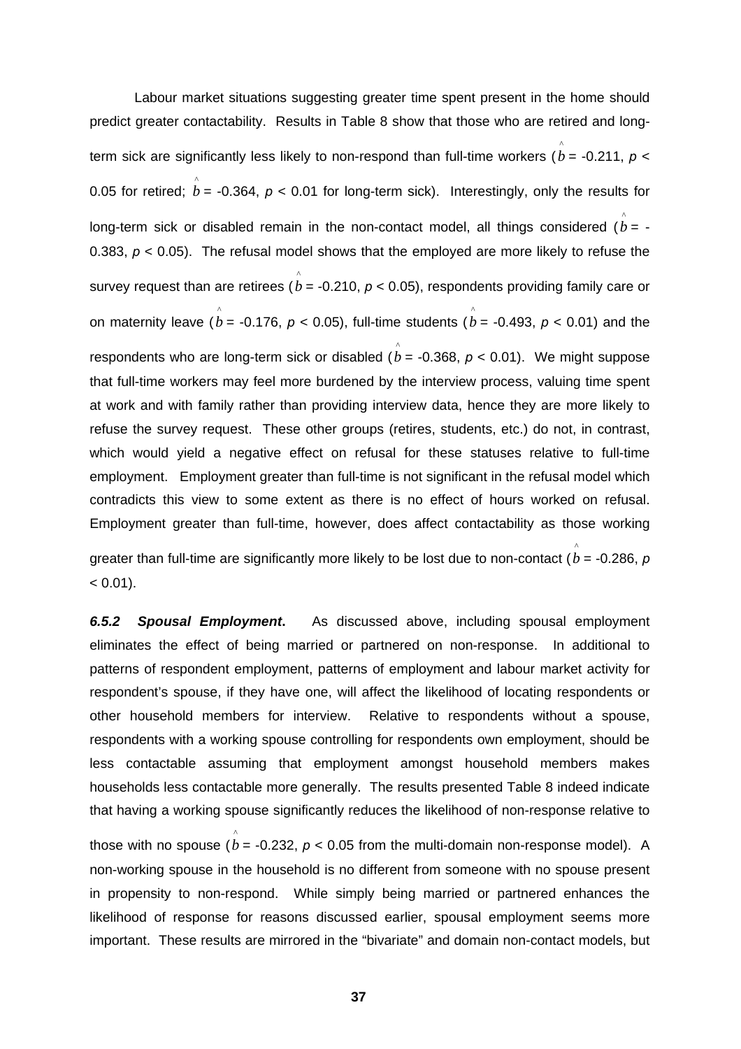Labour market situations suggesting greater time spent present in the home should predict greater contactability. Results in Table 8 show that those who are retired and long-term sick are significantly less likely to non-respond than full-time workers ($\hat{b}$ = -0.211, $p$ < 0.05 for retired; $\hat{b}$ = -0.364, $p$ < 0.01 for long-term sick). Interestingly, only the results for long-term sick or disabled remain in the non-contact model, all things considered ($\hat{b}$ = -0.383, $p$ < 0.05). The refusal model shows that the employed are more likely to refuse the survey request than are retirees ($\hat{b}$ = -0.210, $p$ < 0.05), respondents providing family care or on maternity leave ($\hat{b}$ = -0.176, $p$ < 0.05), full-time students ($\hat{b}$ = -0.493, $p$ < 0.01) and the respondents who are long-term sick or disabled ($\hat{b}$ = -0.368, $p$ < 0.01). We might suppose that full-time workers may feel more burdened by the interview process, valuing time spent at work and with family rather than providing interview data, hence they are more likely to refuse the survey request. These other groups (retires, students, etc.) do not, in contrast, which would yield a negative effect on refusal for these statuses relative to full-time employment. Employment greater than full-time is not significant in the refusal model which contradicts this view to some extent as there is no effect of hours worked on refusal. Employment greater than full-time, however, does affect contactability as those working greater than full-time are significantly more likely to be lost due to non-contact ($\hat{b}$ = -0.286, $p$ < 0.01).

***6.5.2 Spousal Employment*.** As discussed above, including spousal employment eliminates the effect of being married or partnered on non-response. In additional to patterns of respondent employment, patterns of employment and labour market activity for respondent's spouse, if they have one, will affect the likelihood of locating respondents or other household members for interview. Relative to respondents without a spouse, respondents with a working spouse controlling for respondents own employment, should be less contactable assuming that employment amongst household members makes households less contactable more generally. The results presented Table 8 indeed indicate that having a working spouse significantly reduces the likelihood of non-response relative to those with no spouse ($\hat{b}$ = -0.232, $p$ < 0.05 from the multi-domain non-response model). A non-working spouse in the household is no different from someone with no spouse present in propensity to non-respond. While simply being married or partnered enhances the likelihood of response for reasons discussed earlier, spousal employment seems more important. These results are mirrored in the "bivariate" and domain non-contact models, but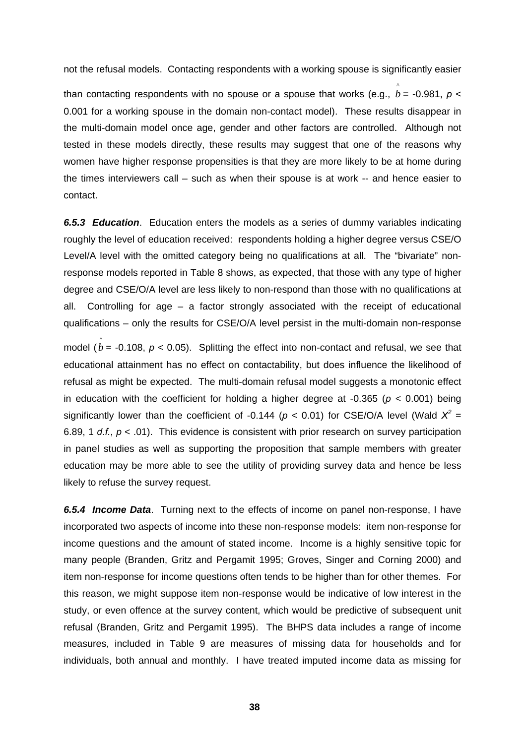not the refusal models. Contacting respondents with a working spouse is significantly easier than contacting respondents with no spouse or a spouse that works (e.g., $\hat{b}$ = -0.981, $p <$ 0.001 for a working spouse in the domain non-contact model). These results disappear in the multi-domain model once age, gender and other factors are controlled. Although not tested in these models directly, these results may suggest that one of the reasons why women have higher response propensities is that they are more likely to be at home during the times interviewers call – such as when their spouse is at work -- and hence easier to contact.

***6.5.3 Education***. Education enters the models as a series of dummy variables indicating roughly the level of education received: respondents holding a higher degree versus CSE/O Level/A level with the omitted category being no qualifications at all. The "bivariate" non-response models reported in Table 8 shows, as expected, that those with any type of higher degree and CSE/O/A level are less likely to non-respond than those with no qualifications at all. Controlling for age – a factor strongly associated with the receipt of educational qualifications – only the results for CSE/O/A level persist in the multi-domain non-response model ($\hat{b}$ = -0.108, $p < 0.05$). Splitting the effect into non-contact and refusal, we see that educational attainment has no effect on contactability, but does influence the likelihood of refusal as might be expected. The multi-domain refusal model suggests a monotonic effect in education with the coefficient for holding a higher degree at -0.365 ($p < 0.001$) being significantly lower than the coefficient of -0.144 ($p < 0.01$) for CSE/O/A level (Wald $X^2$ = 6.89, 1 *d.f.*, $p < .01$). This evidence is consistent with prior research on survey participation in panel studies as well as supporting the proposition that sample members with greater education may be more able to see the utility of providing survey data and hence be less likely to refuse the survey request.

***6.5.4 Income Data***. Turning next to the effects of income on panel non-response, I have incorporated two aspects of income into these non-response models: item non-response for income questions and the amount of stated income. Income is a highly sensitive topic for many people (Branden, Gritz and Pergamit 1995; Groves, Singer and Corning 2000) and item non-response for income questions often tends to be higher than for other themes. For this reason, we might suppose item non-response would be indicative of low interest in the study, or even offence at the survey content, which would be predictive of subsequent unit refusal (Branden, Gritz and Pergamit 1995). The BHPS data includes a range of income measures, included in Table 9 are measures of missing data for households and for individuals, both annual and monthly. I have treated imputed income data as missing for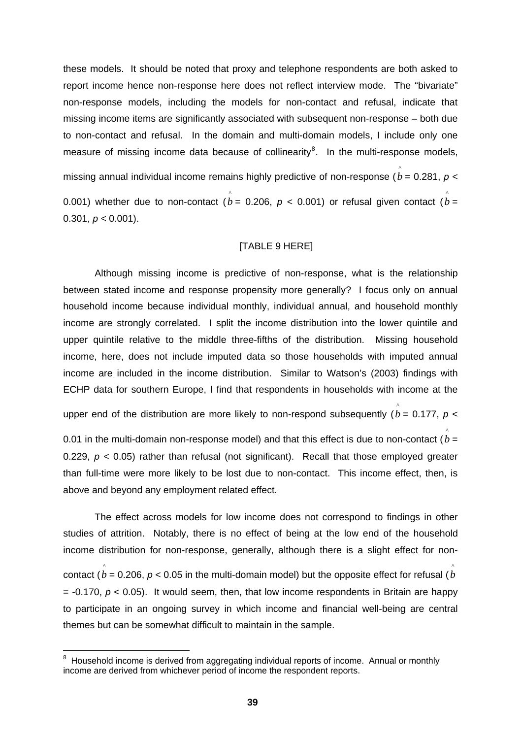these models. It should be noted that proxy and telephone respondents are both asked to report income hence non-response here does not reflect interview mode. The "bivariate" non-response models, including the models for non-contact and refusal, indicate that missing income items are significantly associated with subsequent non-response – both due to non-contact and refusal. In the domain and multi-domain models, I include only one measure of missing income data because of collinearity[8]. In the multi-response models, missing annual individual income remains highly predictive of non-response ($\hat{b}$ = 0.281, $p$ < 0.001) whether due to non-contact ($\hat{b}$ = 0.206, $p$ < 0.001) or refusal given contact ($\hat{b}$ = 0.301, $p$ < 0.001).

[TABLE 9 HERE]

Although missing income is predictive of non-response, what is the relationship between stated income and response propensity more generally? I focus only on annual household income because individual monthly, individual annual, and household monthly income are strongly correlated. I split the income distribution into the lower quintile and upper quintile relative to the middle three-fifths of the distribution. Missing household income, here, does not include imputed data so those households with imputed annual income are included in the income distribution. Similar to Watson's (2003) findings with ECHP data for southern Europe, I find that respondents in households with income at the upper end of the distribution are more likely to non-respond subsequently ($\hat{b}$ = 0.177, $p$ < 0.01 in the multi-domain non-response model) and that this effect is due to non-contact ($\hat{b}$ = 0.229, $p$ < 0.05) rather than refusal (not significant). Recall that those employed greater than full-time were more likely to be lost due to non-contact. This income effect, then, is above and beyond any employment related effect.

The effect across models for low income does not correspond to findings in other studies of attrition. Notably, there is no effect of being at the low end of the household income distribution for non-response, generally, although there is a slight effect for non-contact ($\hat{b}$ = 0.206, $p$ < 0.05 in the multi-domain model) but the opposite effect for refusal ($\hat{b}$ = -0.170, $p$ < 0.05). It would seem, then, that low income respondents in Britain are happy to participate in an ongoing survey in which income and financial well-being are central themes but can be somewhat difficult to maintain in the sample.

[8] Household income is derived from aggregating individual reports of income. Annual or monthly income are derived from whichever period of income the respondent reports.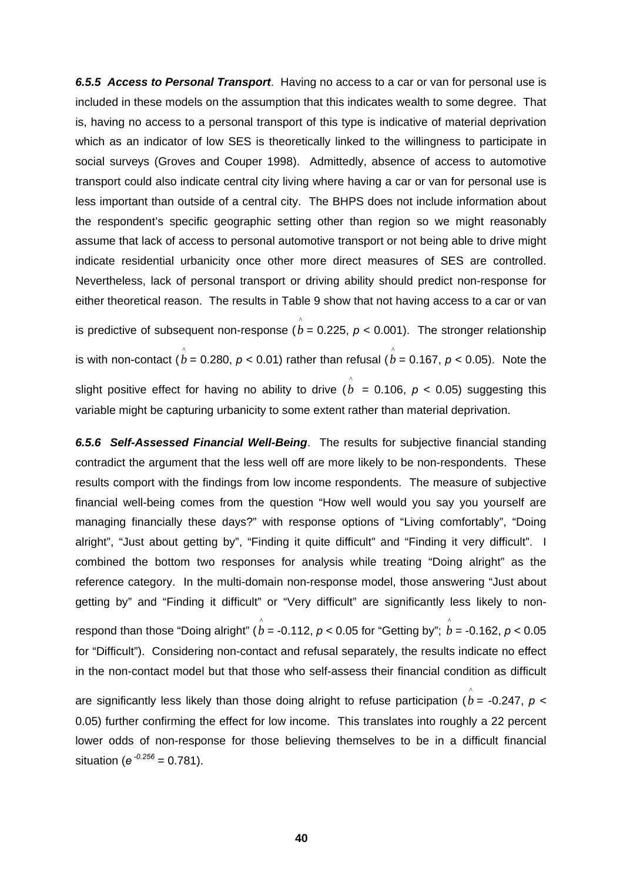***6.5.5 Access to Personal Transport***. Having no access to a car or van for personal use is included in these models on the assumption that this indicates wealth to some degree. That is, having no access to a personal transport of this type is indicative of material deprivation which as an indicator of low SES is theoretically linked to the willingness to participate in social surveys (Groves and Couper 1998). Admittedly, absence of access to automotive transport could also indicate central city living where having a car or van for personal use is less important than outside of a central city. The BHPS does not include information about the respondent's specific geographic setting other than region so we might reasonably assume that lack of access to personal automotive transport or not being able to drive might indicate residential urbanicity once other more direct measures of SES are controlled. Nevertheless, lack of personal transport or driving ability should predict non-response for either theoretical reason. The results in Table 9 show that not having access to a car or van is predictive of subsequent non-response ($\hat{b} = 0.225$, $p < 0.001$). The stronger relationship is with non-contact ($\hat{b} = 0.280$, $p < 0.01$) rather than refusal ($\hat{b} = 0.167$, $p < 0.05$). Note the slight positive effect for having no ability to drive ($\hat{b} = 0.106$, $p < 0.05$) suggesting this variable might be capturing urbanicity to some extent rather than material deprivation.

***6.5.6 Self-Assessed Financial Well-Being***. The results for subjective financial standing contradict the argument that the less well off are more likely to be non-respondents. These results comport with the findings from low income respondents. The measure of subjective financial well-being comes from the question "How well would you say you yourself are managing financially these days?" with response options of "Living comfortably", "Doing alright", "Just about getting by", "Finding it quite difficult" and "Finding it very difficult". I combined the bottom two responses for analysis while treating "Doing alright" as the reference category. In the multi-domain non-response model, those answering "Just about getting by" and "Finding it difficult" or "Very difficult" are significantly less likely to non-respond than those "Doing alright" ($\hat{b} = -0.112$, $p < 0.05$ for "Getting by"; $\hat{b} = -0.162$, $p < 0.05$ for "Difficult"). Considering non-contact and refusal separately, the results indicate no effect in the non-contact model but that those who self-assess their financial condition as difficult are significantly less likely than those doing alright to refuse participation ($\hat{b} = -0.247$, $p < 0.05$) further confirming the effect for low income. This translates into roughly a 22 percent lower odds of non-response for those believing themselves to be in a difficult financial situation ($e^{-0.256} = 0.781$).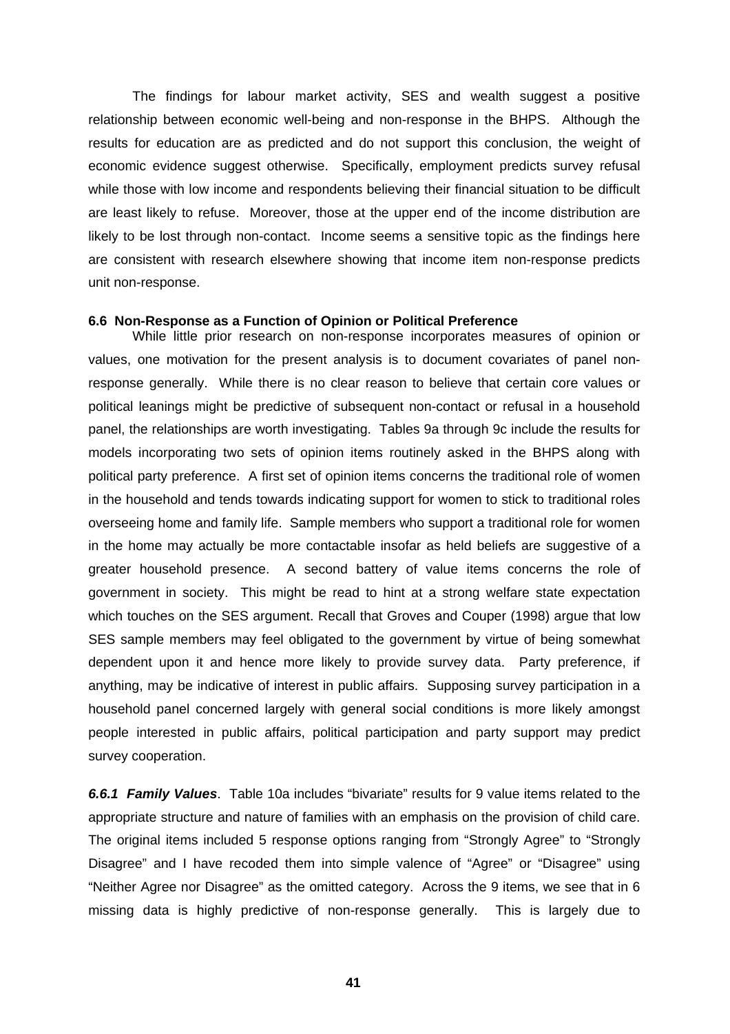The findings for labour market activity, SES and wealth suggest a positive relationship between economic well-being and non-response in the BHPS. Although the results for education are as predicted and do not support this conclusion, the weight of economic evidence suggest otherwise. Specifically, employment predicts survey refusal while those with low income and respondents believing their financial situation to be difficult are least likely to refuse. Moreover, those at the upper end of the income distribution are likely to be lost through non-contact. Income seems a sensitive topic as the findings here are consistent with research elsewhere showing that income item non-response predicts unit non-response.

### 6.6 Non-Response as a Function of Opinion or Political Preference

While little prior research on non-response incorporates measures of opinion or values, one motivation for the present analysis is to document covariates of panel non-response generally. While there is no clear reason to believe that certain core values or political leanings might be predictive of subsequent non-contact or refusal in a household panel, the relationships are worth investigating. Tables 9a through 9c include the results for models incorporating two sets of opinion items routinely asked in the BHPS along with political party preference. A first set of opinion items concerns the traditional role of women in the household and tends towards indicating support for women to stick to traditional roles overseeing home and family life. Sample members who support a traditional role for women in the home may actually be more contactable insofar as held beliefs are suggestive of a greater household presence. A second battery of value items concerns the role of government in society. This might be read to hint at a strong welfare state expectation which touches on the SES argument. Recall that Groves and Couper (1998) argue that low SES sample members may feel obligated to the government by virtue of being somewhat dependent upon it and hence more likely to provide survey data. Party preference, if anything, may be indicative of interest in public affairs. Supposing survey participation in a household panel concerned largely with general social conditions is more likely amongst people interested in public affairs, political participation and party support may predict survey cooperation.

***6.6.1 Family Values***. Table 10a includes "bivariate" results for 9 value items related to the appropriate structure and nature of families with an emphasis on the provision of child care. The original items included 5 response options ranging from "Strongly Agree" to "Strongly Disagree" and I have recoded them into simple valence of "Agree" or "Disagree" using "Neither Agree nor Disagree" as the omitted category. Across the 9 items, we see that in 6 missing data is highly predictive of non-response generally. This is largely due to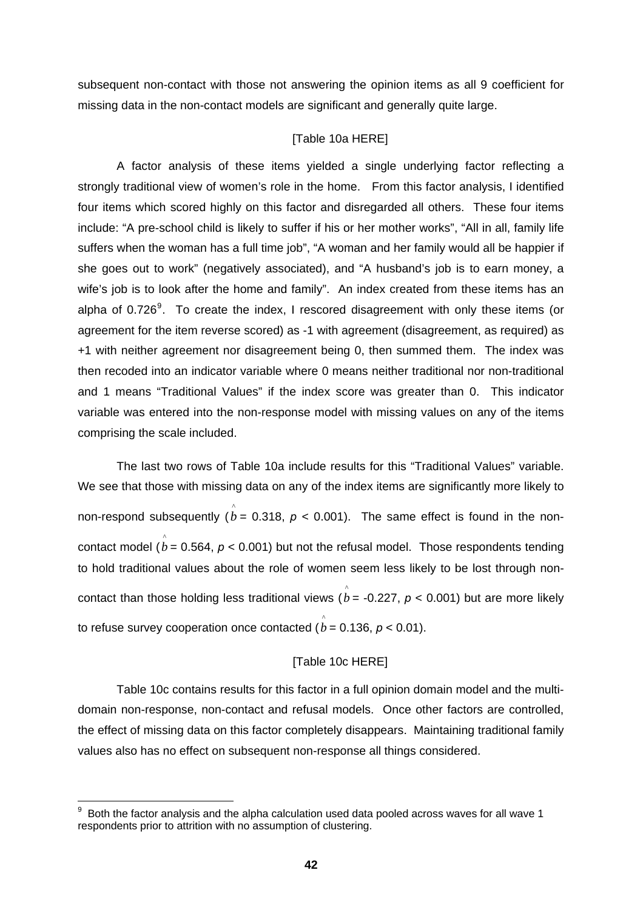subsequent non-contact with those not answering the opinion items as all 9 coefficient for missing data in the non-contact models are significant and generally quite large.

[Table 10a HERE]

A factor analysis of these items yielded a single underlying factor reflecting a strongly traditional view of women's role in the home. From this factor analysis, I identified four items which scored highly on this factor and disregarded all others. These four items include: "A pre-school child is likely to suffer if his or her mother works", "All in all, family life suffers when the woman has a full time job", "A woman and her family would all be happier if she goes out to work" (negatively associated), and "A husband's job is to earn money, a wife's job is to look after the home and family". An index created from these items has an alpha of 0.726[9]. To create the index, I rescored disagreement with only these items (or agreement for the item reverse scored) as -1 with agreement (disagreement, as required) as +1 with neither agreement nor disagreement being 0, then summed them. The index was then recoded into an indicator variable where 0 means neither traditional nor non-traditional and 1 means "Traditional Values" if the index score was greater than 0. This indicator variable was entered into the non-response model with missing values on any of the items comprising the scale included.

The last two rows of Table 10a include results for this "Traditional Values" variable. We see that those with missing data on any of the index items are significantly more likely to non-respond subsequently ($\hat{b} = 0.318$, $p < 0.001$). The same effect is found in the non-contact model ($\hat{b} = 0.564$, $p < 0.001$) but not the refusal model. Those respondents tending to hold traditional values about the role of women seem less likely to be lost through non-contact than those holding less traditional views ($\hat{b} = -0.227$, $p < 0.001$) but are more likely to refuse survey cooperation once contacted ($\hat{b} = 0.136$, $p < 0.01$).

[Table 10c HERE]

Table 10c contains results for this factor in a full opinion domain model and the multi-domain non-response, non-contact and refusal models. Once other factors are controlled, the effect of missing data on this factor completely disappears. Maintaining traditional family values also has no effect on subsequent non-response all things considered.

---

[9] Both the factor analysis and the alpha calculation used data pooled across waves for all wave 1 respondents prior to attrition with no assumption of clustering.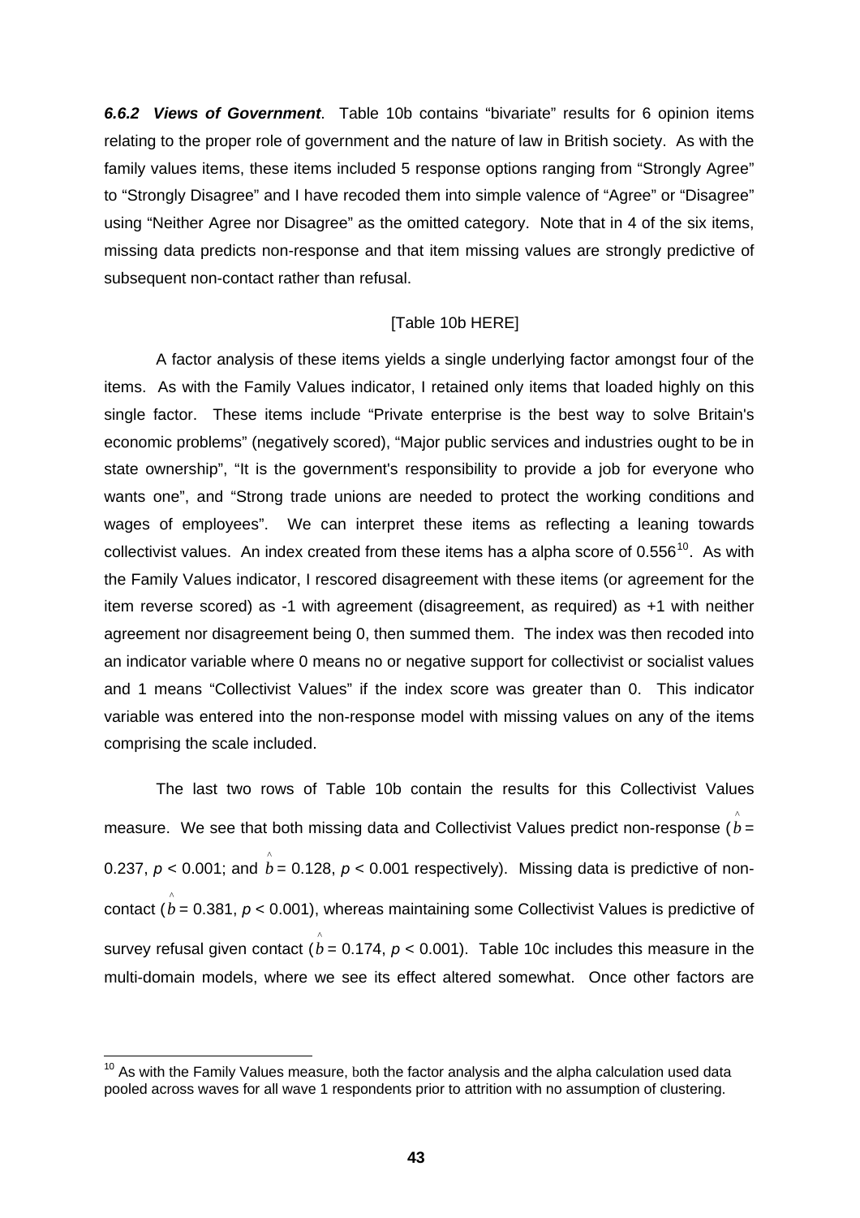***6.6.2 Views of Government***. Table 10b contains "bivariate" results for 6 opinion items relating to the proper role of government and the nature of law in British society. As with the family values items, these items included 5 response options ranging from "Strongly Agree" to "Strongly Disagree" and I have recoded them into simple valence of "Agree" or "Disagree" using "Neither Agree nor Disagree" as the omitted category. Note that in 4 of the six items, missing data predicts non-response and that item missing values are strongly predictive of subsequent non-contact rather than refusal.

[Table 10b HERE]

A factor analysis of these items yields a single underlying factor amongst four of the items. As with the Family Values indicator, I retained only items that loaded highly on this single factor. These items include "Private enterprise is the best way to solve Britain's economic problems" (negatively scored), "Major public services and industries ought to be in state ownership", "It is the government's responsibility to provide a job for everyone who wants one", and "Strong trade unions are needed to protect the working conditions and wages of employees". We can interpret these items as reflecting a leaning towards collectivist values. An index created from these items has a alpha score of 0.556[10]. As with the Family Values indicator, I rescored disagreement with these items (or agreement for the item reverse scored) as -1 with agreement (disagreement, as required) as +1 with neither agreement nor disagreement being 0, then summed them. The index was then recoded into an indicator variable where 0 means no or negative support for collectivist or socialist values and 1 means "Collectivist Values" if the index score was greater than 0. This indicator variable was entered into the non-response model with missing values on any of the items comprising the scale included.

The last two rows of Table 10b contain the results for this Collectivist Values measure. We see that both missing data and Collectivist Values predict non-response ($\hat{b}$ = 0.237, $p < 0.001$; and $\hat{b}$ = 0.128, $p < 0.001$ respectively). Missing data is predictive of non-contact ($\hat{b}$ = 0.381, $p < 0.001$), whereas maintaining some Collectivist Values is predictive of survey refusal given contact ($\hat{b}$ = 0.174, $p < 0.001$). Table 10c includes this measure in the multi-domain models, where we see its effect altered somewhat. Once other factors are

[10] As with the Family Values measure, both the factor analysis and the alpha calculation used data pooled across waves for all wave 1 respondents prior to attrition with no assumption of clustering.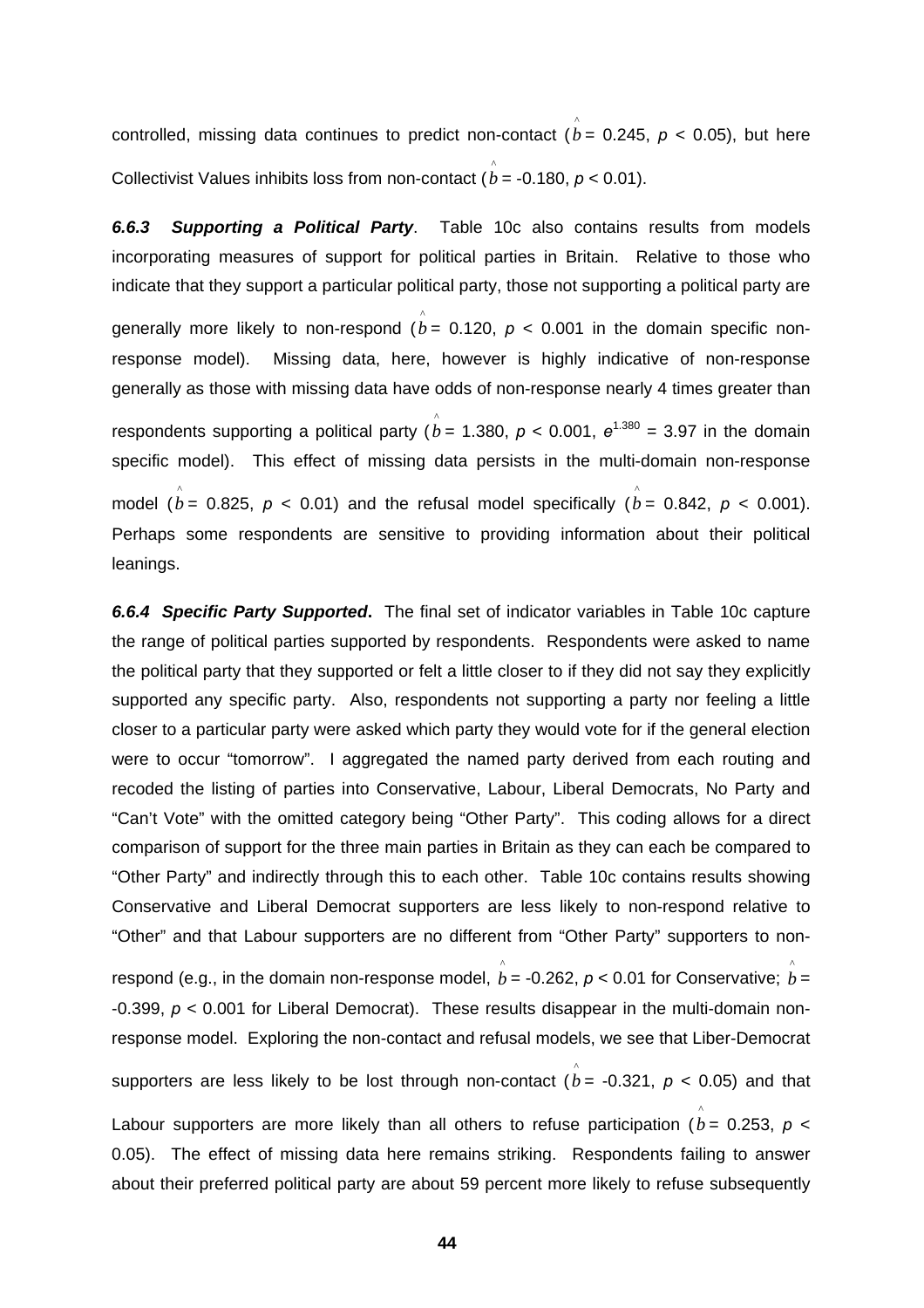controlled, missing data continues to predict non-contact ($\hat{b}$ = 0.245, $p$ < 0.05), but here Collectivist Values inhibits loss from non-contact ($\hat{b}$ = -0.180, $p$ < 0.01).

***6.6.3 Supporting a Political Party***. Table 10c also contains results from models incorporating measures of support for political parties in Britain. Relative to those who indicate that they support a particular political party, those not supporting a political party are generally more likely to non-respond ($\hat{b}$ = 0.120, $p$ < 0.001 in the domain specific non-response model). Missing data, here, however is highly indicative of non-response generally as those with missing data have odds of non-response nearly 4 times greater than respondents supporting a political party ($\hat{b}$ = 1.380, $p$ < 0.001, $e^{1.380}$ = 3.97 in the domain specific model). This effect of missing data persists in the multi-domain non-response model ($\hat{b}$ = 0.825, $p$ < 0.01) and the refusal model specifically ($\hat{b}$ = 0.842, $p$ < 0.001). Perhaps some respondents are sensitive to providing information about their political leanings.

***6.6.4 Specific Party Supported***. The final set of indicator variables in Table 10c capture the range of political parties supported by respondents. Respondents were asked to name the political party that they supported or felt a little closer to if they did not say they explicitly supported any specific party. Also, respondents not supporting a party nor feeling a little closer to a particular party were asked which party they would vote for if the general election were to occur "tomorrow". I aggregated the named party derived from each routing and recoded the listing of parties into Conservative, Labour, Liberal Democrats, No Party and "Can't Vote" with the omitted category being "Other Party". This coding allows for a direct comparison of support for the three main parties in Britain as they can each be compared to "Other Party" and indirectly through this to each other. Table 10c contains results showing Conservative and Liberal Democrat supporters are less likely to non-respond relative to "Other" and that Labour supporters are no different from "Other Party" supporters to non-respond (e.g., in the domain non-response model, $\hat{b}$ = -0.262, $p$ < 0.01 for Conservative; $\hat{b}$ = -0.399, $p$ < 0.001 for Liberal Democrat). These results disappear in the multi-domain non-response model. Exploring the non-contact and refusal models, we see that Liber-Democrat supporters are less likely to be lost through non-contact ($\hat{b}$ = -0.321, $p$ < 0.05) and that Labour supporters are more likely than all others to refuse participation ($\hat{b}$ = 0.253, $p$ < 0.05). The effect of missing data here remains striking. Respondents failing to answer about their preferred political party are about 59 percent more likely to refuse subsequently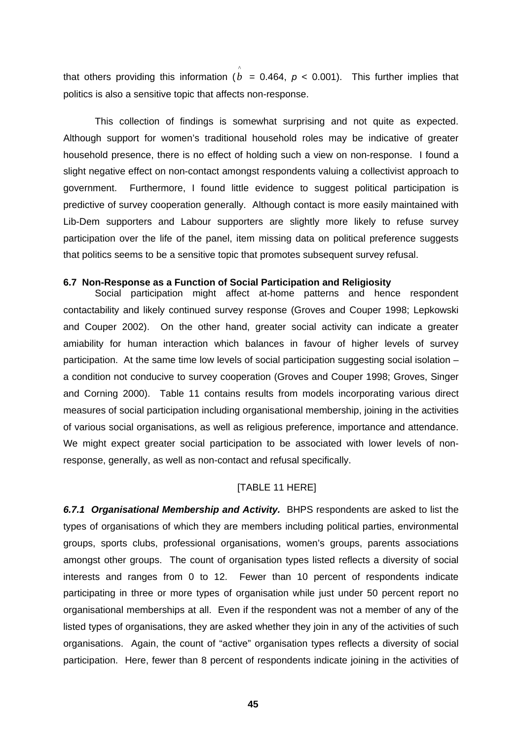that others providing this information ($\hat{b}$ = 0.464, $p$ < 0.001). This further implies that politics is also a sensitive topic that affects non-response.

This collection of findings is somewhat surprising and not quite as expected. Although support for women's traditional household roles may be indicative of greater household presence, there is no effect of holding such a view on non-response. I found a slight negative effect on non-contact amongst respondents valuing a collectivist approach to government. Furthermore, I found little evidence to suggest political participation is predictive of survey cooperation generally. Although contact is more easily maintained with Lib-Dem supporters and Labour supporters are slightly more likely to refuse survey participation over the life of the panel, item missing data on political preference suggests that politics seems to be a sensitive topic that promotes subsequent survey refusal.

### 6.7 Non-Response as a Function of Social Participation and Religiosity

Social participation might affect at-home patterns and hence respondent contactability and likely continued survey response (Groves and Couper 1998; Lepkowski and Couper 2002). On the other hand, greater social activity can indicate a greater amiability for human interaction which balances in favour of higher levels of survey participation. At the same time low levels of social participation suggesting social isolation – a condition not conducive to survey cooperation (Groves and Couper 1998; Groves, Singer and Corning 2000). Table 11 contains results from models incorporating various direct measures of social participation including organisational membership, joining in the activities of various social organisations, as well as religious preference, importance and attendance. We might expect greater social participation to be associated with lower levels of non-response, generally, as well as non-contact and refusal specifically.

[TABLE 11 HERE]

***6.7.1 Organisational Membership and Activity.*** BHPS respondents are asked to list the types of organisations of which they are members including political parties, environmental groups, sports clubs, professional organisations, women's groups, parents associations amongst other groups. The count of organisation types listed reflects a diversity of social interests and ranges from 0 to 12. Fewer than 10 percent of respondents indicate participating in three or more types of organisation while just under 50 percent report no organisational memberships at all. Even if the respondent was not a member of any of the listed types of organisations, they are asked whether they join in any of the activities of such organisations. Again, the count of "active" organisation types reflects a diversity of social participation. Here, fewer than 8 percent of respondents indicate joining in the activities of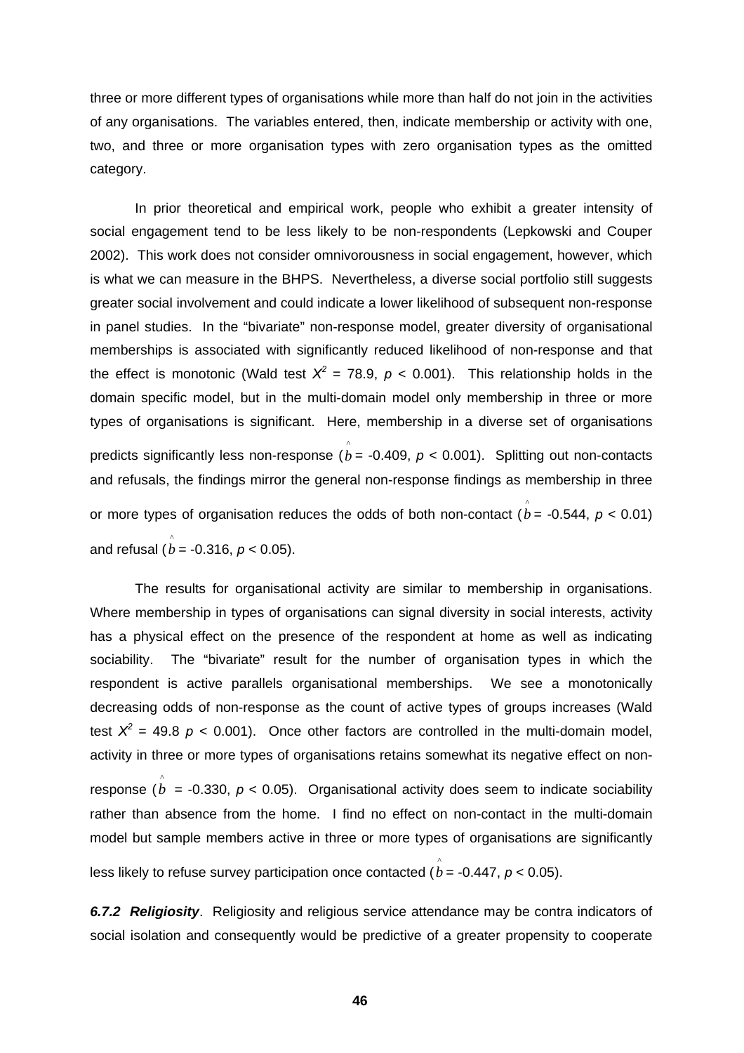three or more different types of organisations while more than half do not join in the activities of any organisations. The variables entered, then, indicate membership or activity with one, two, and three or more organisation types with zero organisation types as the omitted category.

In prior theoretical and empirical work, people who exhibit a greater intensity of social engagement tend to be less likely to be non-respondents (Lepkowski and Couper 2002). This work does not consider omnivorousness in social engagement, however, which is what we can measure in the BHPS. Nevertheless, a diverse social portfolio still suggests greater social involvement and could indicate a lower likelihood of subsequent non-response in panel studies. In the "bivariate" non-response model, greater diversity of organisational memberships is associated with significantly reduced likelihood of non-response and that the effect is monotonic (Wald test $X^2$ = 78.9, $p$ < 0.001). This relationship holds in the domain specific model, but in the multi-domain model only membership in three or more types of organisations is significant. Here, membership in a diverse set of organisations predicts significantly less non-response ($\hat{b}$ = -0.409, $p$ < 0.001). Splitting out non-contacts and refusals, the findings mirror the general non-response findings as membership in three or more types of organisation reduces the odds of both non-contact ($\hat{b}$ = -0.544, $p$ < 0.01) and refusal ($\hat{b}$ = -0.316, $p$ < 0.05).

The results for organisational activity are similar to membership in organisations. Where membership in types of organisations can signal diversity in social interests, activity has a physical effect on the presence of the respondent at home as well as indicating sociability. The "bivariate" result for the number of organisation types in which the respondent is active parallels organisational memberships. We see a monotonically decreasing odds of non-response as the count of active types of groups increases (Wald test $X^2$ = 49.8 $p$ < 0.001). Once other factors are controlled in the multi-domain model, activity in three or more types of organisations retains somewhat its negative effect on non-response ($\hat{b}$ = -0.330, $p$ < 0.05). Organisational activity does seem to indicate sociability rather than absence from the home. I find no effect on non-contact in the multi-domain model but sample members active in three or more types of organisations are significantly less likely to refuse survey participation once contacted ($\hat{b}$ = -0.447, $p$ < 0.05).

***6.7.2 Religiosity***. Religiosity and religious service attendance may be contra indicators of social isolation and consequently would be predictive of a greater propensity to cooperate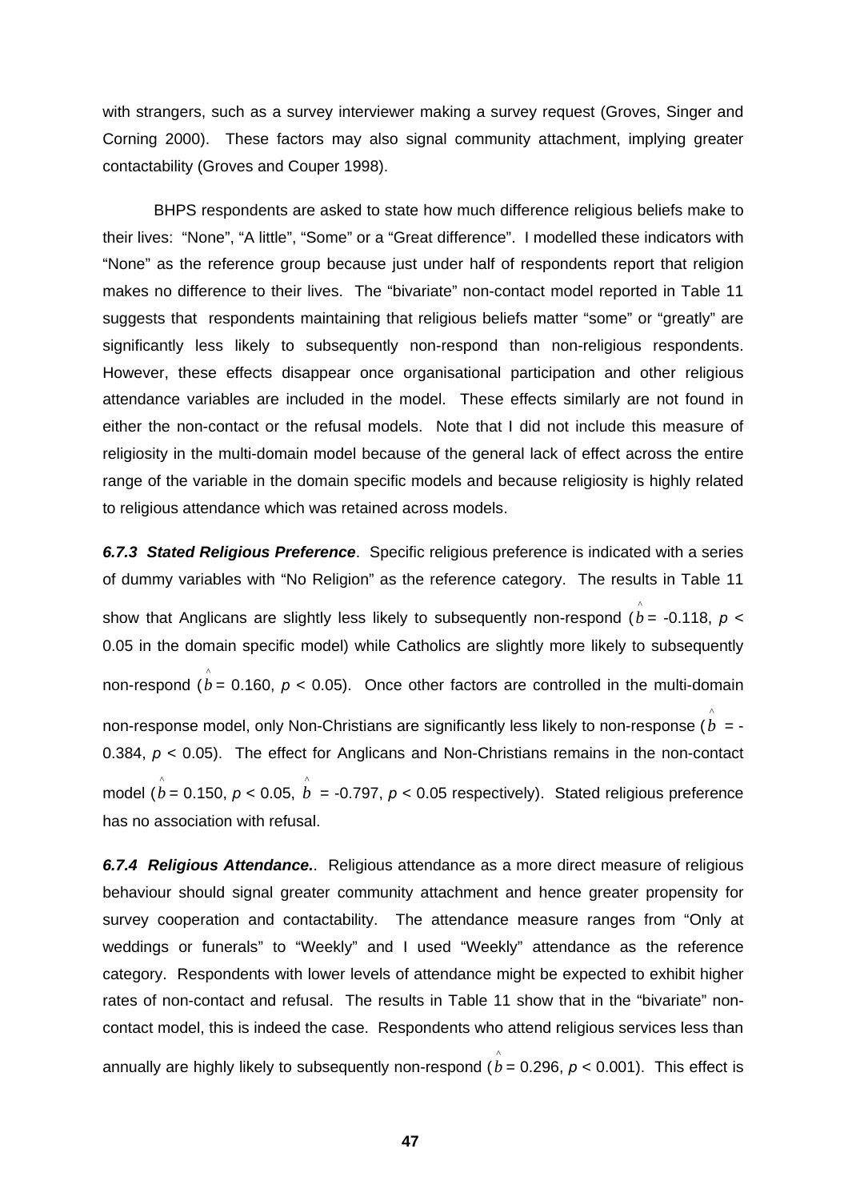with strangers, such as a survey interviewer making a survey request (Groves, Singer and Corning 2000). These factors may also signal community attachment, implying greater contactability (Groves and Couper 1998).

BHPS respondents are asked to state how much difference religious beliefs make to their lives: "None", "A little", "Some" or a "Great difference". I modelled these indicators with "None" as the reference group because just under half of respondents report that religion makes no difference to their lives. The "bivariate" non-contact model reported in Table 11 suggests that respondents maintaining that religious beliefs matter "some" or "greatly" are significantly less likely to subsequently non-respond than non-religious respondents. However, these effects disappear once organisational participation and other religious attendance variables are included in the model. These effects similarly are not found in either the non-contact or the refusal models. Note that I did not include this measure of religiosity in the multi-domain model because of the general lack of effect across the entire range of the variable in the domain specific models and because religiosity is highly related to religious attendance which was retained across models.

***6.7.3 Stated Religious Preference***. Specific religious preference is indicated with a series of dummy variables with "No Religion" as the reference category. The results in Table 11 show that Anglicans are slightly less likely to subsequently non-respond ($\hat{b}$ = -0.118, $p$ < 0.05 in the domain specific model) while Catholics are slightly more likely to subsequently non-respond ($\hat{b}$ = 0.160, $p$ < 0.05). Once other factors are controlled in the multi-domain non-response model, only Non-Christians are significantly less likely to non-response ($\hat{b}$ = -0.384, $p$ < 0.05). The effect for Anglicans and Non-Christians remains in the non-contact model ($\hat{b}$ = 0.150, $p$ < 0.05, $\hat{b}$ = -0.797, $p$ < 0.05 respectively). Stated religious preference has no association with refusal.

***6.7.4 Religious Attendance.***. Religious attendance as a more direct measure of religious behaviour should signal greater community attachment and hence greater propensity for survey cooperation and contactability. The attendance measure ranges from "Only at weddings or funerals" to "Weekly" and I used "Weekly" attendance as the reference category. Respondents with lower levels of attendance might be expected to exhibit higher rates of non-contact and refusal. The results in Table 11 show that in the "bivariate" non-contact model, this is indeed the case. Respondents who attend religious services less than annually are highly likely to subsequently non-respond ($\hat{b}$ = 0.296, $p$ < 0.001). This effect is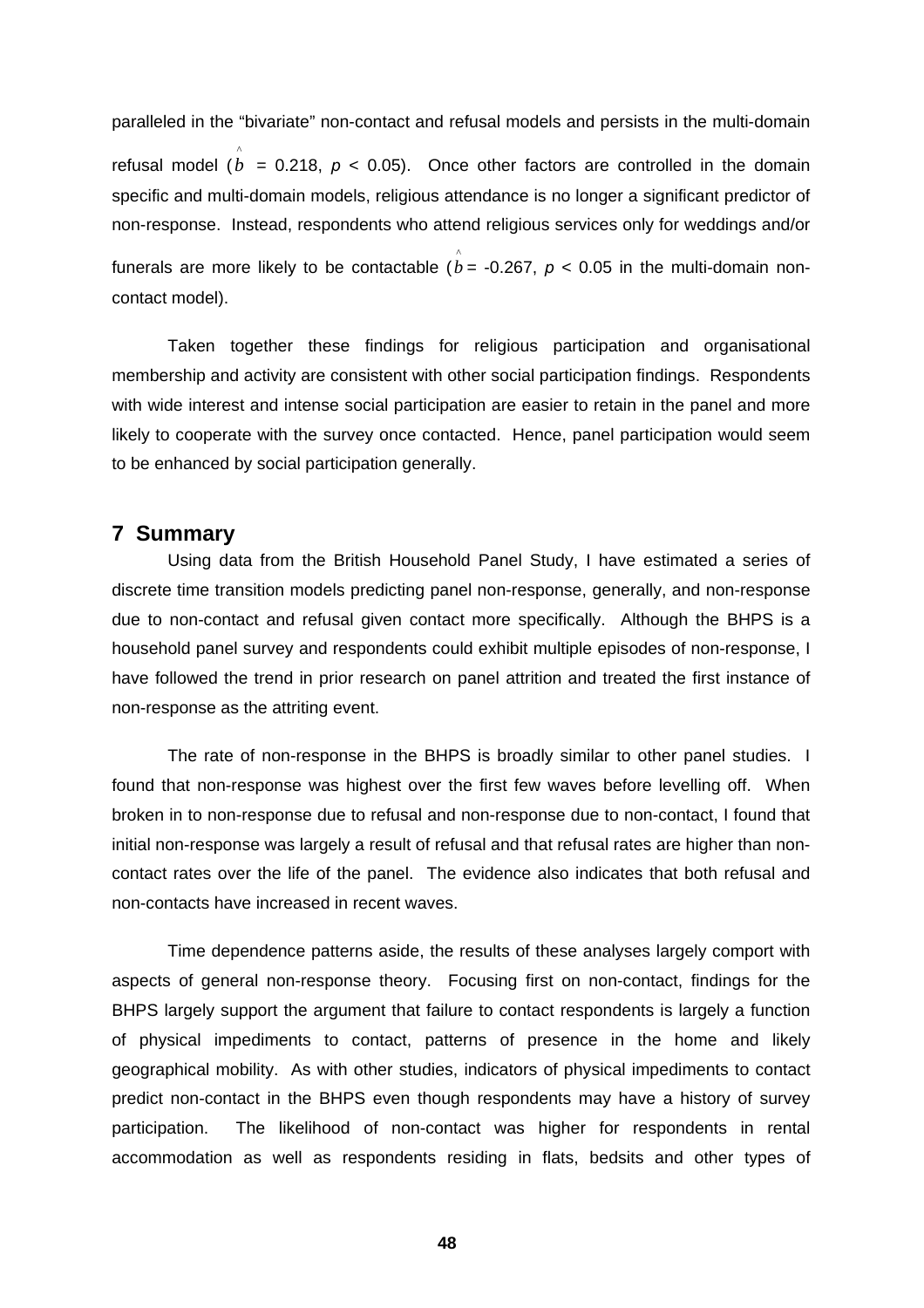paralleled in the "bivariate" non-contact and refusal models and persists in the multi-domain refusal model ($\hat{b}$ = 0.218, $p < 0.05$). Once other factors are controlled in the domain specific and multi-domain models, religious attendance is no longer a significant predictor of non-response. Instead, respondents who attend religious services only for weddings and/or funerals are more likely to be contactable ($\hat{b}$ = -0.267, $p < 0.05$ in the multi-domain non-contact model).

Taken together these findings for religious participation and organisational membership and activity are consistent with other social participation findings. Respondents with wide interest and intense social participation are easier to retain in the panel and more likely to cooperate with the survey once contacted. Hence, panel participation would seem to be enhanced by social participation generally.

## 7 Summary

Using data from the British Household Panel Study, I have estimated a series of discrete time transition models predicting panel non-response, generally, and non-response due to non-contact and refusal given contact more specifically. Although the BHPS is a household panel survey and respondents could exhibit multiple episodes of non-response, I have followed the trend in prior research on panel attrition and treated the first instance of non-response as the attriting event.

The rate of non-response in the BHPS is broadly similar to other panel studies. I found that non-response was highest over the first few waves before levelling off. When broken in to non-response due to refusal and non-response due to non-contact, I found that initial non-response was largely a result of refusal and that refusal rates are higher than non-contact rates over the life of the panel. The evidence also indicates that both refusal and non-contacts have increased in recent waves.

Time dependence patterns aside, the results of these analyses largely comport with aspects of general non-response theory. Focusing first on non-contact, findings for the BHPS largely support the argument that failure to contact respondents is largely a function of physical impediments to contact, patterns of presence in the home and likely geographical mobility. As with other studies, indicators of physical impediments to contact predict non-contact in the BHPS even though respondents may have a history of survey participation. The likelihood of non-contact was higher for respondents in rental accommodation as well as respondents residing in flats, bedsits and other types of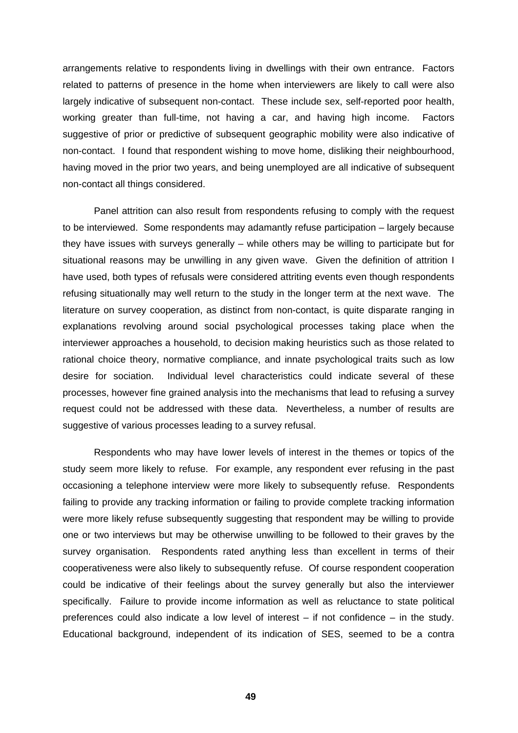arrangements relative to respondents living in dwellings with their own entrance. Factors related to patterns of presence in the home when interviewers are likely to call were also largely indicative of subsequent non-contact. These include sex, self-reported poor health, working greater than full-time, not having a car, and having high income. Factors suggestive of prior or predictive of subsequent geographic mobility were also indicative of non-contact. I found that respondent wishing to move home, disliking their neighbourhood, having moved in the prior two years, and being unemployed are all indicative of subsequent non-contact all things considered.

Panel attrition can also result from respondents refusing to comply with the request to be interviewed. Some respondents may adamantly refuse participation – largely because they have issues with surveys generally – while others may be willing to participate but for situational reasons may be unwilling in any given wave. Given the definition of attrition I have used, both types of refusals were considered attriting events even though respondents refusing situationally may well return to the study in the longer term at the next wave. The literature on survey cooperation, as distinct from non-contact, is quite disparate ranging in explanations revolving around social psychological processes taking place when the interviewer approaches a household, to decision making heuristics such as those related to rational choice theory, normative compliance, and innate psychological traits such as low desire for sociation. Individual level characteristics could indicate several of these processes, however fine grained analysis into the mechanisms that lead to refusing a survey request could not be addressed with these data. Nevertheless, a number of results are suggestive of various processes leading to a survey refusal.

Respondents who may have lower levels of interest in the themes or topics of the study seem more likely to refuse. For example, any respondent ever refusing in the past occasioning a telephone interview were more likely to subsequently refuse. Respondents failing to provide any tracking information or failing to provide complete tracking information were more likely refuse subsequently suggesting that respondent may be willing to provide one or two interviews but may be otherwise unwilling to be followed to their graves by the survey organisation. Respondents rated anything less than excellent in terms of their cooperativeness were also likely to subsequently refuse. Of course respondent cooperation could be indicative of their feelings about the survey generally but also the interviewer specifically. Failure to provide income information as well as reluctance to state political preferences could also indicate a low level of interest – if not confidence – in the study. Educational background, independent of its indication of SES, seemed to be a contra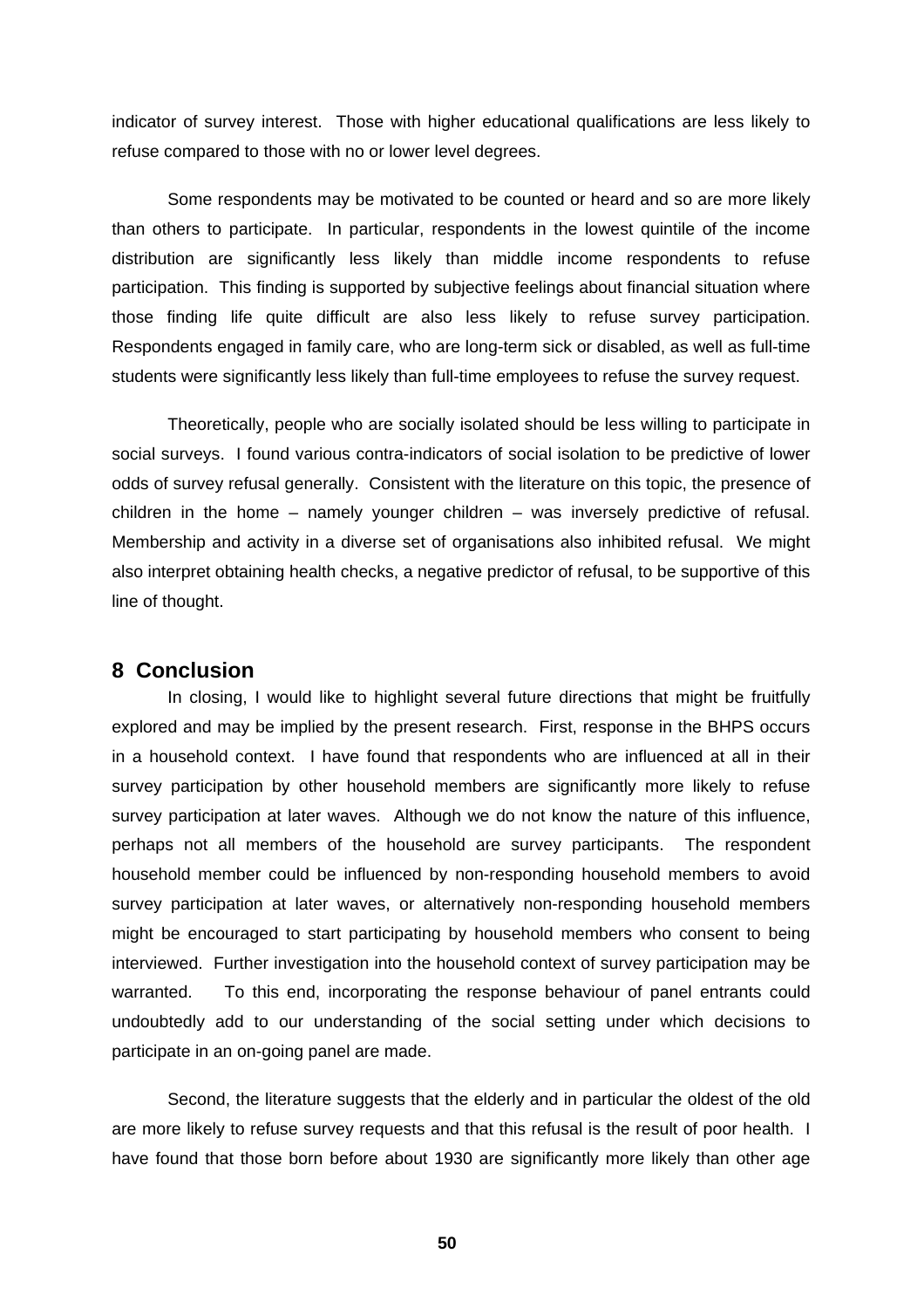indicator of survey interest. Those with higher educational qualifications are less likely to refuse compared to those with no or lower level degrees.

Some respondents may be motivated to be counted or heard and so are more likely than others to participate. In particular, respondents in the lowest quintile of the income distribution are significantly less likely than middle income respondents to refuse participation. This finding is supported by subjective feelings about financial situation where those finding life quite difficult are also less likely to refuse survey participation. Respondents engaged in family care, who are long-term sick or disabled, as well as full-time students were significantly less likely than full-time employees to refuse the survey request.

Theoretically, people who are socially isolated should be less willing to participate in social surveys. I found various contra-indicators of social isolation to be predictive of lower odds of survey refusal generally. Consistent with the literature on this topic, the presence of children in the home – namely younger children – was inversely predictive of refusal. Membership and activity in a diverse set of organisations also inhibited refusal. We might also interpret obtaining health checks, a negative predictor of refusal, to be supportive of this line of thought.

## 8 Conclusion

In closing, I would like to highlight several future directions that might be fruitfully explored and may be implied by the present research. First, response in the BHPS occurs in a household context. I have found that respondents who are influenced at all in their survey participation by other household members are significantly more likely to refuse survey participation at later waves. Although we do not know the nature of this influence, perhaps not all members of the household are survey participants. The respondent household member could be influenced by non-responding household members to avoid survey participation at later waves, or alternatively non-responding household members might be encouraged to start participating by household members who consent to being interviewed. Further investigation into the household context of survey participation may be warranted. To this end, incorporating the response behaviour of panel entrants could undoubtedly add to our understanding of the social setting under which decisions to participate in an on-going panel are made.

Second, the literature suggests that the elderly and in particular the oldest of the old are more likely to refuse survey requests and that this refusal is the result of poor health. I have found that those born before about 1930 are significantly more likely than other age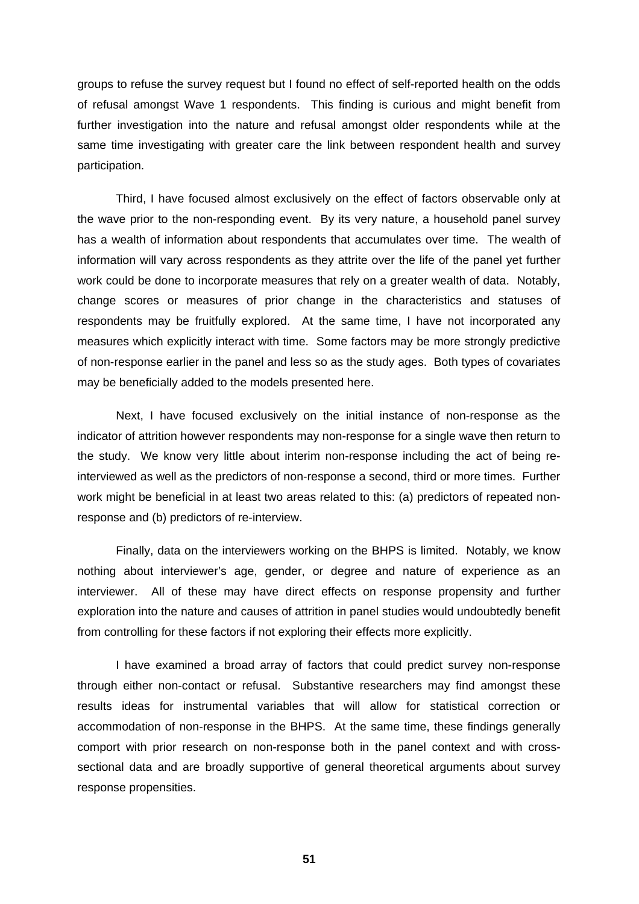groups to refuse the survey request but I found no effect of self-reported health on the odds of refusal amongst Wave 1 respondents. This finding is curious and might benefit from further investigation into the nature and refusal amongst older respondents while at the same time investigating with greater care the link between respondent health and survey participation.

Third, I have focused almost exclusively on the effect of factors observable only at the wave prior to the non-responding event. By its very nature, a household panel survey has a wealth of information about respondents that accumulates over time. The wealth of information will vary across respondents as they attrite over the life of the panel yet further work could be done to incorporate measures that rely on a greater wealth of data. Notably, change scores or measures of prior change in the characteristics and statuses of respondents may be fruitfully explored. At the same time, I have not incorporated any measures which explicitly interact with time. Some factors may be more strongly predictive of non-response earlier in the panel and less so as the study ages. Both types of covariates may be beneficially added to the models presented here.

Next, I have focused exclusively on the initial instance of non-response as the indicator of attrition however respondents may non-response for a single wave then return to the study. We know very little about interim non-response including the act of being re-interviewed as well as the predictors of non-response a second, third or more times. Further work might be beneficial in at least two areas related to this: (a) predictors of repeated non-response and (b) predictors of re-interview.

Finally, data on the interviewers working on the BHPS is limited. Notably, we know nothing about interviewer's age, gender, or degree and nature of experience as an interviewer. All of these may have direct effects on response propensity and further exploration into the nature and causes of attrition in panel studies would undoubtedly benefit from controlling for these factors if not exploring their effects more explicitly.

I have examined a broad array of factors that could predict survey non-response through either non-contact or refusal. Substantive researchers may find amongst these results ideas for instrumental variables that will allow for statistical correction or accommodation of non-response in the BHPS. At the same time, these findings generally comport with prior research on non-response both in the panel context and with cross-sectional data and are broadly supportive of general theoretical arguments about survey response propensities.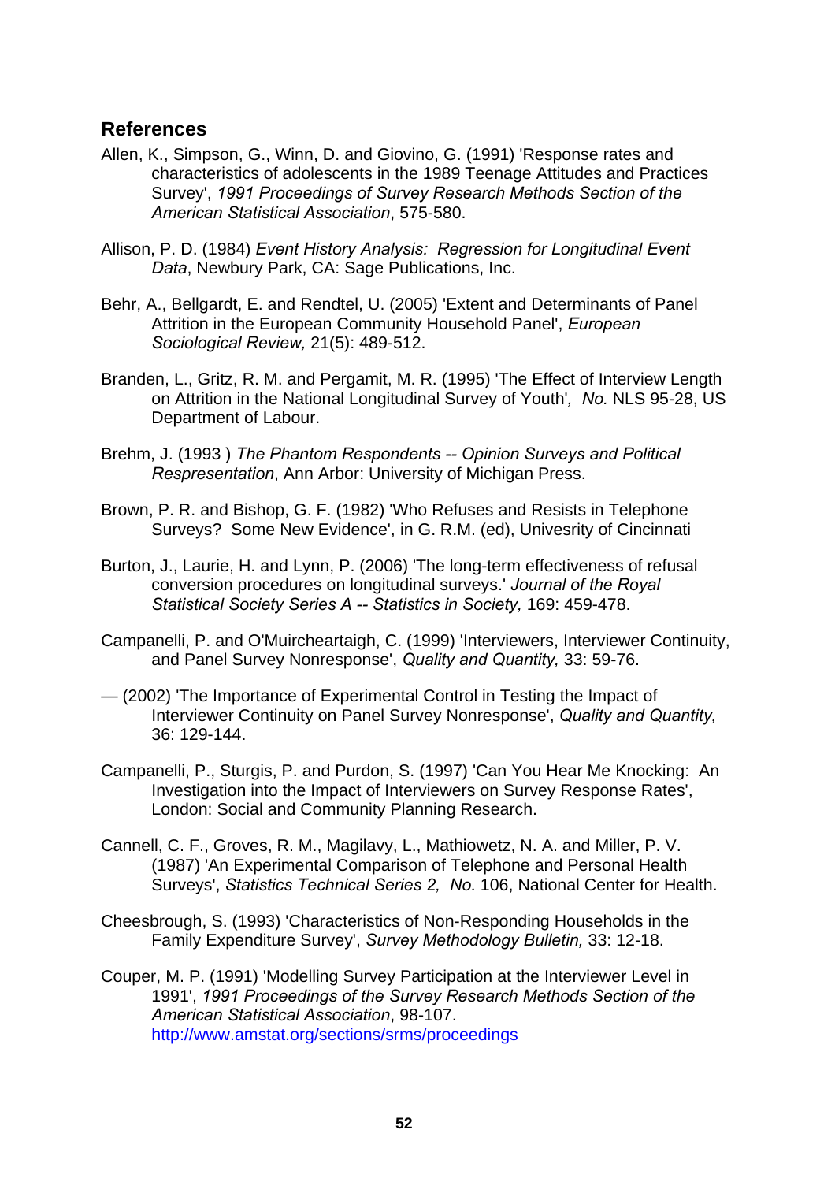## References

Allen, K., Simpson, G., Winn, D. and Giovino, G. (1991) 'Response rates and characteristics of adolescents in the 1989 Teenage Attitudes and Practices Survey', *1991 Proceedings of Survey Research Methods Section of the American Statistical Association*, 575-580.

Allison, P. D. (1984) *Event History Analysis: Regression for Longitudinal Event Data*, Newbury Park, CA: Sage Publications, Inc.

Behr, A., Bellgardt, E. and Rendtel, U. (2005) 'Extent and Determinants of Panel Attrition in the European Community Household Panel', *European Sociological Review,* 21(5): 489-512.

Branden, L., Gritz, R. M. and Pergamit, M. R. (1995) 'The Effect of Interview Length on Attrition in the National Longitudinal Survey of Youth'*, No.* NLS 95-28, US Department of Labour.

Brehm, J. (1993 ) *The Phantom Respondents -- Opinion Surveys and Political Respresentation*, Ann Arbor: University of Michigan Press.

Brown, P. R. and Bishop, G. F. (1982) 'Who Refuses and Resists in Telephone Surveys? Some New Evidence', in G. R.M. (ed), Univesrity of Cincinnati

Burton, J., Laurie, H. and Lynn, P. (2006) 'The long-term effectiveness of refusal conversion procedures on longitudinal surveys.' *Journal of the Royal Statistical Society Series A -- Statistics in Society,* 169: 459-478.

Campanelli, P. and O'Muircheartaigh, C. (1999) 'Interviewers, Interviewer Continuity, and Panel Survey Nonresponse', *Quality and Quantity,* 33: 59-76.

— (2002) 'The Importance of Experimental Control in Testing the Impact of Interviewer Continuity on Panel Survey Nonresponse', *Quality and Quantity,* 36: 129-144.

Campanelli, P., Sturgis, P. and Purdon, S. (1997) 'Can You Hear Me Knocking: An Investigation into the Impact of Interviewers on Survey Response Rates', London: Social and Community Planning Research.

Cannell, C. F., Groves, R. M., Magilavy, L., Mathiowetz, N. A. and Miller, P. V. (1987) 'An Experimental Comparison of Telephone and Personal Health Surveys', *Statistics Technical Series 2, No.* 106, National Center for Health.

Cheesbrough, S. (1993) 'Characteristics of Non-Responding Households in the Family Expenditure Survey', *Survey Methodology Bulletin,* 33: 12-18.

Couper, M. P. (1991) 'Modelling Survey Participation at the Interviewer Level in 1991', *1991 Proceedings of the Survey Research Methods Section of the American Statistical Association*, 98-107. http://www.amstat.org/sections/srms/proceedings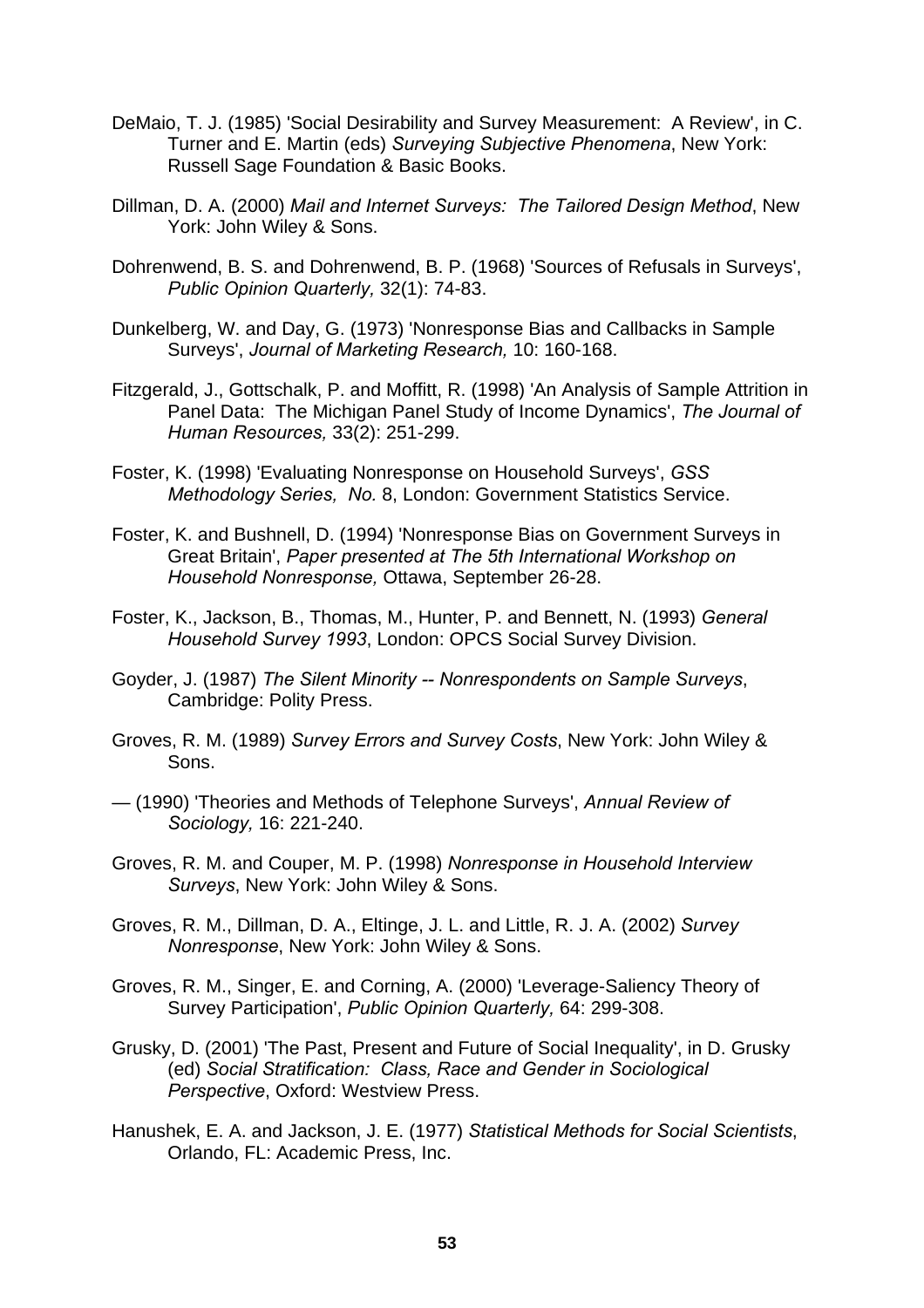DeMaio, T. J. (1985) 'Social Desirability and Survey Measurement: A Review', in C. Turner and E. Martin (eds) *Surveying Subjective Phenomena*, New York: Russell Sage Foundation & Basic Books.

Dillman, D. A. (2000) *Mail and Internet Surveys: The Tailored Design Method*, New York: John Wiley & Sons.

Dohrenwend, B. S. and Dohrenwend, B. P. (1968) 'Sources of Refusals in Surveys', *Public Opinion Quarterly,* 32(1): 74-83.

Dunkelberg, W. and Day, G. (1973) 'Nonresponse Bias and Callbacks in Sample Surveys', *Journal of Marketing Research,* 10: 160-168.

Fitzgerald, J., Gottschalk, P. and Moffitt, R. (1998) 'An Analysis of Sample Attrition in Panel Data: The Michigan Panel Study of Income Dynamics', *The Journal of Human Resources,* 33(2): 251-299.

Foster, K. (1998) 'Evaluating Nonresponse on Household Surveys', *GSS Methodology Series, No.* 8, London: Government Statistics Service.

Foster, K. and Bushnell, D. (1994) 'Nonresponse Bias on Government Surveys in Great Britain', *Paper presented at The 5th International Workshop on Household Nonresponse,* Ottawa, September 26-28.

Foster, K., Jackson, B., Thomas, M., Hunter, P. and Bennett, N. (1993) *General Household Survey 1993*, London: OPCS Social Survey Division.

Goyder, J. (1987) *The Silent Minority -- Nonrespondents on Sample Surveys*, Cambridge: Polity Press.

Groves, R. M. (1989) *Survey Errors and Survey Costs*, New York: John Wiley & Sons.

— (1990) 'Theories and Methods of Telephone Surveys', *Annual Review of Sociology,* 16: 221-240.

Groves, R. M. and Couper, M. P. (1998) *Nonresponse in Household Interview Surveys*, New York: John Wiley & Sons.

Groves, R. M., Dillman, D. A., Eltinge, J. L. and Little, R. J. A. (2002) *Survey Nonresponse*, New York: John Wiley & Sons.

Groves, R. M., Singer, E. and Corning, A. (2000) 'Leverage-Saliency Theory of Survey Participation', *Public Opinion Quarterly,* 64: 299-308.

Grusky, D. (2001) 'The Past, Present and Future of Social Inequality', in D. Grusky (ed) *Social Stratification: Class, Race and Gender in Sociological Perspective*, Oxford: Westview Press.

Hanushek, E. A. and Jackson, J. E. (1977) *Statistical Methods for Social Scientists*, Orlando, FL: Academic Press, Inc.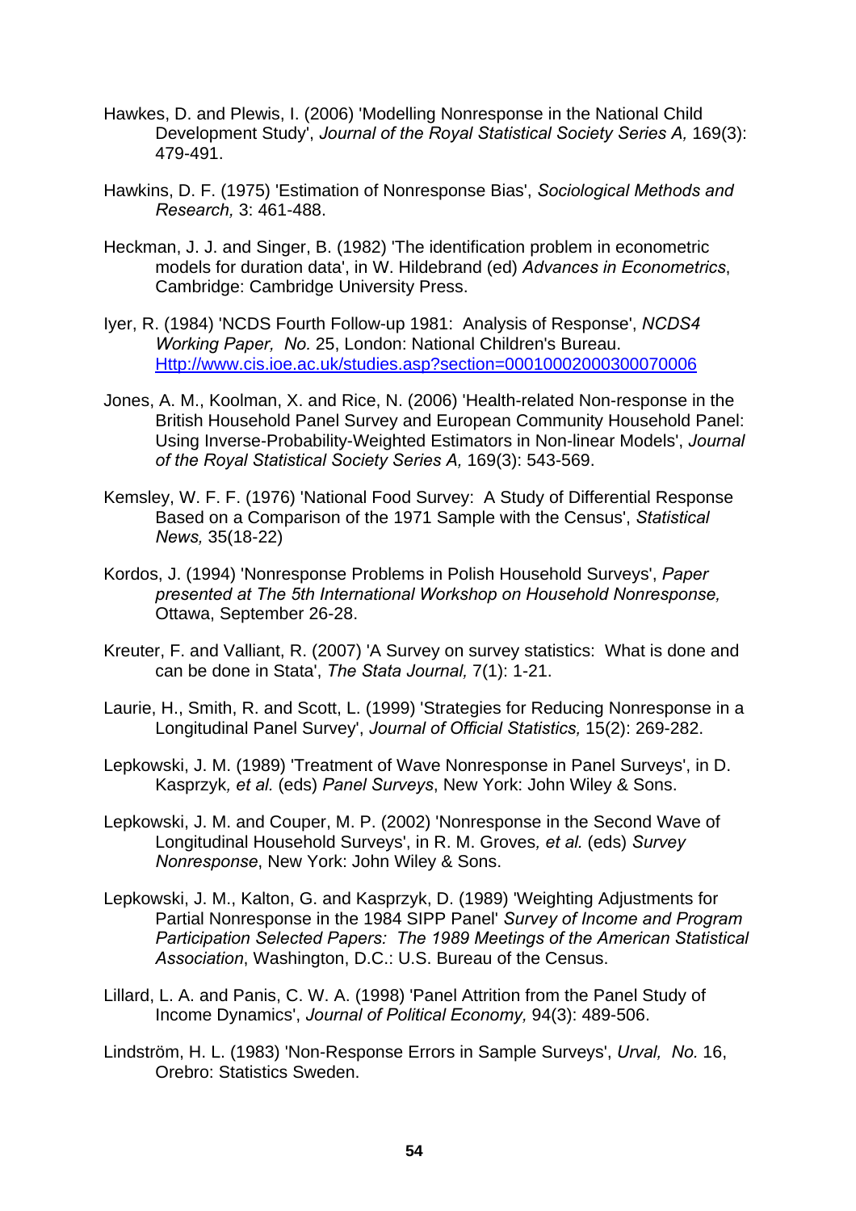Hawkes, D. and Plewis, I. (2006) 'Modelling Nonresponse in the National Child Development Study', *Journal of the Royal Statistical Society Series A,* 169(3): 479-491.

Hawkins, D. F. (1975) 'Estimation of Nonresponse Bias', *Sociological Methods and Research,* 3: 461-488.

Heckman, J. J. and Singer, B. (1982) 'The identification problem in econometric models for duration data', in W. Hildebrand (ed) *Advances in Econometrics*, Cambridge: Cambridge University Press.

Iyer, R. (1984) 'NCDS Fourth Follow-up 1981: Analysis of Response', *NCDS4 Working Paper, No.* 25, London: National Children's Bureau. [Http://www.cis.ioe.ac.uk/studies.asp?section=00010002000300070006](Http://www.cis.ioe.ac.uk/studies.asp?section=00010002000300070006)

Jones, A. M., Koolman, X. and Rice, N. (2006) 'Health-related Non-response in the British Household Panel Survey and European Community Household Panel: Using Inverse-Probability-Weighted Estimators in Non-linear Models', *Journal of the Royal Statistical Society Series A,* 169(3): 543-569.

Kemsley, W. F. F. (1976) 'National Food Survey: A Study of Differential Response Based on a Comparison of the 1971 Sample with the Census', *Statistical News,* 35(18-22)

Kordos, J. (1994) 'Nonresponse Problems in Polish Household Surveys', *Paper presented at The 5th International Workshop on Household Nonresponse,* Ottawa, September 26-28.

Kreuter, F. and Valliant, R. (2007) 'A Survey on survey statistics: What is done and can be done in Stata', *The Stata Journal,* 7(1): 1-21.

Laurie, H., Smith, R. and Scott, L. (1999) 'Strategies for Reducing Nonresponse in a Longitudinal Panel Survey', *Journal of Official Statistics,* 15(2): 269-282.

Lepkowski, J. M. (1989) 'Treatment of Wave Nonresponse in Panel Surveys', in D. Kasprzyk*, et al.* (eds) *Panel Surveys*, New York: John Wiley & Sons.

Lepkowski, J. M. and Couper, M. P. (2002) 'Nonresponse in the Second Wave of Longitudinal Household Surveys', in R. M. Groves*, et al.* (eds) *Survey Nonresponse*, New York: John Wiley & Sons.

Lepkowski, J. M., Kalton, G. and Kasprzyk, D. (1989) 'Weighting Adjustments for Partial Nonresponse in the 1984 SIPP Panel' *Survey of Income and Program Participation Selected Papers: The 1989 Meetings of the American Statistical Association*, Washington, D.C.: U.S. Bureau of the Census.

Lillard, L. A. and Panis, C. W. A. (1998) 'Panel Attrition from the Panel Study of Income Dynamics', *Journal of Political Economy,* 94(3): 489-506.

Lindström, H. L. (1983) 'Non-Response Errors in Sample Surveys', *Urval, No.* 16, Orebro: Statistics Sweden.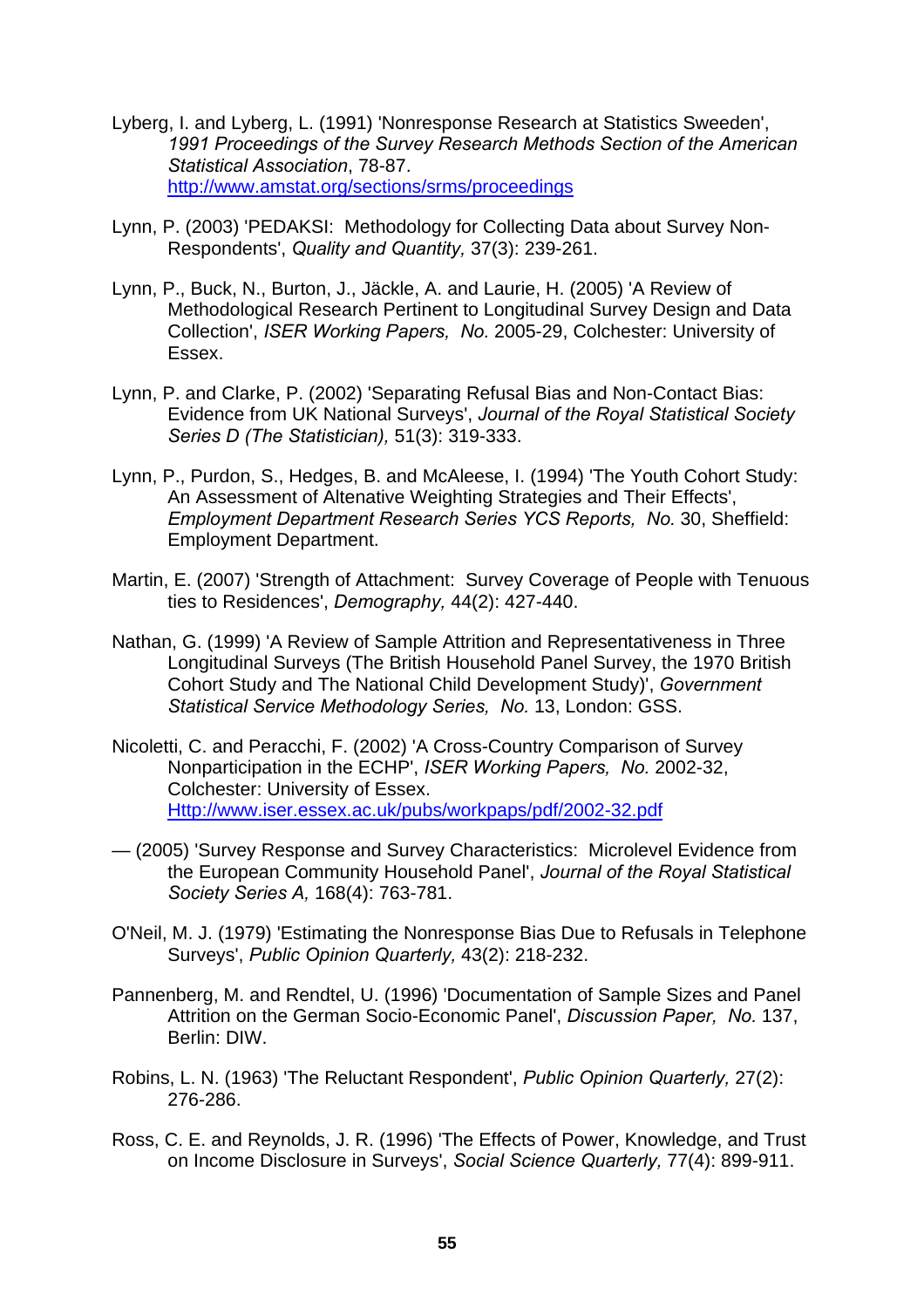Lyberg, I. and Lyberg, L. (1991) 'Nonresponse Research at Statistics Sweeden', *1991 Proceedings of the Survey Research Methods Section of the American Statistical Association*, 78-87. http://www.amstat.org/sections/srms/proceedings

Lynn, P. (2003) 'PEDAKSI: Methodology for Collecting Data about Survey Non-Respondents', *Quality and Quantity,* 37(3): 239-261.

Lynn, P., Buck, N., Burton, J., Jäckle, A. and Laurie, H. (2005) 'A Review of Methodological Research Pertinent to Longitudinal Survey Design and Data Collection', *ISER Working Papers, No.* 2005-29, Colchester: University of Essex.

Lynn, P. and Clarke, P. (2002) 'Separating Refusal Bias and Non-Contact Bias: Evidence from UK National Surveys', *Journal of the Royal Statistical Society Series D (The Statistician),* 51(3): 319-333.

Lynn, P., Purdon, S., Hedges, B. and McAleese, I. (1994) 'The Youth Cohort Study: An Assessment of Altenative Weighting Strategies and Their Effects', *Employment Department Research Series YCS Reports, No.* 30, Sheffield: Employment Department.

Martin, E. (2007) 'Strength of Attachment: Survey Coverage of People with Tenuous ties to Residences', *Demography,* 44(2): 427-440.

Nathan, G. (1999) 'A Review of Sample Attrition and Representativeness in Three Longitudinal Surveys (The British Household Panel Survey, the 1970 British Cohort Study and The National Child Development Study)', *Government Statistical Service Methodology Series, No.* 13, London: GSS.

Nicoletti, C. and Peracchi, F. (2002) 'A Cross-Country Comparison of Survey Nonparticipation in the ECHP', *ISER Working Papers, No.* 2002-32, Colchester: University of Essex. Http://www.iser.essex.ac.uk/pubs/workpaps/pdf/2002-32.pdf

— (2005) 'Survey Response and Survey Characteristics: Microlevel Evidence from the European Community Household Panel', *Journal of the Royal Statistical Society Series A,* 168(4): 763-781.

O'Neil, M. J. (1979) 'Estimating the Nonresponse Bias Due to Refusals in Telephone Surveys', *Public Opinion Quarterly,* 43(2): 218-232.

Pannenberg, M. and Rendtel, U. (1996) 'Documentation of Sample Sizes and Panel Attrition on the German Socio-Economic Panel', *Discussion Paper, No.* 137, Berlin: DIW.

Robins, L. N. (1963) 'The Reluctant Respondent', *Public Opinion Quarterly,* 27(2): 276-286.

Ross, C. E. and Reynolds, J. R. (1996) 'The Effects of Power, Knowledge, and Trust on Income Disclosure in Surveys', *Social Science Quarterly,* 77(4): 899-911.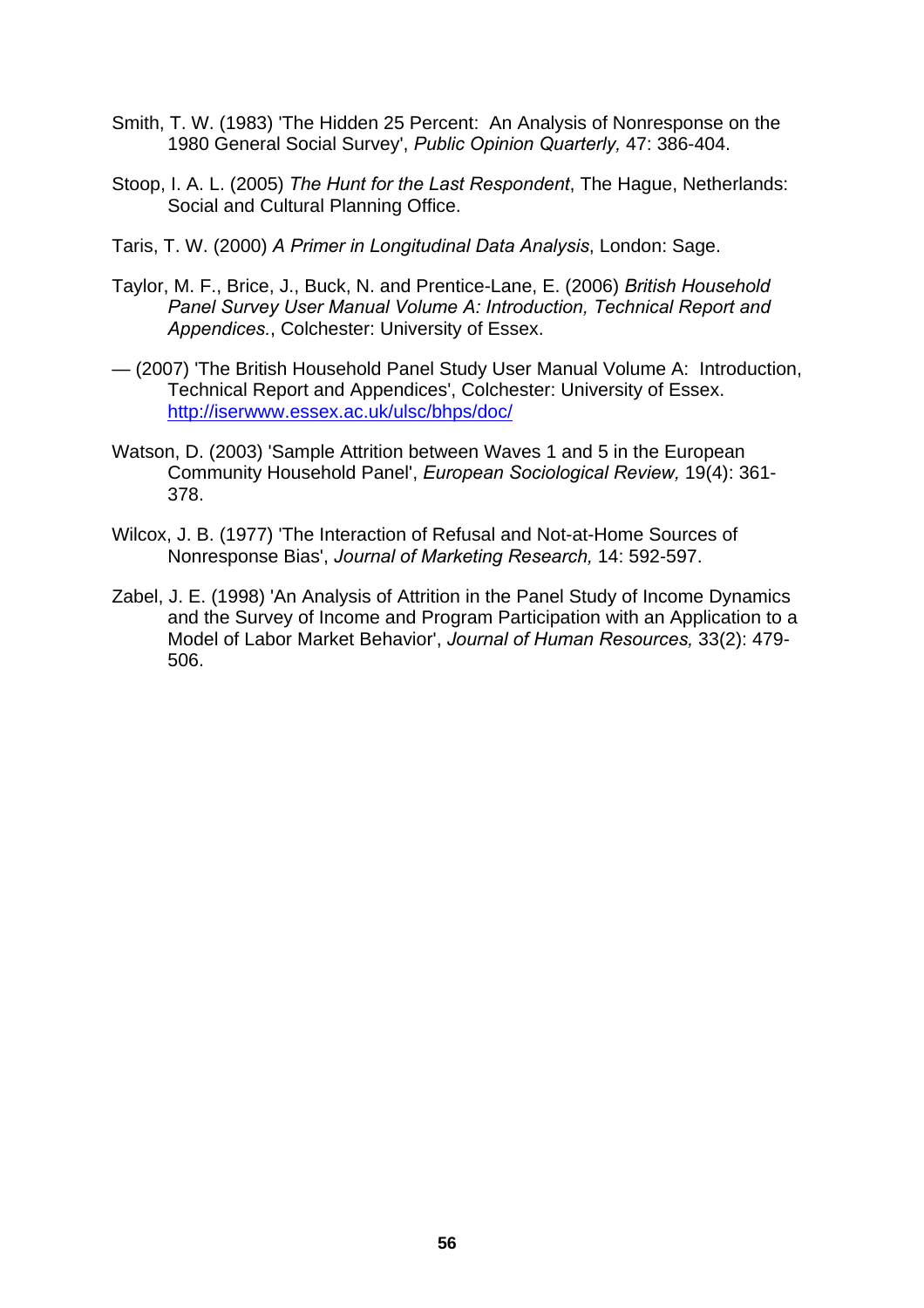Smith, T. W. (1983) 'The Hidden 25 Percent: An Analysis of Nonresponse on the 1980 General Social Survey', *Public Opinion Quarterly,* 47: 386-404.

Stoop, I. A. L. (2005) *The Hunt for the Last Respondent*, The Hague, Netherlands: Social and Cultural Planning Office.

Taris, T. W. (2000) *A Primer in Longitudinal Data Analysis*, London: Sage.

Taylor, M. F., Brice, J., Buck, N. and Prentice-Lane, E. (2006) *British Household Panel Survey User Manual Volume A: Introduction, Technical Report and Appendices.*, Colchester: University of Essex.

— (2007) 'The British Household Panel Study User Manual Volume A: Introduction, Technical Report and Appendices', Colchester: University of Essex. http://iserwww.essex.ac.uk/ulsc/bhps/doc/

Watson, D. (2003) 'Sample Attrition between Waves 1 and 5 in the European Community Household Panel', *European Sociological Review,* 19(4): 361-378.

Wilcox, J. B. (1977) 'The Interaction of Refusal and Not-at-Home Sources of Nonresponse Bias', *Journal of Marketing Research,* 14: 592-597.

Zabel, J. E. (1998) 'An Analysis of Attrition in the Panel Study of Income Dynamics and the Survey of Income and Program Participation with an Application to a Model of Labor Market Behavior', *Journal of Human Resources,* 33(2): 479-506.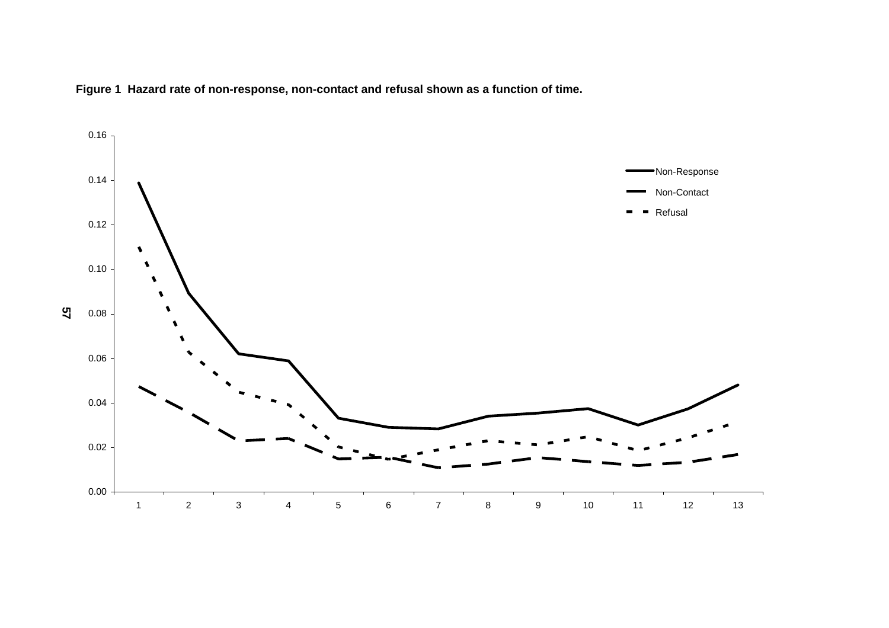**Figure 1 Hazard rate of non-response, non-contact and refusal shown as a function of time.**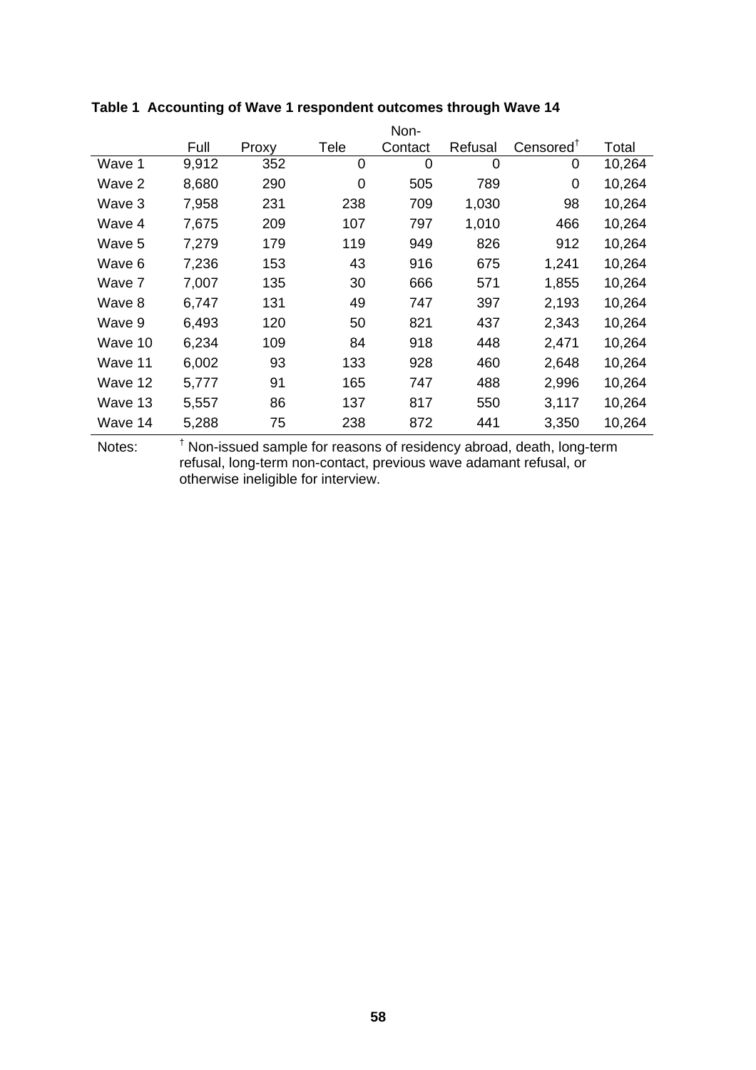**Table 1 Accounting of Wave 1 respondent outcomes through Wave 14**

| | Full | Proxy | Tele | Non-Contact | Refusal | Censored[†] | Total |
|---|---|---|---|---|---|---|---|
| Wave 1 | 9,912 | 352 | 0 | 0 | 0 | 0 | 10,264 |
| Wave 2 | 8,680 | 290 | 0 | 505 | 789 | 0 | 10,264 |
| Wave 3 | 7,958 | 231 | 238 | 709 | 1,030 | 98 | 10,264 |
| Wave 4 | 7,675 | 209 | 107 | 797 | 1,010 | 466 | 10,264 |
| Wave 5 | 7,279 | 179 | 119 | 949 | 826 | 912 | 10,264 |
| Wave 6 | 7,236 | 153 | 43 | 916 | 675 | 1,241 | 10,264 |
| Wave 7 | 7,007 | 135 | 30 | 666 | 571 | 1,855 | 10,264 |
| Wave 8 | 6,747 | 131 | 49 | 747 | 397 | 2,193 | 10,264 |
| Wave 9 | 6,493 | 120 | 50 | 821 | 437 | 2,343 | 10,264 |
| Wave 10 | 6,234 | 109 | 84 | 918 | 448 | 2,471 | 10,264 |
| Wave 11 | 6,002 | 93 | 133 | 928 | 460 | 2,648 | 10,264 |
| Wave 12 | 5,777 | 91 | 165 | 747 | 488 | 2,996 | 10,264 |
| Wave 13 | 5,557 | 86 | 137 | 817 | 550 | 3,117 | 10,264 |
| Wave 14 | 5,288 | 75 | 238 | 872 | 441 | 3,350 | 10,264 |

Notes: [†] Non-issued sample for reasons of residency abroad, death, long-term refusal, long-term non-contact, previous wave adamant refusal, or otherwise ineligible for interview.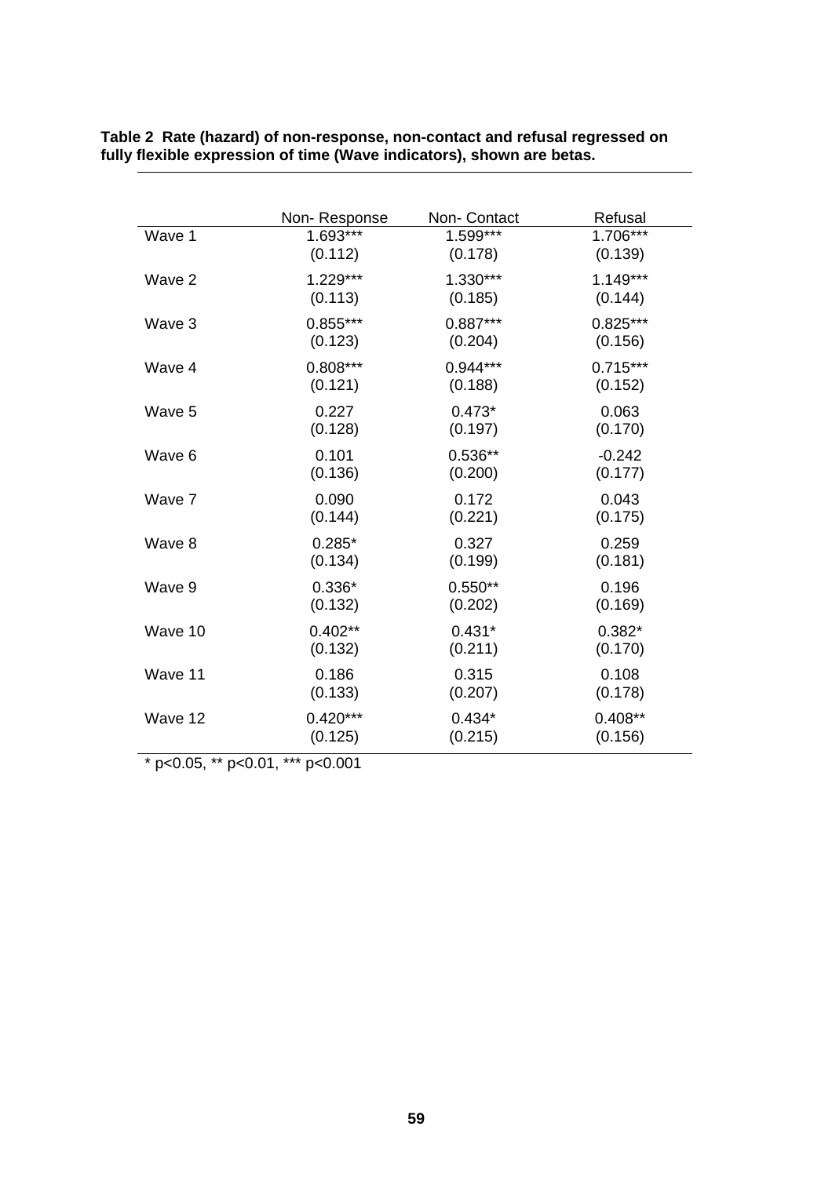**Table 2 Rate (hazard) of non-response, non-contact and refusal regressed on fully flexible expression of time (Wave indicators), shown are betas.**

| | Non- Response | Non- Contact | Refusal |
|---|---|---|---|
| Wave 1 | 1.693*** | 1.599*** | 1.706*** |
| | (0.112) | (0.178) | (0.139) |
| Wave 2 | 1.229*** | 1.330*** | 1.149*** |
| | (0.113) | (0.185) | (0.144) |
| Wave 3 | 0.855*** | 0.887*** | 0.825*** |
| | (0.123) | (0.204) | (0.156) |
| Wave 4 | 0.808*** | 0.944*** | 0.715*** |
| | (0.121) | (0.188) | (0.152) |
| Wave 5 | 0.227 | 0.473* | 0.063 |
| | (0.128) | (0.197) | (0.170) |
| Wave 6 | 0.101 | 0.536** | -0.242 |
| | (0.136) | (0.200) | (0.177) |
| Wave 7 | 0.090 | 0.172 | 0.043 |
| | (0.144) | (0.221) | (0.175) |
| Wave 8 | 0.285* | 0.327 | 0.259 |
| | (0.134) | (0.199) | (0.181) |
| Wave 9 | 0.336* | 0.550** | 0.196 |
| | (0.132) | (0.202) | (0.169) |
| Wave 10 | 0.402** | 0.431* | 0.382* |
| | (0.132) | (0.211) | (0.170) |
| Wave 11 | 0.186 | 0.315 | 0.108 |
| | (0.133) | (0.207) | (0.178) |
| Wave 12 | 0.420*** | 0.434* | 0.408** |
| | (0.125) | (0.215) | (0.156) |

* p<0.05, ** p<0.01, *** p<0.001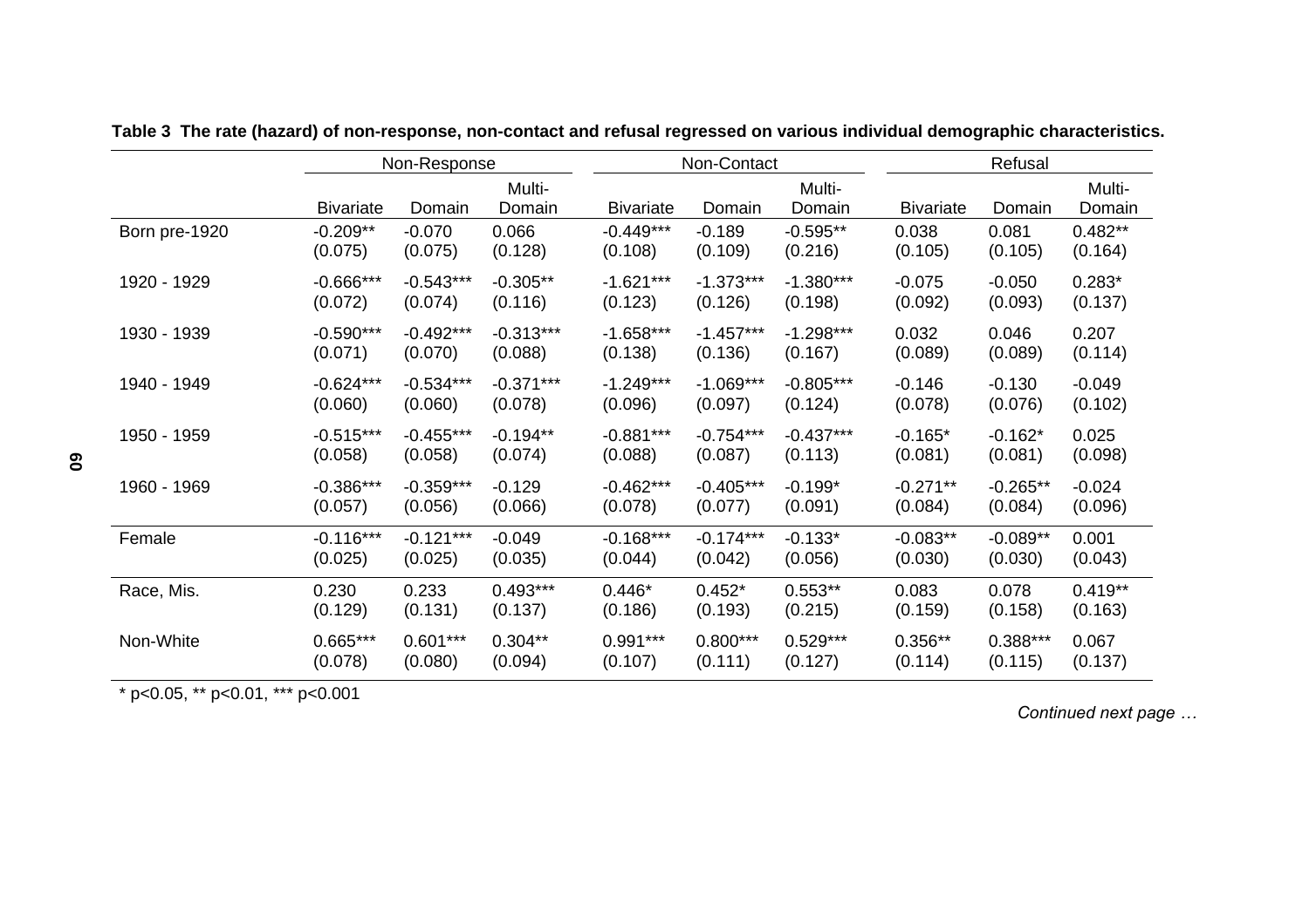**Table 3 The rate (hazard) of non-response, non-contact and refusal regressed on various individual demographic characteristics.**

| | Non-Response | | | Non-Contact | | | Refusal | | |
|---|---|---|---|---|---|---|---|---|---|
| | Bivariate | Domain | Multi-Domain | Bivariate | Domain | Multi-Domain | Bivariate | Domain | Multi-Domain |
| Born pre-1920 | -0.209** | -0.070 | 0.066 | -0.449*** | -0.189 | -0.595** | 0.038 | 0.081 | 0.482** |
| | (0.075) | (0.075) | (0.128) | (0.108) | (0.109) | (0.216) | (0.105) | (0.105) | (0.164) |
| 1920 - 1929 | -0.666*** | -0.543*** | -0.305** | -1.621*** | -1.373*** | -1.380*** | -0.075 | -0.050 | 0.283* |
| | (0.072) | (0.074) | (0.116) | (0.123) | (0.126) | (0.198) | (0.092) | (0.093) | (0.137) |
| 1930 - 1939 | -0.590*** | -0.492*** | -0.313*** | -1.658*** | -1.457*** | -1.298*** | 0.032 | 0.046 | 0.207 |
| | (0.071) | (0.070) | (0.088) | (0.138) | (0.136) | (0.167) | (0.089) | (0.089) | (0.114) |
| 1940 - 1949 | -0.624*** | -0.534*** | -0.371*** | -1.249*** | -1.069*** | -0.805*** | -0.146 | -0.130 | -0.049 |
| | (0.060) | (0.060) | (0.078) | (0.096) | (0.097) | (0.124) | (0.078) | (0.076) | (0.102) |
| 1950 - 1959 | -0.515*** | -0.455*** | -0.194** | -0.881*** | -0.754*** | -0.437*** | -0.165* | -0.162* | 0.025 |
| | (0.058) | (0.058) | (0.074) | (0.088) | (0.087) | (0.113) | (0.081) | (0.081) | (0.098) |
| 1960 - 1969 | -0.386*** | -0.359*** | -0.129 | -0.462*** | -0.405*** | -0.199* | -0.271** | -0.265** | -0.024 |
| | (0.057) | (0.056) | (0.066) | (0.078) | (0.077) | (0.091) | (0.084) | (0.084) | (0.096) |
| Female | -0.116*** | -0.121*** | -0.049 | -0.168*** | -0.174*** | -0.133* | -0.083** | -0.089** | 0.001 |
| | (0.025) | (0.025) | (0.035) | (0.044) | (0.042) | (0.056) | (0.030) | (0.030) | (0.043) |
| Race, Mis. | 0.230 | 0.233 | 0.493*** | 0.446* | 0.452* | 0.553** | 0.083 | 0.078 | 0.419** |
| | (0.129) | (0.131) | (0.137) | (0.186) | (0.193) | (0.215) | (0.159) | (0.158) | (0.163) |
| Non-White | 0.665*** | 0.601*** | 0.304** | 0.991*** | 0.800*** | 0.529*** | 0.356** | 0.388*** | 0.067 |
| | (0.078) | (0.080) | (0.094) | (0.107) | (0.111) | (0.127) | (0.114) | (0.115) | (0.137) |

* $p<0.05$, ** $p<0.01$, *** $p<0.001$

*Continued next page …*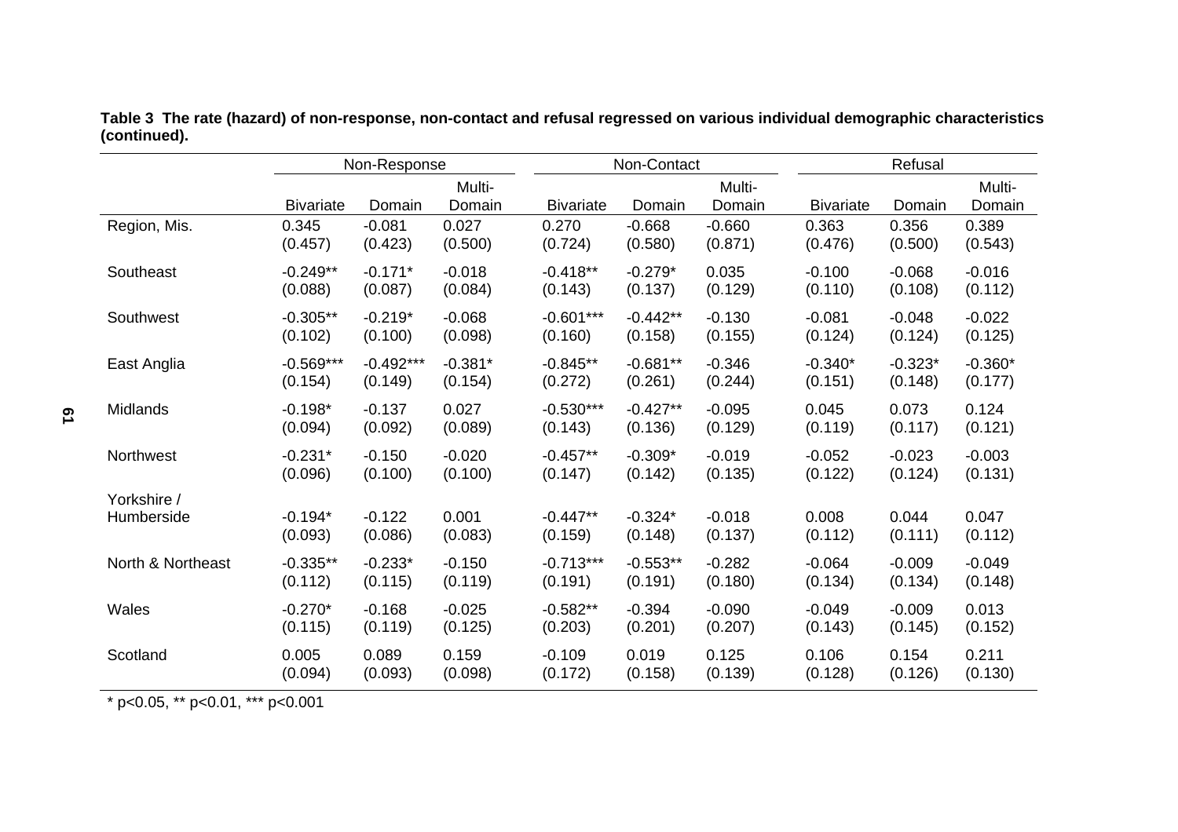**Table 3 The rate (hazard) of non-response, non-contact and refusal regressed on various individual demographic characteristics (continued).**

| | Non-Response | | | Non-Contact | | | Refusal | | |
|---|---|---|---|---|---|---|---|---|---|
| | Bivariate | Domain | Multi-Domain | Bivariate | Domain | Multi-Domain | Bivariate | Domain | Multi-Domain |
| Region, Mis. | 0.345 | -0.081 | 0.027 | 0.270 | -0.668 | -0.660 | 0.363 | 0.356 | 0.389 |
| | (0.457) | (0.423) | (0.500) | (0.724) | (0.580) | (0.871) | (0.476) | (0.500) | (0.543) |
| Southeast | -0.249** | -0.171* | -0.018 | -0.418** | -0.279* | 0.035 | -0.100 | -0.068 | -0.016 |
| | (0.088) | (0.087) | (0.084) | (0.143) | (0.137) | (0.129) | (0.110) | (0.108) | (0.112) |
| Southwest | -0.305** | -0.219* | -0.068 | -0.601*** | -0.442** | -0.130 | -0.081 | -0.048 | -0.022 |
| | (0.102) | (0.100) | (0.098) | (0.160) | (0.158) | (0.155) | (0.124) | (0.124) | (0.125) |
| East Anglia | -0.569*** | -0.492*** | -0.381* | -0.845** | -0.681** | -0.346 | -0.340* | -0.323* | -0.360* |
| | (0.154) | (0.149) | (0.154) | (0.272) | (0.261) | (0.244) | (0.151) | (0.148) | (0.177) |
| Midlands | -0.198* | -0.137 | 0.027 | -0.530*** | -0.427** | -0.095 | 0.045 | 0.073 | 0.124 |
| | (0.094) | (0.092) | (0.089) | (0.143) | (0.136) | (0.129) | (0.119) | (0.117) | (0.121) |
| Northwest | -0.231* | -0.150 | -0.020 | -0.457** | -0.309* | -0.019 | -0.052 | -0.023 | -0.003 |
| | (0.096) | (0.100) | (0.100) | (0.147) | (0.142) | (0.135) | (0.122) | (0.124) | (0.131) |
| Yorkshire / Humberside | -0.194* | -0.122 | 0.001 | -0.447** | -0.324* | -0.018 | 0.008 | 0.044 | 0.047 |
| | (0.093) | (0.086) | (0.083) | (0.159) | (0.148) | (0.137) | (0.112) | (0.111) | (0.112) |
| North & Northeast | -0.335** | -0.233* | -0.150 | -0.713*** | -0.553** | -0.282 | -0.064 | -0.009 | -0.049 |
| | (0.112) | (0.115) | (0.119) | (0.191) | (0.191) | (0.180) | (0.134) | (0.134) | (0.148) |
| Wales | -0.270* | -0.168 | -0.025 | -0.582** | -0.394 | -0.090 | -0.049 | -0.009 | 0.013 |
| | (0.115) | (0.119) | (0.125) | (0.203) | (0.201) | (0.207) | (0.143) | (0.145) | (0.152) |
| Scotland | 0.005 | 0.089 | 0.159 | -0.109 | 0.019 | 0.125 | 0.106 | 0.154 | 0.211 |
| | (0.094) | (0.093) | (0.098) | (0.172) | (0.158) | (0.139) | (0.128) | (0.126) | (0.130) |

\* p<0.05, ** p<0.01, *** p<0.001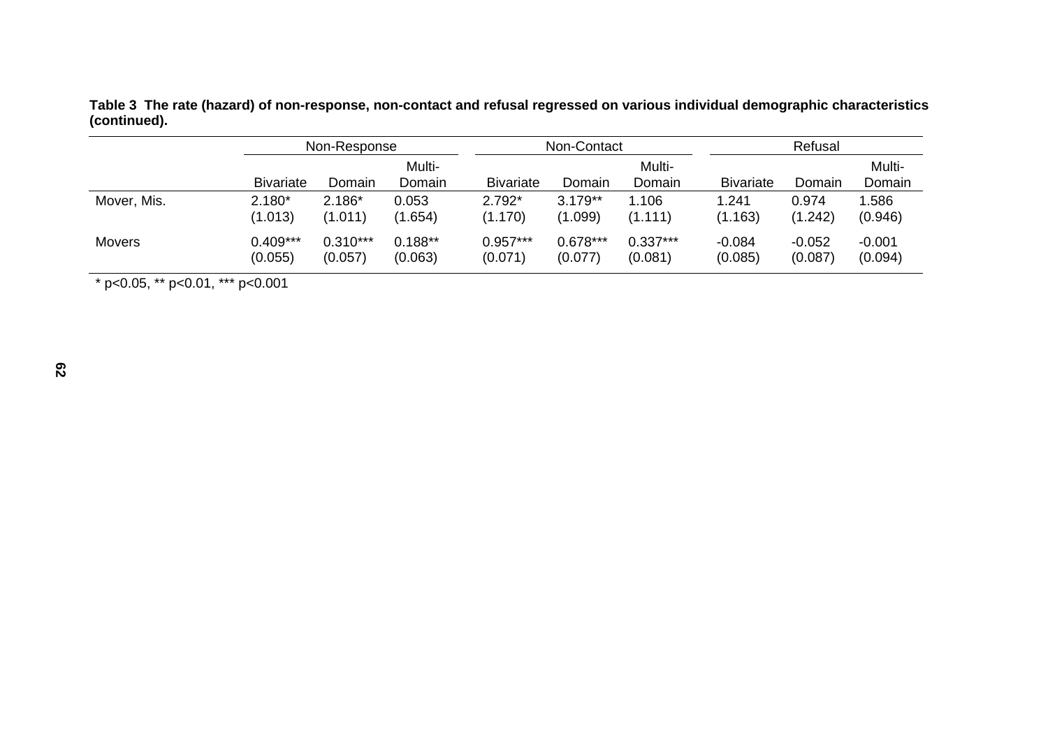**Table 3 The rate (hazard) of non-response, non-contact and refusal regressed on various individual demographic characteristics (continued).**

| | Non-Response | | | Non-Contact | | | Refusal | | |
|---|---|---|---|---|---|---|---|---|---|
| | Bivariate | Domain | Multi-Domain | Bivariate | Domain | Multi-Domain | Bivariate | Domain | Multi-Domain |
| Mover, Mis. | 2.180* | 2.186* | 0.053 | 2.792* | 3.179** | 1.106 | 1.241 | 0.974 | 1.586 |
| | (1.013) | (1.011) | (1.654) | (1.170) | (1.099) | (1.111) | (1.163) | (1.242) | (0.946) |
| Movers | 0.409*** | 0.310*** | 0.188** | 0.957*** | 0.678*** | 0.337*** | -0.084 | -0.052 | -0.001 |
| | (0.055) | (0.057) | (0.063) | (0.071) | (0.077) | (0.081) | (0.085) | (0.087) | (0.094) |

* p<0.05, ** p<0.01, *** p<0.001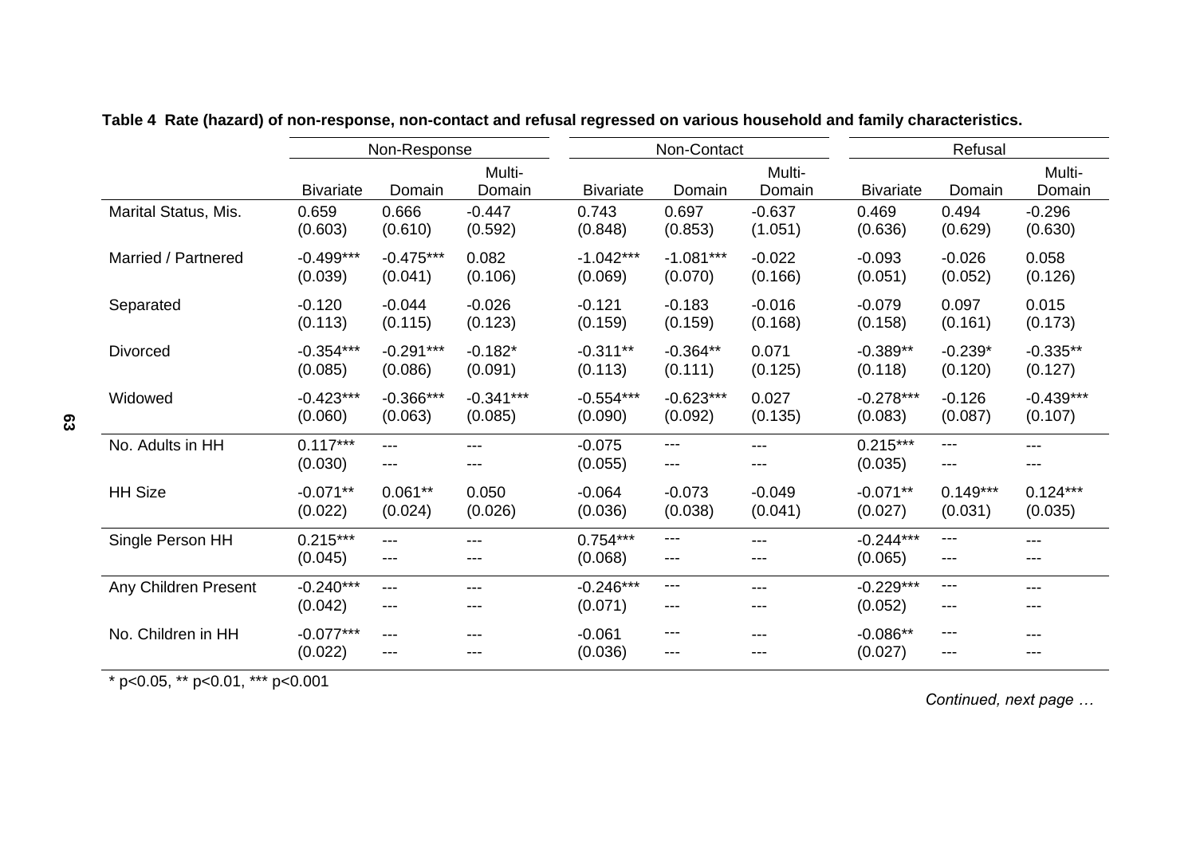**Table 4 Rate (hazard) of non-response, non-contact and refusal regressed on various household and family characteristics.**

| | Non-Response | | | Non-Contact | | | Refusal | | |
|---|---|---|---|---|---|---|---|---|---|
| | Bivariate | Domain | Multi-Domain | Bivariate | Domain | Multi-Domain | Bivariate | Domain | Multi-Domain |
| Marital Status, Mis. | 0.659<br>(0.603) | 0.666<br>(0.610) | -0.447<br>(0.592) | 0.743<br>(0.848) | 0.697<br>(0.853) | -0.637<br>(1.051) | 0.469<br>(0.636) | 0.494<br>(0.629) | -0.296<br>(0.630) |
| Married / Partnered | -0.499***<br>(0.039) | -0.475***<br>(0.041) | 0.082<br>(0.106) | -1.042***<br>(0.069) | -1.081***<br>(0.070) | -0.022<br>(0.166) | -0.093<br>(0.051) | -0.026<br>(0.052) | 0.058<br>(0.126) |
| Separated | -0.120<br>(0.113) | -0.044<br>(0.115) | -0.026<br>(0.123) | -0.121<br>(0.159) | -0.183<br>(0.159) | -0.016<br>(0.168) | -0.079<br>(0.158) | 0.097<br>(0.161) | 0.015<br>(0.173) |
| Divorced | -0.354***<br>(0.085) | -0.291***<br>(0.086) | -0.182*<br>(0.091) | -0.311**<br>(0.113) | -0.364**<br>(0.111) | 0.071<br>(0.125) | -0.389**<br>(0.118) | -0.239*<br>(0.120) | -0.335**<br>(0.127) |
| Widowed | -0.423***<br>(0.060) | -0.366***<br>(0.063) | -0.341***<br>(0.085) | -0.554***<br>(0.090) | -0.623***<br>(0.092) | 0.027<br>(0.135) | -0.278***<br>(0.083) | -0.126<br>(0.087) | -0.439***<br>(0.107) |
| No. Adults in HH | 0.117***<br>(0.030) | ---<br>--- | ---<br>--- | -0.075<br>(0.055) | ---<br>--- | ---<br>--- | 0.215***<br>(0.035) | ---<br>--- | ---<br>--- |
| HH Size | -0.071**<br>(0.022) | 0.061**<br>(0.024) | 0.050<br>(0.026) | -0.064<br>(0.036) | -0.073<br>(0.038) | -0.049<br>(0.041) | -0.071**<br>(0.027) | 0.149***<br>(0.031) | 0.124***<br>(0.035) |
| Single Person HH | 0.215***<br>(0.045) | ---<br>--- | ---<br>--- | 0.754***<br>(0.068) | ---<br>--- | ---<br>--- | -0.244***<br>(0.065) | ---<br>--- | ---<br>--- |
| Any Children Present | -0.240***<br>(0.042) | ---<br>--- | ---<br>--- | -0.246***<br>(0.071) | ---<br>--- | ---<br>--- | -0.229***<br>(0.052) | ---<br>--- | ---<br>--- |
| No. Children in HH | -0.077***<br>(0.022) | ---<br>--- | ---<br>--- | -0.061<br>(0.036) | ---<br>--- | ---<br>--- | -0.086**<br>(0.027) | ---<br>--- | ---<br>--- |

* p<0.05, ** p<0.01, *** p<0.001

*Continued, next page …*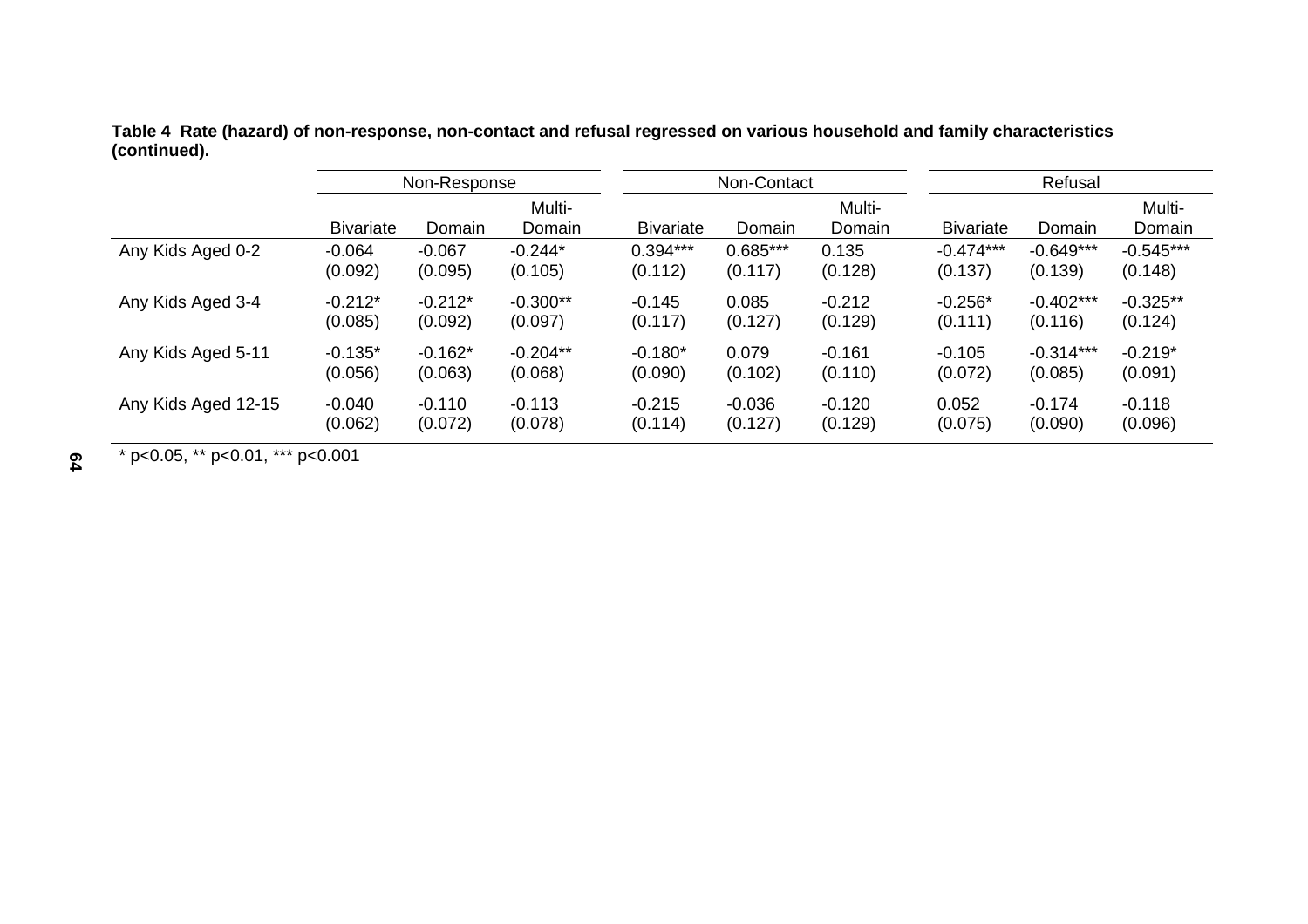**Table 4 Rate (hazard) of non-response, non-contact and refusal regressed on various household and family characteristics (continued).**

| | Non-Response | | | Non-Contact | | | Refusal | | |
|---|---|---|---|---|---|---|---|---|---|
| | Bivariate | Domain | Multi-Domain | Bivariate | Domain | Multi-Domain | Bivariate | Domain | Multi-Domain |
| Any Kids Aged 0-2 | -0.064 | -0.067 | -0.244* | 0.394*** | 0.685*** | 0.135 | -0.474*** | -0.649*** | -0.545*** |
| | (0.092) | (0.095) | (0.105) | (0.112) | (0.117) | (0.128) | (0.137) | (0.139) | (0.148) |
| Any Kids Aged 3-4 | -0.212* | -0.212* | -0.300** | -0.145 | 0.085 | -0.212 | -0.256* | -0.402*** | -0.325** |
| | (0.085) | (0.092) | (0.097) | (0.117) | (0.127) | (0.129) | (0.111) | (0.116) | (0.124) |
| Any Kids Aged 5-11 | -0.135* | -0.162* | -0.204** | -0.180* | 0.079 | -0.161 | -0.105 | -0.314*** | -0.219* |
| | (0.056) | (0.063) | (0.068) | (0.090) | (0.102) | (0.110) | (0.072) | (0.085) | (0.091) |
| Any Kids Aged 12-15 | -0.040 | -0.110 | -0.113 | -0.215 | -0.036 | -0.120 | 0.052 | -0.174 | -0.118 |
| | (0.062) | (0.072) | (0.078) | (0.114) | (0.127) | (0.129) | (0.075) | (0.090) | (0.096) |

* $p<0.05$, ** $p<0.01$, *** $p<0.001$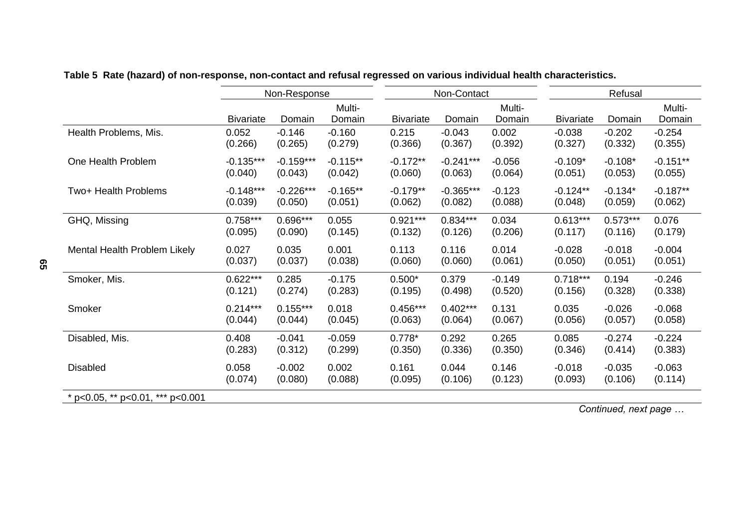**Table 5 Rate (hazard) of non-response, non-contact and refusal regressed on various individual health characteristics.**

| | Non-Response | | | Non-Contact | | | Refusal | | |
|---|---|---|---|---|---|---|---|---|---|
| | Bivariate | Domain | Multi-Domain | Bivariate | Domain | Multi-Domain | Bivariate | Domain | Multi-Domain |
| Health Problems, Mis. | 0.052 | -0.146 | -0.160 | 0.215 | -0.043 | 0.002 | -0.038 | -0.202 | -0.254 |
| | (0.266) | (0.265) | (0.279) | (0.366) | (0.367) | (0.392) | (0.327) | (0.332) | (0.355) |
| One Health Problem | -0.135*** | -0.159*** | -0.115** | -0.172** | -0.241*** | -0.056 | -0.109* | -0.108* | -0.151** |
| | (0.040) | (0.043) | (0.042) | (0.060) | (0.063) | (0.064) | (0.051) | (0.053) | (0.055) |
| Two+ Health Problems | -0.148*** | -0.226*** | -0.165** | -0.179** | -0.365*** | -0.123 | -0.124** | -0.134* | -0.187** |
| | (0.039) | (0.050) | (0.051) | (0.062) | (0.082) | (0.088) | (0.048) | (0.059) | (0.062) |
| GHQ, Missing | 0.758*** | 0.696*** | 0.055 | 0.921*** | 0.834*** | 0.034 | 0.613*** | 0.573*** | 0.076 |
| | (0.095) | (0.090) | (0.145) | (0.132) | (0.126) | (0.206) | (0.117) | (0.116) | (0.179) |
| Mental Health Problem Likely | 0.027 | 0.035 | 0.001 | 0.113 | 0.116 | 0.014 | -0.028 | -0.018 | -0.004 |
| | (0.037) | (0.037) | (0.038) | (0.060) | (0.060) | (0.061) | (0.050) | (0.051) | (0.051) |
| Smoker, Mis. | 0.622*** | 0.285 | -0.175 | 0.500* | 0.379 | -0.149 | 0.718*** | 0.194 | -0.246 |
| | (0.121) | (0.274) | (0.283) | (0.195) | (0.498) | (0.520) | (0.156) | (0.328) | (0.338) |
| Smoker | 0.214*** | 0.155*** | 0.018 | 0.456*** | 0.402*** | 0.131 | 0.035 | -0.026 | -0.068 |
| | (0.044) | (0.044) | (0.045) | (0.063) | (0.064) | (0.067) | (0.056) | (0.057) | (0.058) |
| Disabled, Mis. | 0.408 | -0.041 | -0.059 | 0.778* | 0.292 | 0.265 | 0.085 | -0.274 | -0.224 |
| | (0.283) | (0.312) | (0.299) | (0.350) | (0.336) | (0.350) | (0.346) | (0.414) | (0.383) |
| Disabled | 0.058 | -0.002 | 0.002 | 0.161 | 0.044 | 0.146 | -0.018 | -0.035 | -0.063 |
| | (0.074) | (0.080) | (0.088) | (0.095) | (0.106) | (0.123) | (0.093) | (0.106) | (0.114) |

\* p<0.05, ** p<0.01, *** p<0.001

*Continued, next page …*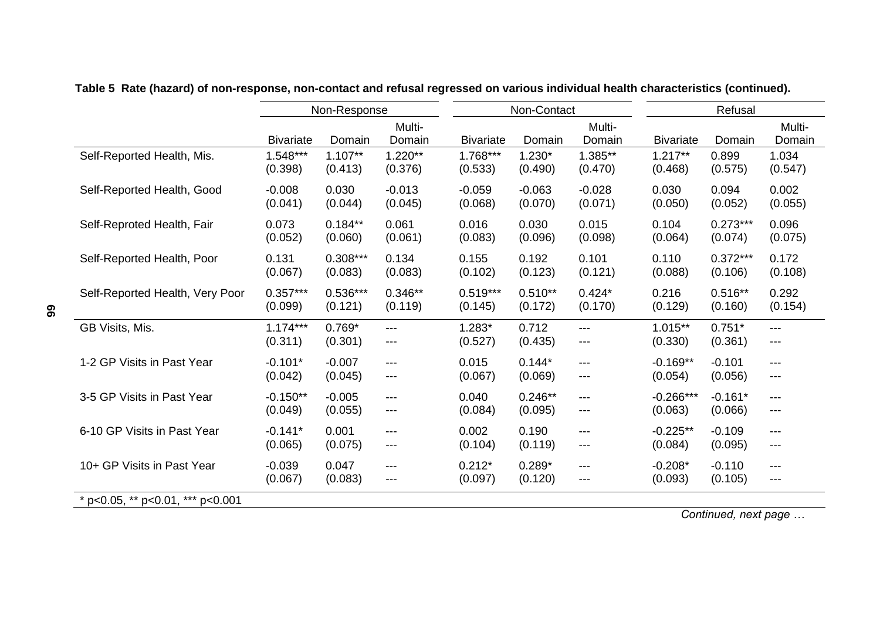**Table 5 Rate (hazard) of non-response, non-contact and refusal regressed on various individual health characteristics (continued).**

| | Non-Response | | | Non-Contact | | | Refusal | | |
|---|---|---|---|---|---|---|---|---|---|
| | Bivariate | Domain | Multi-Domain | Bivariate | Domain | Multi-Domain | Bivariate | Domain | Multi-Domain |
| Self-Reported Health, Mis. | 1.548*** | 1.107** | 1.220** | 1.768*** | 1.230* | 1.385** | 1.217** | 0.899 | 1.034 |
| | (0.398) | (0.413) | (0.376) | (0.533) | (0.490) | (0.470) | (0.468) | (0.575) | (0.547) |
| Self-Reported Health, Good | -0.008 | 0.030 | -0.013 | -0.059 | -0.063 | -0.028 | 0.030 | 0.094 | 0.002 |
| | (0.041) | (0.044) | (0.045) | (0.068) | (0.070) | (0.071) | (0.050) | (0.052) | (0.055) |
| Self-Reproted Health, Fair | 0.073 | 0.184** | 0.061 | 0.016 | 0.030 | 0.015 | 0.104 | 0.273*** | 0.096 |
| | (0.052) | (0.060) | (0.061) | (0.083) | (0.096) | (0.098) | (0.064) | (0.074) | (0.075) |
| Self-Reported Health, Poor | 0.131 | 0.308*** | 0.134 | 0.155 | 0.192 | 0.101 | 0.110 | 0.372*** | 0.172 |
| | (0.067) | (0.083) | (0.083) | (0.102) | (0.123) | (0.121) | (0.088) | (0.106) | (0.108) |
| Self-Reported Health, Very Poor | 0.357*** | 0.536*** | 0.346** | 0.519*** | 0.510** | 0.424* | 0.216 | 0.516** | 0.292 |
| | (0.099) | (0.121) | (0.119) | (0.145) | (0.172) | (0.170) | (0.129) | (0.160) | (0.154) |
| GB Visits, Mis. | 1.174*** | 0.769* | --- | 1.283* | 0.712 | --- | 1.015** | 0.751* | --- |
| | (0.311) | (0.301) | --- | (0.527) | (0.435) | --- | (0.330) | (0.361) | --- |
| 1-2 GP Visits in Past Year | -0.101* | -0.007 | --- | 0.015 | 0.144* | --- | -0.169** | -0.101 | --- |
| | (0.042) | (0.045) | --- | (0.067) | (0.069) | --- | (0.054) | (0.056) | --- |
| 3-5 GP Visits in Past Year | -0.150** | -0.005 | --- | 0.040 | 0.246** | --- | -0.266*** | -0.161* | --- |
| | (0.049) | (0.055) | --- | (0.084) | (0.095) | --- | (0.063) | (0.066) | --- |
| 6-10 GP Visits in Past Year | -0.141* | 0.001 | --- | 0.002 | 0.190 | --- | -0.225** | -0.109 | --- |
| | (0.065) | (0.075) | --- | (0.104) | (0.119) | --- | (0.084) | (0.095) | --- |
| 10+ GP Visits in Past Year | -0.039 | 0.047 | --- | 0.212* | 0.289* | --- | -0.208* | -0.110 | --- |
| | (0.067) | (0.083) | --- | (0.097) | (0.120) | --- | (0.093) | (0.105) | --- |

\* p<0.05, ** p<0.01, *** p<0.001

*Continued, next page …*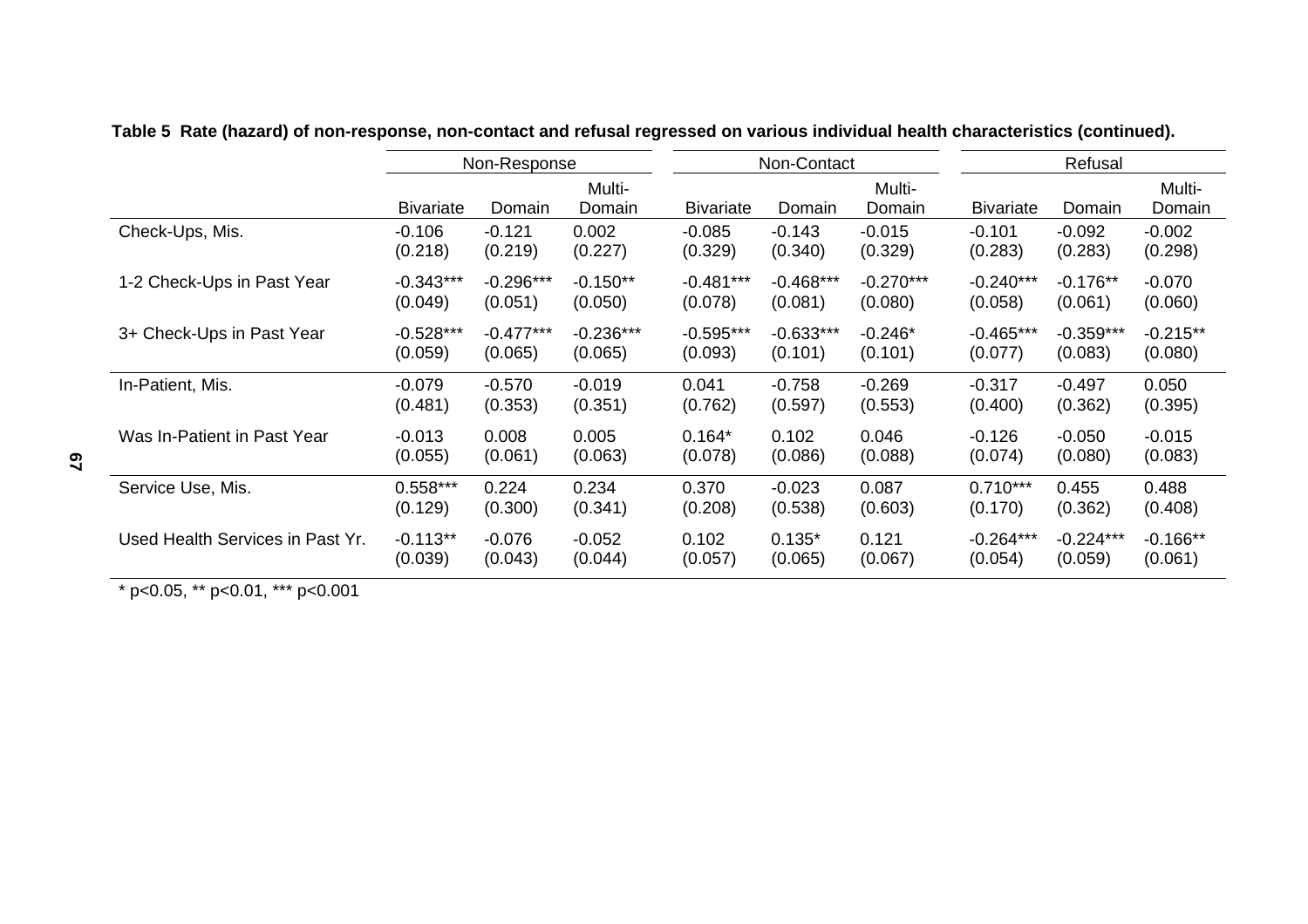**Table 5 Rate (hazard) of non-response, non-contact and refusal regressed on various individual health characteristics (continued).**

| | Non-Response | | | Non-Contact | | | Refusal | | |
|---|---|---|---|---|---|---|---|---|---|
| | Bivariate | Domain | Multi-Domain | Bivariate | Domain | Multi-Domain | Bivariate | Domain | Multi-Domain |
| Check-Ups, Mis. | -0.106 | -0.121 | 0.002 | -0.085 | -0.143 | -0.015 | -0.101 | -0.092 | -0.002 |
| | (0.218) | (0.219) | (0.227) | (0.329) | (0.340) | (0.329) | (0.283) | (0.283) | (0.298) |
| 1-2 Check-Ups in Past Year | -0.343*** | -0.296*** | -0.150** | -0.481*** | -0.468*** | -0.270*** | -0.240*** | -0.176** | -0.070 |
| | (0.049) | (0.051) | (0.050) | (0.078) | (0.081) | (0.080) | (0.058) | (0.061) | (0.060) |
| 3+ Check-Ups in Past Year | -0.528*** | -0.477*** | -0.236*** | -0.595*** | -0.633*** | -0.246* | -0.465*** | -0.359*** | -0.215** |
| | (0.059) | (0.065) | (0.065) | (0.093) | (0.101) | (0.101) | (0.077) | (0.083) | (0.080) |
| In-Patient, Mis. | -0.079 | -0.570 | -0.019 | 0.041 | -0.758 | -0.269 | -0.317 | -0.497 | 0.050 |
| | (0.481) | (0.353) | (0.351) | (0.762) | (0.597) | (0.553) | (0.400) | (0.362) | (0.395) |
| Was In-Patient in Past Year | -0.013 | 0.008 | 0.005 | 0.164* | 0.102 | 0.046 | -0.126 | -0.050 | -0.015 |
| | (0.055) | (0.061) | (0.063) | (0.078) | (0.086) | (0.088) | (0.074) | (0.080) | (0.083) |
| Service Use, Mis. | 0.558*** | 0.224 | 0.234 | 0.370 | -0.023 | 0.087 | 0.710*** | 0.455 | 0.488 |
| | (0.129) | (0.300) | (0.341) | (0.208) | (0.538) | (0.603) | (0.170) | (0.362) | (0.408) |
| Used Health Services in Past Yr. | -0.113** | -0.076 | -0.052 | 0.102 | 0.135* | 0.121 | -0.264*** | -0.224*** | -0.166** |
| | (0.039) | (0.043) | (0.044) | (0.057) | (0.065) | (0.067) | (0.054) | (0.059) | (0.061) |

* p<0.05, ** p<0.01, *** p<0.001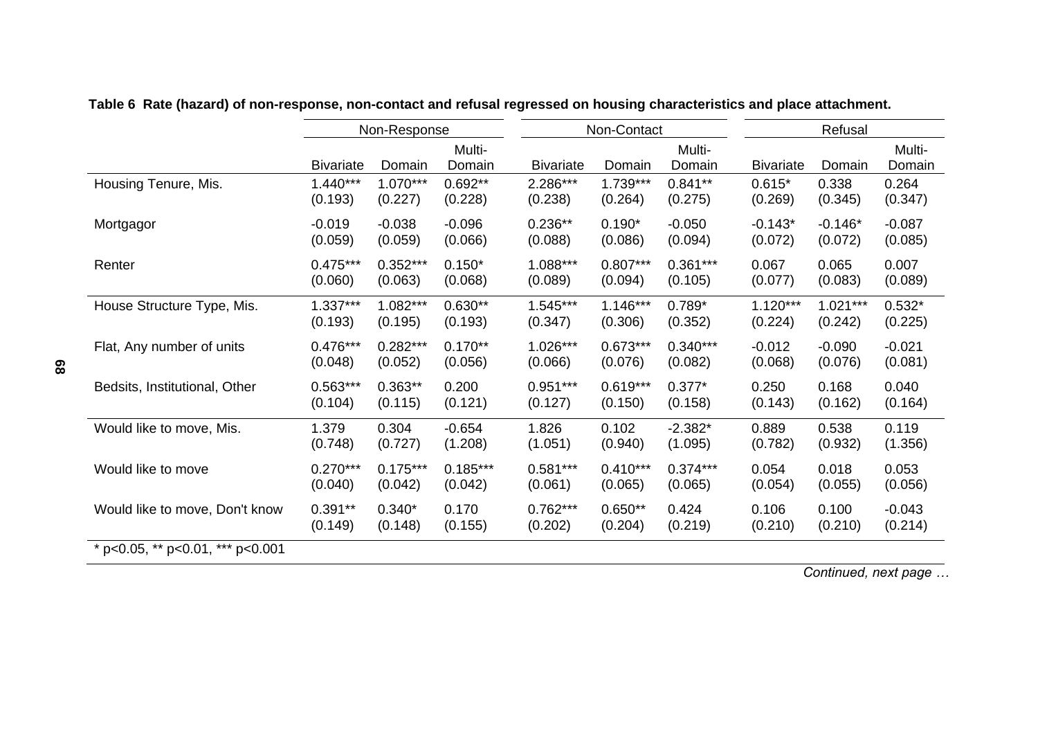**Table 6 Rate (hazard) of non-response, non-contact and refusal regressed on housing characteristics and place attachment.**

| | Non-Response | | | Non-Contact | | | Refusal | | |
|---|---|---|---|---|---|---|---|---|---|
| | Bivariate | Domain | Multi-Domain | Bivariate | Domain | Multi-Domain | Bivariate | Domain | Multi-Domain |
| Housing Tenure, Mis. | 1.440*** | 1.070*** | 0.692** | 2.286*** | 1.739*** | 0.841** | 0.615* | 0.338 | 0.264 |
| | (0.193) | (0.227) | (0.228) | (0.238) | (0.264) | (0.275) | (0.269) | (0.345) | (0.347) |
| Mortgagor | -0.019 | -0.038 | -0.096 | 0.236** | 0.190* | -0.050 | -0.143* | -0.146* | -0.087 |
| | (0.059) | (0.059) | (0.066) | (0.088) | (0.086) | (0.094) | (0.072) | (0.072) | (0.085) |
| Renter | 0.475*** | 0.352*** | 0.150* | 1.088*** | 0.807*** | 0.361*** | 0.067 | 0.065 | 0.007 |
| | (0.060) | (0.063) | (0.068) | (0.089) | (0.094) | (0.105) | (0.077) | (0.083) | (0.089) |
| House Structure Type, Mis. | 1.337*** | 1.082*** | 0.630** | 1.545*** | 1.146*** | 0.789* | 1.120*** | 1.021*** | 0.532* |
| | (0.193) | (0.195) | (0.193) | (0.347) | (0.306) | (0.352) | (0.224) | (0.242) | (0.225) |
| Flat, Any number of units | 0.476*** | 0.282*** | 0.170** | 1.026*** | 0.673*** | 0.340*** | -0.012 | -0.090 | -0.021 |
| | (0.048) | (0.052) | (0.056) | (0.066) | (0.076) | (0.082) | (0.068) | (0.076) | (0.081) |
| Bedsits, Institutional, Other | 0.563*** | 0.363** | 0.200 | 0.951*** | 0.619*** | 0.377* | 0.250 | 0.168 | 0.040 |
| | (0.104) | (0.115) | (0.121) | (0.127) | (0.150) | (0.158) | (0.143) | (0.162) | (0.164) |
| Would like to move, Mis. | 1.379 | 0.304 | -0.654 | 1.826 | 0.102 | -2.382* | 0.889 | 0.538 | 0.119 |
| | (0.748) | (0.727) | (1.208) | (1.051) | (0.940) | (1.095) | (0.782) | (0.932) | (1.356) |
| Would like to move | 0.270*** | 0.175*** | 0.185*** | 0.581*** | 0.410*** | 0.374*** | 0.054 | 0.018 | 0.053 |
| | (0.040) | (0.042) | (0.042) | (0.061) | (0.065) | (0.065) | (0.054) | (0.055) | (0.056) |
| Would like to move, Don't know | 0.391** | 0.340* | 0.170 | 0.762*** | 0.650** | 0.424 | 0.106 | 0.100 | -0.043 |
| | (0.149) | (0.148) | (0.155) | (0.202) | (0.204) | (0.219) | (0.210) | (0.210) | (0.214) |

* p<0.05, ** p<0.01, *** p<0.001

*Continued, next page …*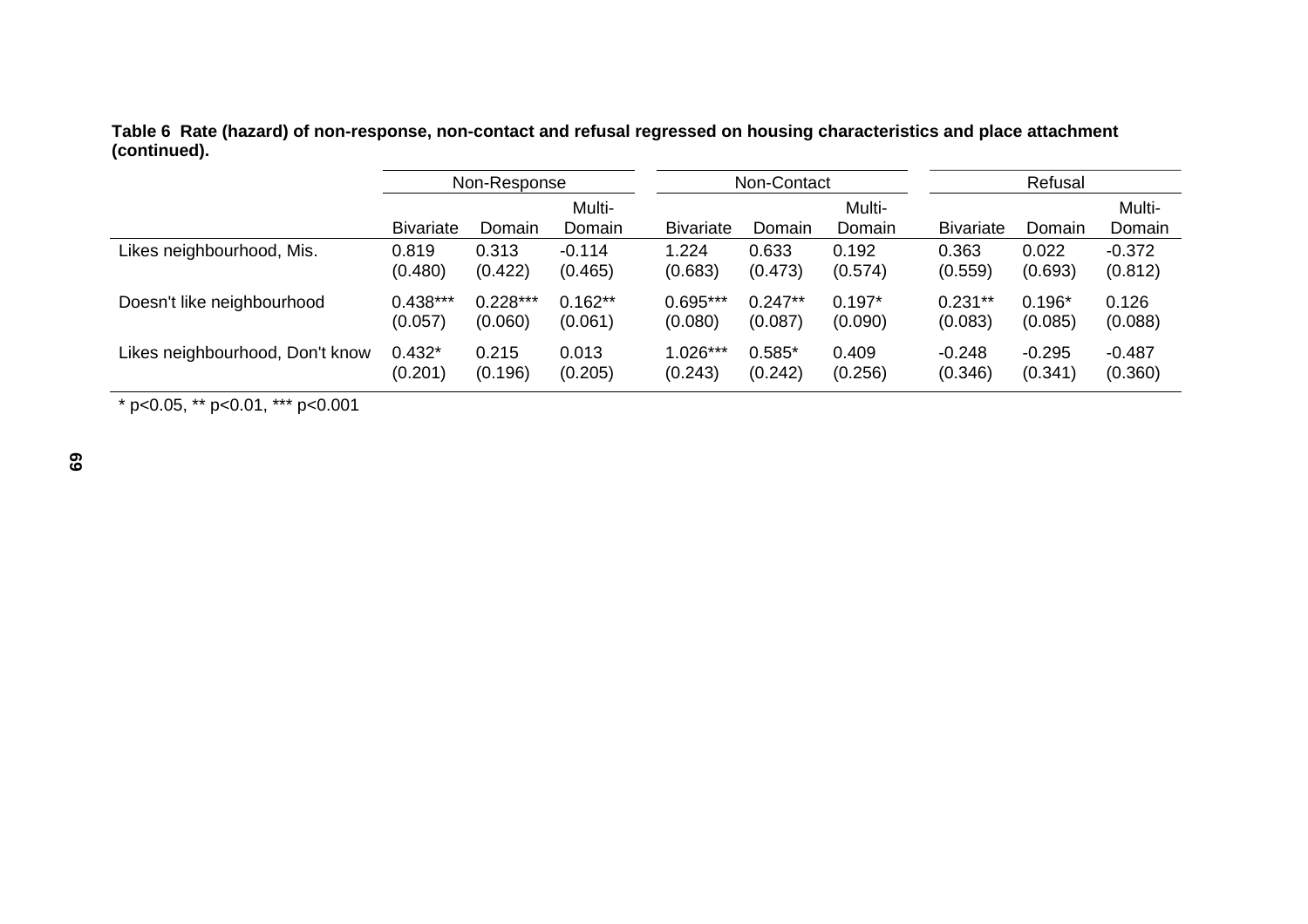**Table 6 Rate (hazard) of non-response, non-contact and refusal regressed on housing characteristics and place attachment (continued).**

| | Non-Response | | | Non-Contact | | | Refusal | | |
|---|---|---|---|---|---|---|---|---|---|
| | Bivariate | Domain | Multi-Domain | Bivariate | Domain | Multi-Domain | Bivariate | Domain | Multi-Domain |
| Likes neighbourhood, Mis. | 0.819 | 0.313 | -0.114 | 1.224 | 0.633 | 0.192 | 0.363 | 0.022 | -0.372 |
| | (0.480) | (0.422) | (0.465) | (0.683) | (0.473) | (0.574) | (0.559) | (0.693) | (0.812) |
| Doesn't like neighbourhood | 0.438*** | 0.228*** | 0.162** | 0.695*** | 0.247** | 0.197* | 0.231** | 0.196* | 0.126 |
| | (0.057) | (0.060) | (0.061) | (0.080) | (0.087) | (0.090) | (0.083) | (0.085) | (0.088) |
| Likes neighbourhood, Don't know | 0.432* | 0.215 | 0.013 | 1.026*** | 0.585* | 0.409 | -0.248 | -0.295 | -0.487 |
| | (0.201) | (0.196) | (0.205) | (0.243) | (0.242) | (0.256) | (0.346) | (0.341) | (0.360) |

* p<0.05, ** p<0.01, *** p<0.001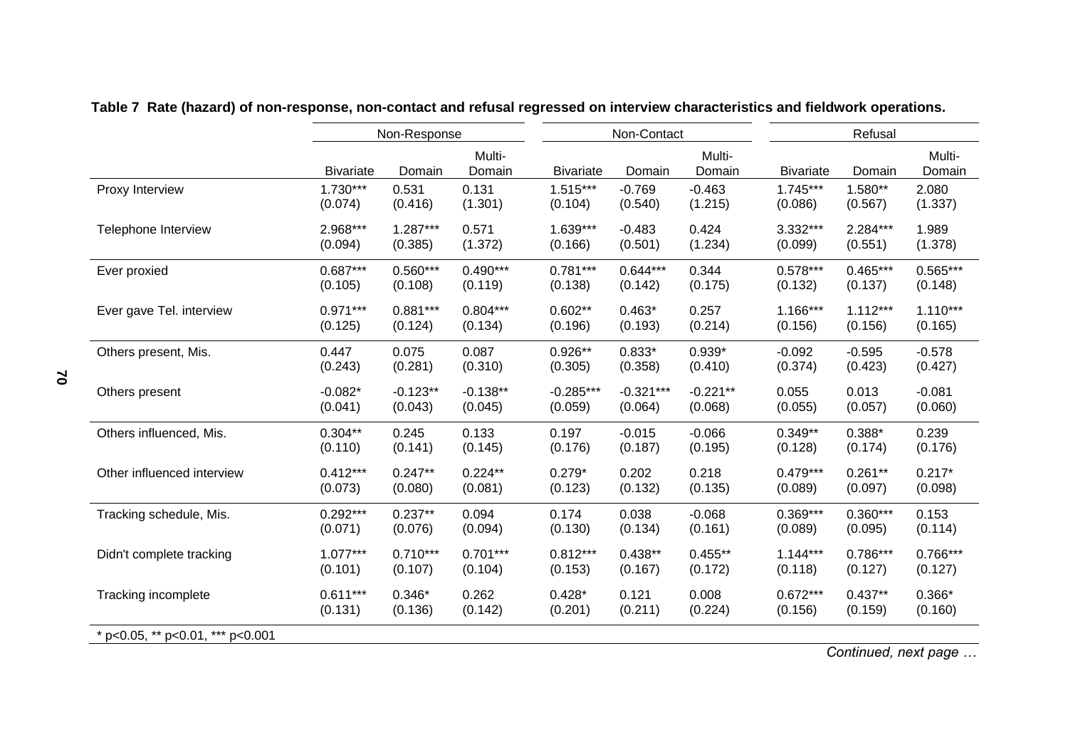**Table 7 Rate (hazard) of non-response, non-contact and refusal regressed on interview characteristics and fieldwork operations.**

| | Non-Response | | | Non-Contact | | | Refusal | | |
|---|---|---|---|---|---|---|---|---|---|
| | Bivariate | Domain | Multi-Domain | Bivariate | Domain | Multi-Domain | Bivariate | Domain | Multi-Domain |
| Proxy Interview | 1.730*** | 0.531 | 0.131 | 1.515*** | -0.769 | -0.463 | 1.745*** | 1.580** | 2.080 |
| | (0.074) | (0.416) | (1.301) | (0.104) | (0.540) | (1.215) | (0.086) | (0.567) | (1.337) |
| Telephone Interview | 2.968*** | 1.287*** | 0.571 | 1.639*** | -0.483 | 0.424 | 3.332*** | 2.284*** | 1.989 |
| | (0.094) | (0.385) | (1.372) | (0.166) | (0.501) | (1.234) | (0.099) | (0.551) | (1.378) |
| Ever proxied | 0.687*** | 0.560*** | 0.490*** | 0.781*** | 0.644*** | 0.344 | 0.578*** | 0.465*** | 0.565*** |
| | (0.105) | (0.108) | (0.119) | (0.138) | (0.142) | (0.175) | (0.132) | (0.137) | (0.148) |
| Ever gave Tel. interview | 0.971*** | 0.881*** | 0.804*** | 0.602** | 0.463* | 0.257 | 1.166*** | 1.112*** | 1.110*** |
| | (0.125) | (0.124) | (0.134) | (0.196) | (0.193) | (0.214) | (0.156) | (0.156) | (0.165) |
| Others present, Mis. | 0.447 | 0.075 | 0.087 | 0.926** | 0.833* | 0.939* | -0.092 | -0.595 | -0.578 |
| | (0.243) | (0.281) | (0.310) | (0.305) | (0.358) | (0.410) | (0.374) | (0.423) | (0.427) |
| Others present | -0.082* | -0.123** | -0.138** | -0.285*** | -0.321*** | -0.221** | 0.055 | 0.013 | -0.081 |
| | (0.041) | (0.043) | (0.045) | (0.059) | (0.064) | (0.068) | (0.055) | (0.057) | (0.060) |
| Others influenced, Mis. | 0.304** | 0.245 | 0.133 | 0.197 | -0.015 | -0.066 | 0.349** | 0.388* | 0.239 |
| | (0.110) | (0.141) | (0.145) | (0.176) | (0.187) | (0.195) | (0.128) | (0.174) | (0.176) |
| Other influenced interview | 0.412*** | 0.247** | 0.224** | 0.279* | 0.202 | 0.218 | 0.479*** | 0.261** | 0.217* |
| | (0.073) | (0.080) | (0.081) | (0.123) | (0.132) | (0.135) | (0.089) | (0.097) | (0.098) |
| Tracking schedule, Mis. | 0.292*** | 0.237** | 0.094 | 0.174 | 0.038 | -0.068 | 0.369*** | 0.360*** | 0.153 |
| | (0.071) | (0.076) | (0.094) | (0.130) | (0.134) | (0.161) | (0.089) | (0.095) | (0.114) |
| Didn't complete tracking | 1.077*** | 0.710*** | 0.701*** | 0.812*** | 0.438** | 0.455** | 1.144*** | 0.786*** | 0.766*** |
| | (0.101) | (0.107) | (0.104) | (0.153) | (0.167) | (0.172) | (0.118) | (0.127) | (0.127) |
| Tracking incomplete | 0.611*** | 0.346* | 0.262 | 0.428* | 0.121 | 0.008 | 0.672*** | 0.437** | 0.366* |
| | (0.131) | (0.136) | (0.142) | (0.201) | (0.211) | (0.224) | (0.156) | (0.159) | (0.160) |

\* p<0.05, ** p<0.01, *** p<0.001

*Continued, next page …*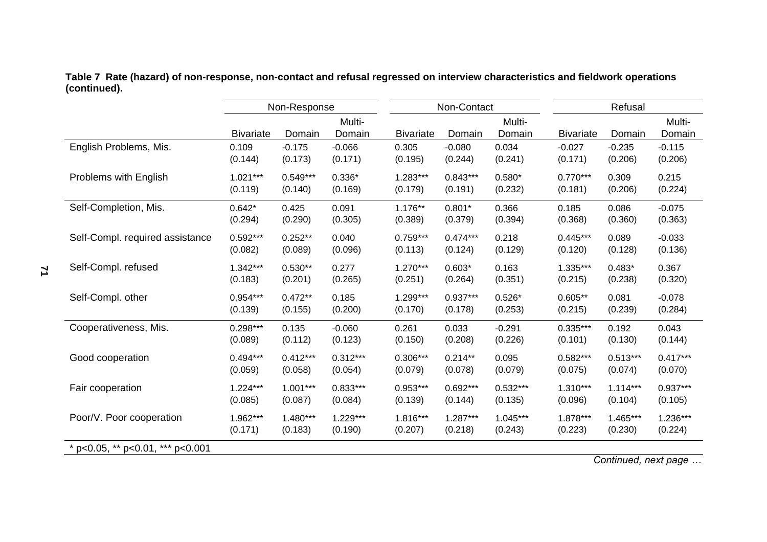**Table 7 Rate (hazard) of non-response, non-contact and refusal regressed on interview characteristics and fieldwork operations (continued).**

| | Non-Response | | | Non-Contact | | | Refusal | | |
|---|---|---|---|---|---|---|---|---|---|
| | Bivariate | Domain | Multi-Domain | Bivariate | Domain | Multi-Domain | Bivariate | Domain | Multi-Domain |
| English Problems, Mis. | 0.109 | -0.175 | -0.066 | 0.305 | -0.080 | 0.034 | -0.027 | -0.235 | -0.115 |
| | (0.144) | (0.173) | (0.171) | (0.195) | (0.244) | (0.241) | (0.171) | (0.206) | (0.206) |
| Problems with English | 1.021*** | 0.549*** | 0.336* | 1.283*** | 0.843*** | 0.580* | 0.770*** | 0.309 | 0.215 |
| | (0.119) | (0.140) | (0.169) | (0.179) | (0.191) | (0.232) | (0.181) | (0.206) | (0.224) |
| Self-Completion, Mis. | 0.642* | 0.425 | 0.091 | 1.176** | 0.801* | 0.366 | 0.185 | 0.086 | -0.075 |
| | (0.294) | (0.290) | (0.305) | (0.389) | (0.379) | (0.394) | (0.368) | (0.360) | (0.363) |
| Self-Compl. required assistance | 0.592*** | 0.252** | 0.040 | 0.759*** | 0.474*** | 0.218 | 0.445*** | 0.089 | -0.033 |
| | (0.082) | (0.089) | (0.096) | (0.113) | (0.124) | (0.129) | (0.120) | (0.128) | (0.136) |
| Self-Compl. refused | 1.342*** | 0.530** | 0.277 | 1.270*** | 0.603* | 0.163 | 1.335*** | 0.483* | 0.367 |
| | (0.183) | (0.201) | (0.265) | (0.251) | (0.264) | (0.351) | (0.215) | (0.238) | (0.320) |
| Self-Compl. other | 0.954*** | 0.472** | 0.185 | 1.299*** | 0.937*** | 0.526* | 0.605** | 0.081 | -0.078 |
| | (0.139) | (0.155) | (0.200) | (0.170) | (0.178) | (0.253) | (0.215) | (0.239) | (0.284) |
| Cooperativeness, Mis. | 0.298*** | 0.135 | -0.060 | 0.261 | 0.033 | -0.291 | 0.335*** | 0.192 | 0.043 |
| | (0.089) | (0.112) | (0.123) | (0.150) | (0.208) | (0.226) | (0.101) | (0.130) | (0.144) |
| Good cooperation | 0.494*** | 0.412*** | 0.312*** | 0.306*** | 0.214** | 0.095 | 0.582*** | 0.513*** | 0.417*** |
| | (0.059) | (0.058) | (0.054) | (0.079) | (0.078) | (0.079) | (0.075) | (0.074) | (0.070) |
| Fair cooperation | 1.224*** | 1.001*** | 0.833*** | 0.953*** | 0.692*** | 0.532*** | 1.310*** | 1.114*** | 0.937*** |
| | (0.085) | (0.087) | (0.084) | (0.139) | (0.144) | (0.135) | (0.096) | (0.104) | (0.105) |
| Poor/V. Poor cooperation | 1.962*** | 1.480*** | 1.229*** | 1.816*** | 1.287*** | 1.045*** | 1.878*** | 1.465*** | 1.236*** |
| | (0.171) | (0.183) | (0.190) | (0.207) | (0.218) | (0.243) | (0.223) | (0.230) | (0.224) |

* p<0.05, ** p<0.01, *** p<0.001

*Continued, next page …*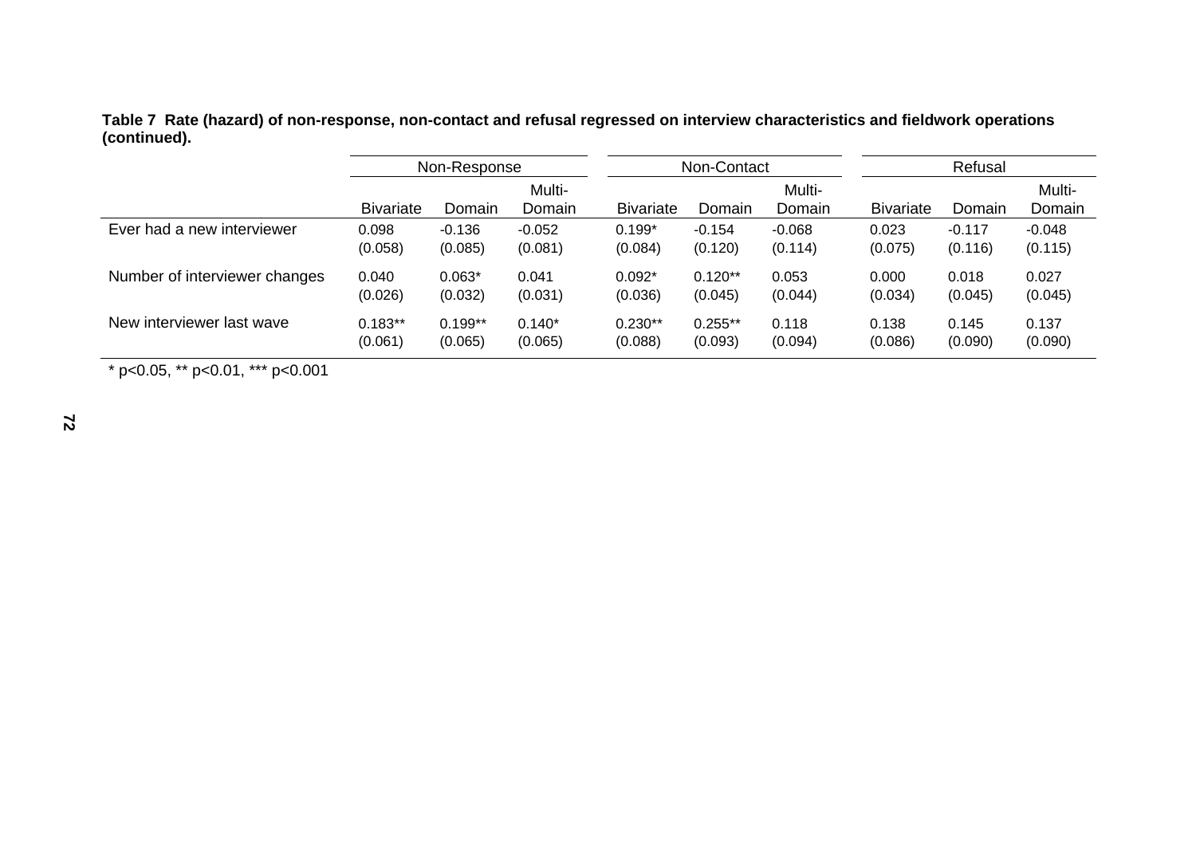**Table 7 Rate (hazard) of non-response, non-contact and refusal regressed on interview characteristics and fieldwork operations (continued).**

| | Non-Response | | | Non-Contact | | | Refusal | | |
|---|---|---|---|---|---|---|---|---|---|
| | Bivariate | Domain | Multi-Domain | Bivariate | Domain | Multi-Domain | Bivariate | Domain | Multi-Domain |
| Ever had a new interviewer | 0.098 | -0.136 | -0.052 | 0.199* | -0.154 | -0.068 | 0.023 | -0.117 | -0.048 |
| | (0.058) | (0.085) | (0.081) | (0.084) | (0.120) | (0.114) | (0.075) | (0.116) | (0.115) |
| Number of interviewer changes | 0.040 | 0.063* | 0.041 | 0.092* | 0.120** | 0.053 | 0.000 | 0.018 | 0.027 |
| | (0.026) | (0.032) | (0.031) | (0.036) | (0.045) | (0.044) | (0.034) | (0.045) | (0.045) |
| New interviewer last wave | 0.183** | 0.199** | 0.140* | 0.230** | 0.255** | 0.118 | 0.138 | 0.145 | 0.137 |
| | (0.061) | (0.065) | (0.065) | (0.088) | (0.093) | (0.094) | (0.086) | (0.090) | (0.090) |

* p<0.05, ** p<0.01, *** p<0.001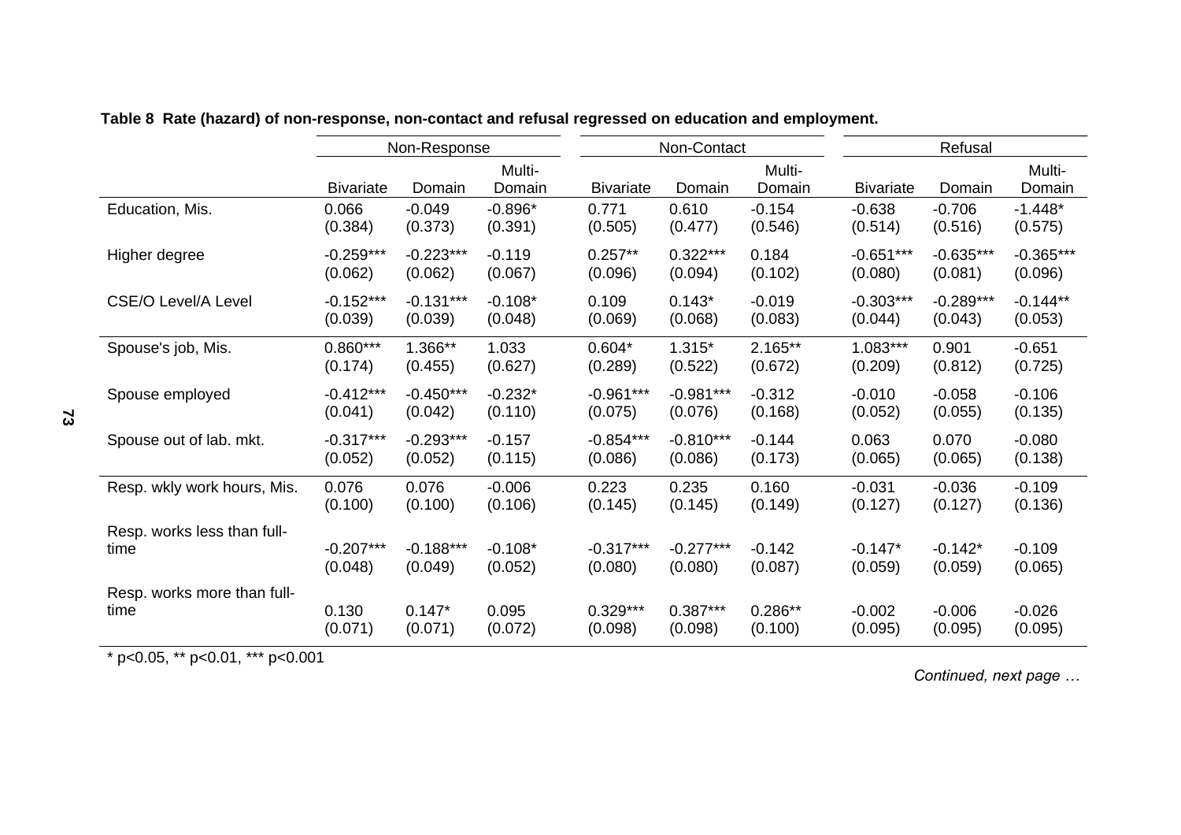**Table 8 Rate (hazard) of non-response, non-contact and refusal regressed on education and employment.**

| | Non-Response | | | Non-Contact | | | Refusal | | |
|---|---|---|---|---|---|---|---|---|---|
| | Bivariate | Domain | Multi-Domain | Bivariate | Domain | Multi-Domain | Bivariate | Domain | Multi-Domain |
| Education, Mis. | 0.066 | -0.049 | -0.896* | 0.771 | 0.610 | -0.154 | -0.638 | -0.706 | -1.448* |
| | (0.384) | (0.373) | (0.391) | (0.505) | (0.477) | (0.546) | (0.514) | (0.516) | (0.575) |
| Higher degree | -0.259*** | -0.223*** | -0.119 | 0.257** | 0.322*** | 0.184 | -0.651*** | -0.635*** | -0.365*** |
| | (0.062) | (0.062) | (0.067) | (0.096) | (0.094) | (0.102) | (0.080) | (0.081) | (0.096) |
| CSE/O Level/A Level | -0.152*** | -0.131*** | -0.108* | 0.109 | 0.143* | -0.019 | -0.303*** | -0.289*** | -0.144** |
| | (0.039) | (0.039) | (0.048) | (0.069) | (0.068) | (0.083) | (0.044) | (0.043) | (0.053) |
| Spouse's job, Mis. | 0.860*** | 1.366** | 1.033 | 0.604* | 1.315* | 2.165** | 1.083*** | 0.901 | -0.651 |
| | (0.174) | (0.455) | (0.627) | (0.289) | (0.522) | (0.672) | (0.209) | (0.812) | (0.725) |
| Spouse employed | -0.412*** | -0.450*** | -0.232* | -0.961*** | -0.981*** | -0.312 | -0.010 | -0.058 | -0.106 |
| | (0.041) | (0.042) | (0.110) | (0.075) | (0.076) | (0.168) | (0.052) | (0.055) | (0.135) |
| Spouse out of lab. mkt. | -0.317*** | -0.293*** | -0.157 | -0.854*** | -0.810*** | -0.144 | 0.063 | 0.070 | -0.080 |
| | (0.052) | (0.052) | (0.115) | (0.086) | (0.086) | (0.173) | (0.065) | (0.065) | (0.138) |
| Resp. wkly work hours, Mis. | 0.076 | 0.076 | -0.006 | 0.223 | 0.235 | 0.160 | -0.031 | -0.036 | -0.109 |
| | (0.100) | (0.100) | (0.106) | (0.145) | (0.145) | (0.149) | (0.127) | (0.127) | (0.136) |
| Resp. works less than full-time | -0.207*** | -0.188*** | -0.108* | -0.317*** | -0.277*** | -0.142 | -0.147* | -0.142* | -0.109 |
| | (0.048) | (0.049) | (0.052) | (0.080) | (0.080) | (0.087) | (0.059) | (0.059) | (0.065) |
| Resp. works more than full-time | 0.130 | 0.147* | 0.095 | 0.329*** | 0.387*** | 0.286** | -0.002 | -0.006 | -0.026 |
| | (0.071) | (0.071) | (0.072) | (0.098) | (0.098) | (0.100) | (0.095) | (0.095) | (0.095) |

* p<0.05, ** p<0.01, *** p<0.001

*Continued, next page …*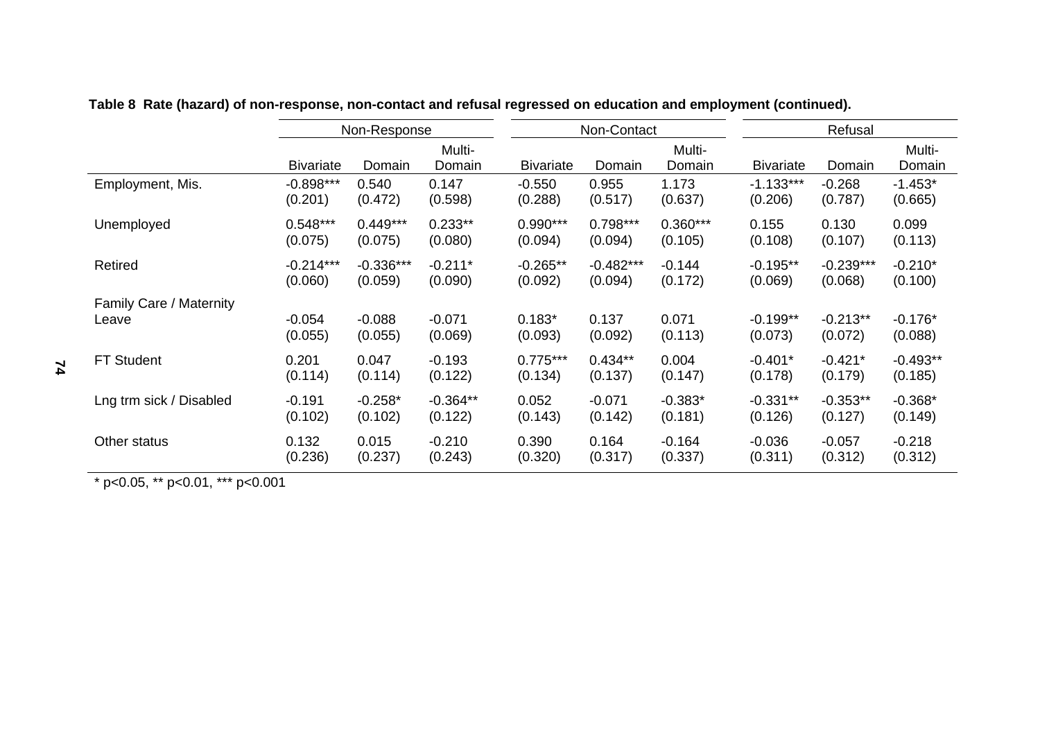**Table 8 Rate (hazard) of non-response, non-contact and refusal regressed on education and employment (continued).**

| | Non-Response | | | Non-Contact | | | Refusal | | |
|---|---|---|---|---|---|---|---|---|---|
| | Bivariate | Domain | Multi-Domain | Bivariate | Domain | Multi-Domain | Bivariate | Domain | Multi-Domain |
| Employment, Mis. | -0.898*** | 0.540 | 0.147 | -0.550 | 0.955 | 1.173 | -1.133*** | -0.268 | -1.453* |
| | (0.201) | (0.472) | (0.598) | (0.288) | (0.517) | (0.637) | (0.206) | (0.787) | (0.665) |
| Unemployed | 0.548*** | 0.449*** | 0.233** | 0.990*** | 0.798*** | 0.360*** | 0.155 | 0.130 | 0.099 |
| | (0.075) | (0.075) | (0.080) | (0.094) | (0.094) | (0.105) | (0.108) | (0.107) | (0.113) |
| Retired | -0.214*** | -0.336*** | -0.211* | -0.265** | -0.482*** | -0.144 | -0.195** | -0.239*** | -0.210* |
| | (0.060) | (0.059) | (0.090) | (0.092) | (0.094) | (0.172) | (0.069) | (0.068) | (0.100) |
| Family Care / Maternity Leave | -0.054 | -0.088 | -0.071 | 0.183* | 0.137 | 0.071 | -0.199** | -0.213** | -0.176* |
| | (0.055) | (0.055) | (0.069) | (0.093) | (0.092) | (0.113) | (0.073) | (0.072) | (0.088) |
| FT Student | 0.201 | 0.047 | -0.193 | 0.775*** | 0.434** | 0.004 | -0.401* | -0.421* | -0.493** |
| | (0.114) | (0.114) | (0.122) | (0.134) | (0.137) | (0.147) | (0.178) | (0.179) | (0.185) |
| Lng trm sick / Disabled | -0.191 | -0.258* | -0.364** | 0.052 | -0.071 | -0.383* | -0.331** | -0.353** | -0.368* |
| | (0.102) | (0.102) | (0.122) | (0.143) | (0.142) | (0.181) | (0.126) | (0.127) | (0.149) |
| Other status | 0.132 | 0.015 | -0.210 | 0.390 | 0.164 | -0.164 | -0.036 | -0.057 | -0.218 |
| | (0.236) | (0.237) | (0.243) | (0.320) | (0.317) | (0.337) | (0.311) | (0.312) | (0.312) |

* p<0.05, ** p<0.01, *** p<0.001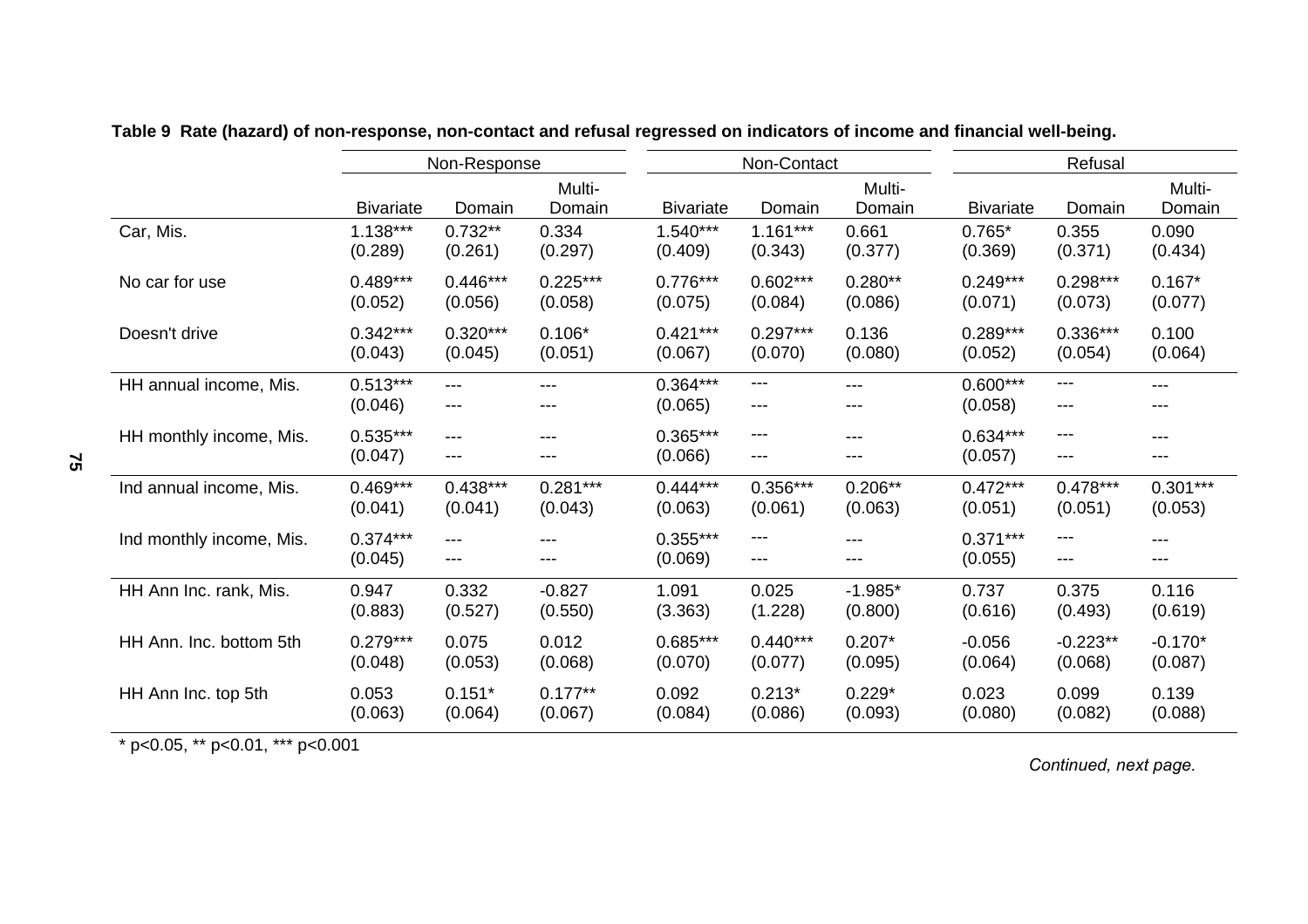**Table 9 Rate (hazard) of non-response, non-contact and refusal regressed on indicators of income and financial well-being.**

| | Non-Response | | | Non-Contact | | | Refusal | | |
|---|---|---|---|---|---|---|---|---|---|
| | Bivariate | Domain | Multi-Domain | Bivariate | Domain | Multi-Domain | Bivariate | Domain | Multi-Domain |
| Car, Mis. | 1.138*** | 0.732** | 0.334 | 1.540*** | 1.161*** | 0.661 | 0.765* | 0.355 | 0.090 |
| | (0.289) | (0.261) | (0.297) | (0.409) | (0.343) | (0.377) | (0.369) | (0.371) | (0.434) |
| No car for use | 0.489*** | 0.446*** | 0.225*** | 0.776*** | 0.602*** | 0.280** | 0.249*** | 0.298*** | 0.167* |
| | (0.052) | (0.056) | (0.058) | (0.075) | (0.084) | (0.086) | (0.071) | (0.073) | (0.077) |
| Doesn't drive | 0.342*** | 0.320*** | 0.106* | 0.421*** | 0.297*** | 0.136 | 0.289*** | 0.336*** | 0.100 |
| | (0.043) | (0.045) | (0.051) | (0.067) | (0.070) | (0.080) | (0.052) | (0.054) | (0.064) |
| HH annual income, Mis. | 0.513*** | --- | --- | 0.364*** | --- | --- | 0.600*** | --- | --- |
| | (0.046) | --- | --- | (0.065) | --- | --- | (0.058) | --- | --- |
| HH monthly income, Mis. | 0.535*** | --- | --- | 0.365*** | --- | --- | 0.634*** | --- | --- |
| | (0.047) | --- | --- | (0.066) | --- | --- | (0.057) | --- | --- |
| Ind annual income, Mis. | 0.469*** | 0.438*** | 0.281*** | 0.444*** | 0.356*** | 0.206** | 0.472*** | 0.478*** | 0.301*** |
| | (0.041) | (0.041) | (0.043) | (0.063) | (0.061) | (0.063) | (0.051) | (0.051) | (0.053) |
| Ind monthly income, Mis. | 0.374*** | --- | --- | 0.355*** | --- | --- | 0.371*** | --- | --- |
| | (0.045) | --- | --- | (0.069) | --- | --- | (0.055) | --- | --- |
| HH Ann Inc. rank, Mis. | 0.947 | 0.332 | -0.827 | 1.091 | 0.025 | -1.985* | 0.737 | 0.375 | 0.116 |
| | (0.883) | (0.527) | (0.550) | (3.363) | (1.228) | (0.800) | (0.616) | (0.493) | (0.619) |
| HH Ann. Inc. bottom 5th | 0.279*** | 0.075 | 0.012 | 0.685*** | 0.440*** | 0.207* | -0.056 | -0.223** | -0.170* |
| | (0.048) | (0.053) | (0.068) | (0.070) | (0.077) | (0.095) | (0.064) | (0.068) | (0.087) |
| HH Ann Inc. top 5th | 0.053 | 0.151* | 0.177** | 0.092 | 0.213* | 0.229* | 0.023 | 0.099 | 0.139 |
| | (0.063) | (0.064) | (0.067) | (0.084) | (0.086) | (0.093) | (0.080) | (0.082) | (0.088) |

* p<0.05, ** p<0.01, *** p<0.001

*Continued, next page.*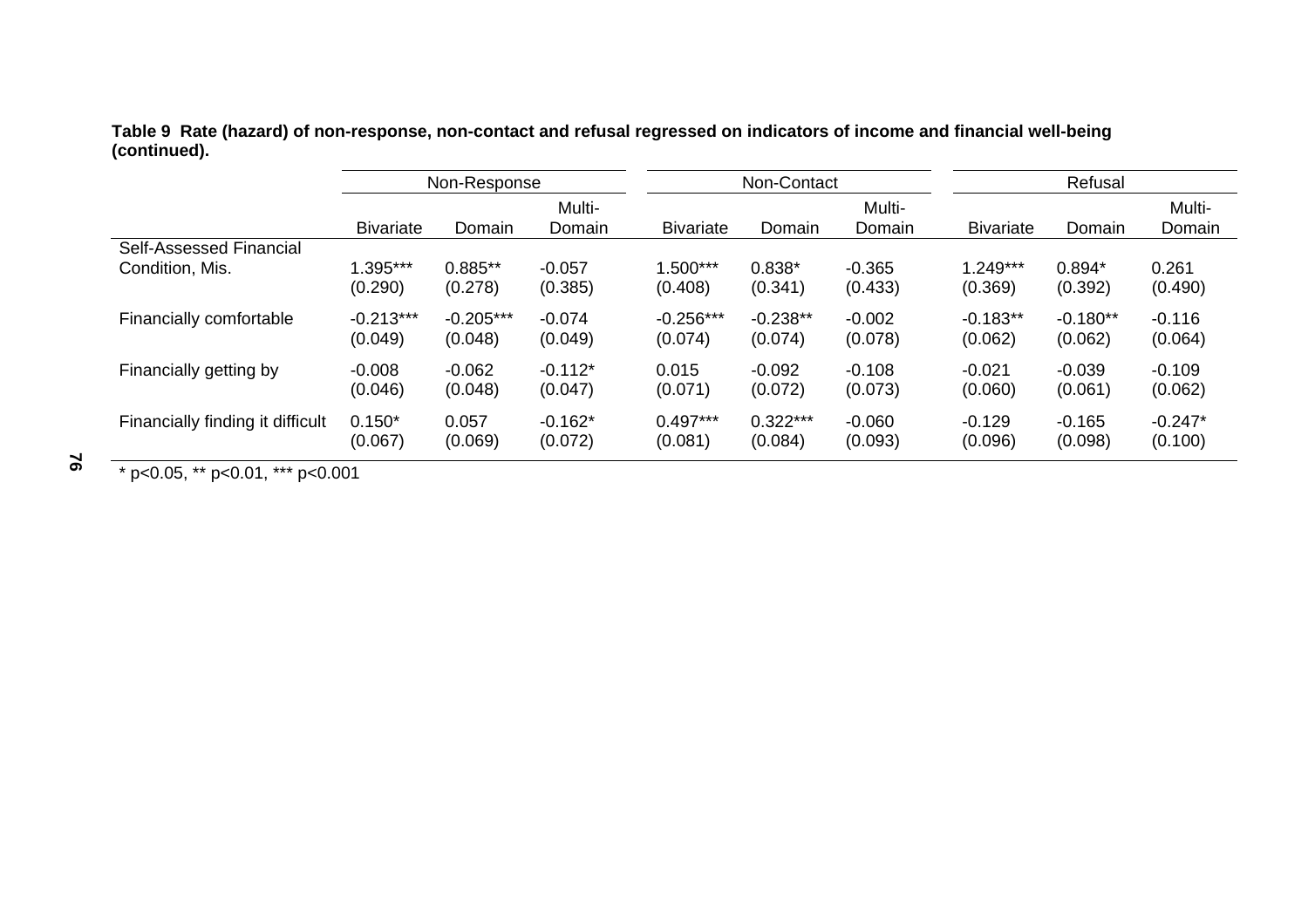**Table 9 Rate (hazard) of non-response, non-contact and refusal regressed on indicators of income and financial well-being (continued).**

| | Non-Response | | | Non-Contact | | | Refusal | | |
|---|---|---|---|---|---|---|---|---|---|
| | Bivariate | Domain | Multi-Domain | Bivariate | Domain | Multi-Domain | Bivariate | Domain | Multi-Domain |
| Self-Assessed Financial Condition, Mis. | 1.395*** | 0.885** | -0.057 | 1.500*** | 0.838* | -0.365 | 1.249*** | 0.894* | 0.261 |
| | (0.290) | (0.278) | (0.385) | (0.408) | (0.341) | (0.433) | (0.369) | (0.392) | (0.490) |
| Financially comfortable | -0.213*** | -0.205*** | -0.074 | -0.256*** | -0.238** | -0.002 | -0.183** | -0.180** | -0.116 |
| | (0.049) | (0.048) | (0.049) | (0.074) | (0.074) | (0.078) | (0.062) | (0.062) | (0.064) |
| Financially getting by | -0.008 | -0.062 | -0.112* | 0.015 | -0.092 | -0.108 | -0.021 | -0.039 | -0.109 |
| | (0.046) | (0.048) | (0.047) | (0.071) | (0.072) | (0.073) | (0.060) | (0.061) | (0.062) |
| Financially finding it difficult | 0.150* | 0.057 | -0.162* | 0.497*** | 0.322*** | -0.060 | -0.129 | -0.165 | -0.247* |
| | (0.067) | (0.069) | (0.072) | (0.081) | (0.084) | (0.093) | (0.096) | (0.098) | (0.100) |

* p<0.05, ** p<0.01, *** p<0.001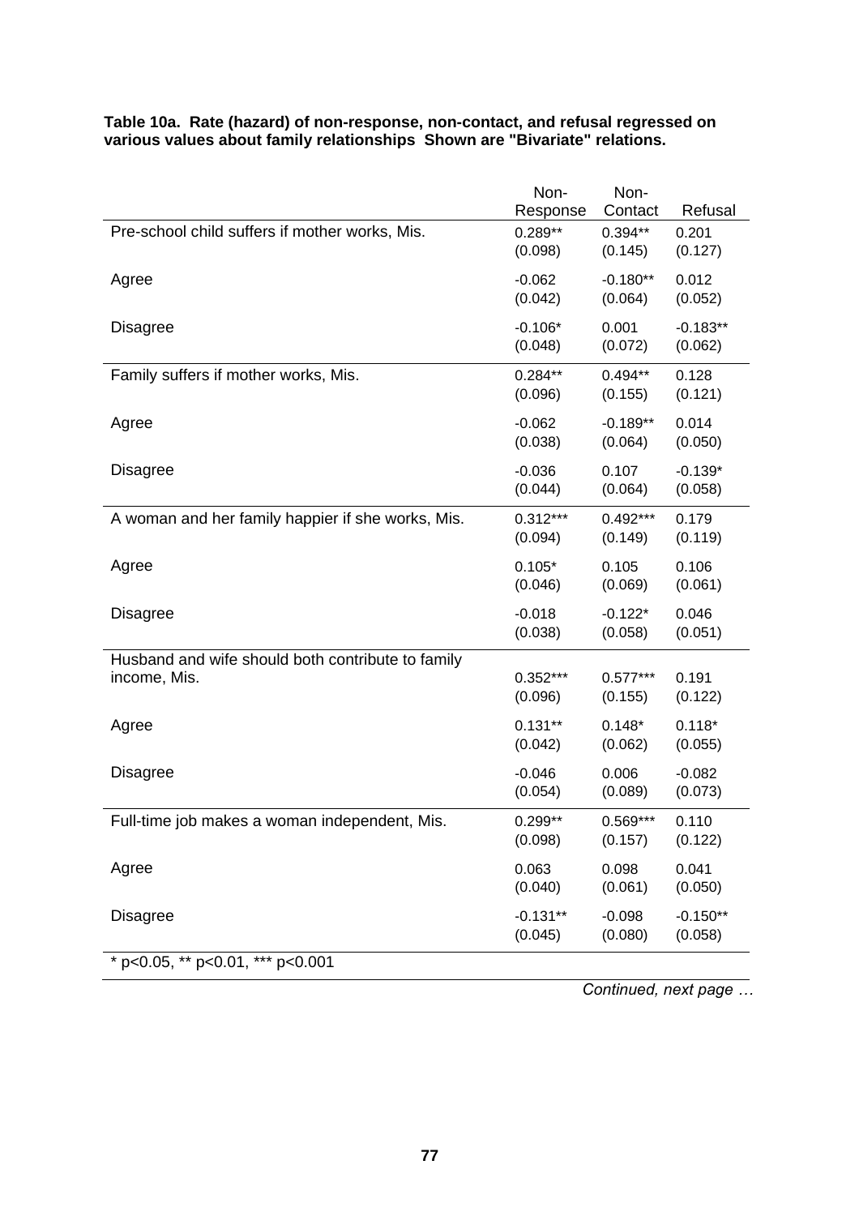**Table 10a. Rate (hazard) of non-response, non-contact, and refusal regressed on various values about family relationships Shown are "Bivariate" relations.**

| | Non-Response | Non-Contact | Refusal |
|---|---|---|---|
| Pre-school child suffers if mother works, Mis. | 0.289** | 0.394** | 0.201 |
| | (0.098) | (0.145) | (0.127) |
| Agree | -0.062 | -0.180** | 0.012 |
| | (0.042) | (0.064) | (0.052) |
| Disagree | -0.106* | 0.001 | -0.183** |
| | (0.048) | (0.072) | (0.062) |
| Family suffers if mother works, Mis. | 0.284** | 0.494** | 0.128 |
| | (0.096) | (0.155) | (0.121) |
| Agree | -0.062 | -0.189** | 0.014 |
| | (0.038) | (0.064) | (0.050) |
| Disagree | -0.036 | 0.107 | -0.139* |
| | (0.044) | (0.064) | (0.058) |
| A woman and her family happier if she works, Mis. | 0.312*** | 0.492*** | 0.179 |
| | (0.094) | (0.149) | (0.119) |
| Agree | 0.105* | 0.105 | 0.106 |
| | (0.046) | (0.069) | (0.061) |
| Disagree | -0.018 | -0.122* | 0.046 |
| | (0.038) | (0.058) | (0.051) |
| Husband and wife should both contribute to family income, Mis. | 0.352*** | 0.577*** | 0.191 |
| | (0.096) | (0.155) | (0.122) |
| Agree | 0.131** | 0.148* | 0.118* |
| | (0.042) | (0.062) | (0.055) |
| Disagree | -0.046 | 0.006 | -0.082 |
| | (0.054) | (0.089) | (0.073) |
| Full-time job makes a woman independent, Mis. | 0.299** | 0.569*** | 0.110 |
| | (0.098) | (0.157) | (0.122) |
| Agree | 0.063 | 0.098 | 0.041 |
| | (0.040) | (0.061) | (0.050) |
| Disagree | -0.131** | -0.098 | -0.150** |
| | (0.045) | (0.080) | (0.058) |

* p<0.05, ** p<0.01, *** p<0.001

*Continued, next page …*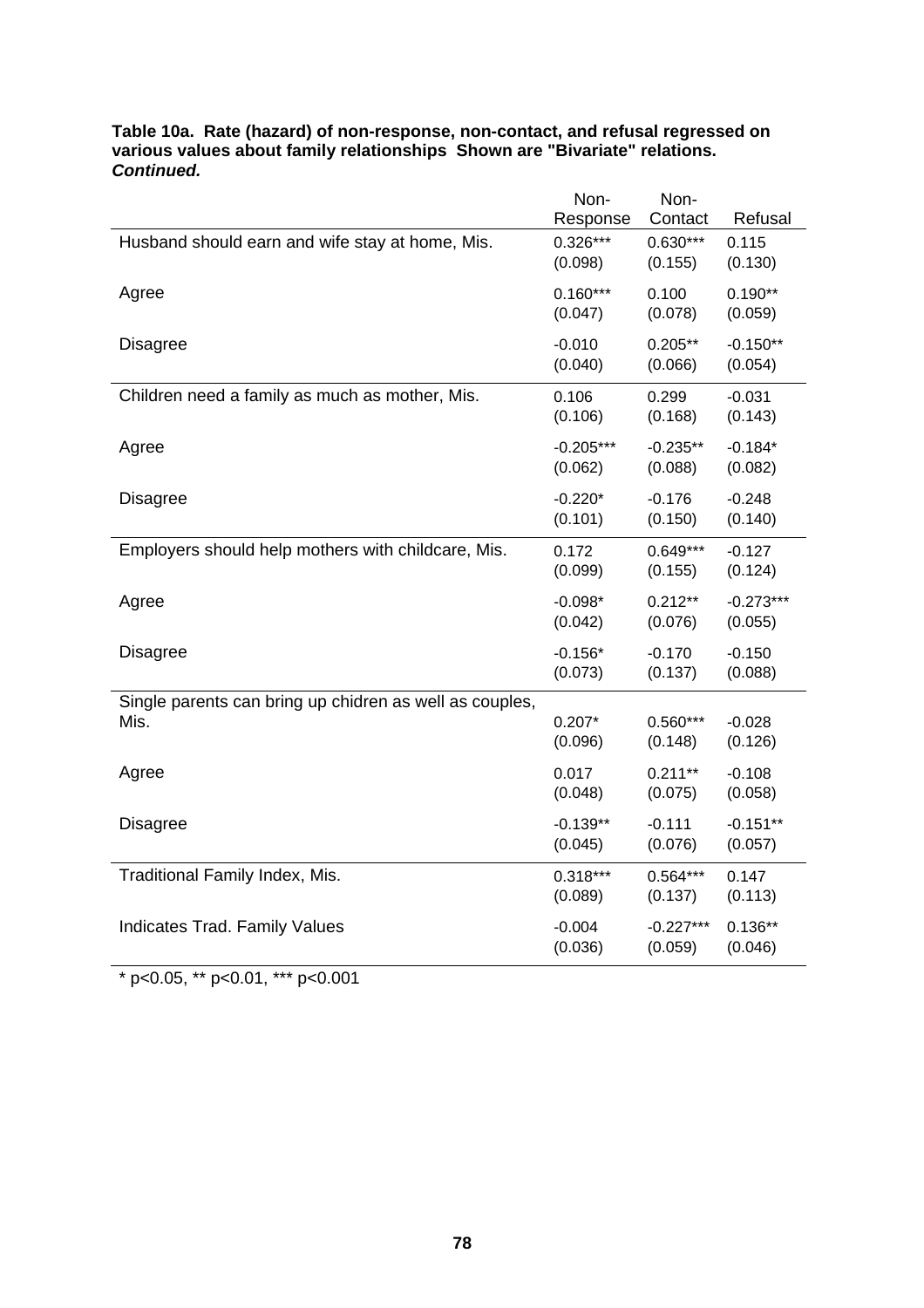**Table 10a. Rate (hazard) of non-response, non-contact, and refusal regressed on various values about family relationships Shown are "Bivariate" relations. *Continued.***

| | Non-Response | Non-Contact | Refusal |
|---|---|---|---|
| Husband should earn and wife stay at home, Mis. | 0.326*** | 0.630*** | 0.115 |
| | (0.098) | (0.155) | (0.130) |
| Agree | 0.160*** | 0.100 | 0.190** |
| | (0.047) | (0.078) | (0.059) |
| Disagree | -0.010 | 0.205** | -0.150** |
| | (0.040) | (0.066) | (0.054) |
| Children need a family as much as mother, Mis. | 0.106 | 0.299 | -0.031 |
| | (0.106) | (0.168) | (0.143) |
| Agree | -0.205*** | -0.235** | -0.184* |
| | (0.062) | (0.088) | (0.082) |
| Disagree | -0.220* | -0.176 | -0.248 |
| | (0.101) | (0.150) | (0.140) |
| Employers should help mothers with childcare, Mis. | 0.172 | 0.649*** | -0.127 |
| | (0.099) | (0.155) | (0.124) |
| Agree | -0.098* | 0.212** | -0.273*** |
| | (0.042) | (0.076) | (0.055) |
| Disagree | -0.156* | -0.170 | -0.150 |
| | (0.073) | (0.137) | (0.088) |
| Single parents can bring up chidren as well as couples, Mis. | 0.207* | 0.560*** | -0.028 |
| | (0.096) | (0.148) | (0.126) |
| Agree | 0.017 | 0.211** | -0.108 |
| | (0.048) | (0.075) | (0.058) |
| Disagree | -0.139** | -0.111 | -0.151** |
| | (0.045) | (0.076) | (0.057) |
| Traditional Family Index, Mis. | 0.318*** | 0.564*** | 0.147 |
| | (0.089) | (0.137) | (0.113) |
| Indicates Trad. Family Values | -0.004 | -0.227*** | 0.136** |
| | (0.036) | (0.059) | (0.046) |

* p<0.05, ** p<0.01, *** p<0.001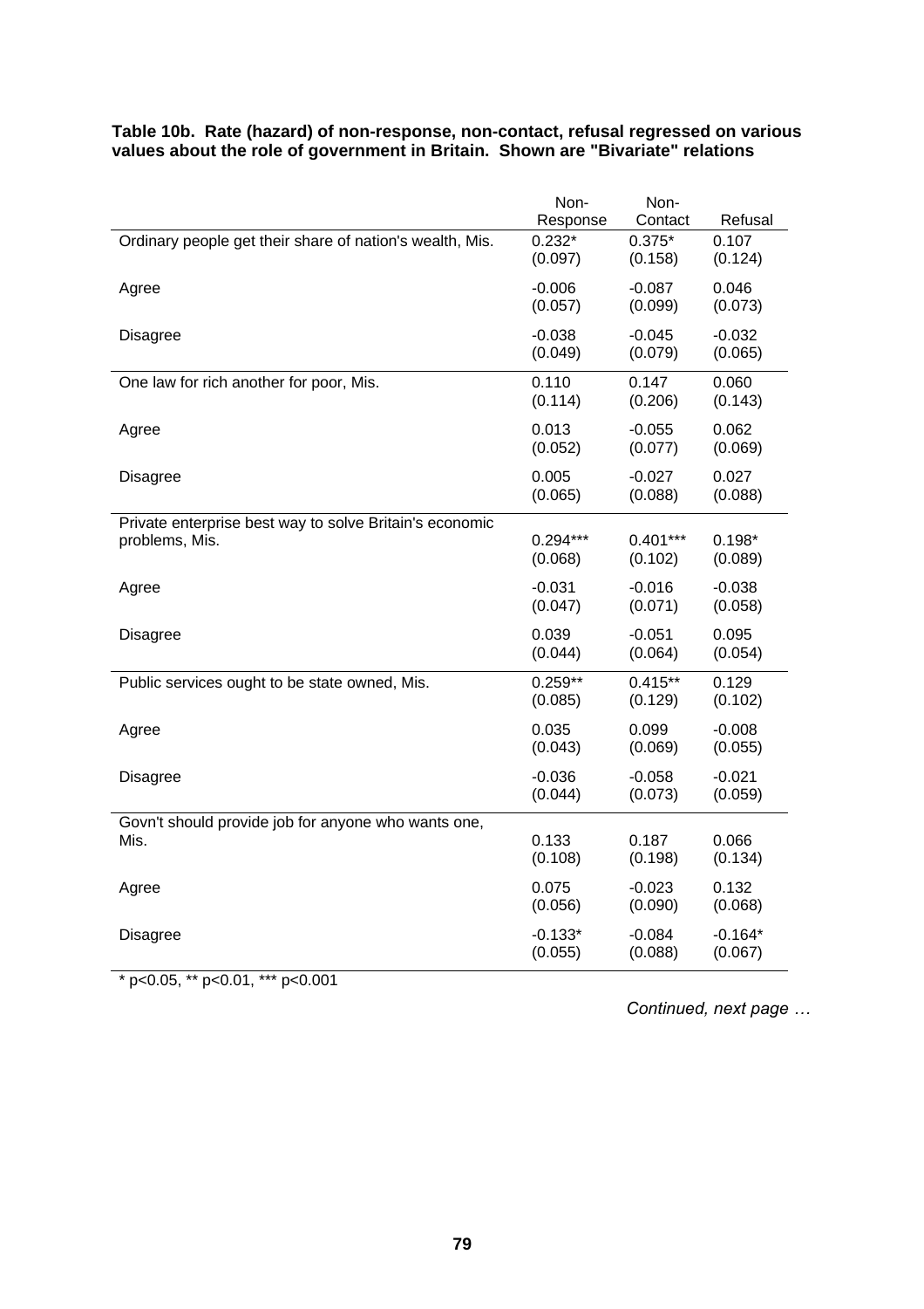**Table 10b. Rate (hazard) of non-response, non-contact, refusal regressed on various values about the role of government in Britain. Shown are "Bivariate" relations**

| | Non-Response | Non-Contact | Refusal |
|---|---|---|---|
| Ordinary people get their share of nation's wealth, Mis. | 0.232* | 0.375* | 0.107 |
| | (0.097) | (0.158) | (0.124) |
| Agree | -0.006 | -0.087 | 0.046 |
| | (0.057) | (0.099) | (0.073) |
| Disagree | -0.038 | -0.045 | -0.032 |
| | (0.049) | (0.079) | (0.065) |
| One law for rich another for poor, Mis. | 0.110 | 0.147 | 0.060 |
| | (0.114) | (0.206) | (0.143) |
| Agree | 0.013 | -0.055 | 0.062 |
| | (0.052) | (0.077) | (0.069) |
| Disagree | 0.005 | -0.027 | 0.027 |
| | (0.065) | (0.088) | (0.088) |
| Private enterprise best way to solve Britain's economic problems, Mis. | 0.294*** | 0.401*** | 0.198* |
| | (0.068) | (0.102) | (0.089) |
| Agree | -0.031 | -0.016 | -0.038 |
| | (0.047) | (0.071) | (0.058) |
| Disagree | 0.039 | -0.051 | 0.095 |
| | (0.044) | (0.064) | (0.054) |
| Public services ought to be state owned, Mis. | 0.259** | 0.415** | 0.129 |
| | (0.085) | (0.129) | (0.102) |
| Agree | 0.035 | 0.099 | -0.008 |
| | (0.043) | (0.069) | (0.055) |
| Disagree | -0.036 | -0.058 | -0.021 |
| | (0.044) | (0.073) | (0.059) |
| Govn't should provide job for anyone who wants one, Mis. | 0.133 | 0.187 | 0.066 |
| | (0.108) | (0.198) | (0.134) |
| Agree | 0.075 | -0.023 | 0.132 |
| | (0.056) | (0.090) | (0.068) |
| Disagree | -0.133* | -0.084 | -0.164* |
| | (0.055) | (0.088) | (0.067) |

\* p<0.05, ** p<0.01, *** p<0.001

*Continued, next page …*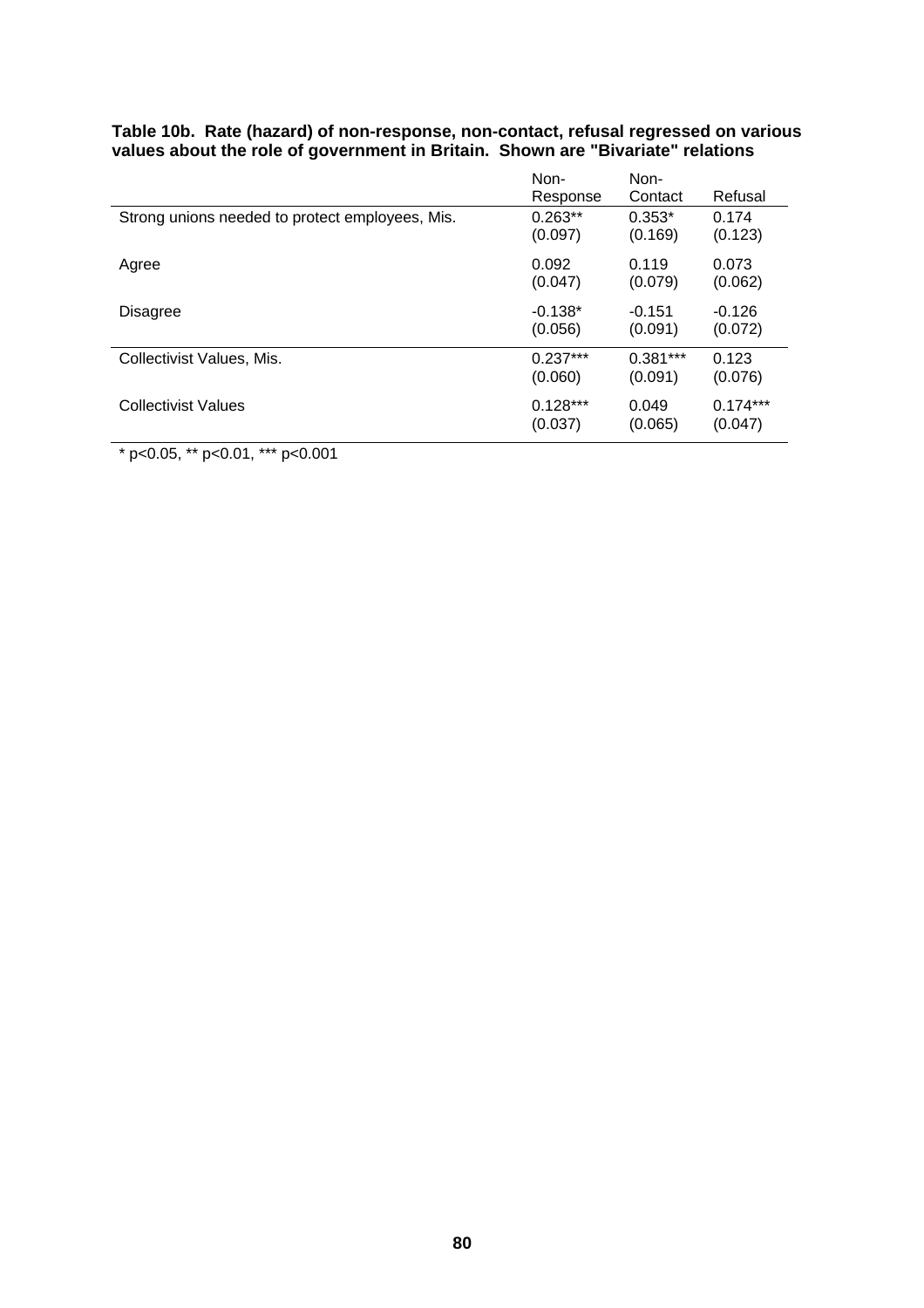**Table 10b. Rate (hazard) of non-response, non-contact, refusal regressed on various values about the role of government in Britain. Shown are "Bivariate" relations**

| | Non-Response | Non-Contact | Refusal |
|---|---|---|---|
| Strong unions needed to protect employees, Mis. | 0.263** | 0.353* | 0.174 |
| | (0.097) | (0.169) | (0.123) |
| Agree | 0.092 | 0.119 | 0.073 |
| | (0.047) | (0.079) | (0.062) |
| Disagree | -0.138* | -0.151 | -0.126 |
| | (0.056) | (0.091) | (0.072) |
| Collectivist Values, Mis. | 0.237*** | 0.381*** | 0.123 |
| | (0.060) | (0.091) | (0.076) |
| Collectivist Values | 0.128*** | 0.049 | 0.174*** |
| | (0.037) | (0.065) | (0.047) |

* p<0.05, ** p<0.01, *** p<0.001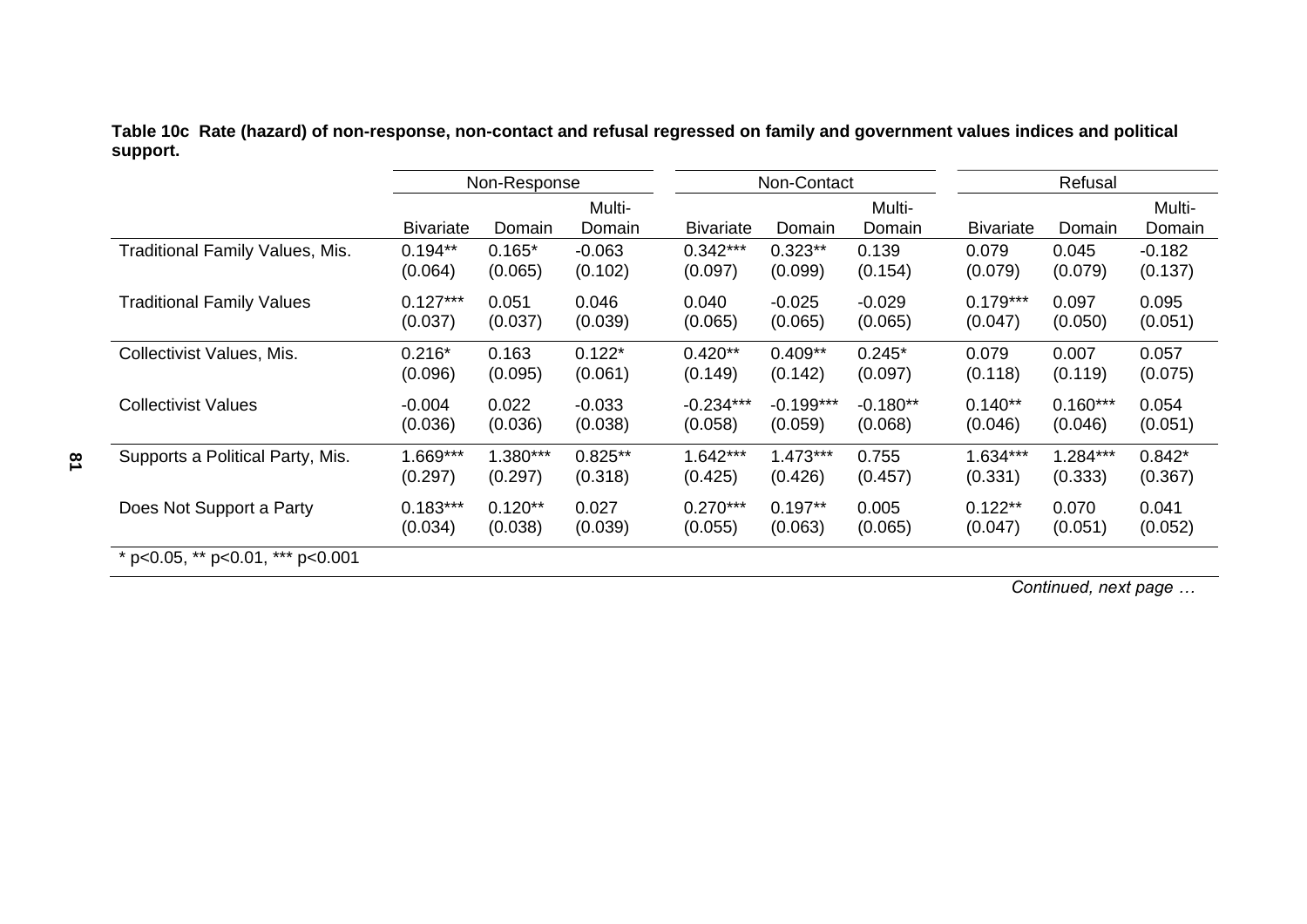**Table 10c Rate (hazard) of non-response, non-contact and refusal regressed on family and government values indices and political support.**

| | Non-Response | | | Non-Contact | | | Refusal | | |
|---|---|---|---|---|---|---|---|---|---|
| | Bivariate | Domain | Multi-Domain | Bivariate | Domain | Multi-Domain | Bivariate | Domain | Multi-Domain |
| Traditional Family Values, Mis. | 0.194** | 0.165* | -0.063 | 0.342*** | 0.323** | 0.139 | 0.079 | 0.045 | -0.182 |
| | (0.064) | (0.065) | (0.102) | (0.097) | (0.099) | (0.154) | (0.079) | (0.079) | (0.137) |
| Traditional Family Values | 0.127*** | 0.051 | 0.046 | 0.040 | -0.025 | -0.029 | 0.179*** | 0.097 | 0.095 |
| | (0.037) | (0.037) | (0.039) | (0.065) | (0.065) | (0.065) | (0.047) | (0.050) | (0.051) |
| Collectivist Values, Mis. | 0.216* | 0.163 | 0.122* | 0.420** | 0.409** | 0.245* | 0.079 | 0.007 | 0.057 |
| | (0.096) | (0.095) | (0.061) | (0.149) | (0.142) | (0.097) | (0.118) | (0.119) | (0.075) |
| Collectivist Values | -0.004 | 0.022 | -0.033 | -0.234*** | -0.199*** | -0.180** | 0.140** | 0.160*** | 0.054 |
| | (0.036) | (0.036) | (0.038) | (0.058) | (0.059) | (0.068) | (0.046) | (0.046) | (0.051) |
| Supports a Political Party, Mis. | 1.669*** | 1.380*** | 0.825** | 1.642*** | 1.473*** | 0.755 | 1.634*** | 1.284*** | 0.842* |
| | (0.297) | (0.297) | (0.318) | (0.425) | (0.426) | (0.457) | (0.331) | (0.333) | (0.367) |
| Does Not Support a Party | 0.183*** | 0.120** | 0.027 | 0.270*** | 0.197** | 0.005 | 0.122** | 0.070 | 0.041 |
| | (0.034) | (0.038) | (0.039) | (0.055) | (0.063) | (0.065) | (0.047) | (0.051) | (0.052) |

* p<0.05, ** p<0.01, *** p<0.001

*Continued, next page …*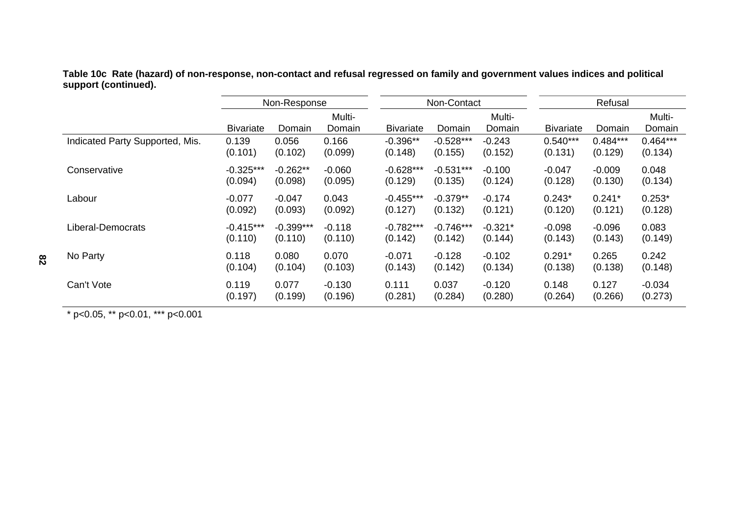**Table 10c Rate (hazard) of non-response, non-contact and refusal regressed on family and government values indices and political support (continued).**

| | Non-Response | | | Non-Contact | | | Refusal | | |
|---|---|---|---|---|---|---|---|---|---|
| | Bivariate | Domain | Multi-Domain | Bivariate | Domain | Multi-Domain | Bivariate | Domain | Multi-Domain |
| Indicated Party Supported, Mis. | 0.139 | 0.056 | 0.166 | -0.396** | -0.528*** | -0.243 | 0.540*** | 0.484*** | 0.464*** |
| | (0.101) | (0.102) | (0.099) | (0.148) | (0.155) | (0.152) | (0.131) | (0.129) | (0.134) |
| Conservative | -0.325*** | -0.262** | -0.060 | -0.628*** | -0.531*** | -0.100 | -0.047 | -0.009 | 0.048 |
| | (0.094) | (0.098) | (0.095) | (0.129) | (0.135) | (0.124) | (0.128) | (0.130) | (0.134) |
| Labour | -0.077 | -0.047 | 0.043 | -0.455*** | -0.379** | -0.174 | 0.243* | 0.241* | 0.253* |
| | (0.092) | (0.093) | (0.092) | (0.127) | (0.132) | (0.121) | (0.120) | (0.121) | (0.128) |
| Liberal-Democrats | -0.415*** | -0.399*** | -0.118 | -0.782*** | -0.746*** | -0.321* | -0.098 | -0.096 | 0.083 |
| | (0.110) | (0.110) | (0.110) | (0.142) | (0.142) | (0.144) | (0.143) | (0.143) | (0.149) |
| No Party | 0.118 | 0.080 | 0.070 | -0.071 | -0.128 | -0.102 | 0.291* | 0.265 | 0.242 |
| | (0.104) | (0.104) | (0.103) | (0.143) | (0.142) | (0.134) | (0.138) | (0.138) | (0.148) |
| Can't Vote | 0.119 | 0.077 | -0.130 | 0.111 | 0.037 | -0.120 | 0.148 | 0.127 | -0.034 |
| | (0.197) | (0.199) | (0.196) | (0.281) | (0.284) | (0.280) | (0.264) | (0.266) | (0.273) |

* p<0.05, ** p<0.01, *** p<0.001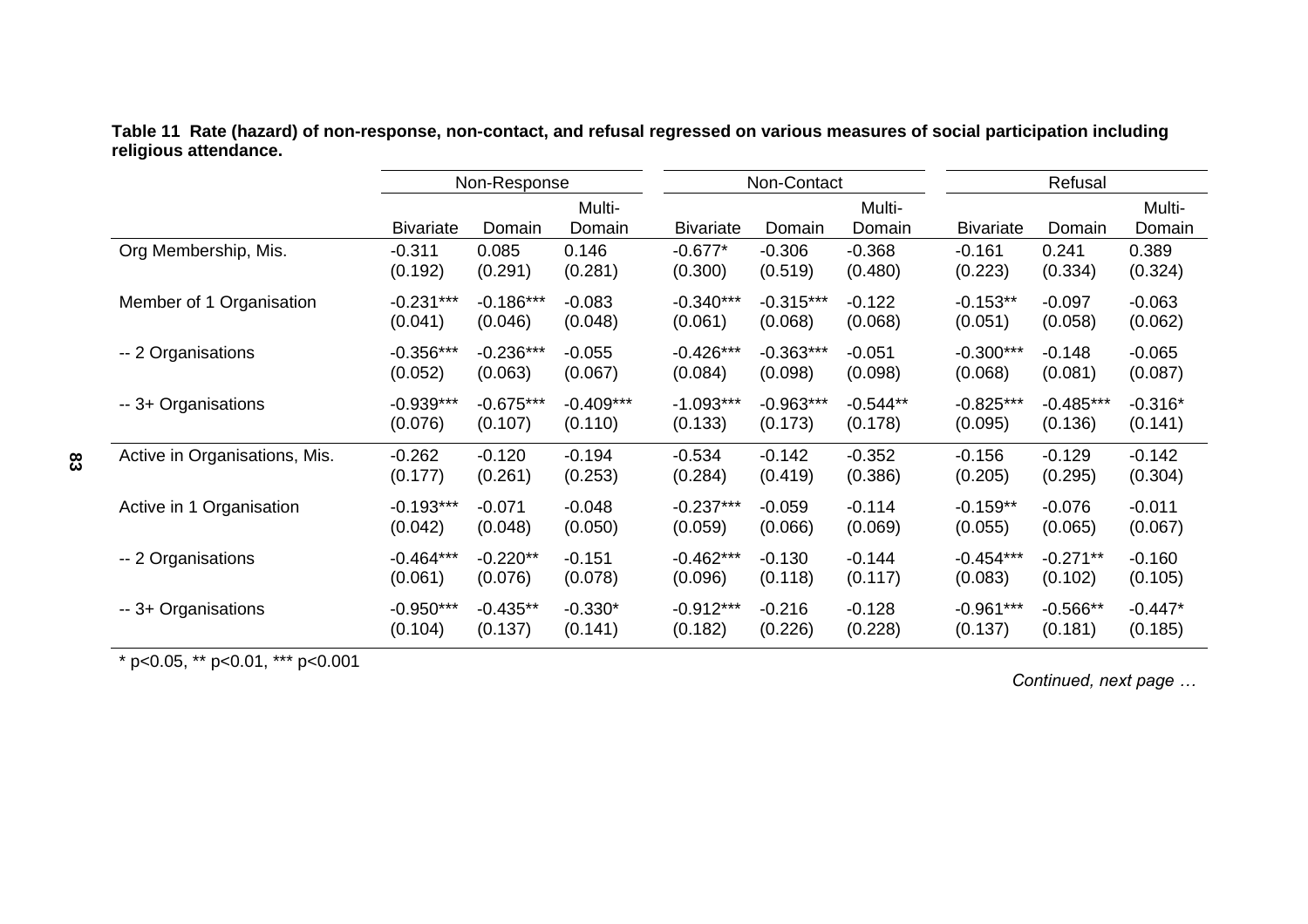**Table 11 Rate (hazard) of non-response, non-contact, and refusal regressed on various measures of social participation including religious attendance.**

| | Non-Response | | | Non-Contact | | | Refusal | | |
|---|---|---|---|---|---|---|---|---|---|
| | Bivariate | Domain | Multi-Domain | Bivariate | Domain | Multi-Domain | Bivariate | Domain | Multi-Domain |
| Org Membership, Mis. | -0.311 | 0.085 | 0.146 | -0.677* | -0.306 | -0.368 | -0.161 | 0.241 | 0.389 |
| | (0.192) | (0.291) | (0.281) | (0.300) | (0.519) | (0.480) | (0.223) | (0.334) | (0.324) |
| Member of 1 Organisation | -0.231*** | -0.186*** | -0.083 | -0.340*** | -0.315*** | -0.122 | -0.153** | -0.097 | -0.063 |
| | (0.041) | (0.046) | (0.048) | (0.061) | (0.068) | (0.068) | (0.051) | (0.058) | (0.062) |
| -- 2 Organisations | -0.356*** | -0.236*** | -0.055 | -0.426*** | -0.363*** | -0.051 | -0.300*** | -0.148 | -0.065 |
| | (0.052) | (0.063) | (0.067) | (0.084) | (0.098) | (0.098) | (0.068) | (0.081) | (0.087) |
| -- 3+ Organisations | -0.939*** | -0.675*** | -0.409*** | -1.093*** | -0.963*** | -0.544** | -0.825*** | -0.485*** | -0.316* |
| | (0.076) | (0.107) | (0.110) | (0.133) | (0.173) | (0.178) | (0.095) | (0.136) | (0.141) |
| Active in Organisations, Mis. | -0.262 | -0.120 | -0.194 | -0.534 | -0.142 | -0.352 | -0.156 | -0.129 | -0.142 |
| | (0.177) | (0.261) | (0.253) | (0.284) | (0.419) | (0.386) | (0.205) | (0.295) | (0.304) |
| Active in 1 Organisation | -0.193*** | -0.071 | -0.048 | -0.237*** | -0.059 | -0.114 | -0.159** | -0.076 | -0.011 |
| | (0.042) | (0.048) | (0.050) | (0.059) | (0.066) | (0.069) | (0.055) | (0.065) | (0.067) |
| -- 2 Organisations | -0.464*** | -0.220** | -0.151 | -0.462*** | -0.130 | -0.144 | -0.454*** | -0.271** | -0.160 |
| | (0.061) | (0.076) | (0.078) | (0.096) | (0.118) | (0.117) | (0.083) | (0.102) | (0.105) |
| -- 3+ Organisations | -0.950*** | -0.435** | -0.330* | -0.912*** | -0.216 | -0.128 | -0.961*** | -0.566** | -0.447* |
| | (0.104) | (0.137) | (0.141) | (0.182) | (0.226) | (0.228) | (0.137) | (0.181) | (0.185) |

\* p<0.05, ** p<0.01, *** p<0.001

*Continued, next page …*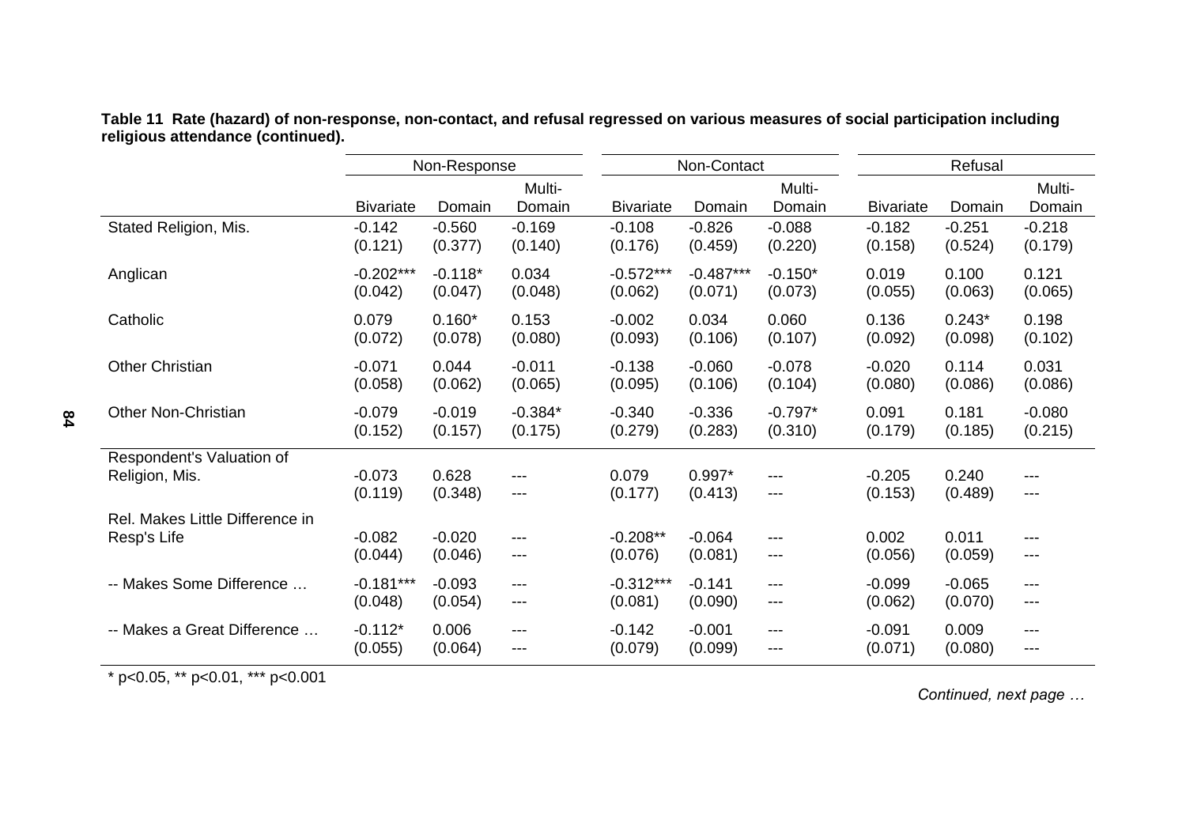**Table 11 Rate (hazard) of non-response, non-contact, and refusal regressed on various measures of social participation including religious attendance (continued).**

| | Non-Response | | | Non-Contact | | | Refusal | | |
|---|---|---|---|---|---|---|---|---|---|
| | Bivariate | Domain | Multi-Domain | Bivariate | Domain | Multi-Domain | Bivariate | Domain | Multi-Domain |
| Stated Religion, Mis. | -0.142 | -0.560 | -0.169 | -0.108 | -0.826 | -0.088 | -0.182 | -0.251 | -0.218 |
| | (0.121) | (0.377) | (0.140) | (0.176) | (0.459) | (0.220) | (0.158) | (0.524) | (0.179) |
| Anglican | -0.202*** | -0.118* | 0.034 | -0.572*** | -0.487*** | -0.150* | 0.019 | 0.100 | 0.121 |
| | (0.042) | (0.047) | (0.048) | (0.062) | (0.071) | (0.073) | (0.055) | (0.063) | (0.065) |
| Catholic | 0.079 | 0.160* | 0.153 | -0.002 | 0.034 | 0.060 | 0.136 | 0.243* | 0.198 |
| | (0.072) | (0.078) | (0.080) | (0.093) | (0.106) | (0.107) | (0.092) | (0.098) | (0.102) |
| Other Christian | -0.071 | 0.044 | -0.011 | -0.138 | -0.060 | -0.078 | -0.020 | 0.114 | 0.031 |
| | (0.058) | (0.062) | (0.065) | (0.095) | (0.106) | (0.104) | (0.080) | (0.086) | (0.086) |
| Other Non-Christian | -0.079 | -0.019 | -0.384* | -0.340 | -0.336 | -0.797* | 0.091 | 0.181 | -0.080 |
| | (0.152) | (0.157) | (0.175) | (0.279) | (0.283) | (0.310) | (0.179) | (0.185) | (0.215) |
| Respondent's Valuation of Religion, Mis. | -0.073 | 0.628 | --- | 0.079 | 0.997* | --- | -0.205 | 0.240 | --- |
| | (0.119) | (0.348) | --- | (0.177) | (0.413) | --- | (0.153) | (0.489) | --- |
| Rel. Makes Little Difference in Resp's Life | -0.082 | -0.020 | --- | -0.208** | -0.064 | --- | 0.002 | 0.011 | --- |
| | (0.044) | (0.046) | --- | (0.076) | (0.081) | --- | (0.056) | (0.059) | --- |
| -- Makes Some Difference … | -0.181*** | -0.093 | --- | -0.312*** | -0.141 | --- | -0.099 | -0.065 | --- |
| | (0.048) | (0.054) | --- | (0.081) | (0.090) | --- | (0.062) | (0.070) | --- |
| -- Makes a Great Difference … | -0.112* | 0.006 | --- | -0.142 | -0.001 | --- | -0.091 | 0.009 | --- |
| | (0.055) | (0.064) | --- | (0.079) | (0.099) | --- | (0.071) | (0.080) | --- |

* p<0.05, ** p<0.01, *** p<0.001

*Continued, next page …*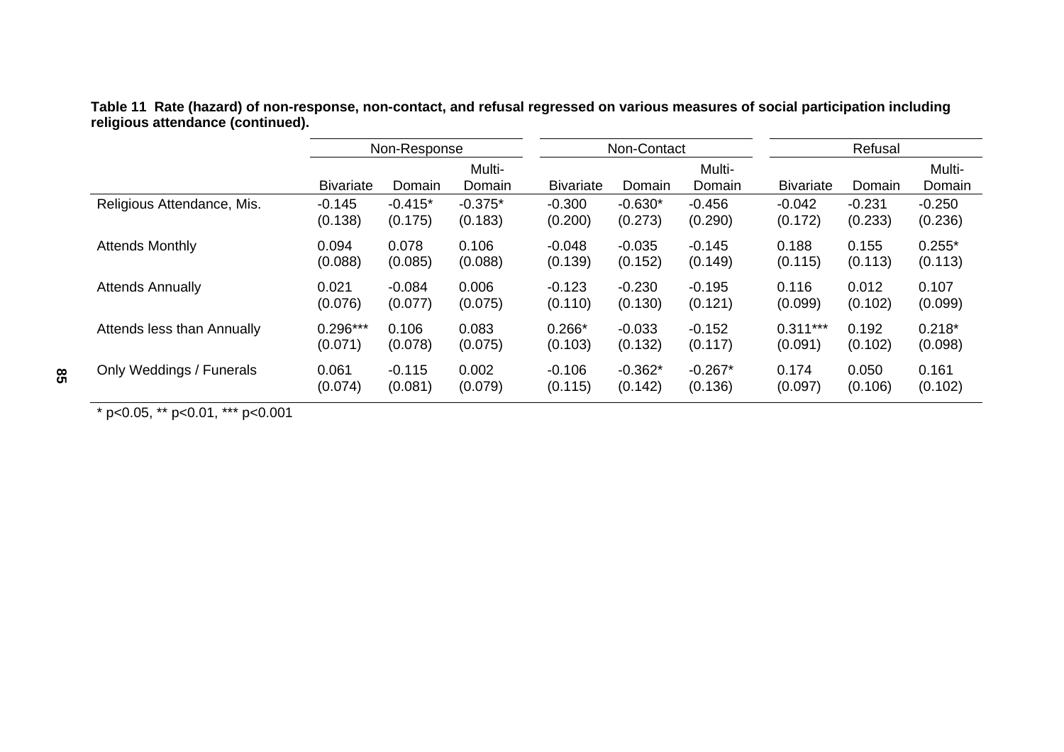**Table 11 Rate (hazard) of non-response, non-contact, and refusal regressed on various measures of social participation including religious attendance (continued).**

| | Non-Response | | | Non-Contact | | | Refusal | | |
|---|---|---|---|---|---|---|---|---|---|
| | Bivariate | Domain | Multi-Domain | Bivariate | Domain | Multi-Domain | Bivariate | Domain | Multi-Domain |
| Religious Attendance, Mis. | -0.145 | -0.415* | -0.375* | -0.300 | -0.630* | -0.456 | -0.042 | -0.231 | -0.250 |
| | (0.138) | (0.175) | (0.183) | (0.200) | (0.273) | (0.290) | (0.172) | (0.233) | (0.236) |
| Attends Monthly | 0.094 | 0.078 | 0.106 | -0.048 | -0.035 | -0.145 | 0.188 | 0.155 | 0.255* |
| | (0.088) | (0.085) | (0.088) | (0.139) | (0.152) | (0.149) | (0.115) | (0.113) | (0.113) |
| Attends Annually | 0.021 | -0.084 | 0.006 | -0.123 | -0.230 | -0.195 | 0.116 | 0.012 | 0.107 |
| | (0.076) | (0.077) | (0.075) | (0.110) | (0.130) | (0.121) | (0.099) | (0.102) | (0.099) |
| Attends less than Annually | 0.296*** | 0.106 | 0.083 | 0.266* | -0.033 | -0.152 | 0.311*** | 0.192 | 0.218* |
| | (0.071) | (0.078) | (0.075) | (0.103) | (0.132) | (0.117) | (0.091) | (0.102) | (0.098) |
| Only Weddings / Funerals | 0.061 | -0.115 | 0.002 | -0.106 | -0.362* | -0.267* | 0.174 | 0.050 | 0.161 |
| | (0.074) | (0.081) | (0.079) | (0.115) | (0.142) | (0.136) | (0.097) | (0.106) | (0.102) |

* p<0.05, ** p<0.01, *** p<0.001